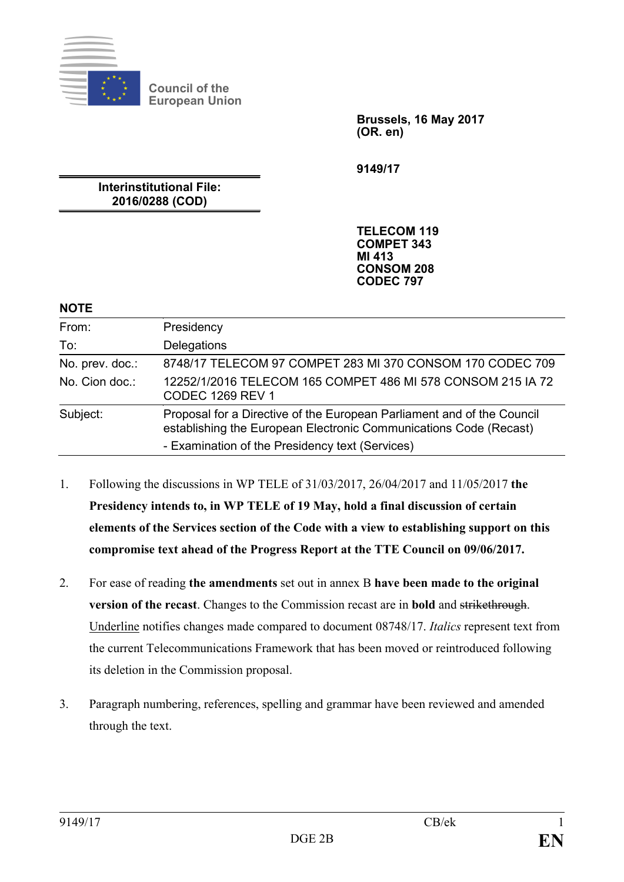Council of the European Union

**Brussels, 16 May 2017**
**(OR. en)**

**9149/17**

**Interinstitutional File:**
**2016/0288 (COD)**

**TELECOM 119**
**COMPET 343**
**MI 413**
**CONSOM 208**
**CODEC 797**

**NOTE**

| | |
|---|---|
| From: | Presidency |
| To: | Delegations |
| No. prev. doc.: | 8748/17 TELECOM 97 COMPET 283 MI 370 CONSOM 170 CODEC 709 |
| No. Cion doc.: | 12252/1/2016 TELECOM 165 COMPET 486 MI 578 CONSOM 215 IA 72 CODEC 1269 REV 1 |
| Subject: | Proposal for a Directive of the European Parliament and of the Council establishing the European Electronic Communications Code (Recast)<br>- Examination of the Presidency text (Services) |

1. Following the discussions in WP TELE of 31/03/2017, 26/04/2017 and 11/05/2017 **the Presidency intends to, in WP TELE of 19 May, hold a final discussion of certain elements of the Services section of the Code with a view to establishing support on this compromise text ahead of the Progress Report at the TTE Council on 09/06/2017.**

2. For ease of reading **the amendments** set out in annex B **have been made to the original version of the recast**. Changes to the Commission recast are in **bold** and ~~strikethrough~~. <u>Underline</u> notifies changes made compared to document 08748/17. *Italics* represent text from the current Telecommunications Framework that has been moved or reintroduced following its deletion in the Commission proposal.

3. Paragraph numbering, references, spelling and grammar have been reviewed and amended through the text.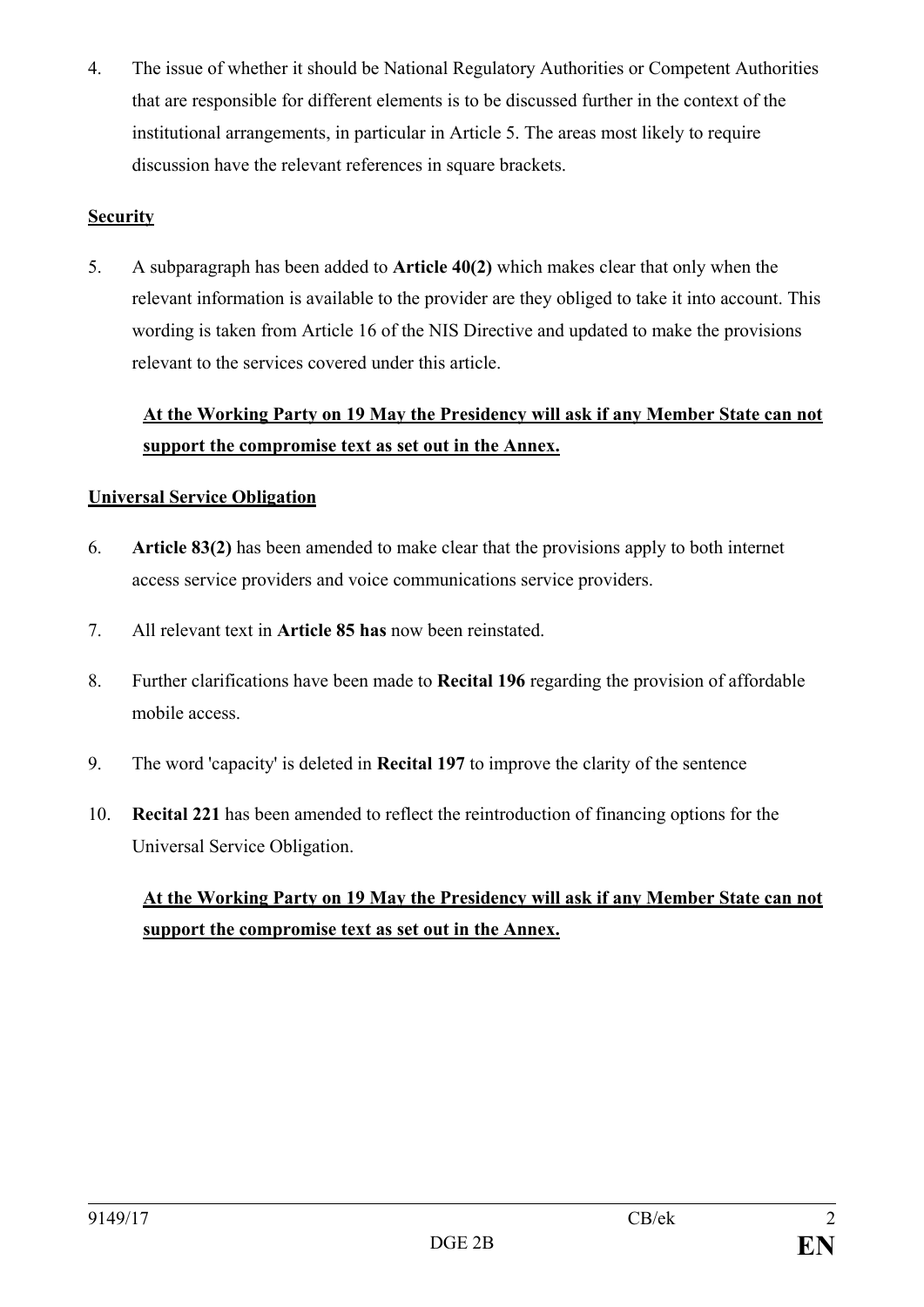4. The issue of whether it should be National Regulatory Authorities or Competent Authorities that are responsible for different elements is to be discussed further in the context of the institutional arrangements, in particular in Article 5. The areas most likely to require discussion have the relevant references in square brackets.

**Security**

5. A subparagraph has been added to **Article 40(2)** which makes clear that only when the relevant information is available to the provider are they obliged to take it into account. This wording is taken from Article 16 of the NIS Directive and updated to make the provisions relevant to the services covered under this article.

   **At the Working Party on 19 May the Presidency will ask if any Member State can not support the compromise text as set out in the Annex.**

**Universal Service Obligation**

6. **Article 83(2)** has been amended to make clear that the provisions apply to both internet access service providers and voice communications service providers.

7. All relevant text in **Article 85 has** now been reinstated.

8. Further clarifications have been made to **Recital 196** regarding the provision of affordable mobile access.

9. The word 'capacity' is deleted in **Recital 197** to improve the clarity of the sentence

10. **Recital 221** has been amended to reflect the reintroduction of financing options for the Universal Service Obligation.

   **At the Working Party on 19 May the Presidency will ask if any Member State can not support the compromise text as set out in the Annex.**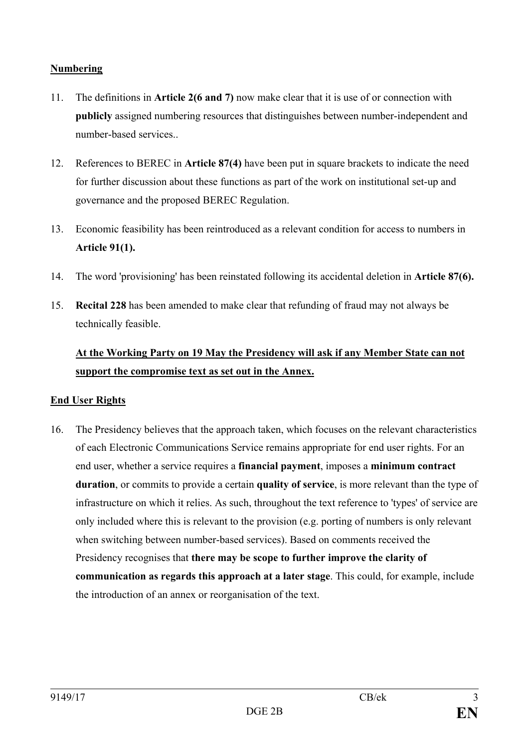**Numbering**

11. The definitions in **Article 2(6 and 7)** now make clear that it is use of or connection with **publicly** assigned numbering resources that distinguishes between number-independent and number-based services..

12. References to BEREC in **Article 87(4)** have been put in square brackets to indicate the need for further discussion about these functions as part of the work on institutional set-up and governance and the proposed BEREC Regulation.

13. Economic feasibility has been reintroduced as a relevant condition for access to numbers in **Article 91(1).**

14. The word 'provisioning' has been reinstated following its accidental deletion in **Article 87(6).**

15. **Recital 228** has been amended to make clear that refunding of fraud may not always be technically feasible.

**At the Working Party on 19 May the Presidency will ask if any Member State can not support the compromise text as set out in the Annex.**

**End User Rights**

16. The Presidency believes that the approach taken, which focuses on the relevant characteristics of each Electronic Communications Service remains appropriate for end user rights. For an end user, whether a service requires a **financial payment**, imposes a **minimum contract duration**, or commits to provide a certain **quality of service**, is more relevant than the type of infrastructure on which it relies. As such, throughout the text reference to 'types' of service are only included where this is relevant to the provision (e.g. porting of numbers is only relevant when switching between number-based services). Based on comments received the Presidency recognises that **there may be scope to further improve the clarity of communication as regards this approach at a later stage**. This could, for example, include the introduction of an annex or reorganisation of the text.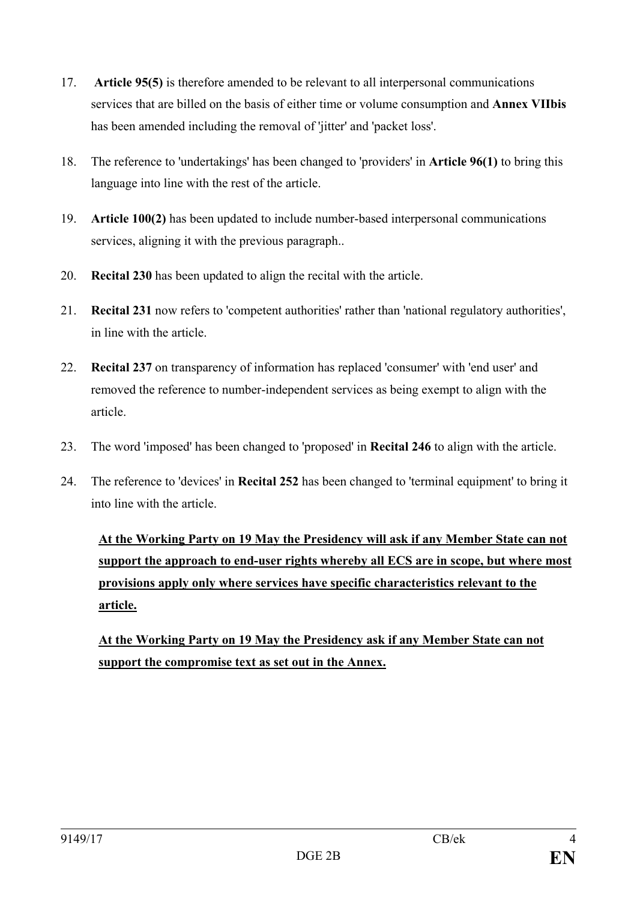17. **Article 95(5)** is therefore amended to be relevant to all interpersonal communications services that are billed on the basis of either time or volume consumption and **Annex VIIbis** has been amended including the removal of 'jitter' and 'packet loss'.

18. The reference to 'undertakings' has been changed to 'providers' in **Article 96(1)** to bring this language into line with the rest of the article.

19. **Article 100(2)** has been updated to include number-based interpersonal communications services, aligning it with the previous paragraph..

20. **Recital 230** has been updated to align the recital with the article.

21. **Recital 231** now refers to 'competent authorities' rather than 'national regulatory authorities', in line with the article.

22. **Recital 237** on transparency of information has replaced 'consumer' with 'end user' and removed the reference to number-independent services as being exempt to align with the article.

23. The word 'imposed' has been changed to 'proposed' in **Recital 246** to align with the article.

24. The reference to 'devices' in **Recital 252** has been changed to 'terminal equipment' to bring it into line with the article.

**At the Working Party on 19 May the Presidency will ask if any Member State can not support the approach to end-user rights whereby all ECS are in scope, but where most provisions apply only where services have specific characteristics relevant to the article.**

**At the Working Party on 19 May the Presidency ask if any Member State can not support the compromise text as set out in the Annex.**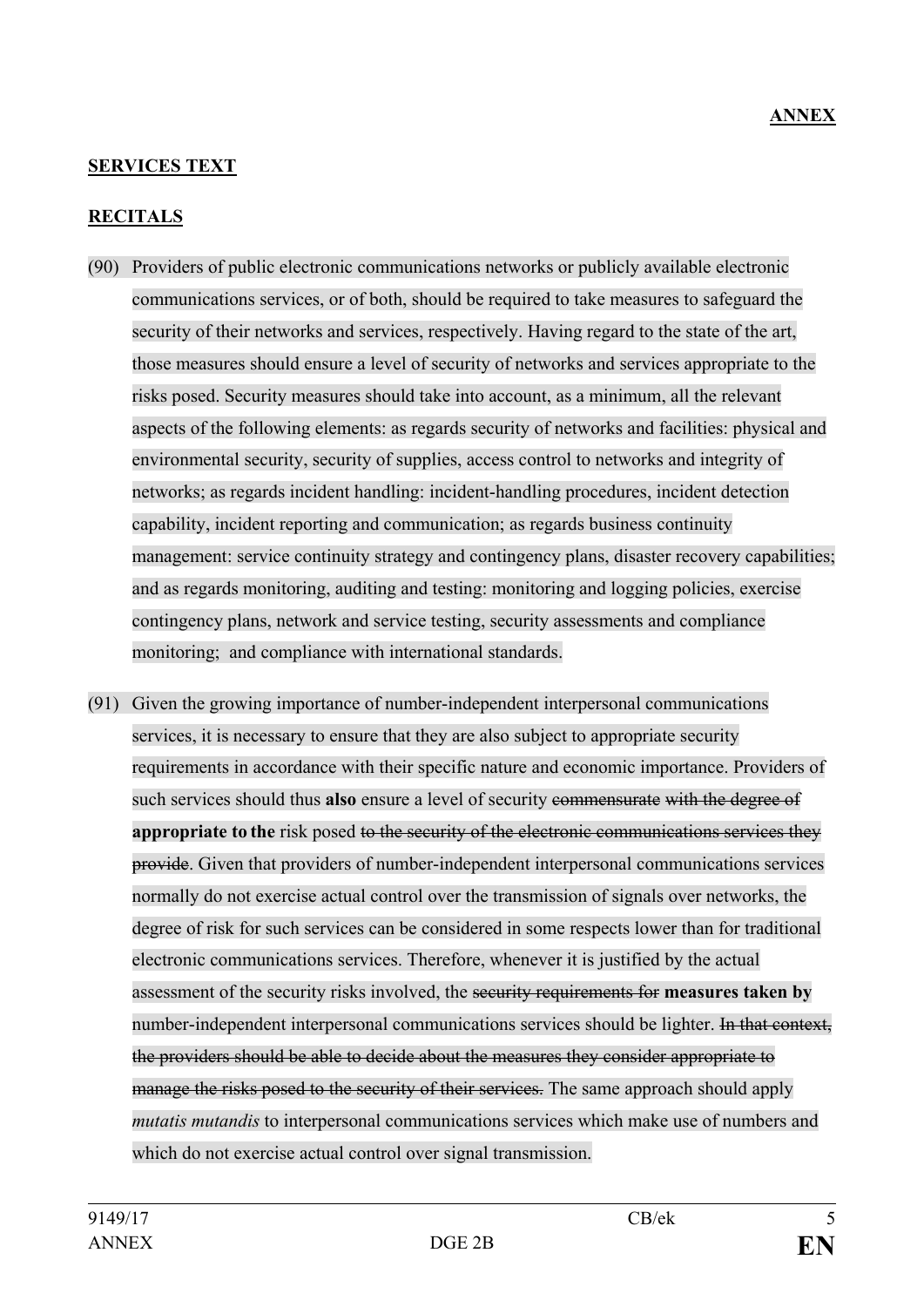**ANNEX**

**SERVICES TEXT**

**RECITALS**

(90) Providers of public electronic communications networks or publicly available electronic communications services, or of both, should be required to take measures to safeguard the security of their networks and services, respectively. Having regard to the state of the art, those measures should ensure a level of security of networks and services appropriate to the risks posed. Security measures should take into account, as a minimum, all the relevant aspects of the following elements: as regards security of networks and facilities: physical and environmental security, security of supplies, access control to networks and integrity of networks; as regards incident handling: incident-handling procedures, incident detection capability, incident reporting and communication; as regards business continuity management: service continuity strategy and contingency plans, disaster recovery capabilities; and as regards monitoring, auditing and testing: monitoring and logging policies, exercise contingency plans, network and service testing, security assessments and compliance monitoring; and compliance with international standards.

(91) Given the growing importance of number-independent interpersonal communications services, it is necessary to ensure that they are also subject to appropriate security requirements in accordance with their specific nature and economic importance. Providers of such services should thus **also** ensure a level of security ~~commensurate with the degree of~~ **appropriate to the** risk posed ~~to the security of the electronic communications services they provide~~. Given that providers of number-independent interpersonal communications services normally do not exercise actual control over the transmission of signals over networks, the degree of risk for such services can be considered in some respects lower than for traditional electronic communications services. Therefore, whenever it is justified by the actual assessment of the security risks involved, the ~~security requirements for~~ **measures taken by** number-independent interpersonal communications services should be lighter. ~~In that context, the providers should be able to decide about the measures they consider appropriate to manage the risks posed to the security of their services.~~ The same approach should apply *mutatis mutandis* to interpersonal communications services which make use of numbers and which do not exercise actual control over signal transmission.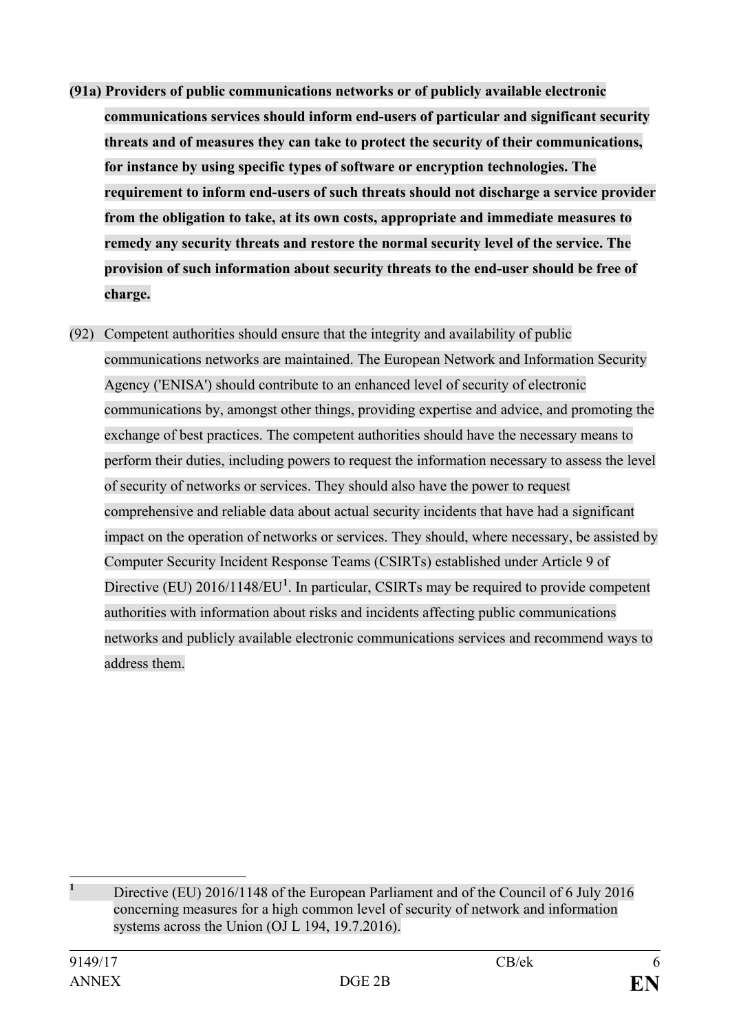**(91a) Providers of public communications networks or of publicly available electronic communications services should inform end-users of particular and significant security threats and of measures they can take to protect the security of their communications, for instance by using specific types of software or encryption technologies. The requirement to inform end-users of such threats should not discharge a service provider from the obligation to take, at its own costs, appropriate and immediate measures to remedy any security threats and restore the normal security level of the service. The provision of such information about security threats to the end-user should be free of charge.**

(92) Competent authorities should ensure that the integrity and availability of public communications networks are maintained. The European Network and Information Security Agency ('ENISA') should contribute to an enhanced level of security of electronic communications by, amongst other things, providing expertise and advice, and promoting the exchange of best practices. The competent authorities should have the necessary means to perform their duties, including powers to request the information necessary to assess the level of security of networks or services. They should also have the power to request comprehensive and reliable data about actual security incidents that have had a significant impact on the operation of networks or services. They should, where necessary, be assisted by Computer Security Incident Response Teams (CSIRTs) established under Article 9 of Directive (EU) 2016/1148/EU[1]. In particular, CSIRTs may be required to provide competent authorities with information about risks and incidents affecting public communications networks and publicly available electronic communications services and recommend ways to address them.

---

[1] Directive (EU) 2016/1148 of the European Parliament and of the Council of 6 July 2016 concerning measures for a high common level of security of network and information systems across the Union (OJ L 194, 19.7.2016).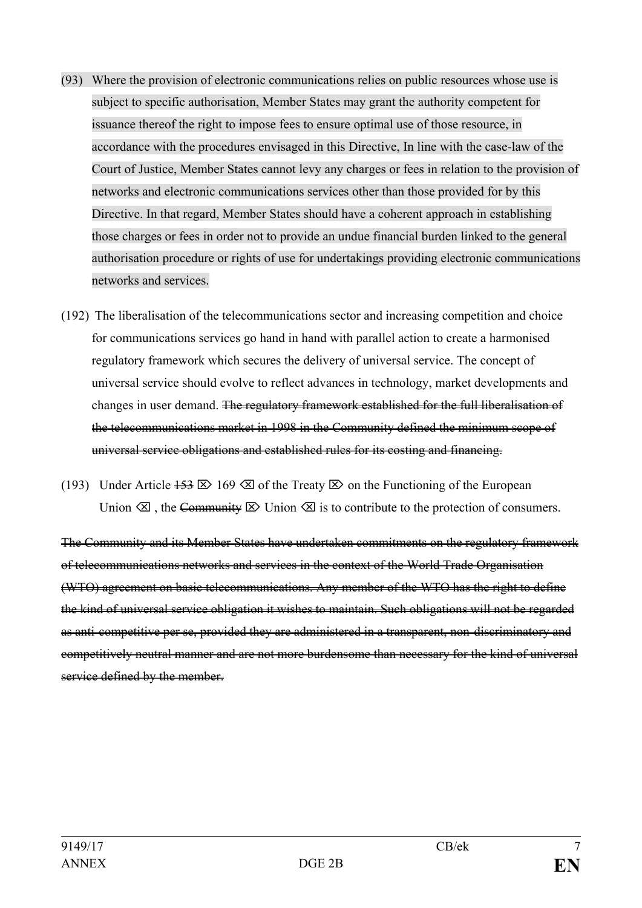(93) Where the provision of electronic communications relies on public resources whose use is subject to specific authorisation, Member States may grant the authority competent for issuance thereof the right to impose fees to ensure optimal use of those resource, in accordance with the procedures envisaged in this Directive, In line with the case-law of the Court of Justice, Member States cannot levy any charges or fees in relation to the provision of networks and electronic communications services other than those provided for by this Directive. In that regard, Member States should have a coherent approach in establishing those charges or fees in order not to provide an undue financial burden linked to the general authorisation procedure or rights of use for undertakings providing electronic communications networks and services.

(192) The liberalisation of the telecommunications sector and increasing competition and choice for communications services go hand in hand with parallel action to create a harmonised regulatory framework which secures the delivery of universal service. The concept of universal service should evolve to reflect advances in technology, market developments and changes in user demand. ~~The regulatory framework established for the full liberalisation of the telecommunications market in 1998 in the Community defined the minimum scope of universal service obligations and established rules for its costing and financing.~~

(193) Under Article ~~153~~ ⌦ 169 ⌫ of the Treaty ⌦ on the Functioning of the European Union ⌫ , the ~~Community~~ ⌦ Union ⌫ is to contribute to the protection of consumers.

~~The Community and its Member States have undertaken commitments on the regulatory framework of telecommunications networks and services in the context of the World Trade Organisation (WTO) agreement on basic telecommunications. Any member of the WTO has the right to define the kind of universal service obligation it wishes to maintain. Such obligations will not be regarded as anti-competitive per se, provided they are administered in a transparent, non-discriminatory and competitively neutral manner and are not more burdensome than necessary for the kind of universal service defined by the member.~~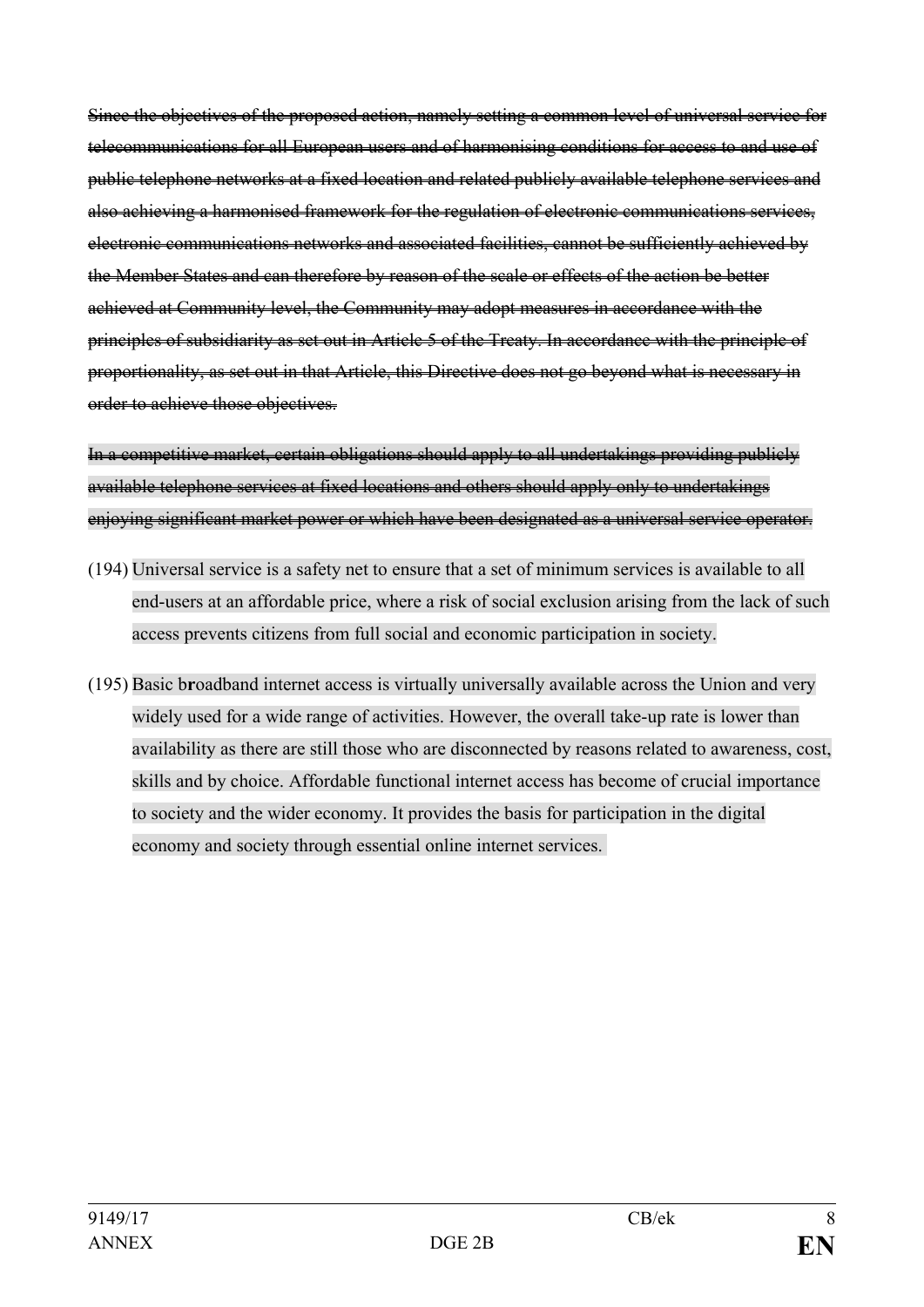~~Since the objectives of the proposed action, namely setting a common level of universal service for telecommunications for all European users and of harmonising conditions for access to and use of public telephone networks at a fixed location and related publicly available telephone services and also achieving a harmonised framework for the regulation of electronic communications services, electronic communications networks and associated facilities, cannot be sufficiently achieved by the Member States and can therefore by reason of the scale or effects of the action be better achieved at Community level, the Community may adopt measures in accordance with the principles of subsidiarity as set out in Article 5 of the Treaty. In accordance with the principle of proportionality, as set out in that Article, this Directive does not go beyond what is necessary in order to achieve those objectives.~~

~~In a competitive market, certain obligations should apply to all undertakings providing publicly available telephone services at fixed locations and others should apply only to undertakings enjoying significant market power or which have been designated as a universal service operator.~~

(194) Universal service is a safety net to ensure that a set of minimum services is available to all end-users at an affordable price, where a risk of social exclusion arising from the lack of such access prevents citizens from full social and economic participation in society.

(195) Basic b**r**oadband internet access is virtually universally available across the Union and very widely used for a wide range of activities. However, the overall take-up rate is lower than availability as there are still those who are disconnected by reasons related to awareness, cost, skills and by choice. Affordable functional internet access has become of crucial importance to society and the wider economy. It provides the basis for participation in the digital economy and society through essential online internet services.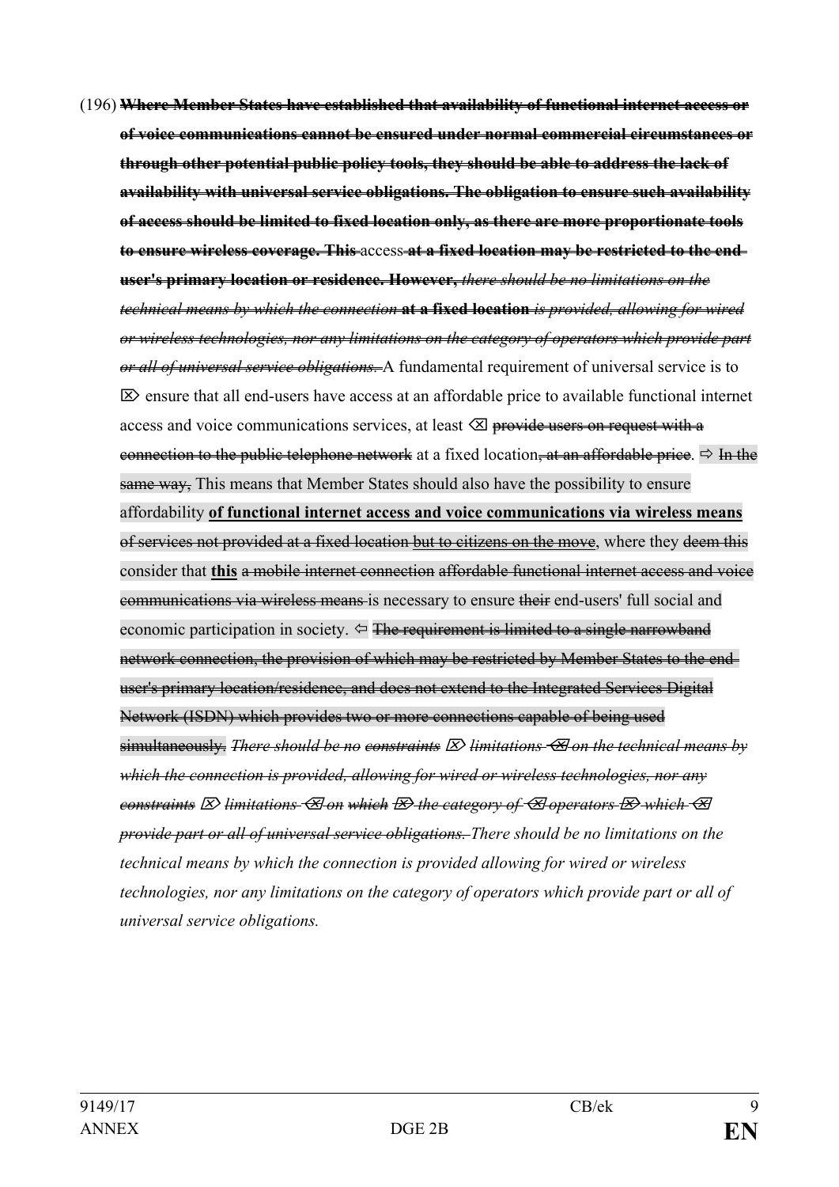(196) ~~**Where Member States have established that availability of functional internet access or of voice communications cannot be ensured under normal commercial circumstances or through other potential public policy tools, they should be able to address the lack of availability with universal service obligations. The obligation to ensure such availability of access should be limited to fixed location only, as there are more proportionate tools to ensure wireless coverage. This**~~ access ~~**at a fixed location may be restricted to the end-user's primary location or residence. However,**~~ ~~*there should be no limitations on the technical means by which the connection*~~ **at a fixed location** ~~*is provided, allowing for wired or wireless technologies, nor any limitations on the category of operators which provide part or all of universal service obligations.*~~ A fundamental requirement of universal service is to ⌦ ensure that all end-users have access at an affordable price to available functional internet access and voice communications services, at least ⌫ ~~provide users on request with a connection to the public telephone network~~ at a fixed location~~, at an affordable price~~. ⇨ ~~In the same way,~~ This means that Member States should also have the possibility to ensure affordability **of functional internet access and voice communications via wireless means** ~~of services not provided at a fixed location~~ ~~but to citizens on the move~~, where they ~~deem this~~ consider that **this** ~~a mobile internet connection~~ ~~affordable functional internet access and voice communications via wireless means~~ is necessary to ensure ~~their~~ end-users' full social and economic participation in society. ⇦ ~~The requirement is limited to a single narrowband network connection, the provision of which may be restricted by Member States to the end-user's primary location/residence, and does not extend to the Integrated Services Digital Network (ISDN) which provides two or more connections capable of being used simultaneously.~~ ~~*There should be no*~~ ~~*constraints*~~ ⌦ ~~*limitations*~~ ⌫ ~~*on the technical means by which the connection is provided, allowing for wired or wireless technologies, nor any*~~ ~~*constraints*~~ ⌦ ~~*limitations*~~ ⌫ ~~*on*~~ ~~*which*~~ ⌦ ~~*the category of*~~ ⌫ ~~*operators*~~ ⌦ ~~*which*~~ ⌫ ~~*provide part or all of universal service obligations.*~~ *There should be no limitations on the technical means by which the connection is provided allowing for wired or wireless technologies, nor any limitations on the category of operators which provide part or all of universal service obligations.*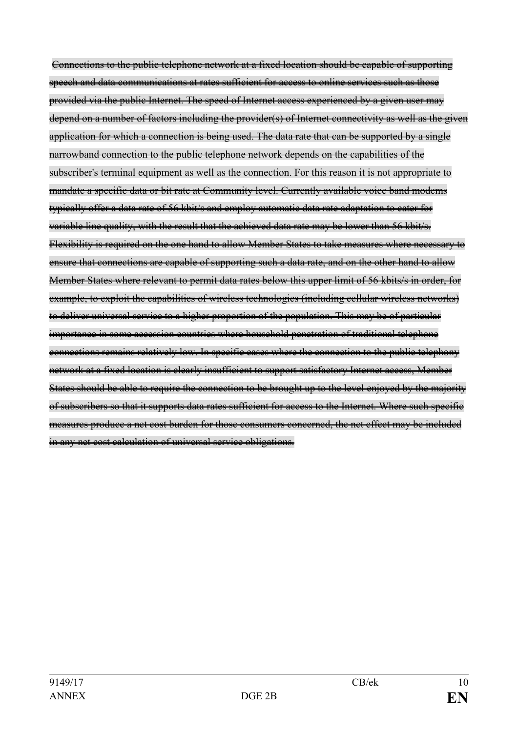~~Connections to the public telephone network at a fixed location should be capable of supporting speech and data communications at rates sufficient for access to online services such as those provided via the public Internet. The speed of Internet access experienced by a given user may depend on a number of factors including the provider(s) of Internet connectivity as well as the given application for which a connection is being used. The data rate that can be supported by a single narrowband connection to the public telephone network depends on the capabilities of the subscriber's terminal equipment as well as the connection. For this reason it is not appropriate to mandate a specific data or bit rate at Community level. Currently available voice band modems typically offer a data rate of 56 kbit/s and employ automatic data rate adaptation to cater for variable line quality, with the result that the achieved data rate may be lower than 56 kbit/s. Flexibility is required on the one hand to allow Member States to take measures where necessary to ensure that connections are capable of supporting such a data rate, and on the other hand to allow Member States where relevant to permit data rates below this upper limit of 56 kbits/s in order, for example, to exploit the capabilities of wireless technologies (including cellular wireless networks) to deliver universal service to a higher proportion of the population. This may be of particular importance in some accession countries where household penetration of traditional telephone connections remains relatively low. In specific cases where the connection to the public telephony network at a fixed location is clearly insufficient to support satisfactory Internet access, Member States should be able to require the connection to be brought up to the level enjoyed by the majority of subscribers so that it supports data rates sufficient for access to the Internet. Where such specific measures produce a net cost burden for those consumers concerned, the net effect may be included in any net cost calculation of universal service obligations.~~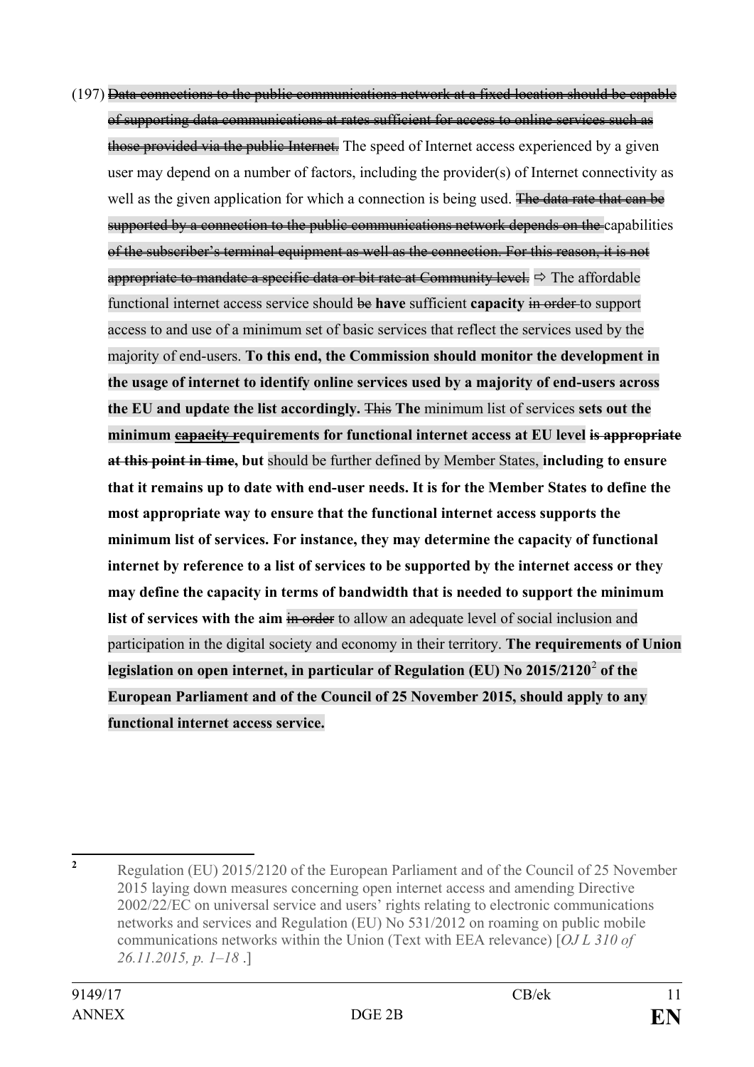(197) ~~Data connections to the public communications network at a fixed location should be capable of supporting data communications at rates sufficient for access to online services such as those provided via the public Internet.~~ The speed of Internet access experienced by a given user may depend on a number of factors, including the provider(s) of Internet connectivity as well as the given application for which a connection is being used. ~~The data rate that can be supported by a connection to the public communications network depends on the~~ capabilities ~~of the subscriber's terminal equipment as well as the connection. For this reason, it is not appropriate to mandate a specific data or bit rate at Community level.~~ ⇨ The affordable functional internet access service should ~~be~~ **have** sufficient **capacity** ~~in order~~ to support access to and use of a minimum set of basic services that reflect the services used by the majority of end-users. **To this end, the Commission should monitor the development in the usage of internet to identify online services used by a majority of end-users across the EU and update the list accordingly.** ~~This~~ **The** minimum list of services **sets out the minimum ~~capacity~~ requirements for functional internet access at EU level ~~is appropriate at this point in time~~, but** should be further defined by Member States, **including to ensure that it remains up to date with end-user needs. It is for the Member States to define the most appropriate way to ensure that the functional internet access supports the minimum list of services. For instance, they may determine the capacity of functional internet by reference to a list of services to be supported by the internet access or they may define the capacity in terms of bandwidth that is needed to support the minimum list of services with the aim** ~~in order~~ to allow an adequate level of social inclusion and participation in the digital society and economy in their territory. **The requirements of Union legislation on open internet, in particular of Regulation (EU) No 2015/2120[2] of the European Parliament and of the Council of 25 November 2015, should apply to any functional internet access service.**

---

[2] Regulation (EU) 2015/2120 of the European Parliament and of the Council of 25 November 2015 laying down measures concerning open internet access and amending Directive 2002/22/EC on universal service and users' rights relating to electronic communications networks and services and Regulation (EU) No 531/2012 on roaming on public mobile communications networks within the Union (Text with EEA relevance) [*OJ L 310 of 26.11.2015, p. 1–18* .]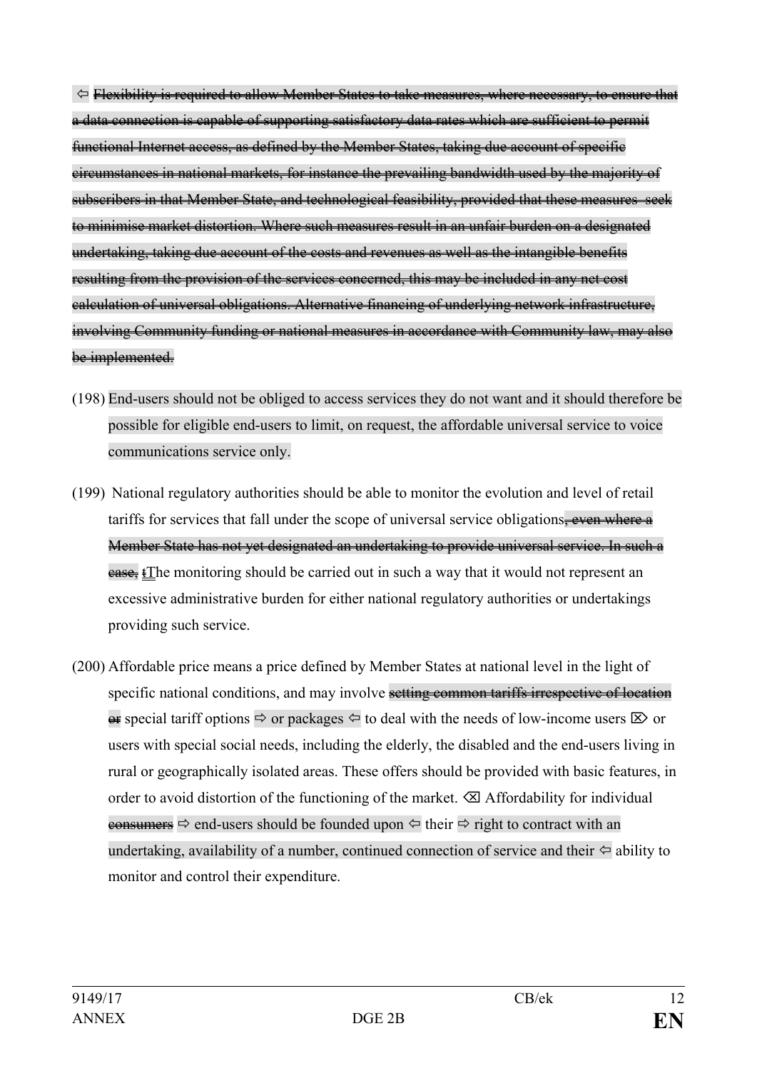⇦ ~~Flexibility is required to allow Member States to take measures, where necessary, to ensure that a data connection is capable of supporting satisfactory data rates which are sufficient to permit functional Internet access, as defined by the Member States, taking due account of specific circumstances in national markets, for instance the prevailing bandwidth used by the majority of subscribers in that Member State, and technological feasibility, provided that these measures seek to minimise market distortion. Where such measures result in an unfair burden on a designated undertaking, taking due account of the costs and revenues as well as the intangible benefits resulting from the provision of the services concerned, this may be included in any net cost calculation of universal obligations. Alternative financing of underlying network infrastructure, involving Community funding or national measures in accordance with Community law, may also be implemented.~~

(198) End-users should not be obliged to access services they do not want and it should therefore be possible for eligible end-users to limit, on request, the affordable universal service to voice communications service only.

(199) National regulatory authorities should be able to monitor the evolution and level of retail tariffs for services that fall under the scope of universal service obligations~~, even where a Member State has not yet designated an undertaking to provide universal service. In such a case, t~~The monitoring should be carried out in such a way that it would not represent an excessive administrative burden for either national regulatory authorities or undertakings providing such service.

(200) Affordable price means a price defined by Member States at national level in the light of specific national conditions, and may involve ~~setting common tariffs irrespective of location or~~ special tariff options ⇨ or packages ⇦ to deal with the needs of low-income users ⌦ or users with special social needs, including the elderly, the disabled and the end-users living in rural or geographically isolated areas. These offers should be provided with basic features, in order to avoid distortion of the functioning of the market. ⌫ Affordability for individual ~~consumers~~ ⇨ end-users should be founded upon ⇦ their ⇨ right to contract with an undertaking, availability of a number, continued connection of service and their ⇦ ability to monitor and control their expenditure.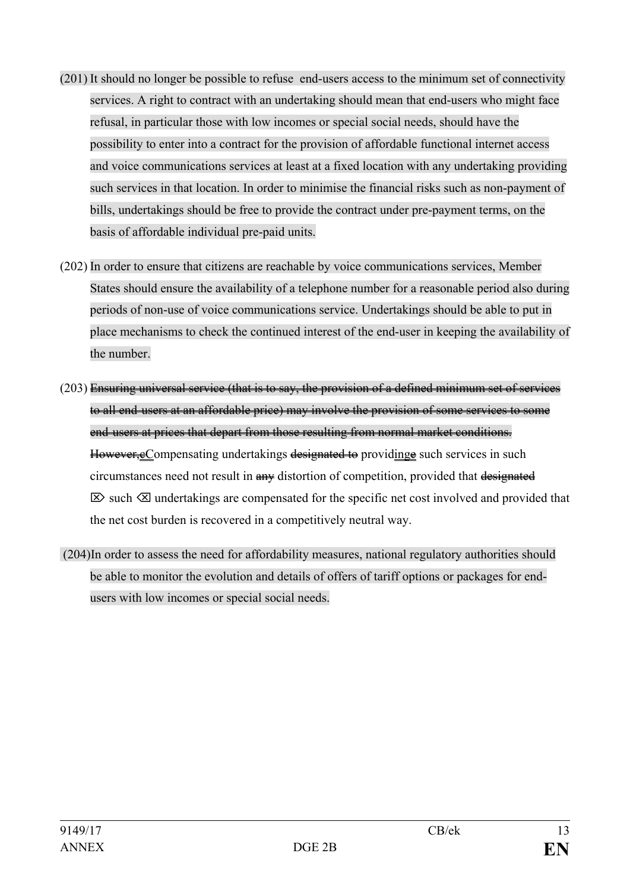(201) It should no longer be possible to refuse end-users access to the minimum set of connectivity services. A right to contract with an undertaking should mean that end-users who might face refusal, in particular those with low incomes or special social needs, should have the possibility to enter into a contract for the provision of affordable functional internet access and voice communications services at least at a fixed location with any undertaking providing such services in that location. In order to minimise the financial risks such as non-payment of bills, undertakings should be free to provide the contract under pre-payment terms, on the basis of affordable individual pre-paid units.

(202) In order to ensure that citizens are reachable by voice communications services, Member States should ensure the availability of a telephone number for a reasonable period also during periods of non-use of voice communications service. Undertakings should be able to put in place mechanisms to check the continued interest of the end-user in keeping the availability of the number.

(203) ~~Ensuring universal service (that is to say, the provision of a defined minimum set of services to all end-users at an affordable price) may involve the provision of some services to some end-users at prices that depart from those resulting from normal market conditions. However, c~~Compensating undertakings ~~designated to~~ providinge such services in such circumstances need not result in ~~any~~ distortion of competition, provided that ~~designated~~ ⌦ such ⌫ undertakings are compensated for the specific net cost involved and provided that the net cost burden is recovered in a competitively neutral way.

(204) In order to assess the need for affordability measures, national regulatory authorities should be able to monitor the evolution and details of offers of tariff options or packages for end-users with low incomes or special social needs.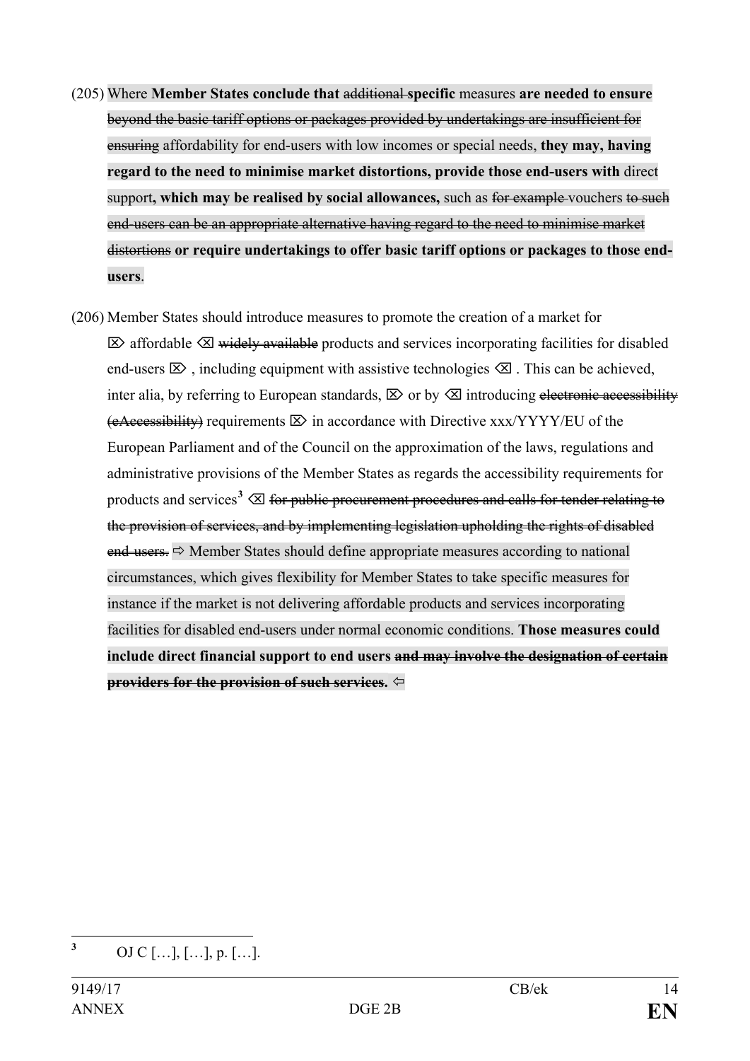(205) Where **Member States conclude that** ~~additional~~ **specific** measures **are needed to ensure** ~~beyond the basic tariff options or packages provided by undertakings are insufficient for ensuring~~ affordability for end-users with low incomes or special needs, **they may, having regard to the need to minimise market distortions, provide those end-users with** direct support**, which may be realised by social allowances,** such as ~~for example~~ vouchers ~~to such end-users can be an appropriate alternative having regard to the need to minimise market distortions~~ **or require undertakings to offer basic tariff options or packages to those end-users**.

(206) Member States should introduce measures to promote the creation of a market for ⌦ affordable ⌫ ~~widely available~~ products and services incorporating facilities for disabled end-users ⌦ , including equipment with assistive technologies ⌫ . This can be achieved, inter alia, by referring to European standards, ⌦ or by ⌫ introducing ~~electronic accessibility (eAccessibility)~~ requirements ⌦ in accordance with Directive xxx/YYYY/EU of the European Parliament and of the Council on the approximation of the laws, regulations and administrative provisions of the Member States as regards the accessibility requirements for products and services[3] ⌫ ~~for public procurement procedures and calls for tender relating to the provision of services, and by implementing legislation upholding the rights of disabled end-users.~~ ⇨ Member States should define appropriate measures according to national circumstances, which gives flexibility for Member States to take specific measures for instance if the market is not delivering affordable products and services incorporating facilities for disabled end-users under normal economic conditions. **Those measures could include direct financial support to end users** ~~**and may involve the designation of certain providers for the provision of such services.**~~ ⇦

---

[3] OJ C […], […], p. […].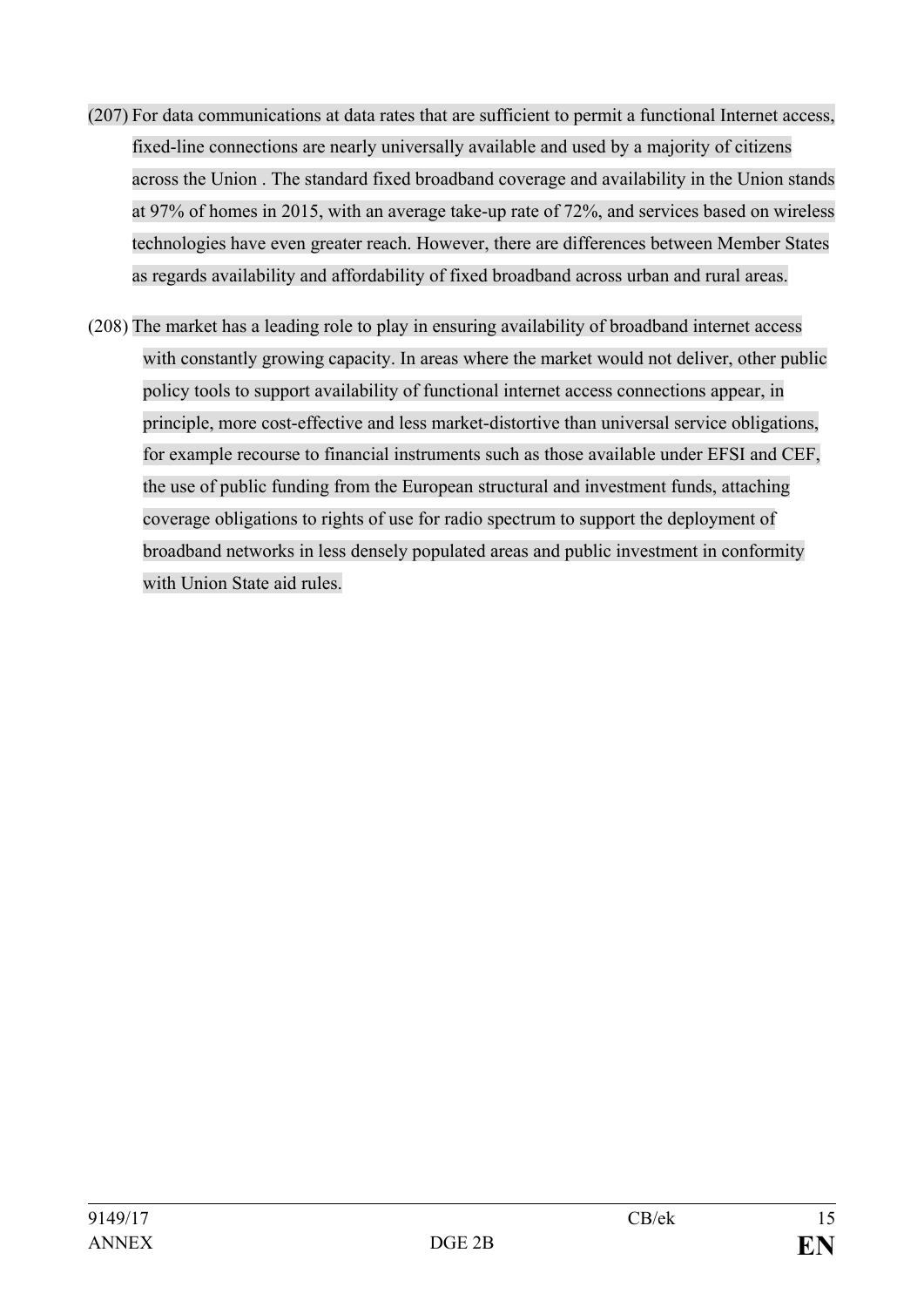(207) For data communications at data rates that are sufficient to permit a functional Internet access, fixed-line connections are nearly universally available and used by a majority of citizens across the Union . The standard fixed broadband coverage and availability in the Union stands at 97% of homes in 2015, with an average take-up rate of 72%, and services based on wireless technologies have even greater reach. However, there are differences between Member States as regards availability and affordability of fixed broadband across urban and rural areas.

(208) The market has a leading role to play in ensuring availability of broadband internet access with constantly growing capacity. In areas where the market would not deliver, other public policy tools to support availability of functional internet access connections appear, in principle, more cost-effective and less market-distortive than universal service obligations, for example recourse to financial instruments such as those available under EFSI and CEF, the use of public funding from the European structural and investment funds, attaching coverage obligations to rights of use for radio spectrum to support the deployment of broadband networks in less densely populated areas and public investment in conformity with Union State aid rules.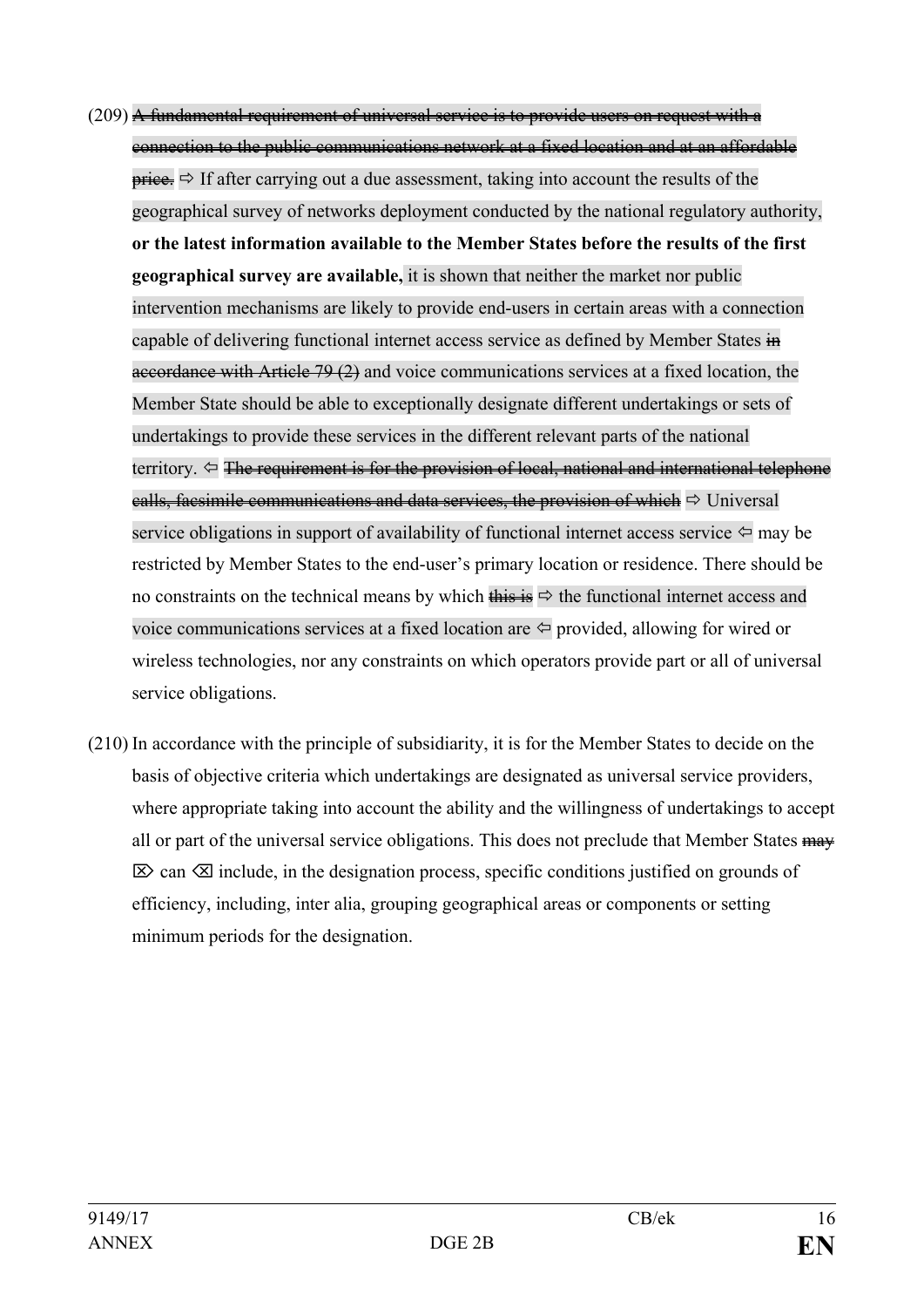(209) ~~A fundamental requirement of universal service is to provide users on request with a connection to the public communications network at a fixed location and at an affordable price.~~ ⇨ If after carrying out a due assessment, taking into account the results of the geographical survey of networks deployment conducted by the national regulatory authority, **or the latest information available to the Member States before the results of the first geographical survey are available,** it is shown that neither the market nor public intervention mechanisms are likely to provide end-users in certain areas with a connection capable of delivering functional internet access service as defined by Member States ~~in accordance with Article 79 (2)~~ and voice communications services at a fixed location, the Member State should be able to exceptionally designate different undertakings or sets of undertakings to provide these services in the different relevant parts of the national territory. ⇦ ~~The requirement is for the provision of local, national and international telephone calls, facsimile communications and data services, the provision of which~~ ⇨ Universal service obligations in support of availability of functional internet access service ⇦ may be restricted by Member States to the end-user's primary location or residence. There should be no constraints on the technical means by which ~~this is~~ ⇨ the functional internet access and voice communications services at a fixed location are ⇦ provided, allowing for wired or wireless technologies, nor any constraints on which operators provide part or all of universal service obligations.

(210) In accordance with the principle of subsidiarity, it is for the Member States to decide on the basis of objective criteria which undertakings are designated as universal service providers, where appropriate taking into account the ability and the willingness of undertakings to accept all or part of the universal service obligations. This does not preclude that Member States ~~may~~ ⌦ can ⌫ include, in the designation process, specific conditions justified on grounds of efficiency, including, inter alia, grouping geographical areas or components or setting minimum periods for the designation.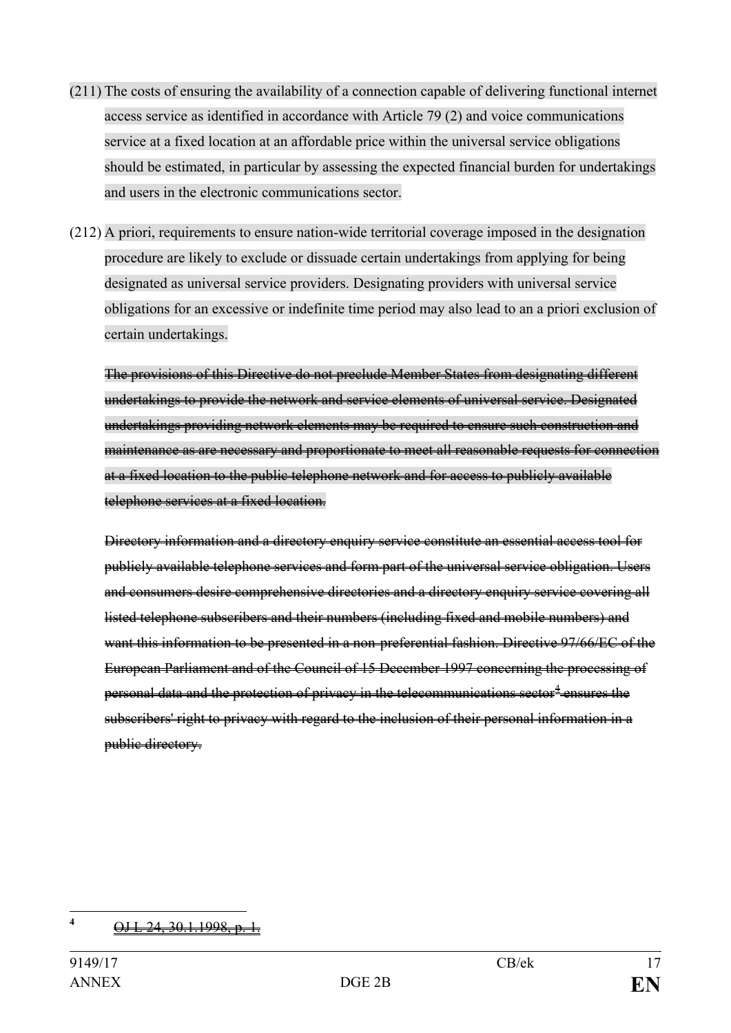(211) The costs of ensuring the availability of a connection capable of delivering functional internet access service as identified in accordance with Article 79 (2) and voice communications service at a fixed location at an affordable price within the universal service obligations should be estimated, in particular by assessing the expected financial burden for undertakings and users in the electronic communications sector.

(212) A priori, requirements to ensure nation-wide territorial coverage imposed in the designation procedure are likely to exclude or dissuade certain undertakings from applying for being designated as universal service providers. Designating providers with universal service obligations for an excessive or indefinite time period may also lead to an a priori exclusion of certain undertakings.

~~The provisions of this Directive do not preclude Member States from designating different undertakings to provide the network and service elements of universal service. Designated undertakings providing network elements may be required to ensure such construction and maintenance as are necessary and proportionate to meet all reasonable requests for connection at a fixed location to the public telephone network and for access to publicly available telephone services at a fixed location.~~

~~Directory information and a directory enquiry service constitute an essential access tool for publicly available telephone services and form part of the universal service obligation. Users and consumers desire comprehensive directories and a directory enquiry service covering all listed telephone subscribers and their numbers (including fixed and mobile numbers) and want this information to be presented in a non-preferential fashion. Directive 97/66/EC of the European Parliament and of the Council of 15 December 1997 concerning the processing of personal data and the protection of privacy in the telecommunications sector[4] ensures the subscribers' right to privacy with regard to the inclusion of their personal information in a public directory.~~

[4] ~~OJ L 24, 30.1.1998, p. 1.~~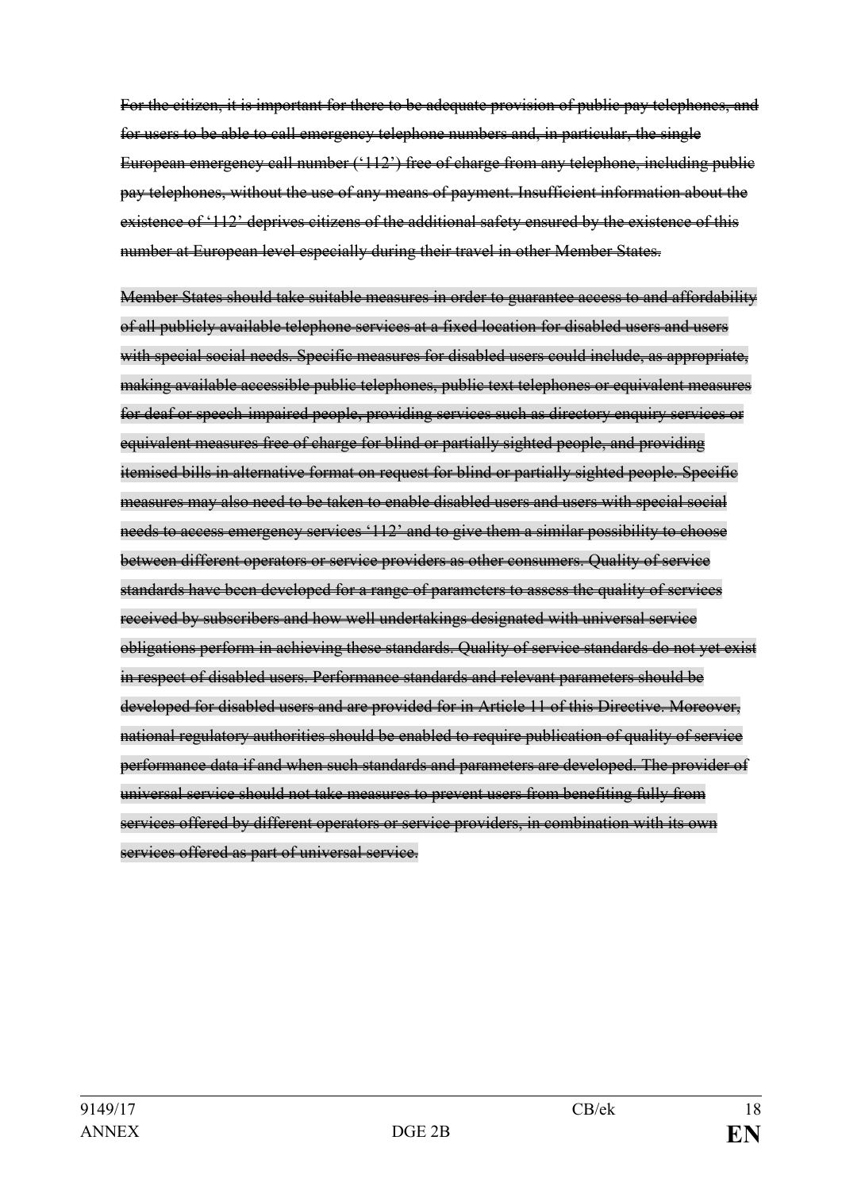~~For the citizen, it is important for there to be adequate provision of public pay telephones, and for users to be able to call emergency telephone numbers and, in particular, the single European emergency call number ('112') free of charge from any telephone, including public pay telephones, without the use of any means of payment. Insufficient information about the existence of '112' deprives citizens of the additional safety ensured by the existence of this number at European level especially during their travel in other Member States.~~

~~Member States should take suitable measures in order to guarantee access to and affordability of all publicly available telephone services at a fixed location for disabled users and users with special social needs. Specific measures for disabled users could include, as appropriate, making available accessible public telephones, public text telephones or equivalent measures for deaf or speech-impaired people, providing services such as directory enquiry services or equivalent measures free of charge for blind or partially sighted people, and providing itemised bills in alternative format on request for blind or partially sighted people. Specific measures may also need to be taken to enable disabled users and users with special social needs to access emergency services '112' and to give them a similar possibility to choose between different operators or service providers as other consumers. Quality of service standards have been developed for a range of parameters to assess the quality of services received by subscribers and how well undertakings designated with universal service obligations perform in achieving these standards. Quality of service standards do not yet exist in respect of disabled users. Performance standards and relevant parameters should be developed for disabled users and are provided for in Article 11 of this Directive. Moreover, national regulatory authorities should be enabled to require publication of quality of service performance data if and when such standards and parameters are developed. The provider of universal service should not take measures to prevent users from benefiting fully from services offered by different operators or service providers, in combination with its own services offered as part of universal service.~~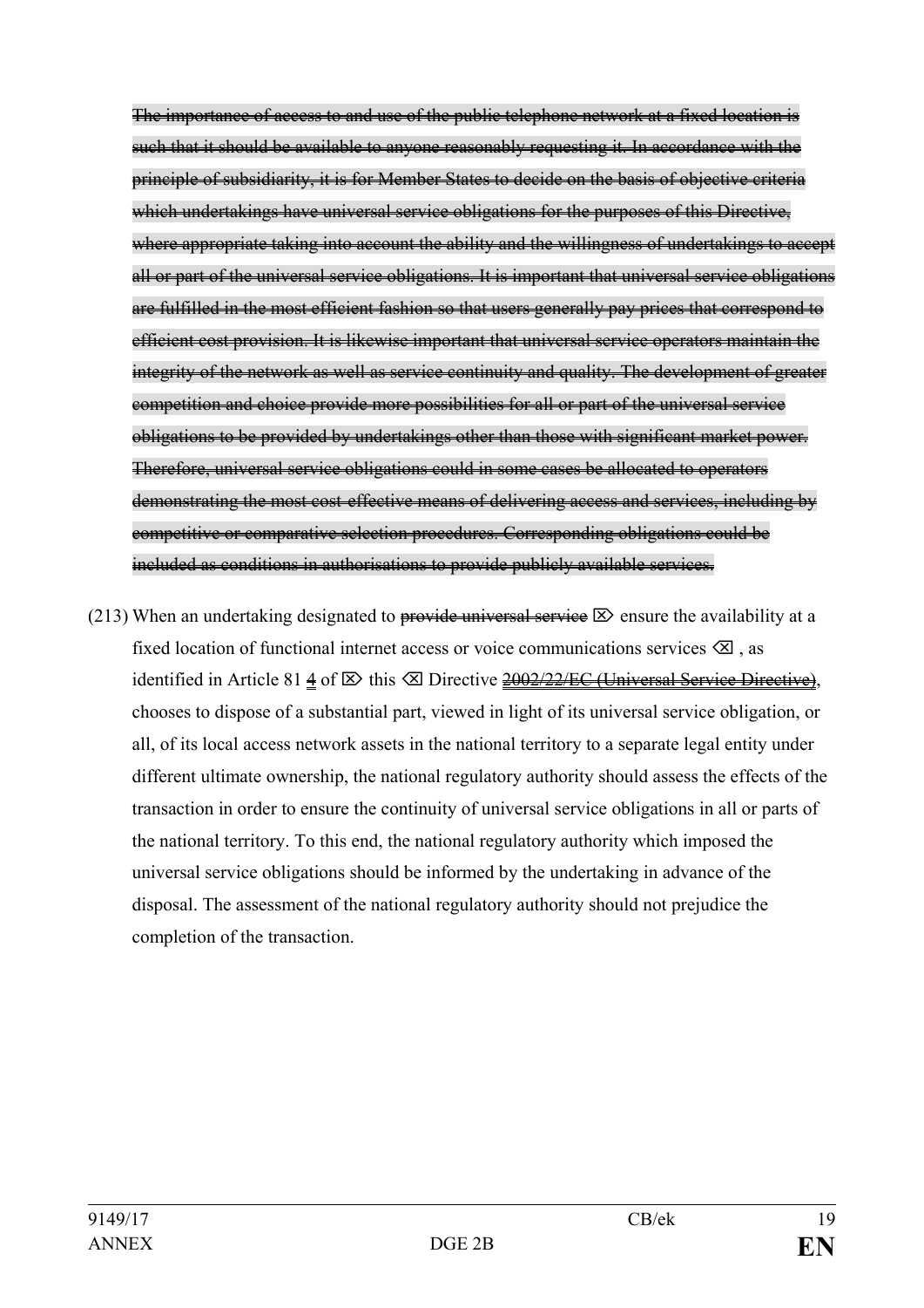~~The importance of access to and use of the public telephone network at a fixed location is such that it should be available to anyone reasonably requesting it. In accordance with the principle of subsidiarity, it is for Member States to decide on the basis of objective criteria which undertakings have universal service obligations for the purposes of this Directive, where appropriate taking into account the ability and the willingness of undertakings to accept all or part of the universal service obligations. It is important that universal service obligations are fulfilled in the most efficient fashion so that users generally pay prices that correspond to efficient cost provision. It is likewise important that universal service operators maintain the integrity of the network as well as service continuity and quality. The development of greater competition and choice provide more possibilities for all or part of the universal service obligations to be provided by undertakings other than those with significant market power. Therefore, universal service obligations could in some cases be allocated to operators demonstrating the most cost-effective means of delivering access and services, including by competitive or comparative selection procedures. Corresponding obligations could be included as conditions in authorisations to provide publicly available services.~~

(213) When an undertaking designated to ~~provide universal service~~ ⌦ ensure the availability at a fixed location of functional internet access or voice communications services ⌫ , as identified in Article 81 4 of ⌦ this ⌫ Directive ~~2002/22/EC (Universal Service Directive)~~, chooses to dispose of a substantial part, viewed in light of its universal service obligation, or all, of its local access network assets in the national territory to a separate legal entity under different ultimate ownership, the national regulatory authority should assess the effects of the transaction in order to ensure the continuity of universal service obligations in all or parts of the national territory. To this end, the national regulatory authority which imposed the universal service obligations should be informed by the undertaking in advance of the disposal. The assessment of the national regulatory authority should not prejudice the completion of the transaction.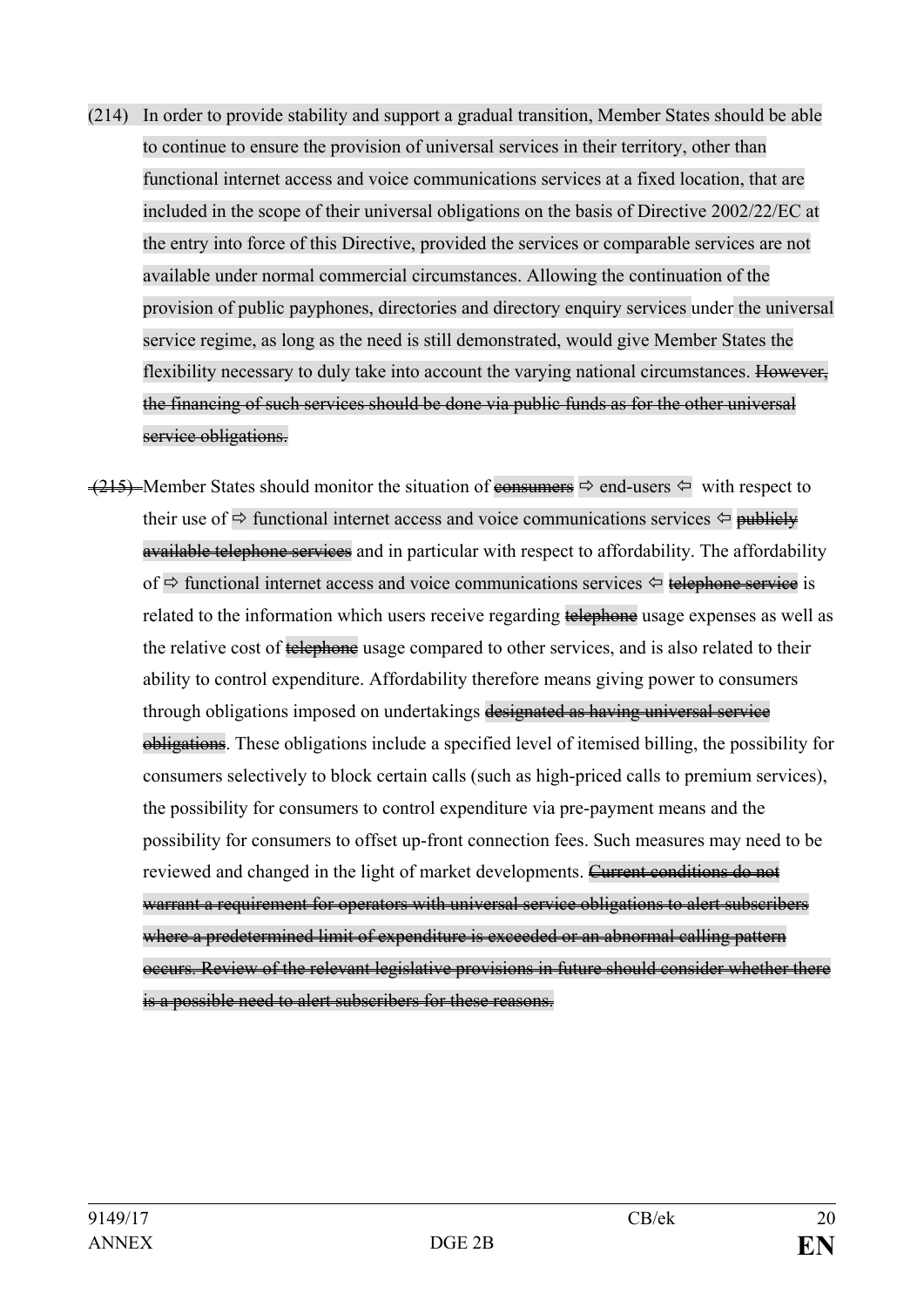(214) In order to provide stability and support a gradual transition, Member States should be able to continue to ensure the provision of universal services in their territory, other than functional internet access and voice communications services at a fixed location, that are included in the scope of their universal obligations on the basis of Directive 2002/22/EC at the entry into force of this Directive, provided the services or comparable services are not available under normal commercial circumstances. Allowing the continuation of the provision of public payphones, directories and directory enquiry services under the universal service regime, as long as the need is still demonstrated, would give Member States the flexibility necessary to duly take into account the varying national circumstances. ~~However, the financing of such services should be done via public funds as for the other universal service obligations.~~

~~(215)~~ Member States should monitor the situation of ~~consumers~~ ⇨ end-users ⇦ with respect to their use of ⇨ functional internet access and voice communications services ⇦ ~~publicly available telephone services~~ and in particular with respect to affordability. The affordability of ⇨ functional internet access and voice communications services ⇦ ~~telephone service~~ is related to the information which users receive regarding ~~telephone~~ usage expenses as well as the relative cost of ~~telephone~~ usage compared to other services, and is also related to their ability to control expenditure. Affordability therefore means giving power to consumers through obligations imposed on undertakings ~~designated as having universal service obligations~~. These obligations include a specified level of itemised billing, the possibility for consumers selectively to block certain calls (such as high-priced calls to premium services), the possibility for consumers to control expenditure via pre-payment means and the possibility for consumers to offset up-front connection fees. Such measures may need to be reviewed and changed in the light of market developments. ~~Current conditions do not warrant a requirement for operators with universal service obligations to alert subscribers where a predetermined limit of expenditure is exceeded or an abnormal calling pattern occurs. Review of the relevant legislative provisions in future should consider whether there is a possible need to alert subscribers for these reasons.~~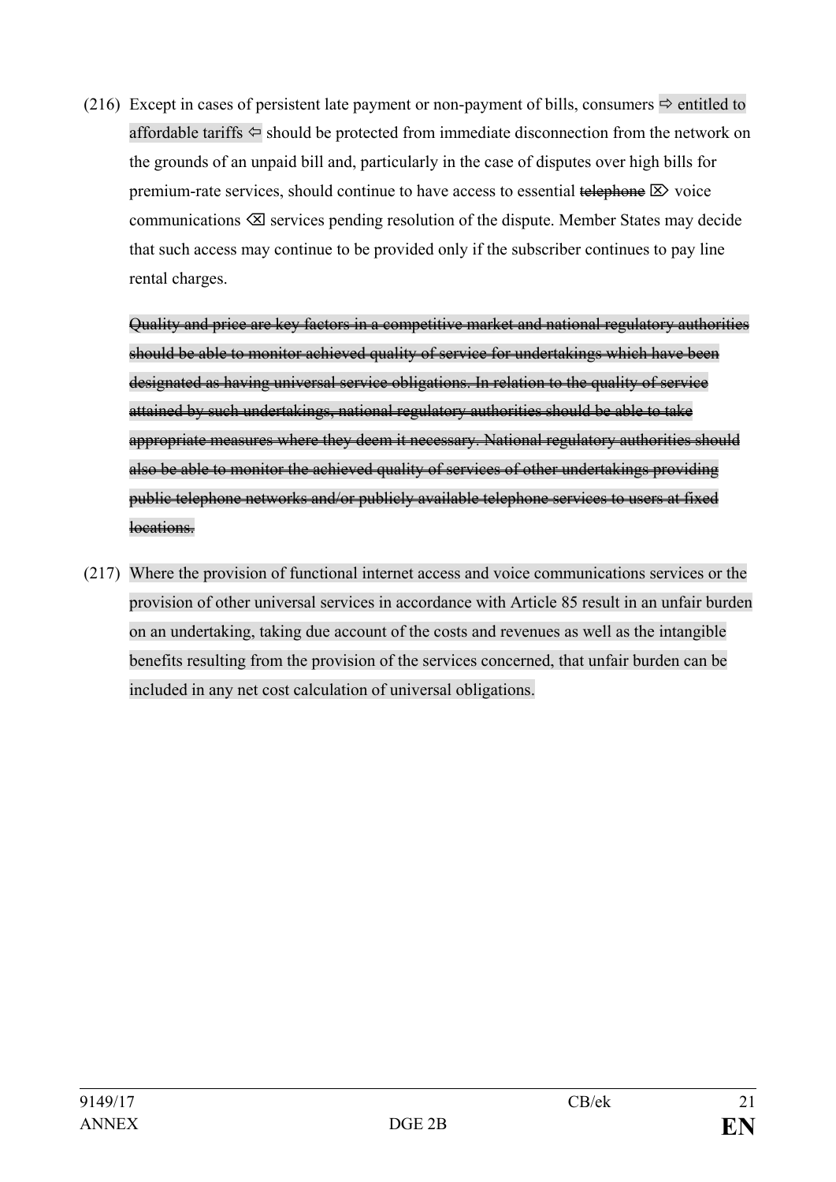(216) Except in cases of persistent late payment or non-payment of bills, consumers ⇨ entitled to affordable tariffs ⇦ should be protected from immediate disconnection from the network on the grounds of an unpaid bill and, particularly in the case of disputes over high bills for premium-rate services, should continue to have access to essential ~~telephone~~ ⌦ voice communications ⌫ services pending resolution of the dispute. Member States may decide that such access may continue to be provided only if the subscriber continues to pay line rental charges.

~~Quality and price are key factors in a competitive market and national regulatory authorities should be able to monitor achieved quality of service for undertakings which have been designated as having universal service obligations. In relation to the quality of service attained by such undertakings, national regulatory authorities should be able to take appropriate measures where they deem it necessary. National regulatory authorities should also be able to monitor the achieved quality of services of other undertakings providing public telephone networks and/or publicly available telephone services to users at fixed locations.~~

(217) Where the provision of functional internet access and voice communications services or the provision of other universal services in accordance with Article 85 result in an unfair burden on an undertaking, taking due account of the costs and revenues as well as the intangible benefits resulting from the provision of the services concerned, that unfair burden can be included in any net cost calculation of universal obligations.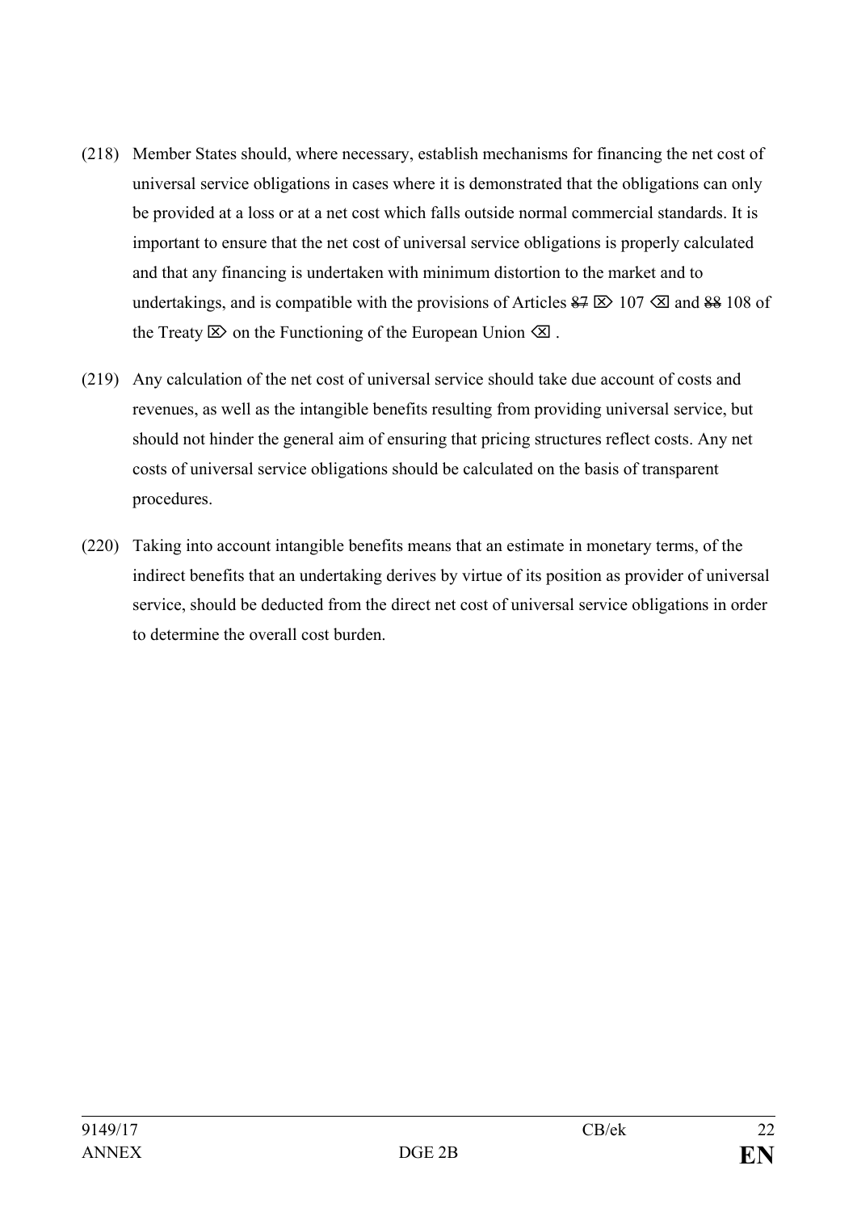(218) Member States should, where necessary, establish mechanisms for financing the net cost of universal service obligations in cases where it is demonstrated that the obligations can only be provided at a loss or at a net cost which falls outside normal commercial standards. It is important to ensure that the net cost of universal service obligations is properly calculated and that any financing is undertaken with minimum distortion to the market and to undertakings, and is compatible with the provisions of Articles ~~87~~ ⌦ 107 ⌫ and ~~88~~ 108 of the Treaty ⌦ on the Functioning of the European Union ⌫ .

(219) Any calculation of the net cost of universal service should take due account of costs and revenues, as well as the intangible benefits resulting from providing universal service, but should not hinder the general aim of ensuring that pricing structures reflect costs. Any net costs of universal service obligations should be calculated on the basis of transparent procedures.

(220) Taking into account intangible benefits means that an estimate in monetary terms, of the indirect benefits that an undertaking derives by virtue of its position as provider of universal service, should be deducted from the direct net cost of universal service obligations in order to determine the overall cost burden.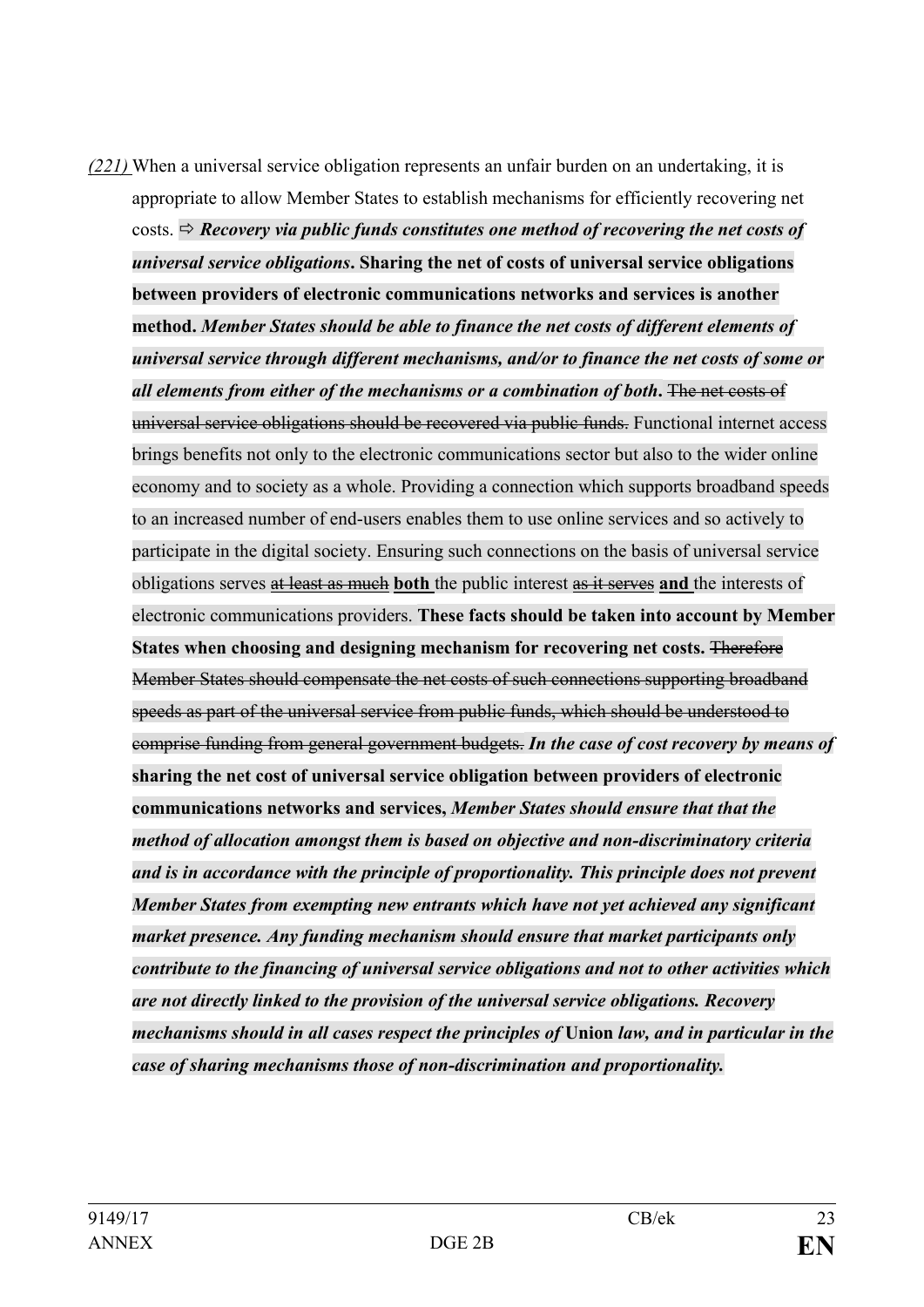*(221)* When a universal service obligation represents an unfair burden on an undertaking, it is appropriate to allow Member States to establish mechanisms for efficiently recovering net costs. ⇨ ***Recovery via public funds constitutes one method of recovering the net costs of universal service obligations*. Sharing the net of costs of universal service obligations between providers of electronic communications networks and services is another method. *Member States should be able to finance the net costs of different elements of universal service through different mechanisms, and/or to finance the net costs of some or all elements from either of the mechanisms or a combination of both*.** ~~The net costs of universal service obligations should be recovered via public funds.~~ Functional internet access brings benefits not only to the electronic communications sector but also to the wider online economy and to society as a whole. Providing a connection which supports broadband speeds to an increased number of end-users enables them to use online services and so actively to participate in the digital society. Ensuring such connections on the basis of universal service obligations serves ~~at least as much~~ **both** the public interest ~~as it serves~~ **and** the interests of electronic communications providers. **These facts should be taken into account by Member States when choosing and designing mechanism for recovering net costs.** ~~Therefore Member States should compensate the net costs of such connections supporting broadband speeds as part of the universal service from public funds, which should be understood to comprise funding from general government budgets.~~ ***In the case of cost recovery by means of* sharing the net cost of universal service obligation between providers of electronic communications networks and services, *Member States should ensure that that the method of allocation amongst them is based on objective and non-discriminatory criteria and is in accordance with the principle of proportionality. This principle does not prevent Member States from exempting new entrants which have not yet achieved any significant market presence. Any funding mechanism should ensure that market participants only contribute to the financing of universal service obligations and not to other activities which are not directly linked to the provision of the universal service obligations. Recovery mechanisms should in all cases respect the principles of* Union *law, and in particular in the case of sharing mechanisms those of non-discrimination and proportionality.***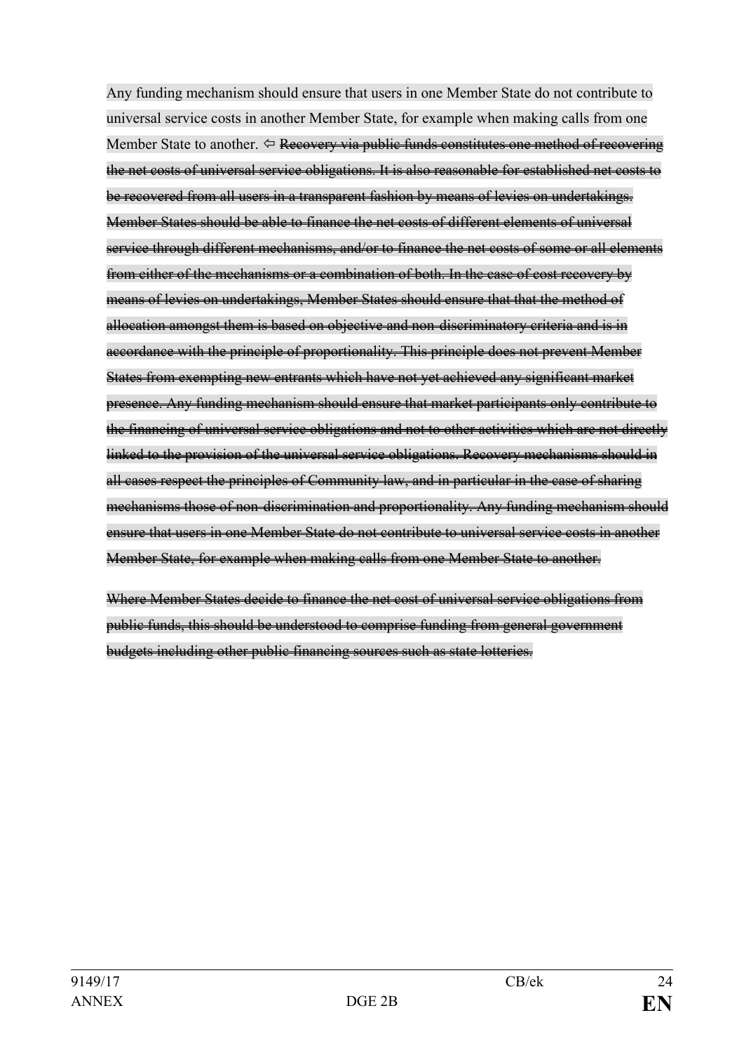Any funding mechanism should ensure that users in one Member State do not contribute to universal service costs in another Member State, for example when making calls from one Member State to another. ⇦ ~~Recovery via public funds constitutes one method of recovering the net costs of universal service obligations. It is also reasonable for established net costs to be recovered from all users in a transparent fashion by means of levies on undertakings. Member States should be able to finance the net costs of different elements of universal service through different mechanisms, and/or to finance the net costs of some or all elements from either of the mechanisms or a combination of both. In the case of cost recovery by means of levies on undertakings, Member States should ensure that that the method of allocation amongst them is based on objective and non-discriminatory criteria and is in accordance with the principle of proportionality. This principle does not prevent Member States from exempting new entrants which have not yet achieved any significant market presence. Any funding mechanism should ensure that market participants only contribute to the financing of universal service obligations and not to other activities which are not directly linked to the provision of the universal service obligations. Recovery mechanisms should in all cases respect the principles of Community law, and in particular in the case of sharing mechanisms those of non-discrimination and proportionality. Any funding mechanism should ensure that users in one Member State do not contribute to universal service costs in another Member State, for example when making calls from one Member State to another.~~

~~Where Member States decide to finance the net cost of universal service obligations from public funds, this should be understood to comprise funding from general government budgets including other public financing sources such as state lotteries.~~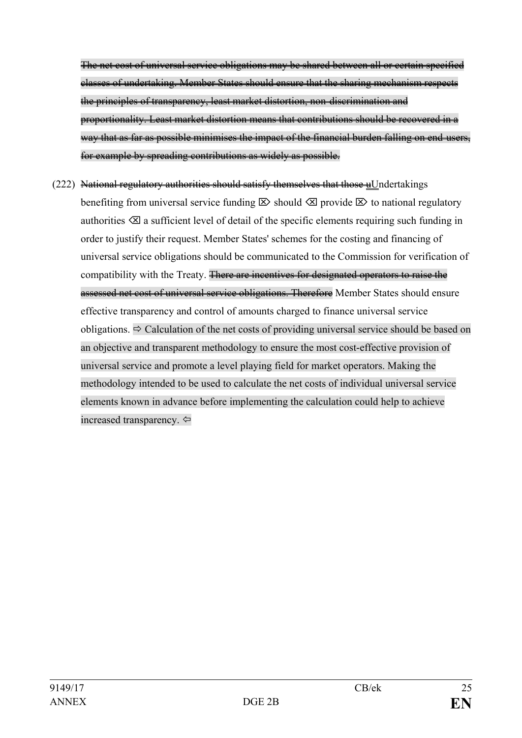~~The net cost of universal service obligations may be shared between all or certain specified classes of undertaking. Member States should ensure that the sharing mechanism respects the principles of transparency, least market distortion, non-discrimination and proportionality. Least market distortion means that contributions should be recovered in a way that as far as possible minimises the impact of the financial burden falling on end-users, for example by spreading contributions as widely as possible.~~

(222) ~~National regulatory authorities should satisfy themselves that those u~~Undertakings benefiting from universal service funding ⌦ should ⌫ provide ⌦ to national regulatory authorities ⌫ a sufficient level of detail of the specific elements requiring such funding in order to justify their request. Member States' schemes for the costing and financing of universal service obligations should be communicated to the Commission for verification of compatibility with the Treaty. ~~There are incentives for designated operators to raise the assessed net cost of universal service obligations. Therefore~~ Member States should ensure effective transparency and control of amounts charged to finance universal service obligations. ⇨ Calculation of the net costs of providing universal service should be based on an objective and transparent methodology to ensure the most cost-effective provision of universal service and promote a level playing field for market operators. Making the methodology intended to be used to calculate the net costs of individual universal service elements known in advance before implementing the calculation could help to achieve increased transparency. ⇦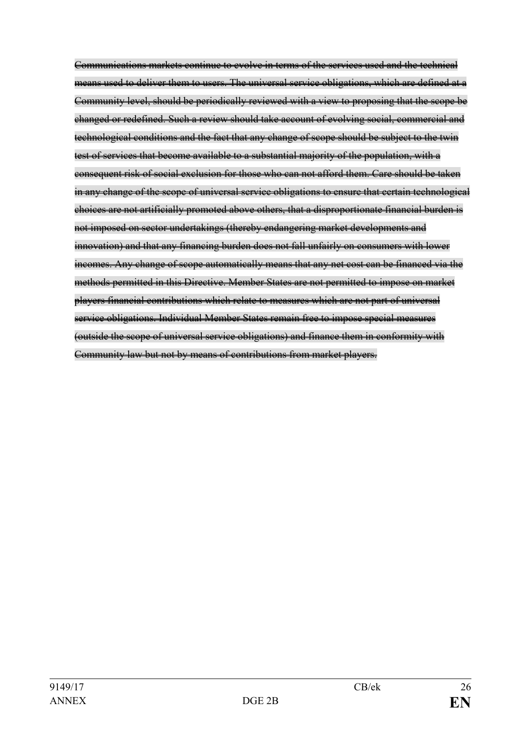~~Communications markets continue to evolve in terms of the services used and the technical means used to deliver them to users. The universal service obligations, which are defined at a Community level, should be periodically reviewed with a view to proposing that the scope be changed or redefined. Such a review should take account of evolving social, commercial and technological conditions and the fact that any change of scope should be subject to the twin test of services that become available to a substantial majority of the population, with a consequent risk of social exclusion for those who can not afford them. Care should be taken in any change of the scope of universal service obligations to ensure that certain technological choices are not artificially promoted above others, that a disproportionate financial burden is not imposed on sector undertakings (thereby endangering market developments and innovation) and that any financing burden does not fall unfairly on consumers with lower incomes. Any change of scope automatically means that any net cost can be financed via the methods permitted in this Directive. Member States are not permitted to impose on market players financial contributions which relate to measures which are not part of universal service obligations. Individual Member States remain free to impose special measures (outside the scope of universal service obligations) and finance them in conformity with Community law but not by means of contributions from market players.~~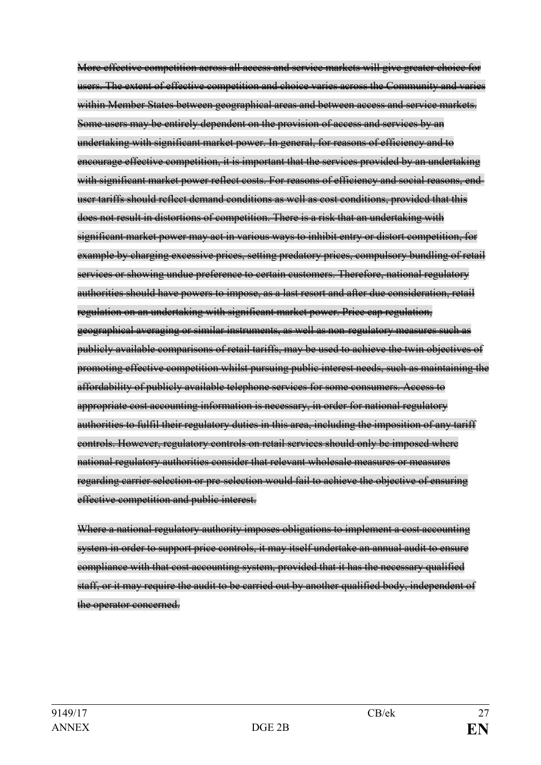~~More effective competition across all access and service markets will give greater choice for users. The extent of effective competition and choice varies across the Community and varies within Member States between geographical areas and between access and service markets. Some users may be entirely dependent on the provision of access and services by an undertaking with significant market power. In general, for reasons of efficiency and to encourage effective competition, it is important that the services provided by an undertaking with significant market power reflect costs. For reasons of efficiency and social reasons, end-user tariffs should reflect demand conditions as well as cost conditions, provided that this does not result in distortions of competition. There is a risk that an undertaking with significant market power may act in various ways to inhibit entry or distort competition, for example by charging excessive prices, setting predatory prices, compulsory bundling of retail services or showing undue preference to certain customers. Therefore, national regulatory authorities should have powers to impose, as a last resort and after due consideration, retail regulation on an undertaking with significant market power. Price cap regulation, geographical averaging or similar instruments, as well as non-regulatory measures such as publicly available comparisons of retail tariffs, may be used to achieve the twin objectives of promoting effective competition whilst pursuing public interest needs, such as maintaining the affordability of publicly available telephone services for some consumers. Access to appropriate cost accounting information is necessary, in order for national regulatory authorities to fulfil their regulatory duties in this area, including the imposition of any tariff controls. However, regulatory controls on retail services should only be imposed where national regulatory authorities consider that relevant wholesale measures or measures regarding carrier selection or pre-selection would fail to achieve the objective of ensuring effective competition and public interest.~~

~~Where a national regulatory authority imposes obligations to implement a cost accounting system in order to support price controls, it may itself undertake an annual audit to ensure compliance with that cost accounting system, provided that it has the necessary qualified staff, or it may require the audit to be carried out by another qualified body, independent of the operator concerned.~~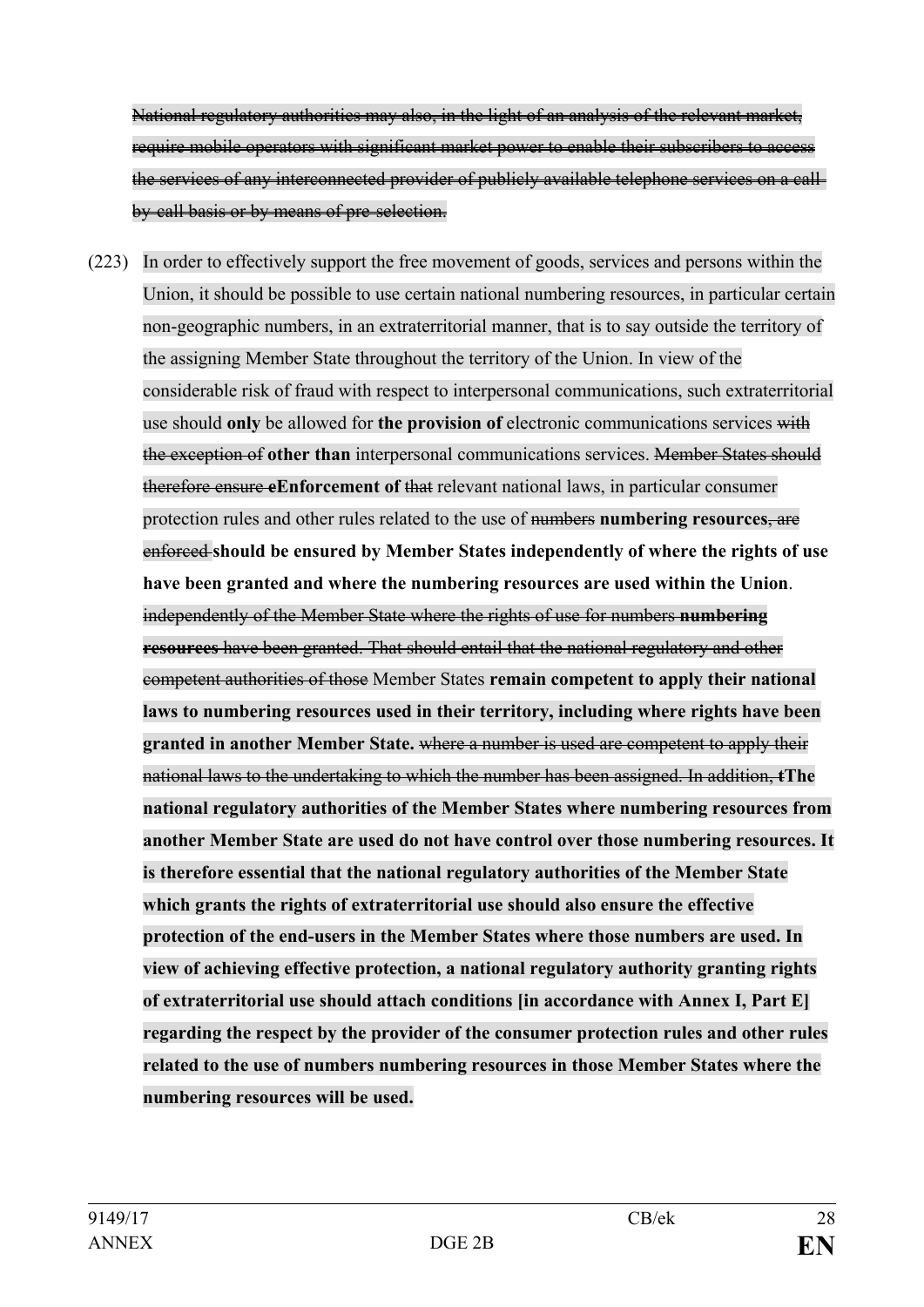~~National regulatory authorities may also, in the light of an analysis of the relevant market, require mobile operators with significant market power to enable their subscribers to access the services of any interconnected provider of publicly available telephone services on a call-by-call basis or by means of pre-selection.~~

(223) In order to effectively support the free movement of goods, services and persons within the Union, it should be possible to use certain national numbering resources, in particular certain non-geographic numbers, in an extraterritorial manner, that is to say outside the territory of the assigning Member State throughout the territory of the Union. In view of the considerable risk of fraud with respect to interpersonal communications, such extraterritorial use should **only** be allowed for **the provision of** electronic communications services ~~with the exception of~~ **other than** interpersonal communications services. ~~Member States should therefore ensure e~~**Enforcement of** ~~that~~ relevant national laws, in particular consumer protection rules and other rules related to the use of ~~numbers~~ **numbering resources**~~, are enforced~~ **should be ensured by Member States independently of where the rights of use have been granted and where the numbering resources are used within the Union**. ~~independently of the Member State where the rights of use for numbers~~ ~~**numbering resources**~~ ~~have been granted. That should entail that the national regulatory and other competent authorities of those~~ Member States **remain competent to apply their national laws to numbering resources used in their territory, including where rights have been granted in another Member State.** ~~where a number is used are competent to apply their national laws to the undertaking to which the number has been assigned. In addition, t~~**The national regulatory authorities of the Member States where numbering resources from another Member State are used do not have control over those numbering resources. It is therefore essential that the national regulatory authorities of the Member State which grants the rights of extraterritorial use should also ensure the effective protection of the end-users in the Member States where those numbers are used. In view of achieving effective protection, a national regulatory authority granting rights of extraterritorial use should attach conditions [in accordance with Annex I, Part E] regarding the respect by the provider of the consumer protection rules and other rules related to the use of numbers numbering resources in those Member States where the numbering resources will be used.**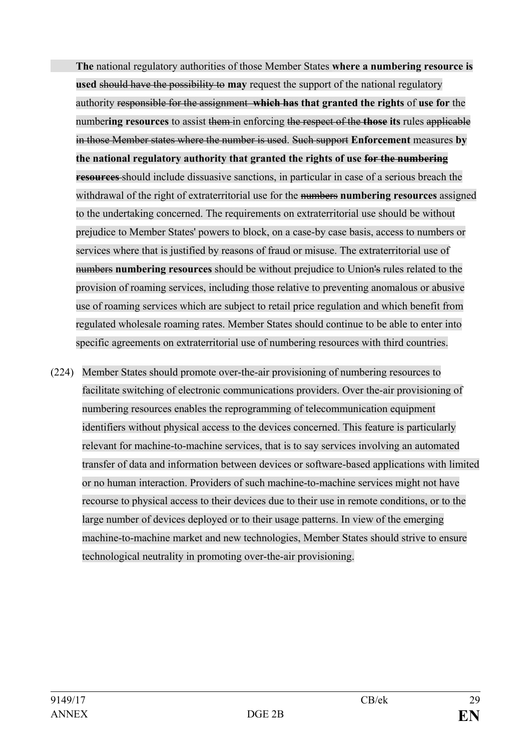**The** national regulatory authorities of those Member States **where a numbering resource is used** ~~should have the possibility to~~ **may** request the support of the national regulatory authority ~~responsible for the assignment~~ ~~**which has**~~ **that granted the rights** of **use for** the number**ing resources** to assist ~~them~~ in enforcing ~~the respect of the~~ ~~**those**~~ **its** rules ~~applicable in those Member states where the number is used~~. ~~Such support~~ **Enforcement** measures **by the national regulatory authority that granted the rights of use** ~~**for the numbering resources**~~ should include dissuasive sanctions, in particular in case of a serious breach the withdrawal of the right of extraterritorial use for the ~~numbers~~ **numbering resources** assigned to the undertaking concerned. The requirements on extraterritorial use should be without prejudice to Member States' powers to block, on a case-by case basis, access to numbers or services where that is justified by reasons of fraud or misuse. The extraterritorial use of ~~numbers~~ **numbering resources** should be without prejudice to Union~~'s~~ rules related to the provision of roaming services, including those relative to preventing anomalous or abusive use of roaming services which are subject to retail price regulation and which benefit from regulated wholesale roaming rates. Member States should continue to be able to enter into specific agreements on extraterritorial use of numbering resources with third countries.

(224) Member States should promote over-the-air provisioning of numbering resources to facilitate switching of electronic communications providers. Over the-air provisioning of numbering resources enables the reprogramming of telecommunication equipment identifiers without physical access to the devices concerned. This feature is particularly relevant for machine-to-machine services, that is to say services involving an automated transfer of data and information between devices or software-based applications with limited or no human interaction. Providers of such machine-to-machine services might not have recourse to physical access to their devices due to their use in remote conditions, or to the large number of devices deployed or to their usage patterns. In view of the emerging machine-to-machine market and new technologies, Member States should strive to ensure technological neutrality in promoting over-the-air provisioning.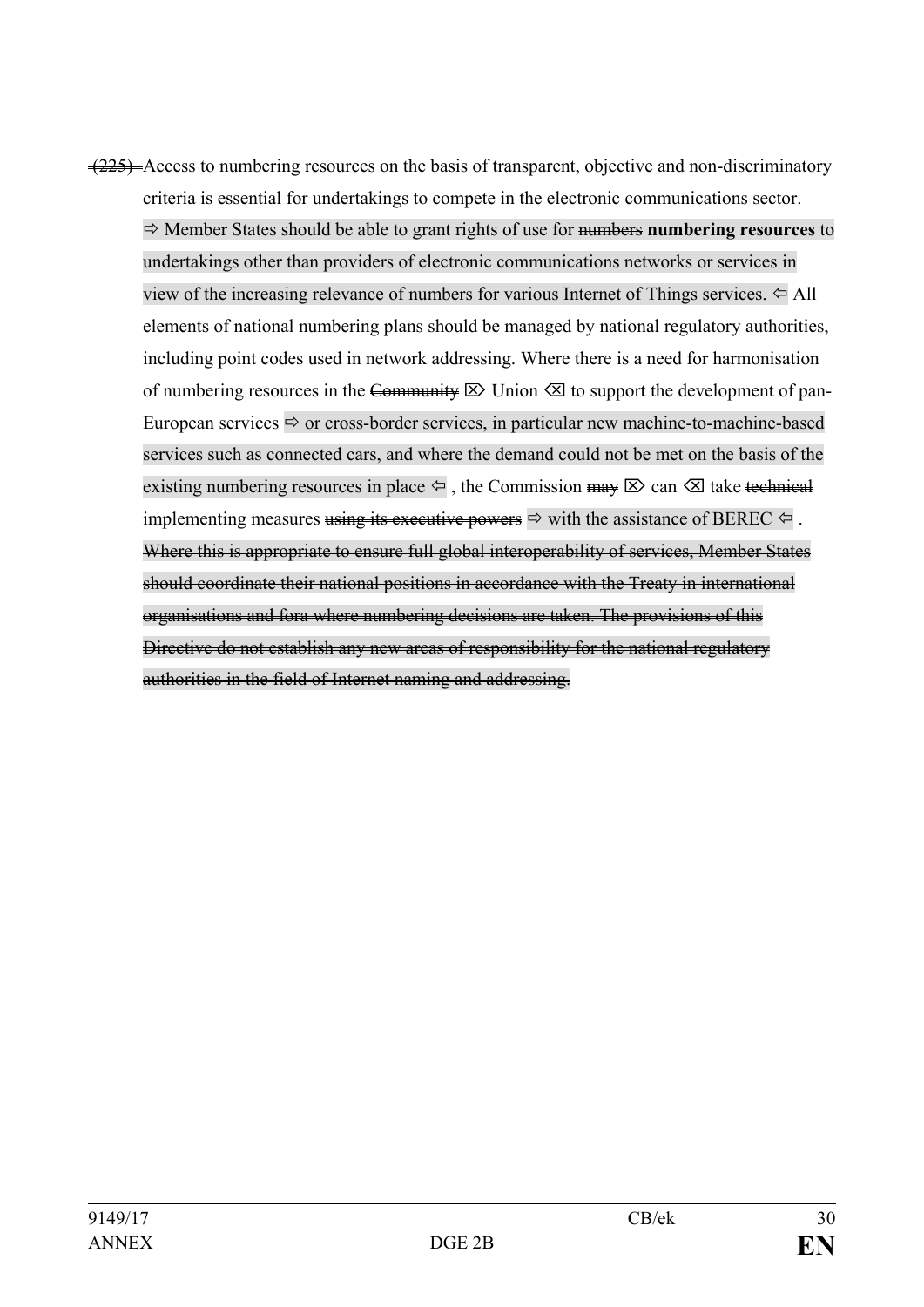~~(225)~~ Access to numbering resources on the basis of transparent, objective and non-discriminatory criteria is essential for undertakings to compete in the electronic communications sector. ⇨ Member States should be able to grant rights of use for ~~numbers~~ **numbering resources** to undertakings other than providers of electronic communications networks or services in view of the increasing relevance of numbers for various Internet of Things services. ⇦ All elements of national numbering plans should be managed by national regulatory authorities, including point codes used in network addressing. Where there is a need for harmonisation of numbering resources in the ~~Community~~ ⌦ Union ⌫ to support the development of pan-European services ⇨ or cross-border services, in particular new machine-to-machine-based services such as connected cars, and where the demand could not be met on the basis of the existing numbering resources in place ⇦ , the Commission ~~may~~ ⌦ can ⌫ take ~~technical~~ implementing measures ~~using its executive powers~~ ⇨ with the assistance of BEREC ⇦ . ~~Where this is appropriate to ensure full global interoperability of services, Member States should coordinate their national positions in accordance with the Treaty in international organisations and fora where numbering decisions are taken. The provisions of this Directive do not establish any new areas of responsibility for the national regulatory authorities in the field of Internet naming and addressing.~~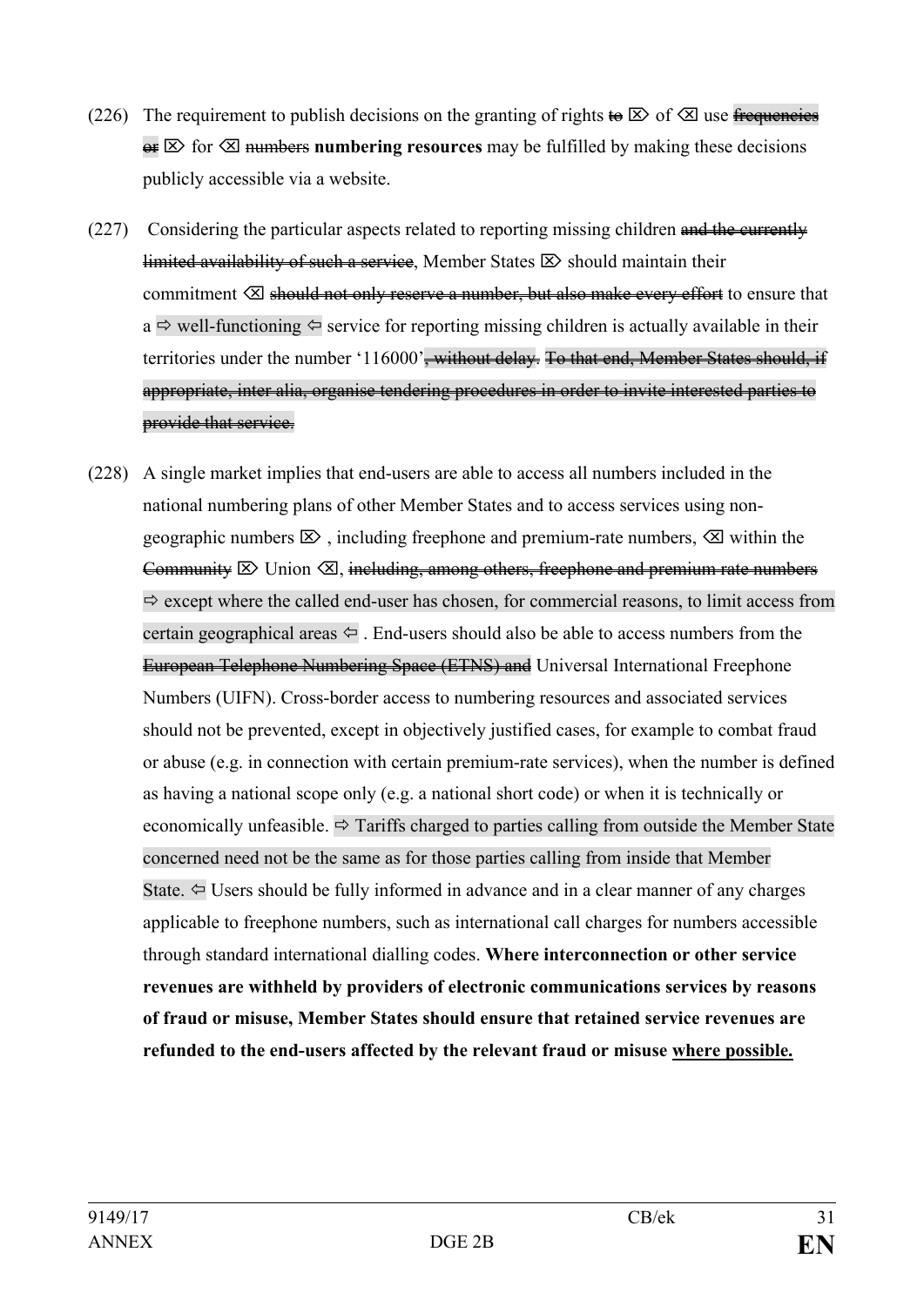(226) The requirement to publish decisions on the granting of rights ~~to~~ ⌦ of ⌫ use ~~frequencies or~~ ⌦ for ⌫ ~~numbers~~ **numbering resources** may be fulfilled by making these decisions publicly accessible via a website.

(227) Considering the particular aspects related to reporting missing children ~~and the currently limited availability of such a service~~, Member States ⌦ should maintain their commitment ⌫ ~~should not only reserve a number, but also make every effort~~ to ensure that a ⇨ well-functioning ⇦ service for reporting missing children is actually available in their territories under the number '116000'~~, without delay.~~ ~~To that end, Member States should, if appropriate, inter alia, organise tendering procedures in order to invite interested parties to provide that service.~~

(228) A single market implies that end-users are able to access all numbers included in the national numbering plans of other Member States and to access services using non-geographic numbers ⌦ , including freephone and premium-rate numbers, ⌫ within the ~~Community~~ ⌦ Union ⌫, ~~including, among others, freephone and premium rate numbers~~ ⇨ except where the called end-user has chosen, for commercial reasons, to limit access from certain geographical areas ⇦ . End-users should also be able to access numbers from the ~~European Telephone Numbering Space (ETNS) and~~ Universal International Freephone Numbers (UIFN). Cross-border access to numbering resources and associated services should not be prevented, except in objectively justified cases, for example to combat fraud or abuse (e.g. in connection with certain premium-rate services), when the number is defined as having a national scope only (e.g. a national short code) or when it is technically or economically unfeasible. ⇨ Tariffs charged to parties calling from outside the Member State concerned need not be the same as for those parties calling from inside that Member State. ⇦ Users should be fully informed in advance and in a clear manner of any charges applicable to freephone numbers, such as international call charges for numbers accessible through standard international dialling codes. **Where interconnection or other service revenues are withheld by providers of electronic communications services by reasons of fraud or misuse, Member States should ensure that retained service revenues are refunded to the end-users affected by the relevant fraud or misuse <u>where possible.</u>**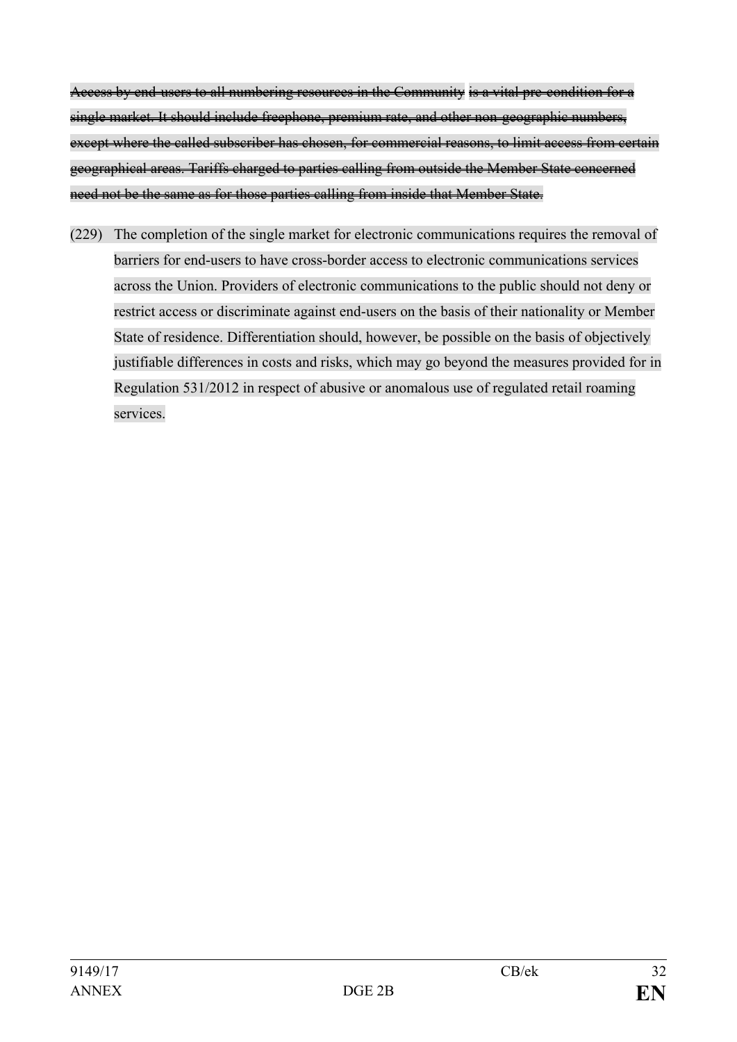~~Access by end-users to all numbering resources in the Community is a vital pre-condition for a single market. It should include freephone, premium rate, and other non-geographic numbers, except where the called subscriber has chosen, for commercial reasons, to limit access from certain geographical areas. Tariffs charged to parties calling from outside the Member State concerned need not be the same as for those parties calling from inside that Member State.~~

(229) The completion of the single market for electronic communications requires the removal of barriers for end-users to have cross-border access to electronic communications services across the Union. Providers of electronic communications to the public should not deny or restrict access or discriminate against end-users on the basis of their nationality or Member State of residence. Differentiation should, however, be possible on the basis of objectively justifiable differences in costs and risks, which may go beyond the measures provided for in Regulation 531/2012 in respect of abusive or anomalous use of regulated retail roaming services.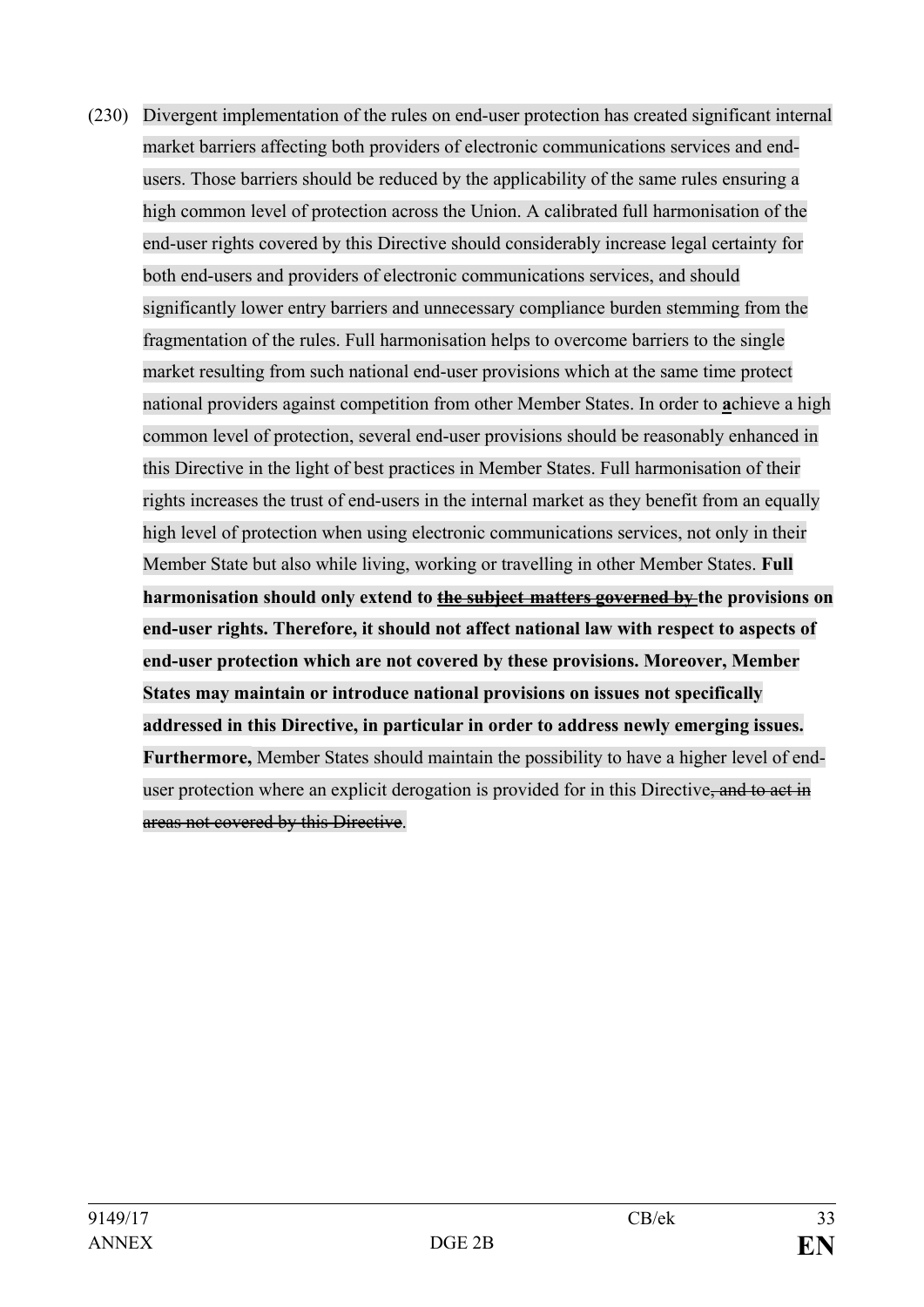(230) Divergent implementation of the rules on end-user protection has created significant internal market barriers affecting both providers of electronic communications services and end-users. Those barriers should be reduced by the applicability of the same rules ensuring a high common level of protection across the Union. A calibrated full harmonisation of the end-user rights covered by this Directive should considerably increase legal certainty for both end-users and providers of electronic communications services, and should significantly lower entry barriers and unnecessary compliance burden stemming from the fragmentation of the rules. Full harmonisation helps to overcome barriers to the single market resulting from such national end-user provisions which at the same time protect national providers against competition from other Member States. In order to **a**chieve a high common level of protection, several end-user provisions should be reasonably enhanced in this Directive in the light of best practices in Member States. Full harmonisation of their rights increases the trust of end-users in the internal market as they benefit from an equally high level of protection when using electronic communications services, not only in their Member State but also while living, working or travelling in other Member States. **Full harmonisation should only extend to ~~the subject matters governed by~~ the provisions on end-user rights. Therefore, it should not affect national law with respect to aspects of end-user protection which are not covered by these provisions. Moreover, Member States may maintain or introduce national provisions on issues not specifically addressed in this Directive, in particular in order to address newly emerging issues. Furthermore,** Member States should maintain the possibility to have a higher level of end-user protection where an explicit derogation is provided for in this Directive~~, and to act in areas not covered by this Directive~~.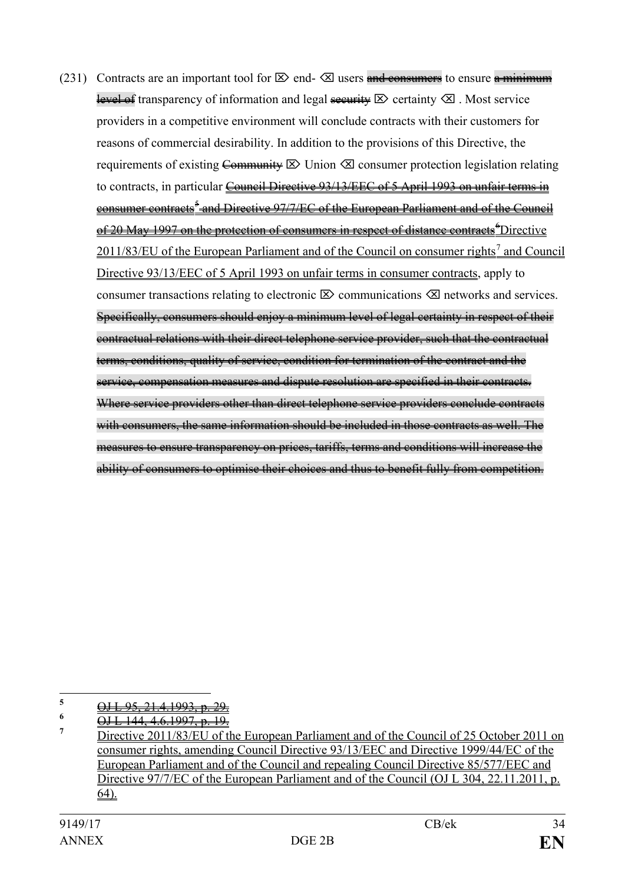(231) Contracts are an important tool for ⌦ end- ⌫ users ~~and consumers~~ to ensure ~~a minimum level of~~ transparency of information and legal ~~security~~ ⌦ certainty ⌫ . Most service providers in a competitive environment will conclude contracts with their customers for reasons of commercial desirability. In addition to the provisions of this Directive, the requirements of existing ~~Community~~ ⌦ Union ⌫ consumer protection legislation relating to contracts, in particular ~~Council Directive 93/13/EEC of 5 April 1993 on unfair terms in consumer contracts[5] and Directive 97/7/EC of the European Parliament and of the Council of 20 May 1997 on the protection of consumers in respect of distance contracts[6]~~ Directive 2011/83/EU of the European Parliament and of the Council on consumer rights[7] and Council Directive 93/13/EEC of 5 April 1993 on unfair terms in consumer contracts, apply to consumer transactions relating to electronic ⌦ communications ⌫ networks and services. ~~Specifically, consumers should enjoy a minimum level of legal certainty in respect of their contractual relations with their direct telephone service provider, such that the contractual terms, conditions, quality of service, condition for termination of the contract and the service, compensation measures and dispute resolution are specified in their contracts. Where service providers other than direct telephone service providers conclude contracts with consumers, the same information should be included in those contracts as well. The measures to ensure transparency on prices, tariffs, terms and conditions will increase the ability of consumers to optimise their choices and thus to benefit fully from competition.~~

---

[5] ~~OJ L 95, 21.4.1993, p. 29.~~

[6] ~~OJ L 144, 4.6.1997, p. 19.~~

[7] Directive 2011/83/EU of the European Parliament and of the Council of 25 October 2011 on consumer rights, amending Council Directive 93/13/EEC and Directive 1999/44/EC of the European Parliament and of the Council and repealing Council Directive 85/577/EEC and Directive 97/7/EC of the European Parliament and of the Council (OJ L 304, 22.11.2011, p. 64).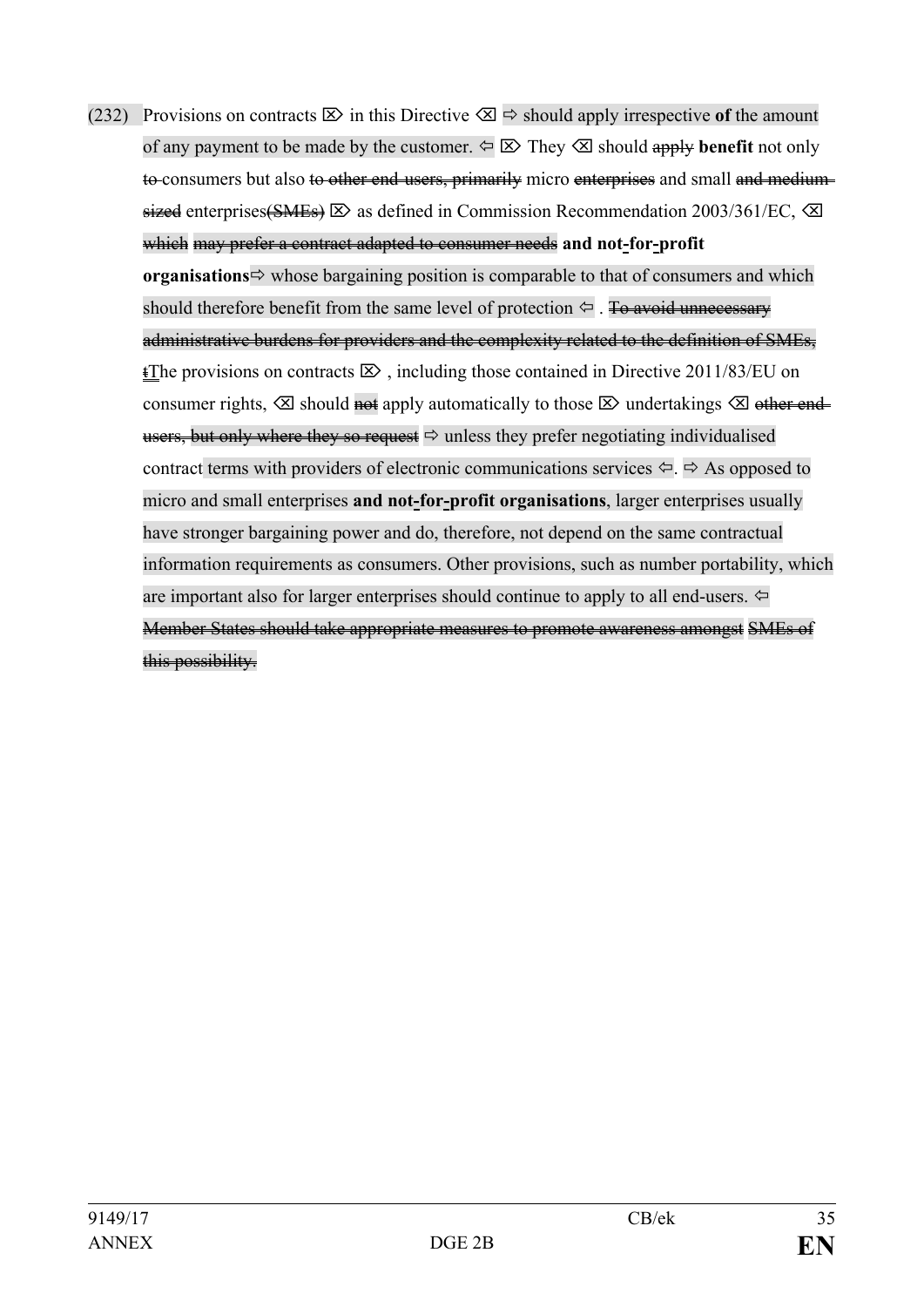(232) Provisions on contracts ⌦ in this Directive ⌫ ⇨ should apply irrespective **of** the amount of any payment to be made by the customer. ⇦ ⌦ They ⌫ should ~~apply~~ **benefit** not only ~~to~~ consumers but also ~~to other end-users, primarily~~ micro ~~enterprises~~ and small ~~and medium-sized~~ enterprises~~(SMEs)~~ ⌦ as defined in Commission Recommendation 2003/361/EC, ⌫ ~~which may prefer a contract adapted to consumer needs~~ **and not-for-profit organisations**⇨ whose bargaining position is comparable to that of consumers and which should therefore benefit from the same level of protection ⇦ . ~~To avoid unnecessary administrative burdens for providers and the complexity related to the definition of SMEs, t~~The provisions on contracts ⌦ , including those contained in Directive 2011/83/EU on consumer rights, ⌫ should ~~not~~ apply automatically to those ⌦ undertakings ⌫ ~~other end-users, but only where they so request~~ ⇨ unless they prefer negotiating individualised contract terms with providers of electronic communications services ⇦. ⇨ As opposed to micro and small enterprises **and not-for-profit organisations**, larger enterprises usually have stronger bargaining power and do, therefore, not depend on the same contractual information requirements as consumers. Other provisions, such as number portability, which are important also for larger enterprises should continue to apply to all end-users. ⇦ ~~Member States should take appropriate measures to promote awareness amongst SMEs of this possibility.~~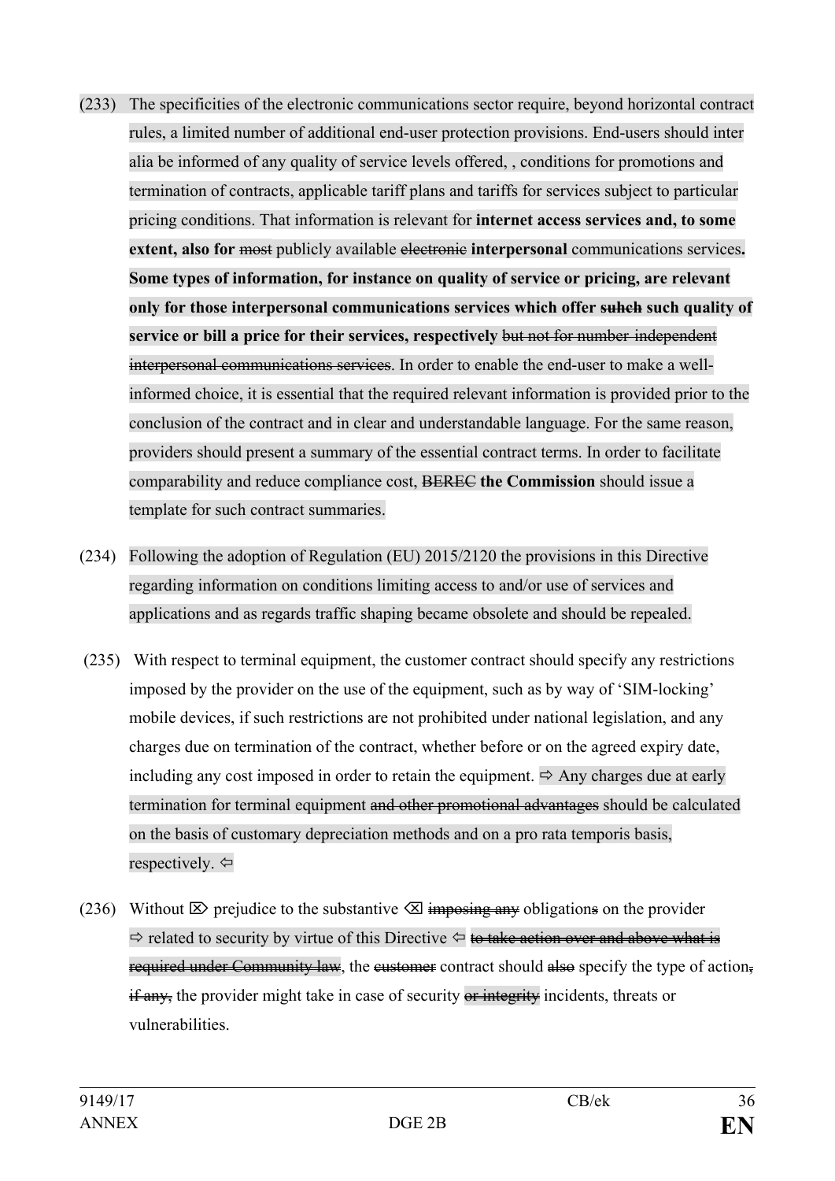(233) The specificities of the electronic communications sector require, beyond horizontal contract rules, a limited number of additional end-user protection provisions. End-users should inter alia be informed of any quality of service levels offered, , conditions for promotions and termination of contracts, applicable tariff plans and tariffs for services subject to particular pricing conditions. That information is relevant for **internet access services and, to some extent, also for** ~~most~~ publicly available ~~electronic~~ **interpersonal** communications services**. Some types of information, for instance on quality of service or pricing, are relevant only for those interpersonal communications services which offer ~~suhch~~ such quality of service or bill a price for their services, respectively** ~~but not for number-independent interpersonal communications services~~. In order to enable the end-user to make a well-informed choice, it is essential that the required relevant information is provided prior to the conclusion of the contract and in clear and understandable language. For the same reason, providers should present a summary of the essential contract terms. In order to facilitate comparability and reduce compliance cost, ~~BEREC~~ **the Commission** should issue a template for such contract summaries.

(234) Following the adoption of Regulation (EU) 2015/2120 the provisions in this Directive regarding information on conditions limiting access to and/or use of services and applications and as regards traffic shaping became obsolete and should be repealed.

(235) With respect to terminal equipment, the customer contract should specify any restrictions imposed by the provider on the use of the equipment, such as by way of 'SIM-locking' mobile devices, if such restrictions are not prohibited under national legislation, and any charges due on termination of the contract, whether before or on the agreed expiry date, including any cost imposed in order to retain the equipment. ⇨ Any charges due at early termination for terminal equipment ~~and other promotional advantages~~ should be calculated on the basis of customary depreciation methods and on a pro rata temporis basis, respectively. ⇦

(236) Without ⌦ prejudice to the substantive ⌫ ~~imposing any~~ obligation~~s~~ on the provider ⇨ related to security by virtue of this Directive ⇦ ~~to take action over and above what is required under Community law~~, the ~~customer~~ contract should ~~also~~ specify the type of action~~, if any,~~ the provider might take in case of security ~~or integrity~~ incidents, threats or vulnerabilities.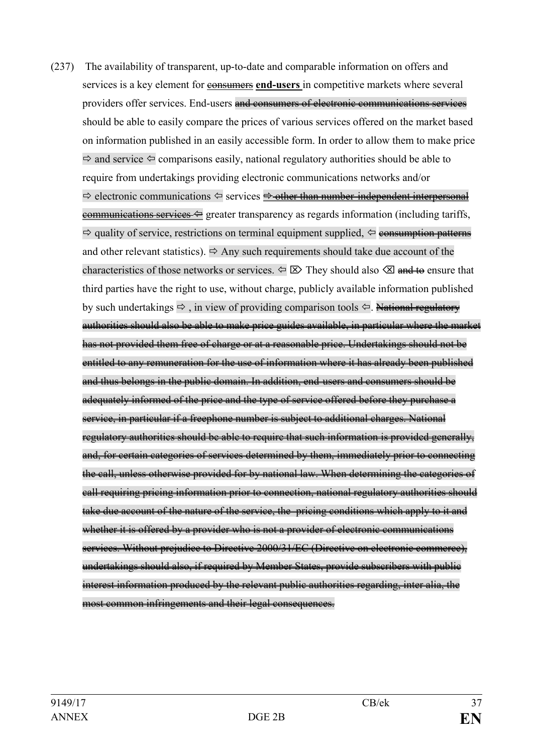(237) The availability of transparent, up-to-date and comparable information on offers and services is a key element for ~~consumers~~ **end-users** in competitive markets where several providers offer services. End-users ~~and consumers of electronic communications services~~ should be able to easily compare the prices of various services offered on the market based on information published in an easily accessible form. In order to allow them to make price ⇨ and service ⇦ comparisons easily, national regulatory authorities should be able to require from undertakings providing electronic communications networks and/or ⇨ electronic communications ⇦ services ~~⇨ other than number-independent interpersonal communications services ⇦~~ greater transparency as regards information (including tariffs, ⇨ quality of service, restrictions on terminal equipment supplied, ⇦ ~~consumption patterns~~ and other relevant statistics). ⇨ Any such requirements should take due account of the characteristics of those networks or services. ⇦ ⌦ They should also ⌫ ~~and to~~ ensure that third parties have the right to use, without charge, publicly available information published by such undertakings ⇨ , in view of providing comparison tools ⇦. ~~National regulatory authorities should also be able to make price guides available, in particular where the market has not provided them free of charge or at a reasonable price. Undertakings should not be entitled to any remuneration for the use of information where it has already been published and thus belongs in the public domain. In addition, end-users and consumers should be adequately informed of the price and the type of service offered before they purchase a service, in particular if a freephone number is subject to additional charges. National regulatory authorities should be able to require that such information is provided generally, and, for certain categories of services determined by them, immediately prior to connecting the call, unless otherwise provided for by national law. When determining the categories of call requiring pricing information prior to connection, national regulatory authorities should take due account of the nature of the service, the pricing conditions which apply to it and whether it is offered by a provider who is not a provider of electronic communications services. Without prejudice to Directive 2000/31/EC (Directive on electronic commerce), undertakings should also, if required by Member States, provide subscribers with public interest information produced by the relevant public authorities regarding, inter alia, the most common infringements and their legal consequences.~~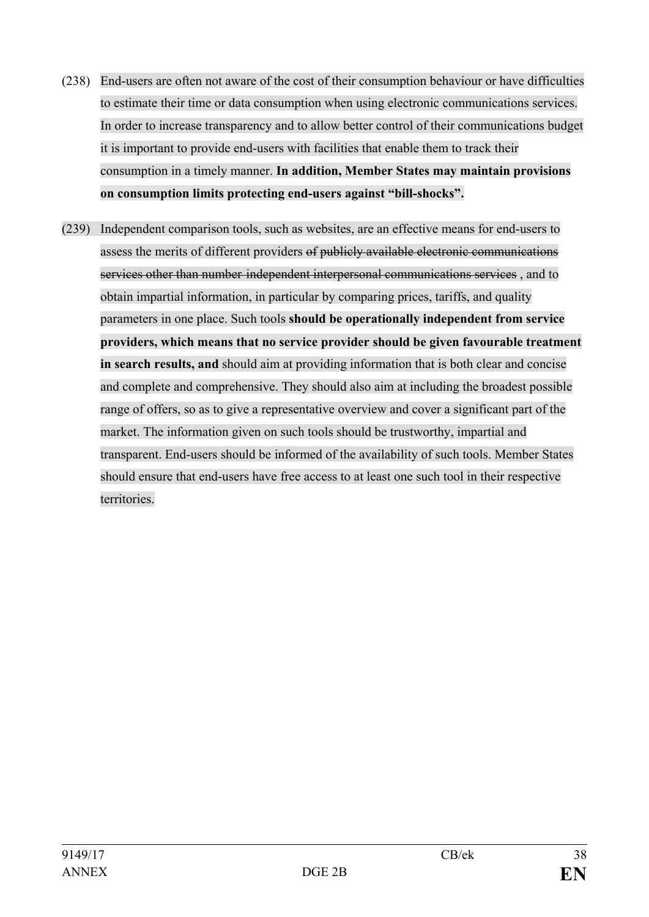(238) End-users are often not aware of the cost of their consumption behaviour or have difficulties to estimate their time or data consumption when using electronic communications services. In order to increase transparency and to allow better control of their communications budget it is important to provide end-users with facilities that enable them to track their consumption in a timely manner. **In addition, Member States may maintain provisions on consumption limits protecting end-users against "bill-shocks".**

(239) Independent comparison tools, such as websites, are an effective means for end-users to assess the merits of different providers ~~of publicly available electronic communications services other than number-independent interpersonal communications services~~ , and to obtain impartial information, in particular by comparing prices, tariffs, and quality parameters in one place. Such tools **should be operationally independent from service providers, which means that no service provider should be given favourable treatment in search results, and** should aim at providing information that is both clear and concise and complete and comprehensive. They should also aim at including the broadest possible range of offers, so as to give a representative overview and cover a significant part of the market. The information given on such tools should be trustworthy, impartial and transparent. End-users should be informed of the availability of such tools. Member States should ensure that end-users have free access to at least one such tool in their respective territories.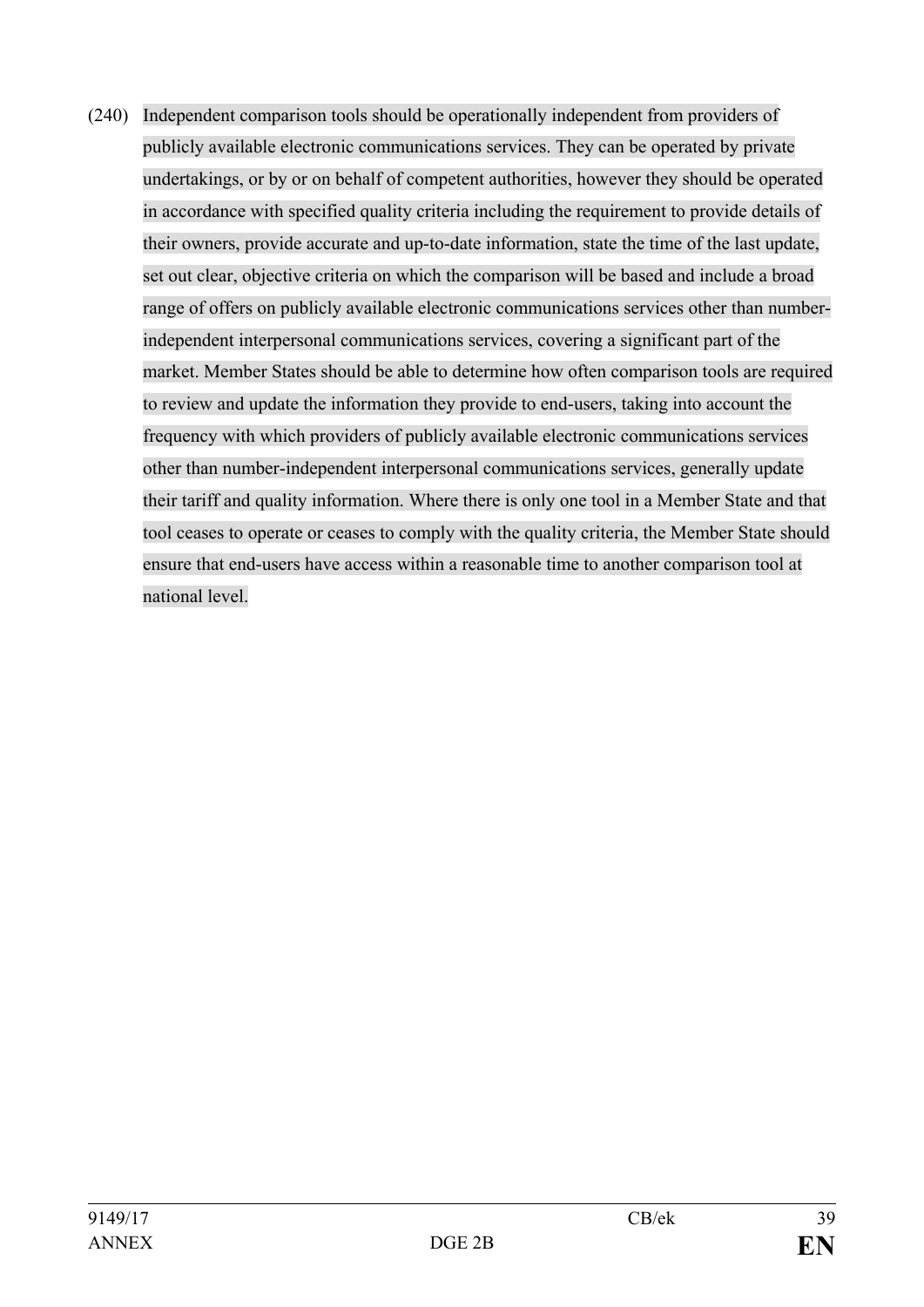(240) Independent comparison tools should be operationally independent from providers of publicly available electronic communications services. They can be operated by private undertakings, or by or on behalf of competent authorities, however they should be operated in accordance with specified quality criteria including the requirement to provide details of their owners, provide accurate and up-to-date information, state the time of the last update, set out clear, objective criteria on which the comparison will be based and include a broad range of offers on publicly available electronic communications services other than number-independent interpersonal communications services, covering a significant part of the market. Member States should be able to determine how often comparison tools are required to review and update the information they provide to end-users, taking into account the frequency with which providers of publicly available electronic communications services other than number-independent interpersonal communications services, generally update their tariff and quality information. Where there is only one tool in a Member State and that tool ceases to operate or ceases to comply with the quality criteria, the Member State should ensure that end-users have access within a reasonable time to another comparison tool at national level.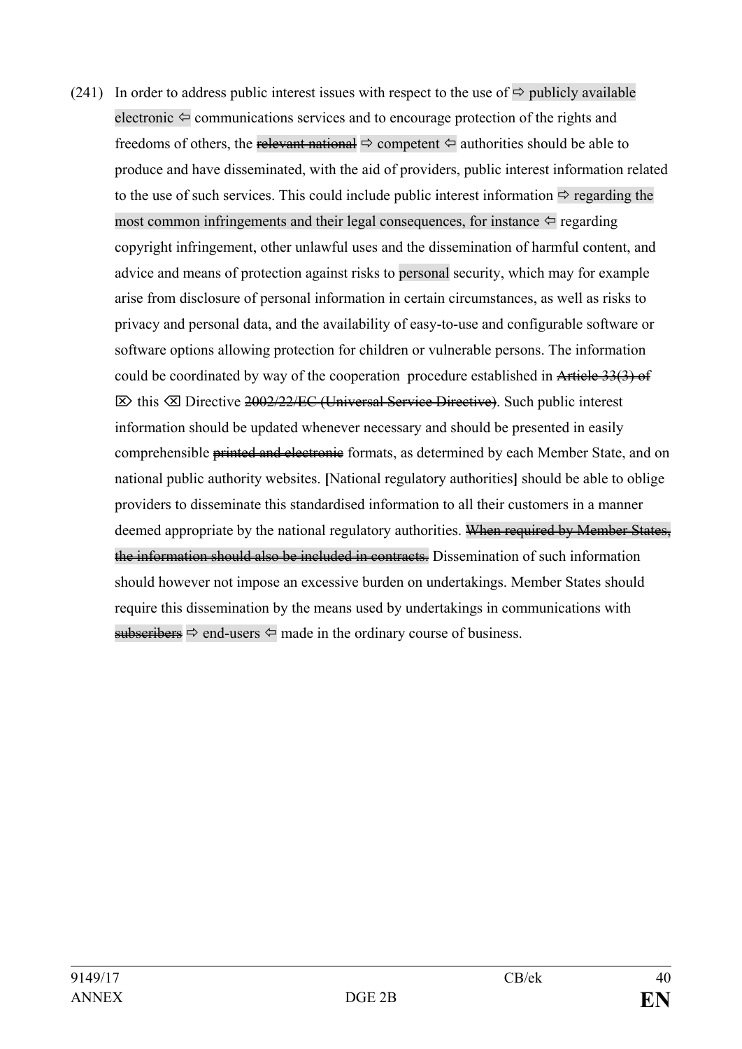(241) In order to address public interest issues with respect to the use of ⇨ publicly available electronic ⇦ communications services and to encourage protection of the rights and freedoms of others, the ~~relevant national~~ ⇨ competent ⇦ authorities should be able to produce and have disseminated, with the aid of providers, public interest information related to the use of such services. This could include public interest information ⇨ regarding the most common infringements and their legal consequences, for instance ⇦ regarding copyright infringement, other unlawful uses and the dissemination of harmful content, and advice and means of protection against risks to personal security, which may for example arise from disclosure of personal information in certain circumstances, as well as risks to privacy and personal data, and the availability of easy-to-use and configurable software or software options allowing protection for children or vulnerable persons. The information could be coordinated by way of the cooperation procedure established in ~~Article 33(3) of~~ ⌦ this ⌫ Directive ~~2002/22/EC (Universal Service Directive)~~. Such public interest information should be updated whenever necessary and should be presented in easily comprehensible ~~printed and electronic~~ formats, as determined by each Member State, and on national public authority websites. **[**National regulatory authorities**]** should be able to oblige providers to disseminate this standardised information to all their customers in a manner deemed appropriate by the national regulatory authorities. ~~When required by Member States, the information should also be included in contracts.~~ Dissemination of such information should however not impose an excessive burden on undertakings. Member States should require this dissemination by the means used by undertakings in communications with ~~subscribers~~ ⇨ end-users ⇦ made in the ordinary course of business.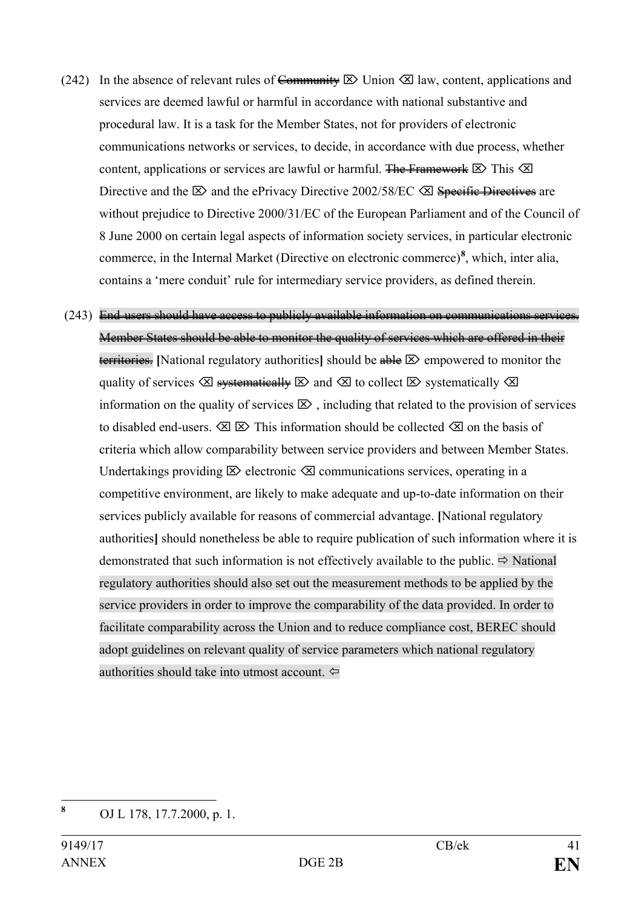(242) In the absence of relevant rules of ~~Community~~ ⌦ Union ⌫ law, content, applications and services are deemed lawful or harmful in accordance with national substantive and procedural law. It is a task for the Member States, not for providers of electronic communications networks or services, to decide, in accordance with due process, whether content, applications or services are lawful or harmful. ~~The Framework~~ ⌦ This ⌫ Directive and the ⌦ and the ePrivacy Directive 2002/58/EC ⌫ ~~Specific Directives~~ are without prejudice to Directive 2000/31/EC of the European Parliament and of the Council of 8 June 2000 on certain legal aspects of information society services, in particular electronic commerce, in the Internal Market (Directive on electronic commerce)[8], which, inter alia, contains a 'mere conduit' rule for intermediary service providers, as defined therein.

(243) ~~End-users should have access to publicly available information on communications services. Member States should be able to monitor the quality of services which are offered in their territories.~~ **[**National regulatory authorities**]** should be ~~able~~ ⌦ empowered to monitor the quality of services ⌫ ~~systematically~~ ⌦ and ⌫ to collect ⌦ systematically ⌫ information on the quality of services ⌦ , including that related to the provision of services to disabled end-users. ⌫ ⌦ This information should be collected ⌫ on the basis of criteria which allow comparability between service providers and between Member States. Undertakings providing ⌦ electronic ⌫ communications services, operating in a competitive environment, are likely to make adequate and up-to-date information on their services publicly available for reasons of commercial advantage. **[**National regulatory authorities**]** should nonetheless be able to require publication of such information where it is demonstrated that such information is not effectively available to the public. ⇨ National regulatory authorities should also set out the measurement methods to be applied by the service providers in order to improve the comparability of the data provided. In order to facilitate comparability across the Union and to reduce compliance cost, BEREC should adopt guidelines on relevant quality of service parameters which national regulatory authorities should take into utmost account. ⇦

---

[8] OJ L 178, 17.7.2000, p. 1.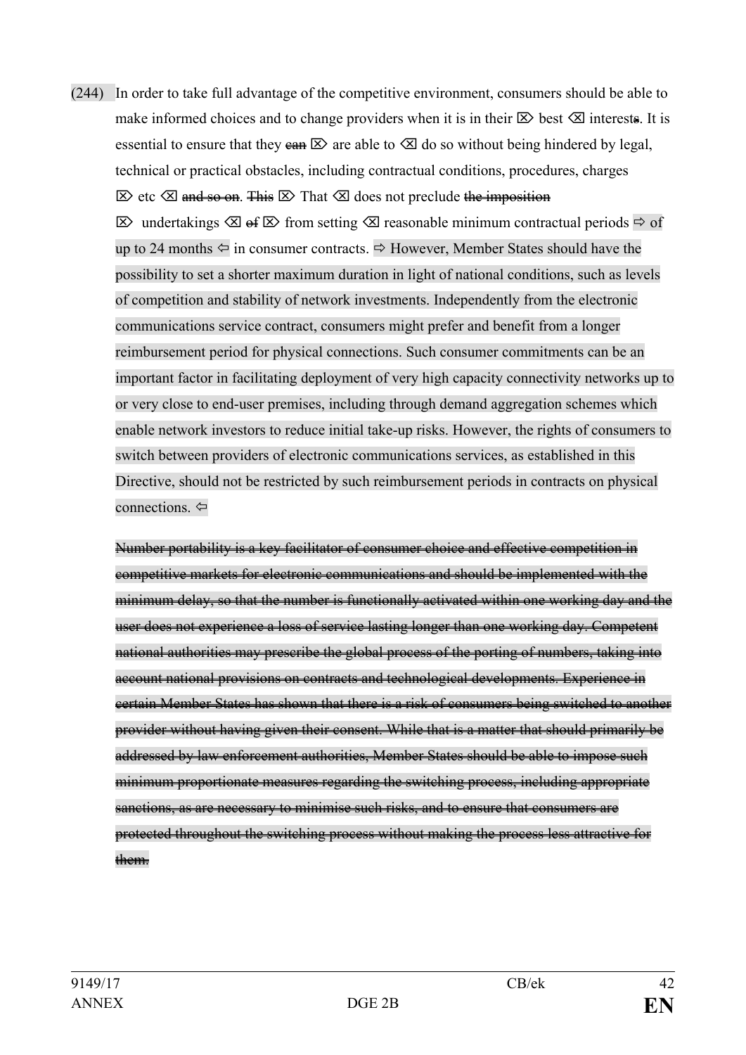(244) In order to take full advantage of the competitive environment, consumers should be able to make informed choices and to change providers when it is in their ⌦ best ⌫ interests. It is essential to ensure that they ~~can~~ ⌦ are able to ⌫ do so without being hindered by legal, technical or practical obstacles, including contractual conditions, procedures, charges ⌦ etc ⌫ ~~and so on~~. ~~This~~ ⌦ That ⌫ does not preclude ~~the imposition~~ ⌦ undertakings ⌫ ~~of~~ ⌦ from setting ⌫ reasonable minimum contractual periods ⇨ of up to 24 months ⇦ in consumer contracts. ⇨ However, Member States should have the possibility to set a shorter maximum duration in light of national conditions, such as levels of competition and stability of network investments. Independently from the electronic communications service contract, consumers might prefer and benefit from a longer reimbursement period for physical connections. Such consumer commitments can be an important factor in facilitating deployment of very high capacity connectivity networks up to or very close to end-user premises, including through demand aggregation schemes which enable network investors to reduce initial take-up risks. However, the rights of consumers to switch between providers of electronic communications services, as established in this Directive, should not be restricted by such reimbursement periods in contracts on physical connections. ⇦

~~Number portability is a key facilitator of consumer choice and effective competition in competitive markets for electronic communications and should be implemented with the minimum delay, so that the number is functionally activated within one working day and the user does not experience a loss of service lasting longer than one working day. Competent national authorities may prescribe the global process of the porting of numbers, taking into account national provisions on contracts and technological developments. Experience in certain Member States has shown that there is a risk of consumers being switched to another provider without having given their consent. While that is a matter that should primarily be addressed by law enforcement authorities, Member States should be able to impose such minimum proportionate measures regarding the switching process, including appropriate sanctions, as are necessary to minimise such risks, and to ensure that consumers are protected throughout the switching process without making the process less attractive for them.~~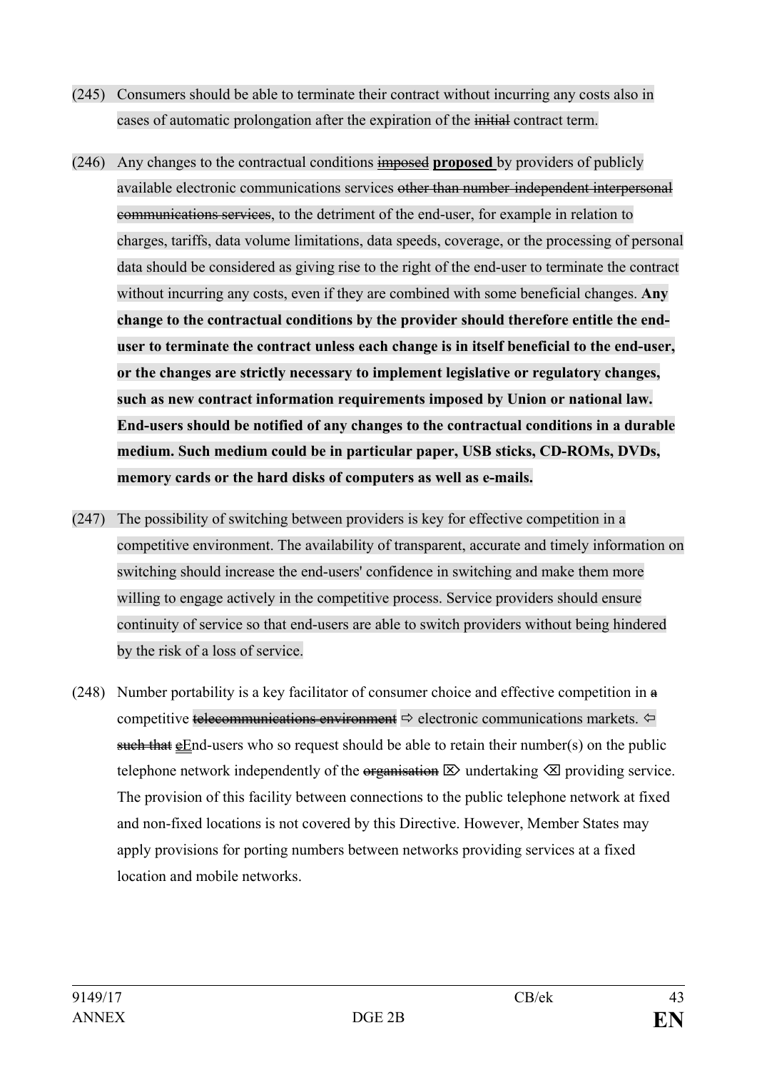(245) Consumers should be able to terminate their contract without incurring any costs also in cases of automatic prolongation after the expiration of the ~~initial~~ contract term.

(246) Any changes to the contractual conditions ~~imposed~~ **proposed** by providers of publicly available electronic communications services ~~other than number-independent interpersonal communications services~~, to the detriment of the end-user, for example in relation to charges, tariffs, data volume limitations, data speeds, coverage, or the processing of personal data should be considered as giving rise to the right of the end-user to terminate the contract without incurring any costs, even if they are combined with some beneficial changes. **Any change to the contractual conditions by the provider should therefore entitle the end-user to terminate the contract unless each change is in itself beneficial to the end-user, or the changes are strictly necessary to implement legislative or regulatory changes, such as new contract information requirements imposed by Union or national law. End-users should be notified of any changes to the contractual conditions in a durable medium. Such medium could be in particular paper, USB sticks, CD-ROMs, DVDs, memory cards or the hard disks of computers as well as e-mails.**

(247) The possibility of switching between providers is key for effective competition in a competitive environment. The availability of transparent, accurate and timely information on switching should increase the end-users' confidence in switching and make them more willing to engage actively in the competitive process. Service providers should ensure continuity of service so that end-users are able to switch providers without being hindered by the risk of a loss of service.

(248) Number portability is a key facilitator of consumer choice and effective competition in ~~a~~ competitive ~~telecommunications environment~~ ⇨ electronic communications markets. ⇦ ~~such that~~ ~~e~~End-users who so request should be able to retain their number(s) on the public telephone network independently of the ~~organisation~~ ⌦ undertaking ⌫ providing service. The provision of this facility between connections to the public telephone network at fixed and non-fixed locations is not covered by this Directive. However, Member States may apply provisions for porting numbers between networks providing services at a fixed location and mobile networks.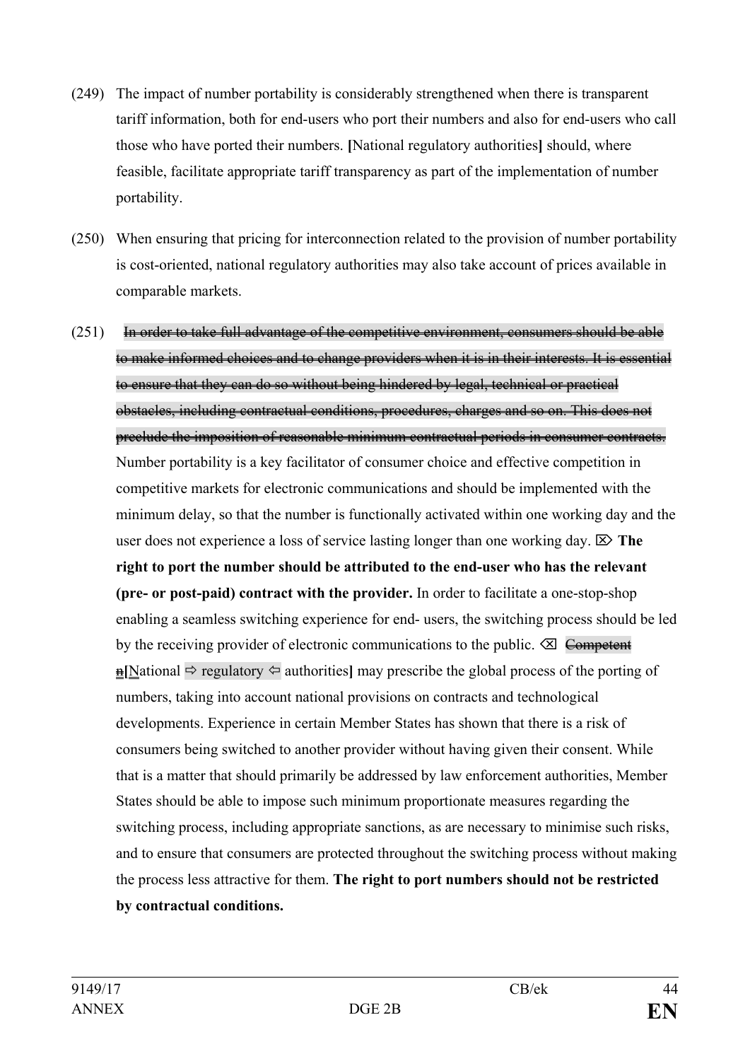(249) The impact of number portability is considerably strengthened when there is transparent tariff information, both for end-users who port their numbers and also for end-users who call those who have ported their numbers. **[**National regulatory authorities**]** should, where feasible, facilitate appropriate tariff transparency as part of the implementation of number portability.

(250) When ensuring that pricing for interconnection related to the provision of number portability is cost-oriented, national regulatory authorities may also take account of prices available in comparable markets.

(251) ~~In order to take full advantage of the competitive environment, consumers should be able to make informed choices and to change providers when it is in their interests. It is essential to ensure that they can do so without being hindered by legal, technical or practical obstacles, including contractual conditions, procedures, charges and so on. This does not preclude the imposition of reasonable minimum contractual periods in consumer contracts.~~ Number portability is a key facilitator of consumer choice and effective competition in competitive markets for electronic communications and should be implemented with the minimum delay, so that the number is functionally activated within one working day and the user does not experience a loss of service lasting longer than one working day. ⌦ **The right to port the number should be attributed to the end-user who has the relevant (pre- or post-paid) contract with the provider.** In order to facilitate a one-stop-shop enabling a seamless switching experience for end- users, the switching process should be led by the receiving provider of electronic communications to the public. ⌫ ~~Competent~~ ~~n~~**[**National ⇨ regulatory ⇦ authorities**]** may prescribe the global process of the porting of numbers, taking into account national provisions on contracts and technological developments. Experience in certain Member States has shown that there is a risk of consumers being switched to another provider without having given their consent. While that is a matter that should primarily be addressed by law enforcement authorities, Member States should be able to impose such minimum proportionate measures regarding the switching process, including appropriate sanctions, as are necessary to minimise such risks, and to ensure that consumers are protected throughout the switching process without making the process less attractive for them. **The right to port numbers should not be restricted by contractual conditions.**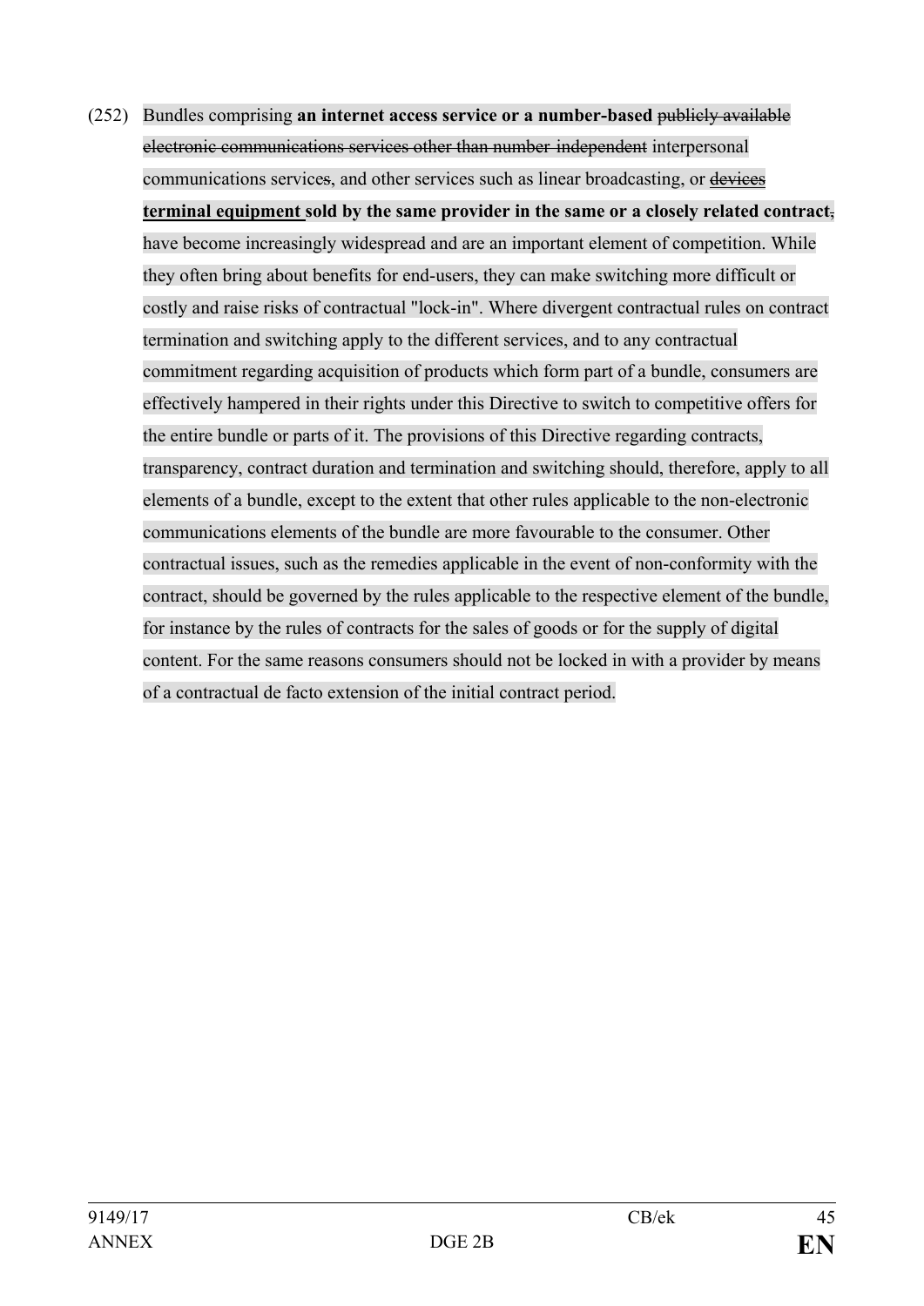(252) Bundles comprising **an internet access service or a number-based** ~~publicly available electronic communications services other than number-independent~~ interpersonal communications service~~s~~, and other services such as linear broadcasting, or ~~devices~~ **terminal equipment sold by the same provider in the same or a closely related contract**~~,~~ have become increasingly widespread and are an important element of competition. While they often bring about benefits for end-users, they can make switching more difficult or costly and raise risks of contractual "lock-in". Where divergent contractual rules on contract termination and switching apply to the different services, and to any contractual commitment regarding acquisition of products which form part of a bundle, consumers are effectively hampered in their rights under this Directive to switch to competitive offers for the entire bundle or parts of it. The provisions of this Directive regarding contracts, transparency, contract duration and termination and switching should, therefore, apply to all elements of a bundle, except to the extent that other rules applicable to the non-electronic communications elements of the bundle are more favourable to the consumer. Other contractual issues, such as the remedies applicable in the event of non-conformity with the contract, should be governed by the rules applicable to the respective element of the bundle, for instance by the rules of contracts for the sales of goods or for the supply of digital content. For the same reasons consumers should not be locked in with a provider by means of a contractual de facto extension of the initial contract period.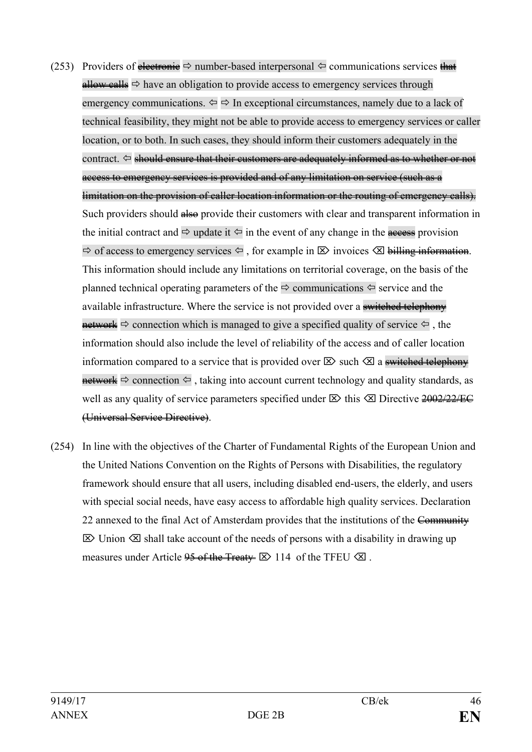(253) Providers of ~~electronic~~ ⇨ number-based interpersonal ⇦ communications services ~~that allow calls~~ ⇨ have an obligation to provide access to emergency services through emergency communications. ⇦ ⇨ In exceptional circumstances, namely due to a lack of technical feasibility, they might not be able to provide access to emergency services or caller location, or to both. In such cases, they should inform their customers adequately in the contract. ⇦ ~~should ensure that their customers are adequately informed as to whether or not access to emergency services is provided and of any limitation on service (such as a limitation on the provision of caller location information or the routing of emergency calls).~~ Such providers should ~~also~~ provide their customers with clear and transparent information in the initial contract and ⇨ update it ⇦ in the event of any change in the ~~access~~ provision ⇨ of access to emergency services ⇦ , for example in ⌦ invoices ⌫ ~~billing information~~. This information should include any limitations on territorial coverage, on the basis of the planned technical operating parameters of the ⇨ communications ⇦ service and the available infrastructure. Where the service is not provided over a ~~switched telephony network~~ ⇨ connection which is managed to give a specified quality of service ⇦ , the information should also include the level of reliability of the access and of caller location information compared to a service that is provided over ⌦ such ⌫ a ~~switched telephony network~~ ⇨ connection ⇦ , taking into account current technology and quality standards, as well as any quality of service parameters specified under ⌦ this ⌫ Directive ~~2002/22/EC (Universal Service Directive)~~.

(254) In line with the objectives of the Charter of Fundamental Rights of the European Union and the United Nations Convention on the Rights of Persons with Disabilities, the regulatory framework should ensure that all users, including disabled end-users, the elderly, and users with special social needs, have easy access to affordable high quality services. Declaration 22 annexed to the final Act of Amsterdam provides that the institutions of the ~~Community~~ ⌦ Union ⌫ shall take account of the needs of persons with a disability in drawing up measures under Article ~~95 of the Treaty~~ ⌦ 114 of the TFEU ⌫ .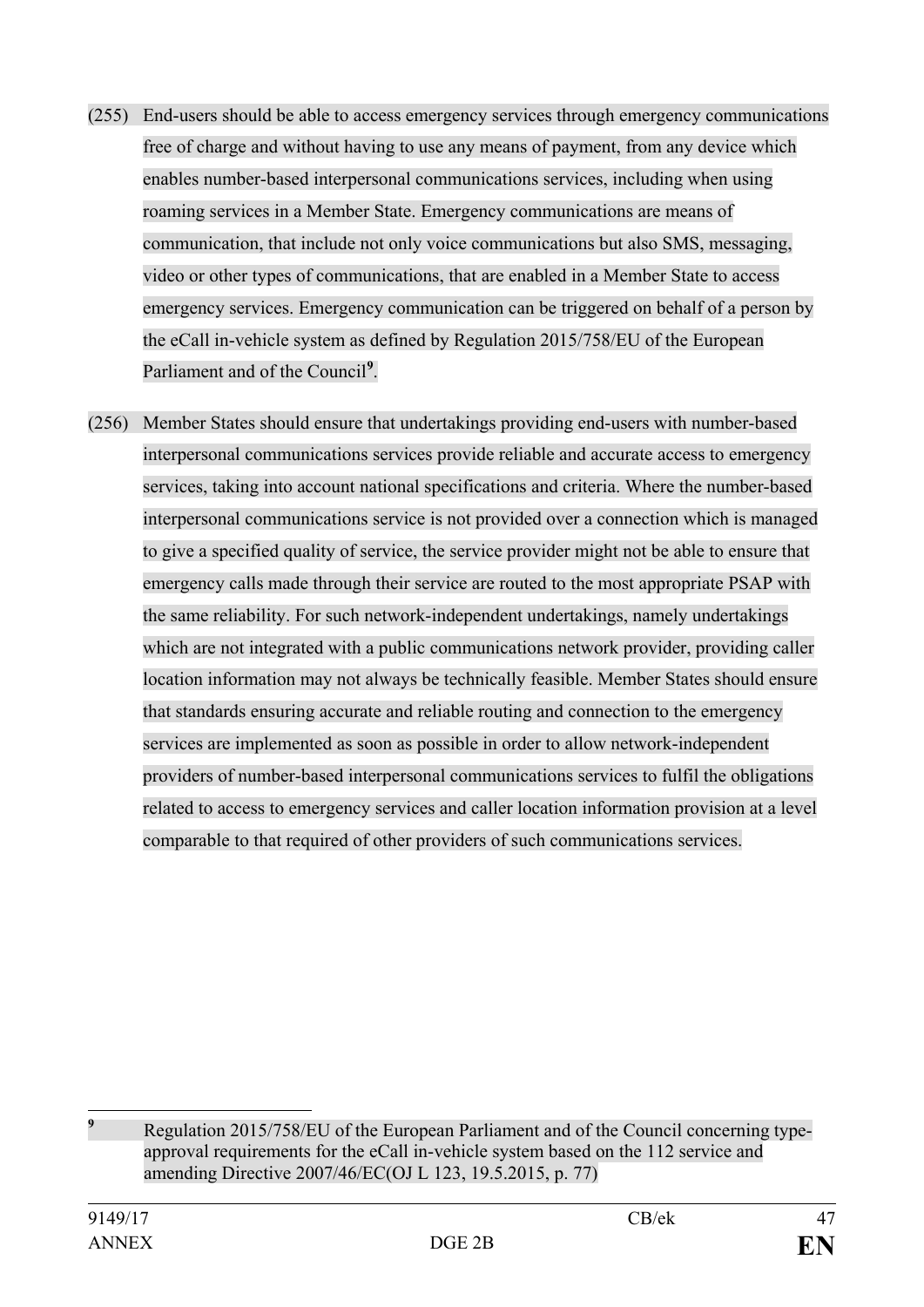(255) End-users should be able to access emergency services through emergency communications free of charge and without having to use any means of payment, from any device which enables number-based interpersonal communications services, including when using roaming services in a Member State. Emergency communications are means of communication, that include not only voice communications but also SMS, messaging, video or other types of communications, that are enabled in a Member State to access emergency services. Emergency communication can be triggered on behalf of a person by the eCall in-vehicle system as defined by Regulation 2015/758/EU of the European Parliament and of the Council[9].

(256) Member States should ensure that undertakings providing end-users with number-based interpersonal communications services provide reliable and accurate access to emergency services, taking into account national specifications and criteria. Where the number-based interpersonal communications service is not provided over a connection which is managed to give a specified quality of service, the service provider might not be able to ensure that emergency calls made through their service are routed to the most appropriate PSAP with the same reliability. For such network-independent undertakings, namely undertakings which are not integrated with a public communications network provider, providing caller location information may not always be technically feasible. Member States should ensure that standards ensuring accurate and reliable routing and connection to the emergency services are implemented as soon as possible in order to allow network-independent providers of number-based interpersonal communications services to fulfil the obligations related to access to emergency services and caller location information provision at a level comparable to that required of other providers of such communications services.

---

[9] Regulation 2015/758/EU of the European Parliament and of the Council concerning type-approval requirements for the eCall in-vehicle system based on the 112 service and amending Directive 2007/46/EC(OJ L 123, 19.5.2015, p. 77)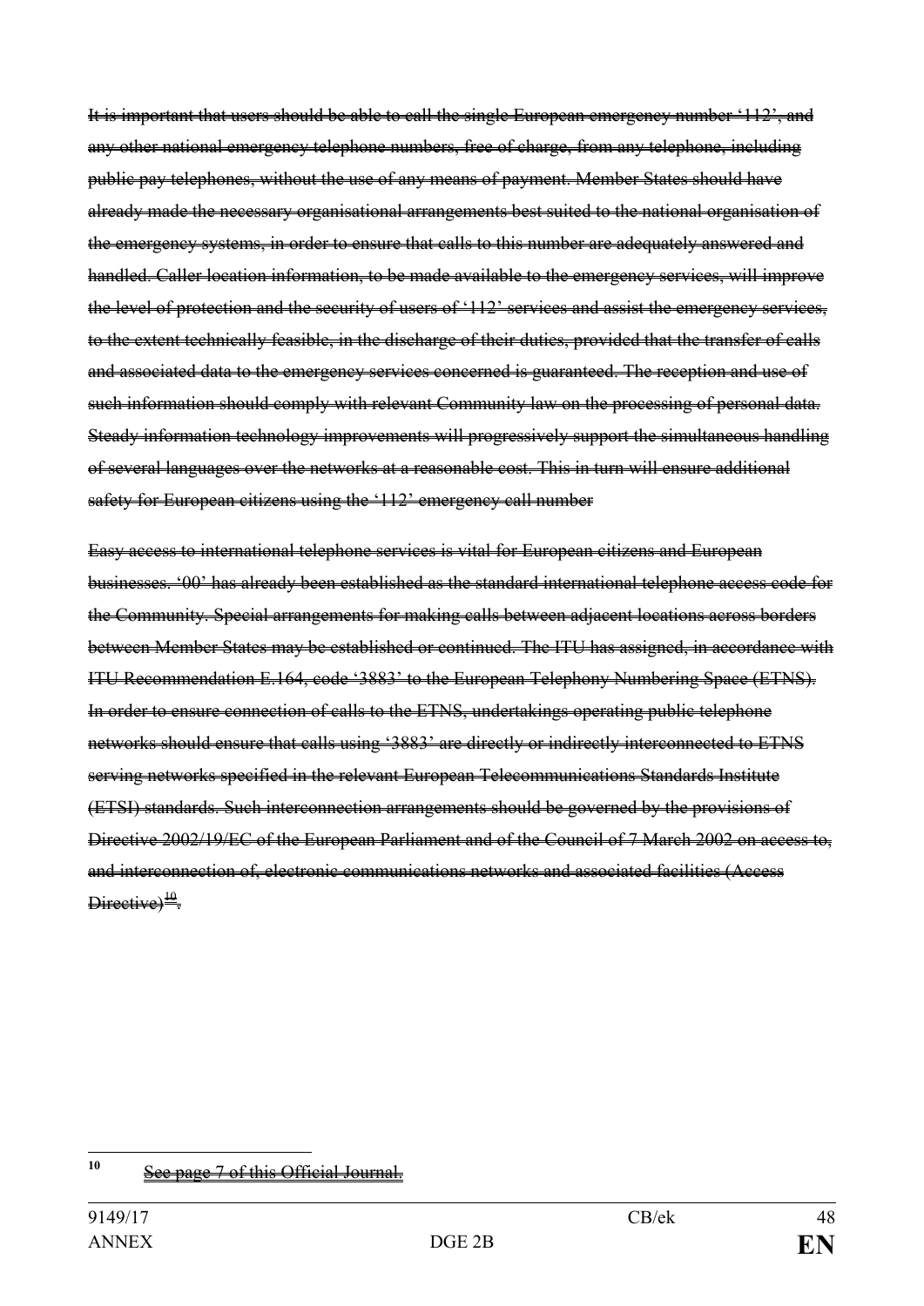~~It is important that users should be able to call the single European emergency number '112', and any other national emergency telephone numbers, free of charge, from any telephone, including public pay telephones, without the use of any means of payment. Member States should have already made the necessary organisational arrangements best suited to the national organisation of the emergency systems, in order to ensure that calls to this number are adequately answered and handled. Caller location information, to be made available to the emergency services, will improve the level of protection and the security of users of '112' services and assist the emergency services, to the extent technically feasible, in the discharge of their duties, provided that the transfer of calls and associated data to the emergency services concerned is guaranteed. The reception and use of such information should comply with relevant Community law on the processing of personal data. Steady information technology improvements will progressively support the simultaneous handling of several languages over the networks at a reasonable cost. This in turn will ensure additional safety for European citizens using the '112' emergency call number~~

~~Easy access to international telephone services is vital for European citizens and European businesses. '00' has already been established as the standard international telephone access code for the Community. Special arrangements for making calls between adjacent locations across borders between Member States may be established or continued. The ITU has assigned, in accordance with ITU Recommendation E.164, code '3883' to the European Telephony Numbering Space (ETNS). In order to ensure connection of calls to the ETNS, undertakings operating public telephone networks should ensure that calls using '3883' are directly or indirectly interconnected to ETNS serving networks specified in the relevant European Telecommunications Standards Institute (ETSI) standards. Such interconnection arrangements should be governed by the provisions of Directive 2002/19/EC of the European Parliament and of the Council of 7 March 2002 on access to, and interconnection of, electronic communications networks and associated facilities (Access Directive)[10].~~

---

[10] ~~See page 7 of this Official Journal.~~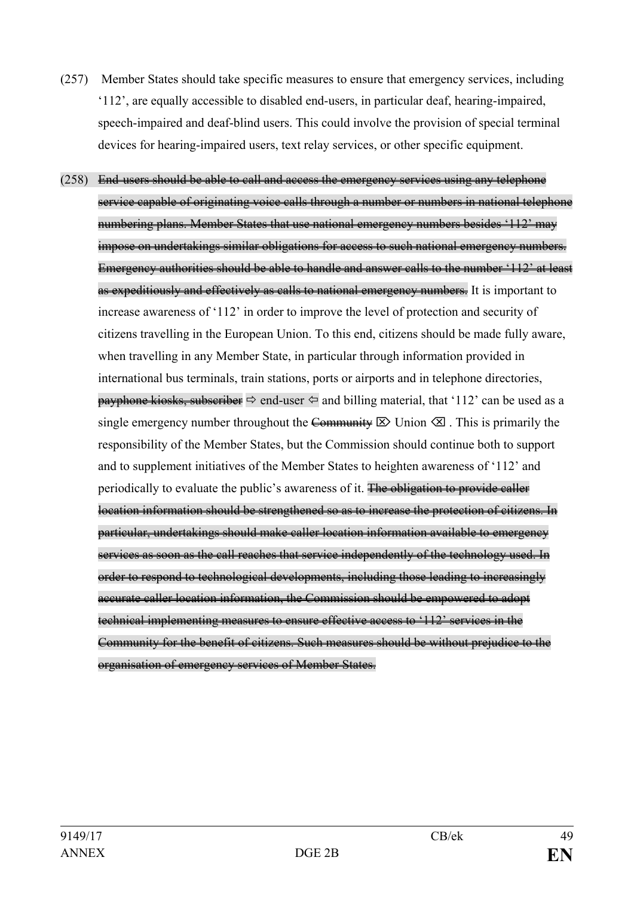(257) Member States should take specific measures to ensure that emergency services, including '112', are equally accessible to disabled end-users, in particular deaf, hearing-impaired, speech-impaired and deaf-blind users. This could involve the provision of special terminal devices for hearing-impaired users, text relay services, or other specific equipment.

(258) ~~End-users should be able to call and access the emergency services using any telephone service capable of originating voice calls through a number or numbers in national telephone numbering plans. Member States that use national emergency numbers besides '112' may impose on undertakings similar obligations for access to such national emergency numbers. Emergency authorities should be able to handle and answer calls to the number '112' at least as expeditiously and effectively as calls to national emergency numbers.~~ It is important to increase awareness of '112' in order to improve the level of protection and security of citizens travelling in the European Union. To this end, citizens should be made fully aware, when travelling in any Member State, in particular through information provided in international bus terminals, train stations, ports or airports and in telephone directories, ~~payphone kiosks, subscriber~~ ⇨ end-user ⇦ and billing material, that '112' can be used as a single emergency number throughout the ~~Community~~ ⌦ Union ⌫ . This is primarily the responsibility of the Member States, but the Commission should continue both to support and to supplement initiatives of the Member States to heighten awareness of '112' and periodically to evaluate the public's awareness of it. ~~The obligation to provide caller location information should be strengthened so as to increase the protection of citizens. In particular, undertakings should make caller location information available to emergency services as soon as the call reaches that service independently of the technology used. In order to respond to technological developments, including those leading to increasingly accurate caller location information, the Commission should be empowered to adopt technical implementing measures to ensure effective access to '112' services in the Community for the benefit of citizens. Such measures should be without prejudice to the organisation of emergency services of Member States.~~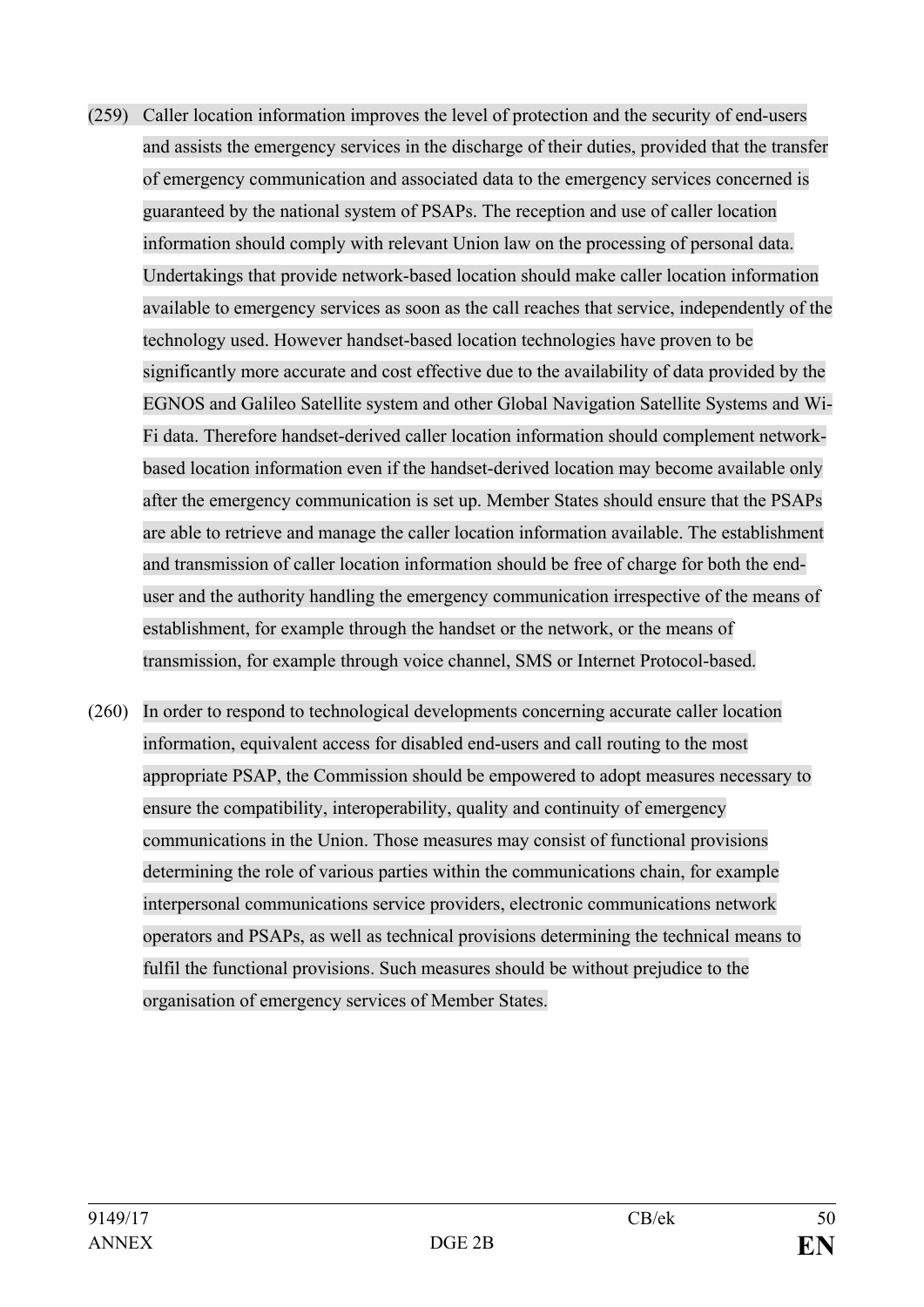(259) Caller location information improves the level of protection and the security of end-users and assists the emergency services in the discharge of their duties, provided that the transfer of emergency communication and associated data to the emergency services concerned is guaranteed by the national system of PSAPs. The reception and use of caller location information should comply with relevant Union law on the processing of personal data. Undertakings that provide network-based location should make caller location information available to emergency services as soon as the call reaches that service, independently of the technology used. However handset-based location technologies have proven to be significantly more accurate and cost effective due to the availability of data provided by the EGNOS and Galileo Satellite system and other Global Navigation Satellite Systems and Wi-Fi data. Therefore handset-derived caller location information should complement network-based location information even if the handset-derived location may become available only after the emergency communication is set up. Member States should ensure that the PSAPs are able to retrieve and manage the caller location information available. The establishment and transmission of caller location information should be free of charge for both the end-user and the authority handling the emergency communication irrespective of the means of establishment, for example through the handset or the network, or the means of transmission, for example through voice channel, SMS or Internet Protocol-based.

(260) In order to respond to technological developments concerning accurate caller location information, equivalent access for disabled end-users and call routing to the most appropriate PSAP, the Commission should be empowered to adopt measures necessary to ensure the compatibility, interoperability, quality and continuity of emergency communications in the Union. Those measures may consist of functional provisions determining the role of various parties within the communications chain, for example interpersonal communications service providers, electronic communications network operators and PSAPs, as well as technical provisions determining the technical means to fulfil the functional provisions. Such measures should be without prejudice to the organisation of emergency services of Member States.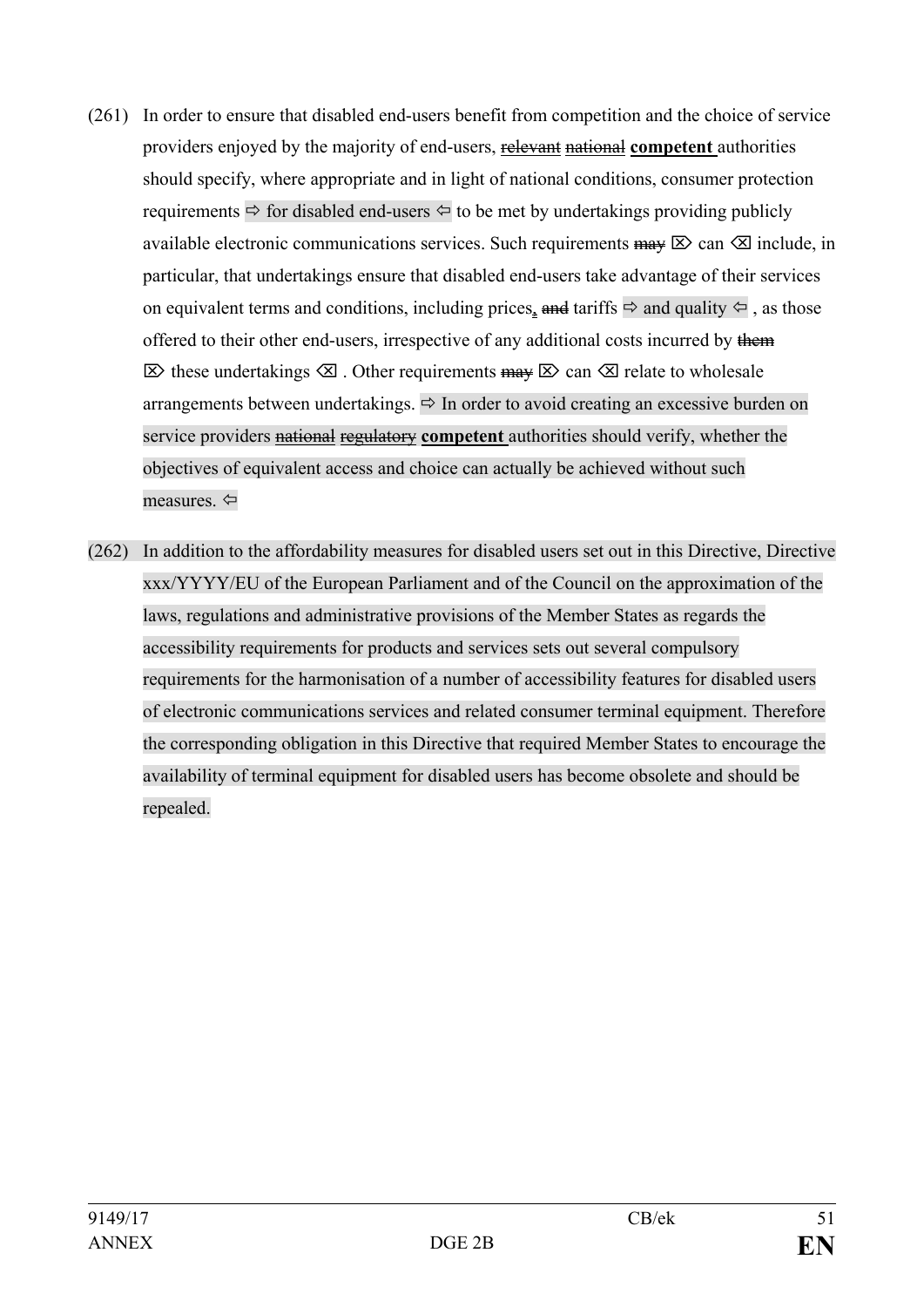(261) In order to ensure that disabled end-users benefit from competition and the choice of service providers enjoyed by the majority of end-users, ~~relevant~~ ~~national~~ **competent** authorities should specify, where appropriate and in light of national conditions, consumer protection requirements ⇨ for disabled end-users ⇦ to be met by undertakings providing publicly available electronic communications services. Such requirements ~~may~~ ⌦ can ⌫ include, in particular, that undertakings ensure that disabled end-users take advantage of their services on equivalent terms and conditions, including prices, ~~and~~ tariffs ⇨ and quality ⇦ , as those offered to their other end-users, irrespective of any additional costs incurred by ~~them~~ ⌦ these undertakings ⌫ . Other requirements ~~may~~ ⌦ can ⌫ relate to wholesale arrangements between undertakings. ⇨ In order to avoid creating an excessive burden on service providers ~~national~~ ~~regulatory~~ **competent** authorities should verify, whether the objectives of equivalent access and choice can actually be achieved without such measures. ⇦

(262) In addition to the affordability measures for disabled users set out in this Directive, Directive xxx/YYYY/EU of the European Parliament and of the Council on the approximation of the laws, regulations and administrative provisions of the Member States as regards the accessibility requirements for products and services sets out several compulsory requirements for the harmonisation of a number of accessibility features for disabled users of electronic communications services and related consumer terminal equipment. Therefore the corresponding obligation in this Directive that required Member States to encourage the availability of terminal equipment for disabled users has become obsolete and should be repealed.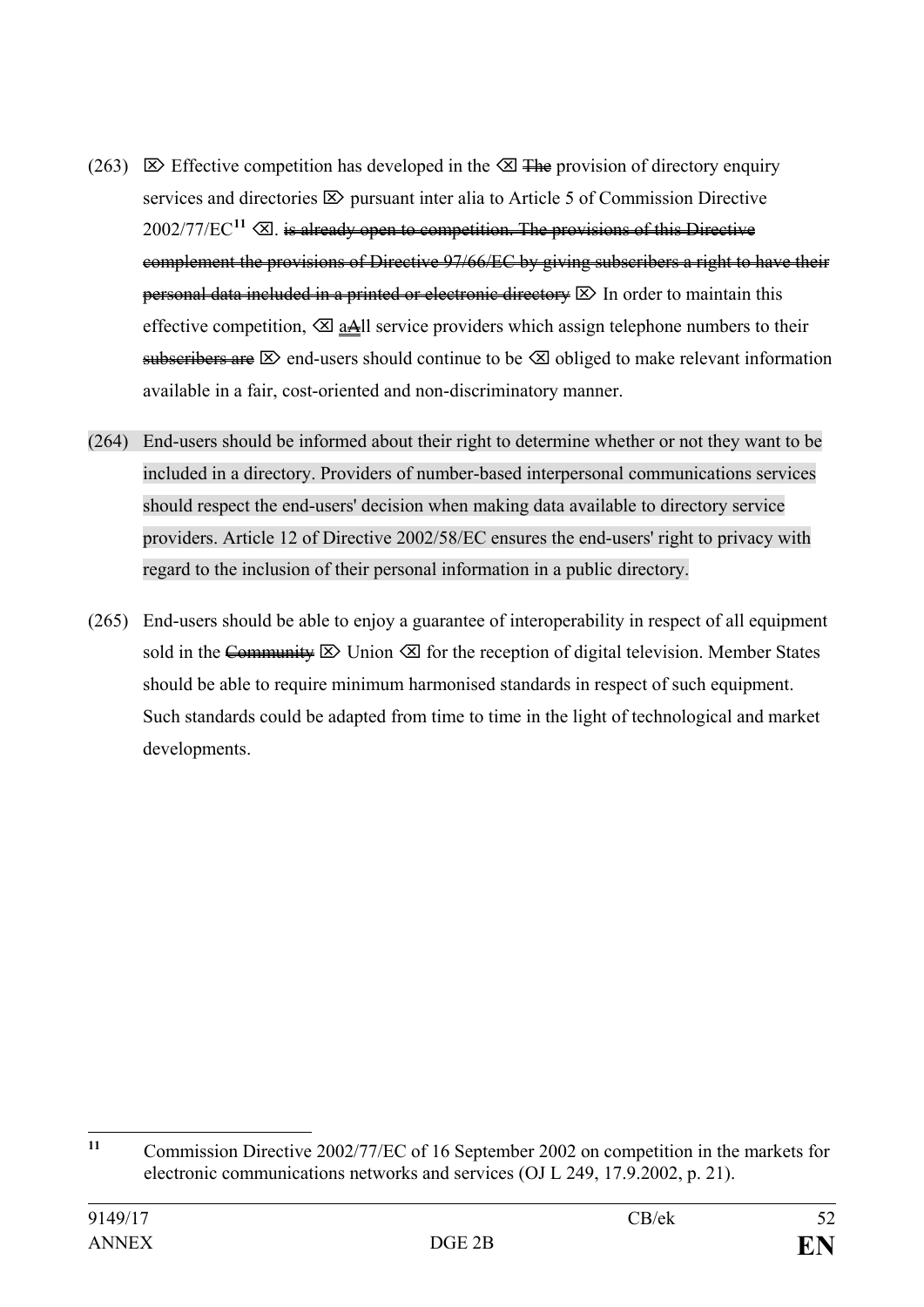(263) ⌦ Effective competition has developed in the ⌫ ~~The~~ provision of directory enquiry services and directories ⌦ pursuant inter alia to Article 5 of Commission Directive 2002/77/EC[11] ⌫. ~~is already open to competition. The provisions of this Directive complement the provisions of Directive 97/66/EC by giving subscribers a right to have their personal data included in a printed or electronic directory~~ ⌦ In order to maintain this effective competition, ⌫ ~~a~~All service providers which assign telephone numbers to their ~~subscribers are~~ ⌦ end-users should continue to be ⌫ obliged to make relevant information available in a fair, cost-oriented and non-discriminatory manner.

(264) End-users should be informed about their right to determine whether or not they want to be included in a directory. Providers of number-based interpersonal communications services should respect the end-users' decision when making data available to directory service providers. Article 12 of Directive 2002/58/EC ensures the end-users' right to privacy with regard to the inclusion of their personal information in a public directory.

(265) End-users should be able to enjoy a guarantee of interoperability in respect of all equipment sold in the ~~Community~~ ⌦ Union ⌫ for the reception of digital television. Member States should be able to require minimum harmonised standards in respect of such equipment. Such standards could be adapted from time to time in the light of technological and market developments.

---

[11] Commission Directive 2002/77/EC of 16 September 2002 on competition in the markets for electronic communications networks and services (OJ L 249, 17.9.2002, p. 21).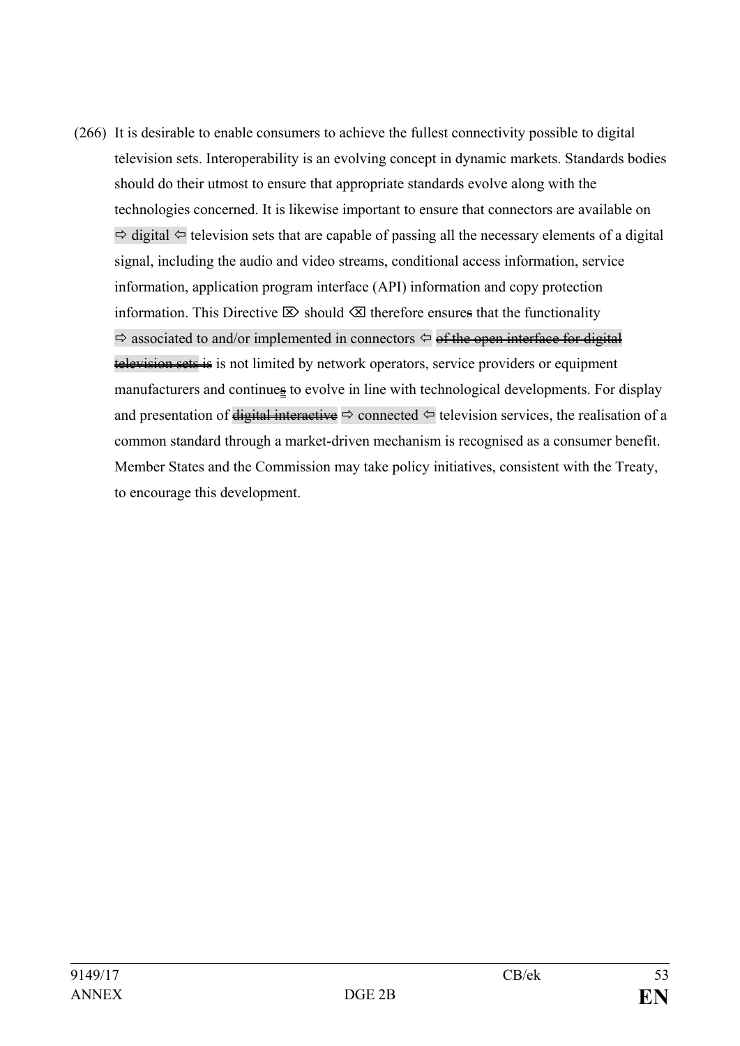(266) It is desirable to enable consumers to achieve the fullest connectivity possible to digital television sets. Interoperability is an evolving concept in dynamic markets. Standards bodies should do their utmost to ensure that appropriate standards evolve along with the technologies concerned. It is likewise important to ensure that connectors are available on ⇨ digital ⇦ television sets that are capable of passing all the necessary elements of a digital signal, including the audio and video streams, conditional access information, service information, application program interface (API) information and copy protection information. This Directive ⌦ should ⌫ therefore ensure~~s~~ that the functionality ⇨ associated to and/or implemented in connectors ⇦ ~~of the open interface for digital television sets is~~ is not limited by network operators, service providers or equipment manufacturers and continue~~s~~ to evolve in line with technological developments. For display and presentation of ~~digital interactive~~ ⇨ connected ⇦ television services, the realisation of a common standard through a market-driven mechanism is recognised as a consumer benefit. Member States and the Commission may take policy initiatives, consistent with the Treaty, to encourage this development.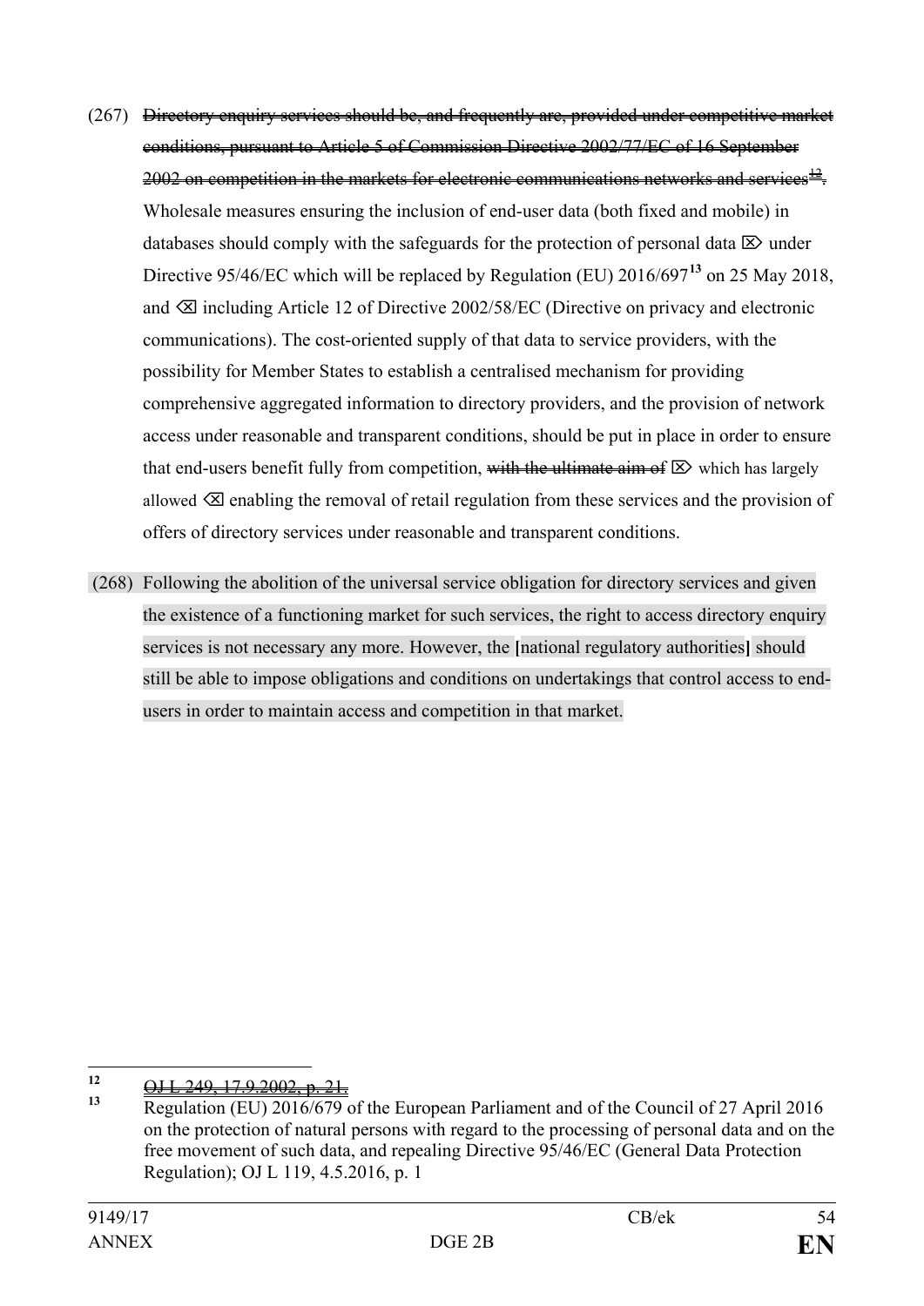(267) ~~Directory enquiry services should be, and frequently are, provided under competitive market conditions, pursuant to Article 5 of Commission Directive 2002/77/EC of 16 September 2002 on competition in the markets for electronic communications networks and services[12].~~ Wholesale measures ensuring the inclusion of end-user data (both fixed and mobile) in databases should comply with the safeguards for the protection of personal data ⌦ under Directive 95/46/EC which will be replaced by Regulation (EU) 2016/697[13] on 25 May 2018, and ⌫ including Article 12 of Directive 2002/58/EC (Directive on privacy and electronic communications). The cost-oriented supply of that data to service providers, with the possibility for Member States to establish a centralised mechanism for providing comprehensive aggregated information to directory providers, and the provision of network access under reasonable and transparent conditions, should be put in place in order to ensure that end-users benefit fully from competition, ~~with the ultimate aim of~~ ⌦ which has largely allowed ⌫ enabling the removal of retail regulation from these services and the provision of offers of directory services under reasonable and transparent conditions.

(268) Following the abolition of the universal service obligation for directory services and given the existence of a functioning market for such services, the right to access directory enquiry services is not necessary any more. However, the **[**national regulatory authorities**]** should still be able to impose obligations and conditions on undertakings that control access to end-users in order to maintain access and competition in that market.

---

[12] ~~OJ L 249, 17.9.2002, p. 21.~~

[13] Regulation (EU) 2016/679 of the European Parliament and of the Council of 27 April 2016 on the protection of natural persons with regard to the processing of personal data and on the free movement of such data, and repealing Directive 95/46/EC (General Data Protection Regulation); OJ L 119, 4.5.2016, p. 1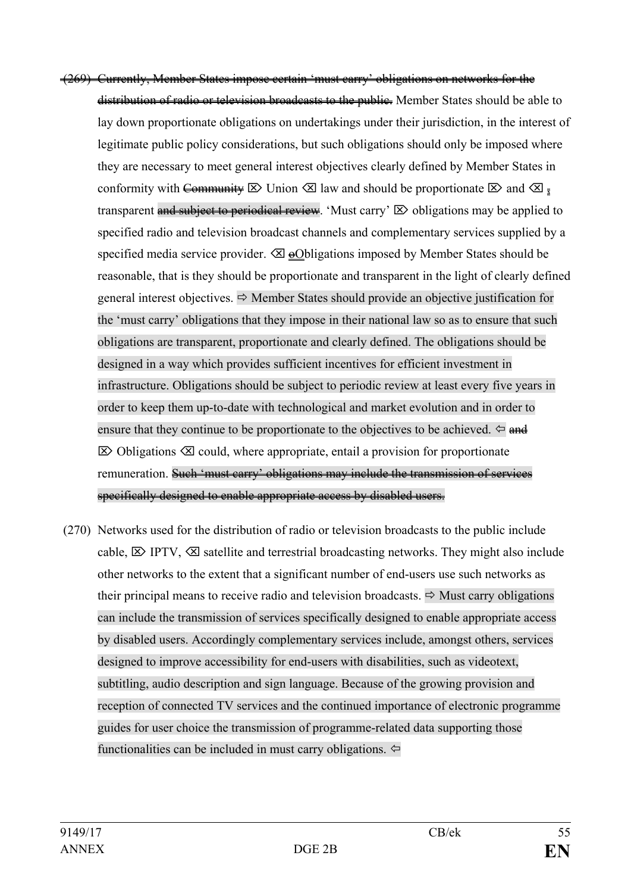~~(269) Currently, Member States impose certain 'must carry' obligations on networks for the distribution of radio or television broadcasts to the public.~~ Member States should be able to lay down proportionate obligations on undertakings under their jurisdiction, in the interest of legitimate public policy considerations, but such obligations should only be imposed where they are necessary to meet general interest objectives clearly defined by Member States in conformity with ~~Community~~ ⌦ Union ⌫ law and should be proportionate ⌦ and ⌫ ~~,~~ transparent ~~and subject to periodical review~~. 'Must carry' ⌦ obligations may be applied to specified radio and television broadcast channels and complementary services supplied by a specified media service provider. ⌫ ~~o~~Obligations imposed by Member States should be reasonable, that is they should be proportionate and transparent in the light of clearly defined general interest objectives. ⇨ Member States should provide an objective justification for the 'must carry' obligations that they impose in their national law so as to ensure that such obligations are transparent, proportionate and clearly defined. The obligations should be designed in a way which provides sufficient incentives for efficient investment in infrastructure. Obligations should be subject to periodic review at least every five years in order to keep them up-to-date with technological and market evolution and in order to ensure that they continue to be proportionate to the objectives to be achieved. ⇦ ~~and~~ ⌦ Obligations ⌫ could, where appropriate, entail a provision for proportionate remuneration. ~~Such 'must carry' obligations may include the transmission of services specifically designed to enable appropriate access by disabled users.~~

(270) Networks used for the distribution of radio or television broadcasts to the public include cable, ⌦ IPTV, ⌫ satellite and terrestrial broadcasting networks. They might also include other networks to the extent that a significant number of end-users use such networks as their principal means to receive radio and television broadcasts. ⇨ Must carry obligations can include the transmission of services specifically designed to enable appropriate access by disabled users. Accordingly complementary services include, amongst others, services designed to improve accessibility for end-users with disabilities, such as videotext, subtitling, audio description and sign language. Because of the growing provision and reception of connected TV services and the continued importance of electronic programme guides for user choice the transmission of programme-related data supporting those functionalities can be included in must carry obligations. ⇦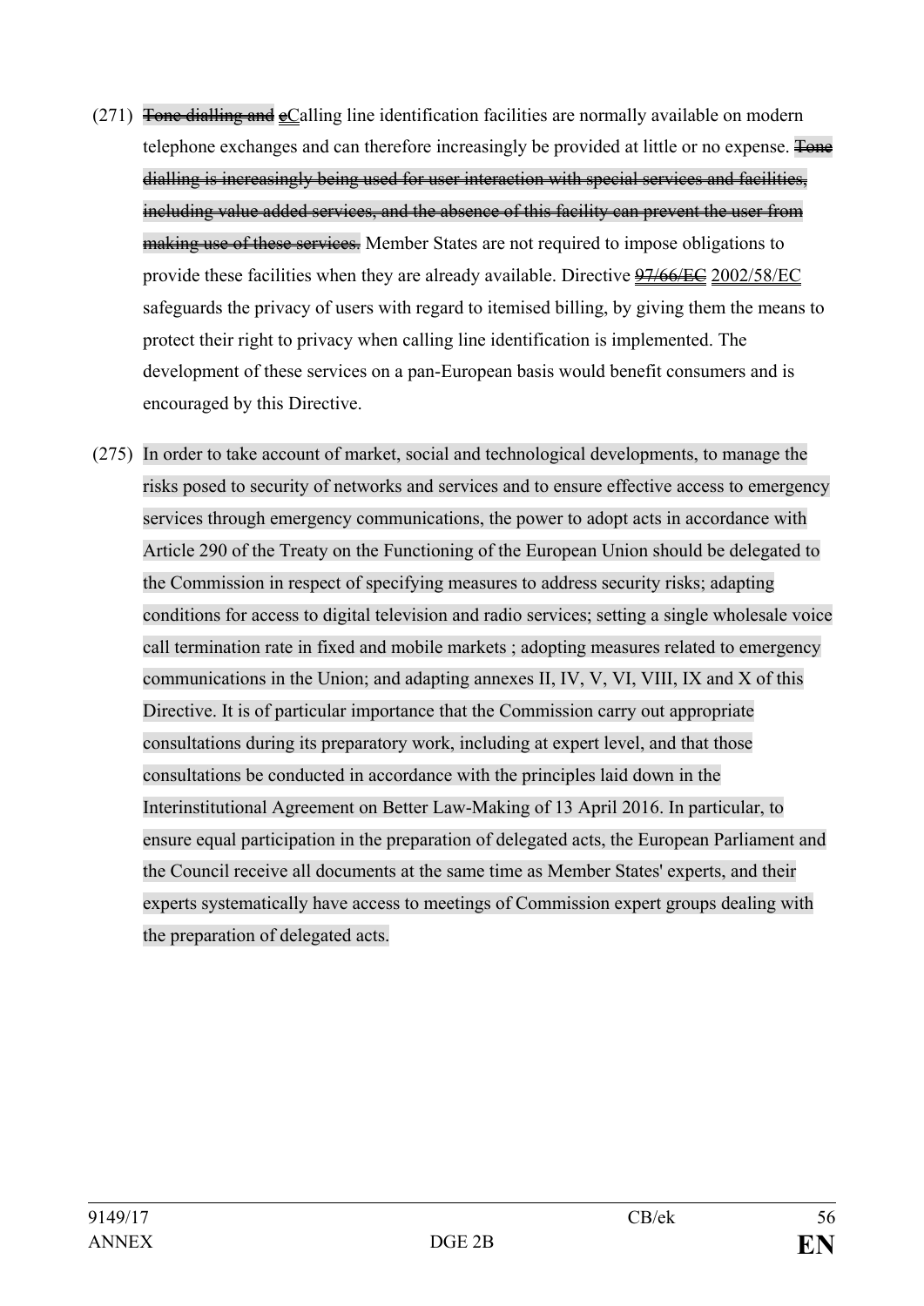(271) ~~Tone dialling and~~ ~~c~~Calling line identification facilities are normally available on modern telephone exchanges and can therefore increasingly be provided at little or no expense. ~~Tone dialling is increasingly being used for user interaction with special services and facilities, including value added services, and the absence of this facility can prevent the user from making use of these services.~~ Member States are not required to impose obligations to provide these facilities when they are already available. Directive ~~97/66/EC~~ 2002/58/EC safeguards the privacy of users with regard to itemised billing, by giving them the means to protect their right to privacy when calling line identification is implemented. The development of these services on a pan-European basis would benefit consumers and is encouraged by this Directive.

(275) In order to take account of market, social and technological developments, to manage the risks posed to security of networks and services and to ensure effective access to emergency services through emergency communications, the power to adopt acts in accordance with Article 290 of the Treaty on the Functioning of the European Union should be delegated to the Commission in respect of specifying measures to address security risks; adapting conditions for access to digital television and radio services; setting a single wholesale voice call termination rate in fixed and mobile markets ; adopting measures related to emergency communications in the Union; and adapting annexes II, IV, V, VI, VIII, IX and X of this Directive. It is of particular importance that the Commission carry out appropriate consultations during its preparatory work, including at expert level, and that those consultations be conducted in accordance with the principles laid down in the Interinstitutional Agreement on Better Law-Making of 13 April 2016. In particular, to ensure equal participation in the preparation of delegated acts, the European Parliament and the Council receive all documents at the same time as Member States' experts, and their experts systematically have access to meetings of Commission expert groups dealing with the preparation of delegated acts.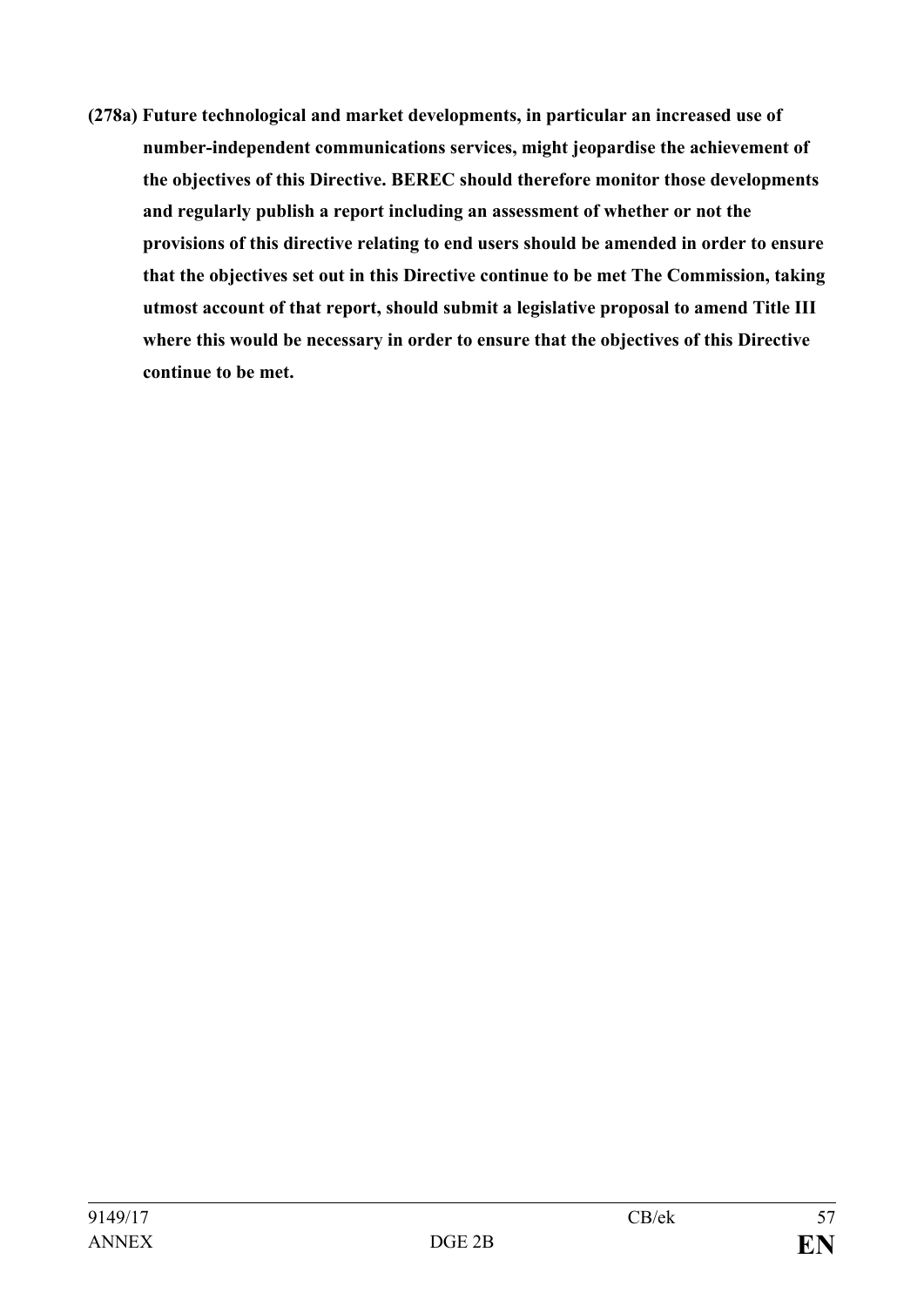**(278a) Future technological and market developments, in particular an increased use of number-independent communications services, might jeopardise the achievement of the objectives of this Directive. BEREC should therefore monitor those developments and regularly publish a report including an assessment of whether or not the provisions of this directive relating to end users should be amended in order to ensure that the objectives set out in this Directive continue to be met The Commission, taking utmost account of that report, should submit a legislative proposal to amend Title III where this would be necessary in order to ensure that the objectives of this Directive continue to be met.**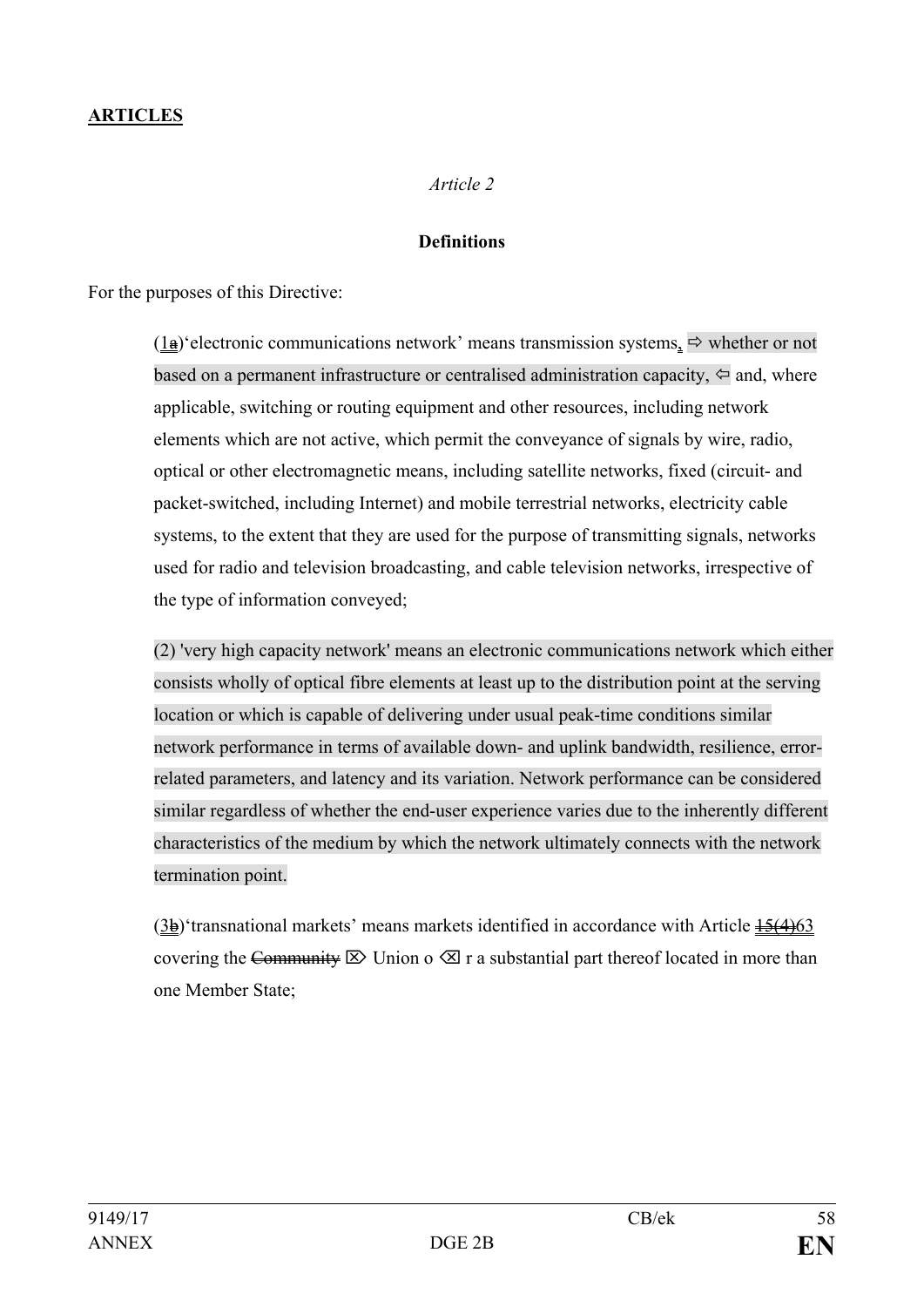**ARTICLES**

*Article 2*

**Definitions**

For the purposes of this Directive:

(1a)'electronic communications network' means transmission systems, ⇨ whether or not based on a permanent infrastructure or centralised administration capacity, ⇦ and, where applicable, switching or routing equipment and other resources, including network elements which are not active, which permit the conveyance of signals by wire, radio, optical or other electromagnetic means, including satellite networks, fixed (circuit- and packet-switched, including Internet) and mobile terrestrial networks, electricity cable systems, to the extent that they are used for the purpose of transmitting signals, networks used for radio and television broadcasting, and cable television networks, irrespective of the type of information conveyed;

(2) 'very high capacity network' means an electronic communications network which either consists wholly of optical fibre elements at least up to the distribution point at the serving location or which is capable of delivering under usual peak-time conditions similar network performance in terms of available down- and uplink bandwidth, resilience, error-related parameters, and latency and its variation. Network performance can be considered similar regardless of whether the end-user experience varies due to the inherently different characteristics of the medium by which the network ultimately connects with the network termination point.

(3b)'transnational markets' means markets identified in accordance with Article ~~15(4)~~63 covering the ~~Community~~ ⌦ Union o ⌫ r a substantial part thereof located in more than one Member State;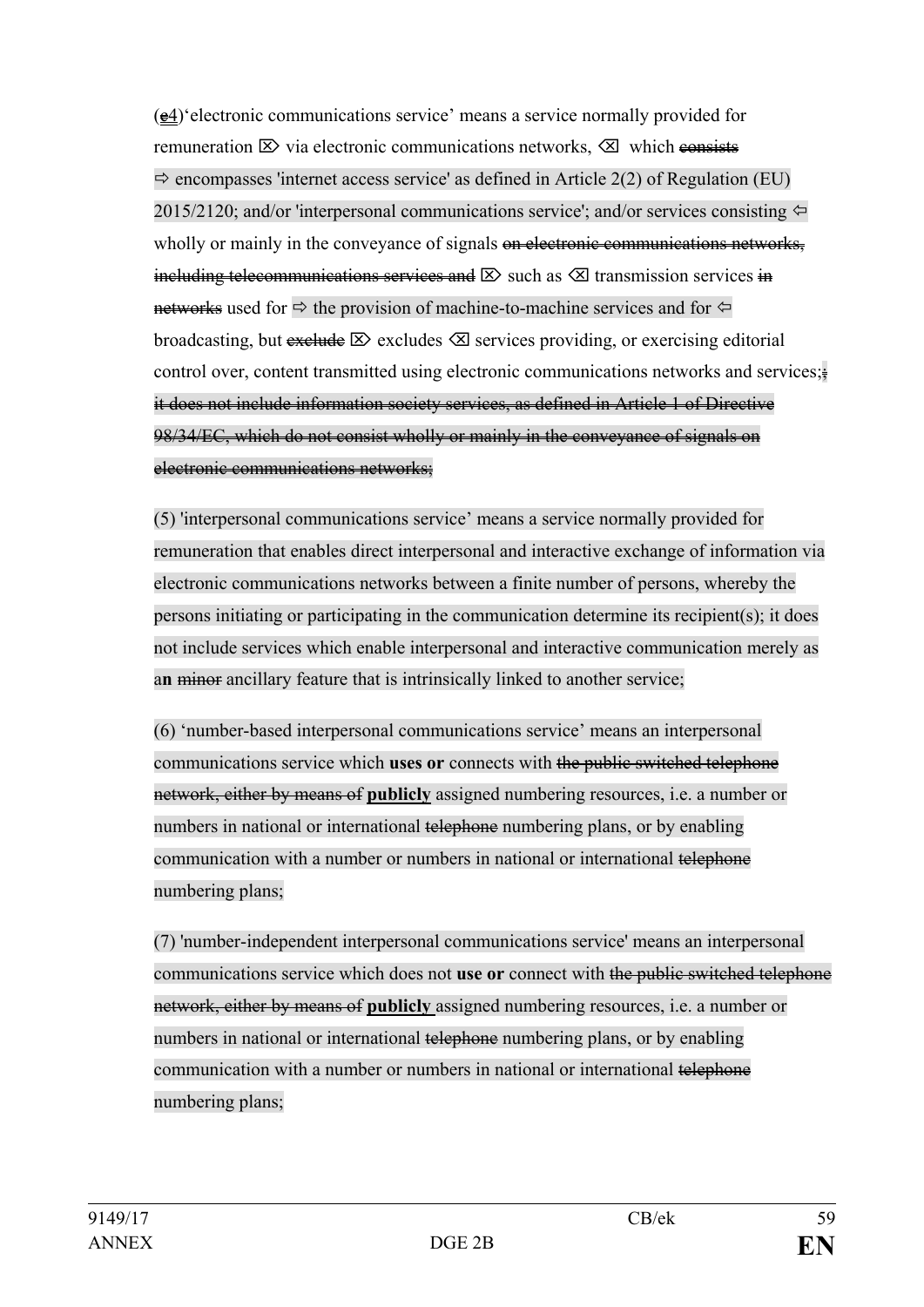(~~e~~4)'electronic communications service' means a service normally provided for remuneration ⌦ via electronic communications networks, ⌫ which ~~consists~~ ⇨ encompasses 'internet access service' as defined in Article 2(2) of Regulation (EU) 2015/2120; and/or 'interpersonal communications service'; and/or services consisting ⇦ wholly or mainly in the conveyance of signals ~~on electronic communications networks, including telecommunications services and~~ ⌦ such as ⌫ transmission services ~~in networks~~ used for ⇨ the provision of machine-to-machine services and for ⇦ broadcasting, but ~~exclude~~ ⌦ excludes ⌫ services providing, or exercising editorial control over, content transmitted using electronic communications networks and services;~~; it does not include information society services, as defined in Article 1 of Directive 98/34/EC, which do not consist wholly or mainly in the conveyance of signals on electronic communications networks;~~

(5) 'interpersonal communications service' means a service normally provided for remuneration that enables direct interpersonal and interactive exchange of information via electronic communications networks between a finite number of persons, whereby the persons initiating or participating in the communication determine its recipient(s); it does not include services which enable interpersonal and interactive communication merely as a**n** ~~minor~~ ancillary feature that is intrinsically linked to another service;

(6) 'number-based interpersonal communications service' means an interpersonal communications service which **uses or** connects with ~~the public switched telephone network, either by means of~~ **publicly** assigned numbering resources, i.e. a number or numbers in national or international ~~telephone~~ numbering plans, or by enabling communication with a number or numbers in national or international ~~telephone~~ numbering plans;

(7) 'number-independent interpersonal communications service' means an interpersonal communications service which does not **use or** connect with ~~the public switched telephone network, either by means of~~ **publicly** assigned numbering resources, i.e. a number or numbers in national or international ~~telephone~~ numbering plans, or by enabling communication with a number or numbers in national or international ~~telephone~~ numbering plans;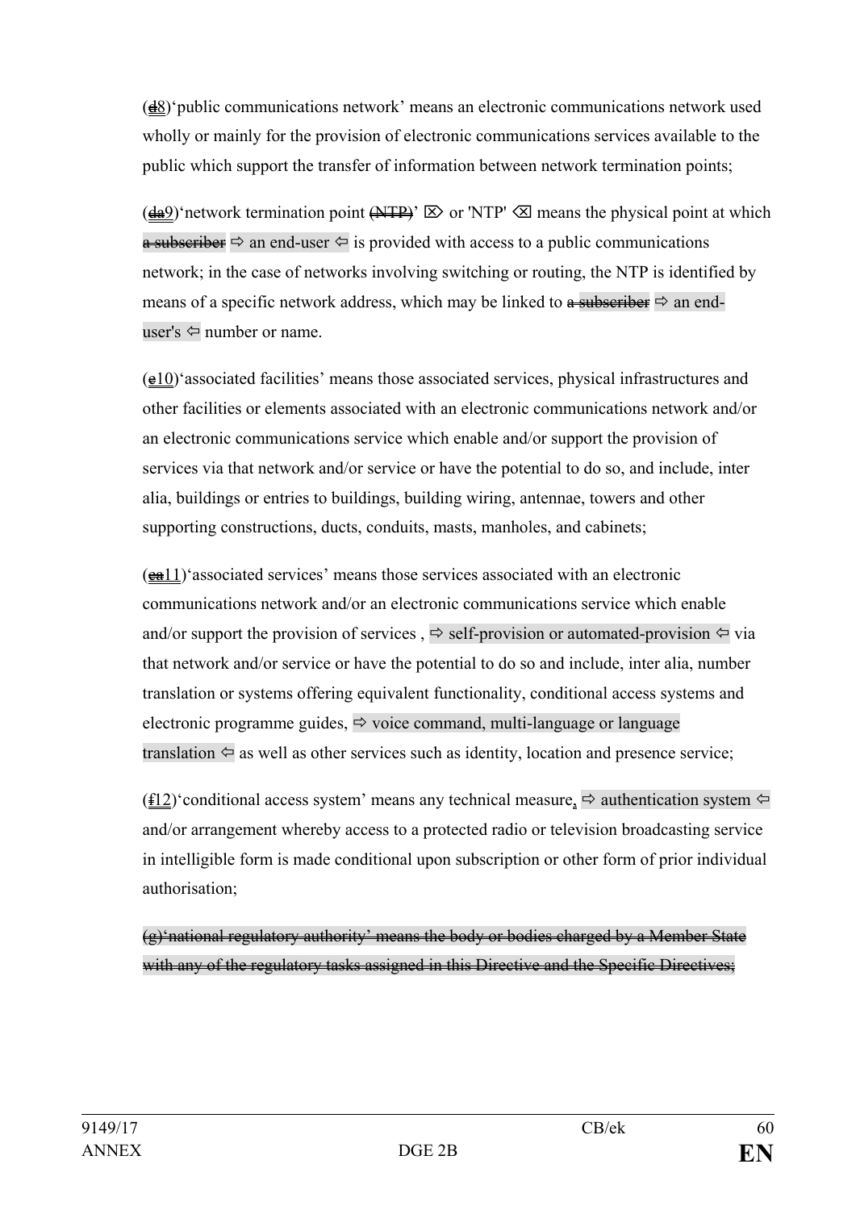(~~d~~8)'public communications network' means an electronic communications network used wholly or mainly for the provision of electronic communications services available to the public which support the transfer of information between network termination points;

(~~da~~9)'network termination point ~~(NTP)~~' ⌦ or 'NTP' ⌫ means the physical point at which ~~a subscriber~~ ⇨ an end-user ⇦ is provided with access to a public communications network; in the case of networks involving switching or routing, the NTP is identified by means of a specific network address, which may be linked to ~~a subscriber~~ ⇨ an end-user's ⇦ number or name.

(~~e~~10)'associated facilities' means those associated services, physical infrastructures and other facilities or elements associated with an electronic communications network and/or an electronic communications service which enable and/or support the provision of services via that network and/or service or have the potential to do so, and include, inter alia, buildings or entries to buildings, building wiring, antennae, towers and other supporting constructions, ducts, conduits, masts, manholes, and cabinets;

(~~ea~~11)'associated services' means those services associated with an electronic communications network and/or an electronic communications service which enable and/or support the provision of services , ⇨ self-provision or automated-provision ⇦ via that network and/or service or have the potential to do so and include, inter alia, number translation or systems offering equivalent functionality, conditional access systems and electronic programme guides, ⇨ voice command, multi-language or language translation ⇦ as well as other services such as identity, location and presence service;

(~~f~~12)'conditional access system' means any technical measure, ⇨ authentication system ⇦ and/or arrangement whereby access to a protected radio or television broadcasting service in intelligible form is made conditional upon subscription or other form of prior individual authorisation;

~~(g)'national regulatory authority' means the body or bodies charged by a Member State with any of the regulatory tasks assigned in this Directive and the Specific Directives;~~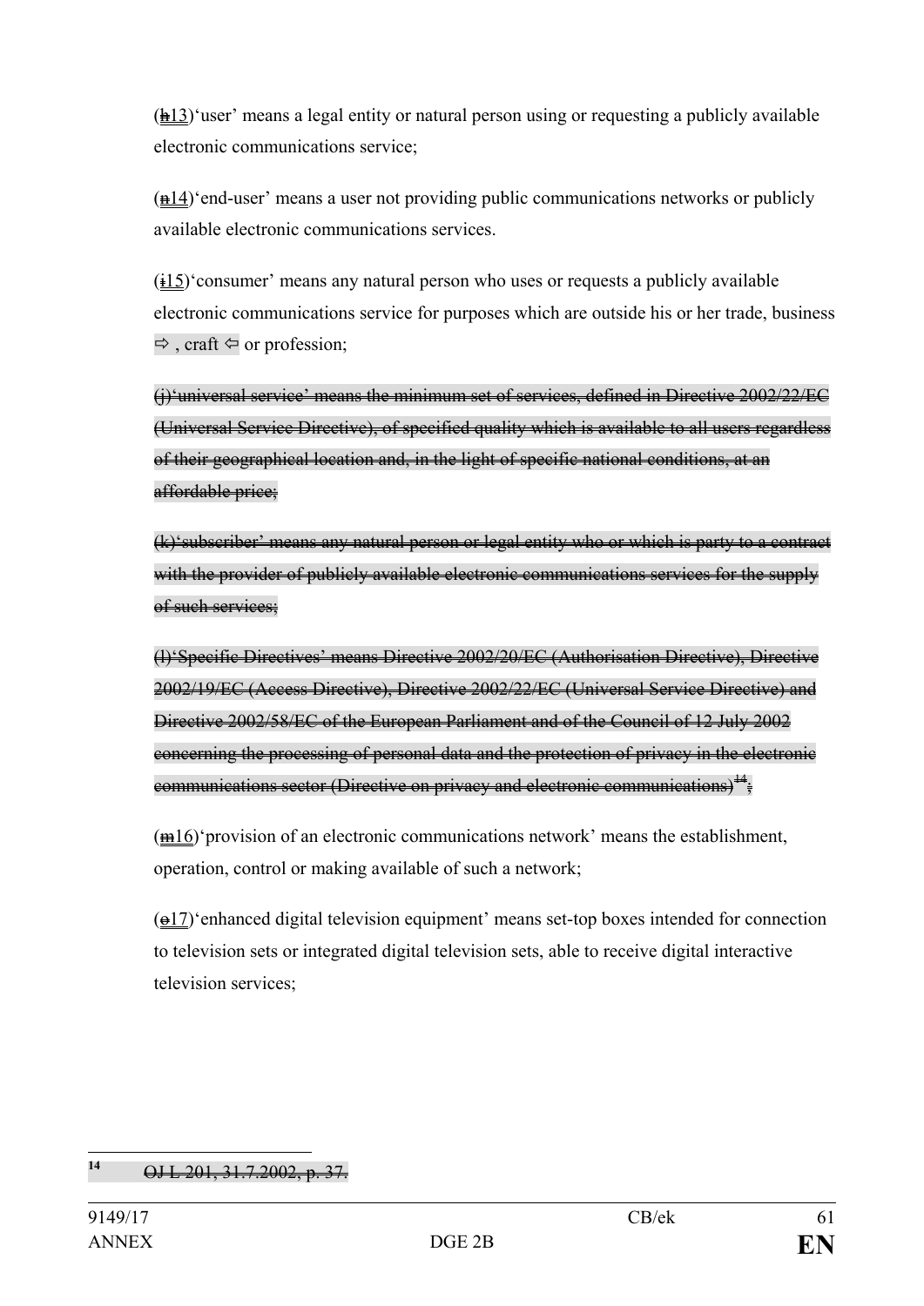(~~h~~13)'user' means a legal entity or natural person using or requesting a publicly available electronic communications service;

(~~n~~14)'end-user' means a user not providing public communications networks or publicly available electronic communications services.

(~~i~~15)'consumer' means any natural person who uses or requests a publicly available electronic communications service for purposes which are outside his or her trade, business ⇨ , craft ⇦ or profession;

~~(j)'universal service' means the minimum set of services, defined in Directive 2002/22/EC (Universal Service Directive), of specified quality which is available to all users regardless of their geographical location and, in the light of specific national conditions, at an affordable price;~~

~~(k)'subscriber' means any natural person or legal entity who or which is party to a contract with the provider of publicly available electronic communications services for the supply of such services;~~

~~(l)'Specific Directives' means Directive 2002/20/EC (Authorisation Directive), Directive 2002/19/EC (Access Directive), Directive 2002/22/EC (Universal Service Directive) and Directive 2002/58/EC of the European Parliament and of the Council of 12 July 2002 concerning the processing of personal data and the protection of privacy in the electronic communications sector (Directive on privacy and electronic communications)[14];~~

(~~m~~16)'provision of an electronic communications network' means the establishment, operation, control or making available of such a network;

(~~o~~17)'enhanced digital television equipment' means set-top boxes intended for connection to television sets or integrated digital television sets, able to receive digital interactive television services;

---

[14] ~~OJ L 201, 31.7.2002, p. 37.~~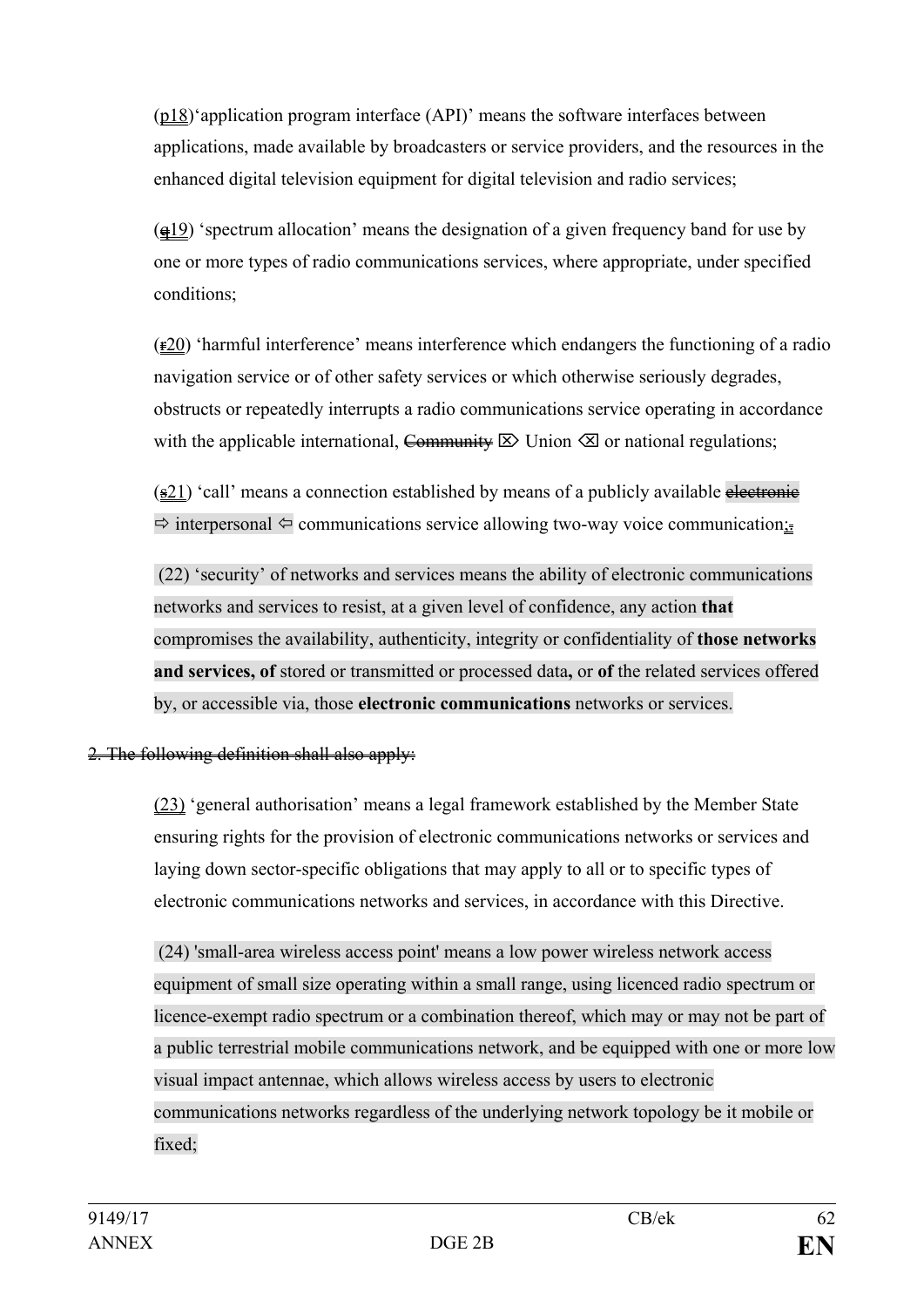(p18)'application program interface (API)' means the software interfaces between applications, made available by broadcasters or service providers, and the resources in the enhanced digital television equipment for digital television and radio services;

(~~q~~19) 'spectrum allocation' means the designation of a given frequency band for use by one or more types of radio communications services, where appropriate, under specified conditions;

(~~r~~20) 'harmful interference' means interference which endangers the functioning of a radio navigation service or of other safety services or which otherwise seriously degrades, obstructs or repeatedly interrupts a radio communications service operating in accordance with the applicable international, ~~Community~~ ⌦ Union ⌫ or national regulations;

(~~s~~21) 'call' means a connection established by means of a publicly available ~~electronic~~ ⇨ interpersonal ⇦ communications service allowing two-way voice communication;~~.~~

(22) 'security' of networks and services means the ability of electronic communications networks and services to resist, at a given level of confidence, any action **that** compromises the availability, authenticity, integrity or confidentiality of **those networks and services, of** stored or transmitted or processed data**,** or **of** the related services offered by, or accessible via, those **electronic communications** networks or services.

~~2. The following definition shall also apply:~~

(23) 'general authorisation' means a legal framework established by the Member State ensuring rights for the provision of electronic communications networks or services and laying down sector-specific obligations that may apply to all or to specific types of electronic communications networks and services, in accordance with this Directive.

(24) 'small-area wireless access point' means a low power wireless network access equipment of small size operating within a small range, using licenced radio spectrum or licence-exempt radio spectrum or a combination thereof, which may or may not be part of a public terrestrial mobile communications network, and be equipped with one or more low visual impact antennae, which allows wireless access by users to electronic communications networks regardless of the underlying network topology be it mobile or fixed;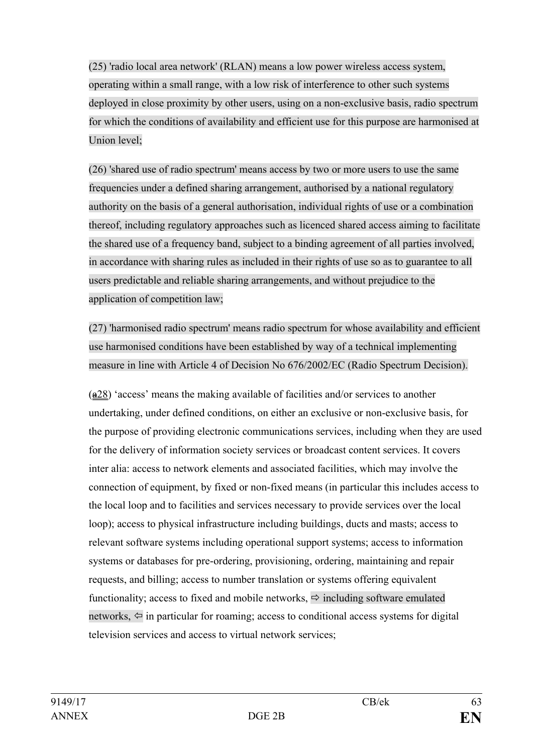(25) 'radio local area network' (RLAN) means a low power wireless access system, operating within a small range, with a low risk of interference to other such systems deployed in close proximity by other users, using on a non-exclusive basis, radio spectrum for which the conditions of availability and efficient use for this purpose are harmonised at Union level;

(26) 'shared use of radio spectrum' means access by two or more users to use the same frequencies under a defined sharing arrangement, authorised by a national regulatory authority on the basis of a general authorisation, individual rights of use or a combination thereof, including regulatory approaches such as licenced shared access aiming to facilitate the shared use of a frequency band, subject to a binding agreement of all parties involved, in accordance with sharing rules as included in their rights of use so as to guarantee to all users predictable and reliable sharing arrangements, and without prejudice to the application of competition law;

(27) 'harmonised radio spectrum' means radio spectrum for whose availability and efficient use harmonised conditions have been established by way of a technical implementing measure in line with Article 4 of Decision No 676/2002/EC (Radio Spectrum Decision).

(~~a~~28) 'access' means the making available of facilities and/or services to another undertaking, under defined conditions, on either an exclusive or non-exclusive basis, for the purpose of providing electronic communications services, including when they are used for the delivery of information society services or broadcast content services. It covers inter alia: access to network elements and associated facilities, which may involve the connection of equipment, by fixed or non-fixed means (in particular this includes access to the local loop and to facilities and services necessary to provide services over the local loop); access to physical infrastructure including buildings, ducts and masts; access to relevant software systems including operational support systems; access to information systems or databases for pre-ordering, provisioning, ordering, maintaining and repair requests, and billing; access to number translation or systems offering equivalent functionality; access to fixed and mobile networks, ⇨ including software emulated networks, ⇦ in particular for roaming; access to conditional access systems for digital television services and access to virtual network services;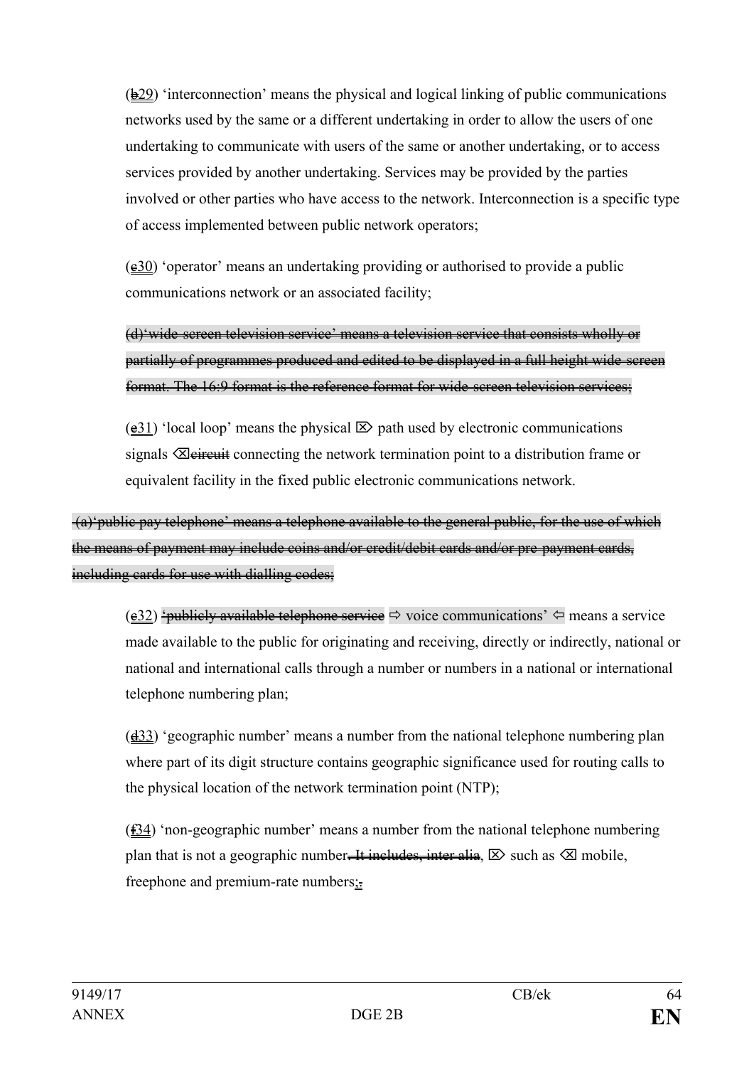(~~b~~29) 'interconnection' means the physical and logical linking of public communications networks used by the same or a different undertaking in order to allow the users of one undertaking to communicate with users of the same or another undertaking, or to access services provided by another undertaking. Services may be provided by the parties involved or other parties who have access to the network. Interconnection is a specific type of access implemented between public network operators;

(~~c~~30) 'operator' means an undertaking providing or authorised to provide a public communications network or an associated facility;

~~(d)'wide-screen television service' means a television service that consists wholly or partially of programmes produced and edited to be displayed in a full height wide-screen format. The 16:9 format is the reference format for wide-screen television services;~~

(~~e~~31) 'local loop' means the physical ⌦ path used by electronic communications signals ⌫ ~~circuit~~ connecting the network termination point to a distribution frame or equivalent facility in the fixed public electronic communications network.

~~(a)'public pay telephone' means a telephone available to the general public, for the use of which the means of payment may include coins and/or credit/debit cards and/or pre-payment cards, including cards for use with dialling codes;~~

(~~c~~32) ~~'publicly available telephone service~~ ⇨ voice communications' ⇦ means a service made available to the public for originating and receiving, directly or indirectly, national or national and international calls through a number or numbers in a national or international telephone numbering plan;

(~~d~~33) 'geographic number' means a number from the national telephone numbering plan where part of its digit structure contains geographic significance used for routing calls to the physical location of the network termination point (NTP);

(~~f~~34) 'non-geographic number' means a number from the national telephone numbering plan that is not a geographic number~~. It includes, inter alia~~, ⌦ such as ⌫ mobile, freephone and premium-rate numbers;~~.~~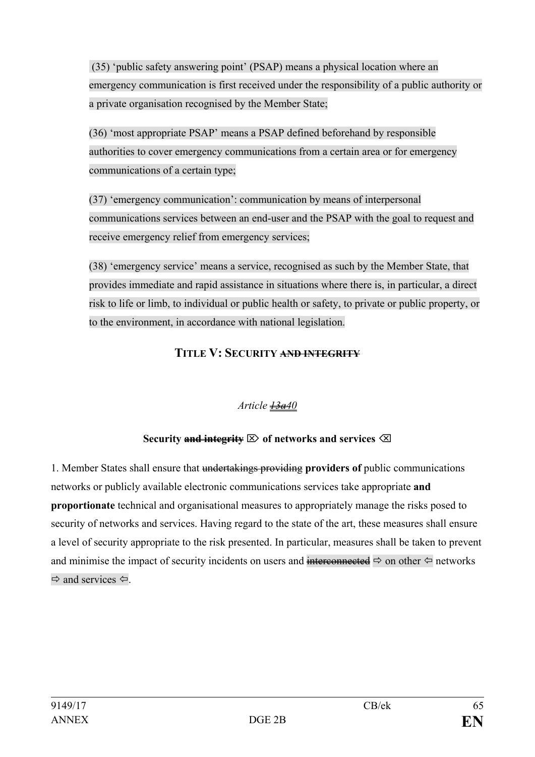(35) 'public safety answering point' (PSAP) means a physical location where an emergency communication is first received under the responsibility of a public authority or a private organisation recognised by the Member State;

(36) 'most appropriate PSAP' means a PSAP defined beforehand by responsible authorities to cover emergency communications from a certain area or for emergency communications of a certain type;

(37) 'emergency communication': communication by means of interpersonal communications services between an end-user and the PSAP with the goal to request and receive emergency relief from emergency services;

(38) 'emergency service' means a service, recognised as such by the Member State, that provides immediate and rapid assistance in situations where there is, in particular, a direct risk to life or limb, to individual or public health or safety, to private or public property, or to the environment, in accordance with national legislation.

## TITLE V: SECURITY ~~AND INTEGRITY~~

*Article ~~13a~~40*

**Security ~~and integrity~~ ⌦ of networks and services ⌫**

1. Member States shall ensure that ~~undertakings providing~~ **providers of** public communications networks or publicly available electronic communications services take appropriate **and proportionate** technical and organisational measures to appropriately manage the risks posed to security of networks and services. Having regard to the state of the art, these measures shall ensure a level of security appropriate to the risk presented. In particular, measures shall be taken to prevent and minimise the impact of security incidents on users and ~~interconnected~~ ⇨ on other ⇦ networks ⇨ and services ⇦.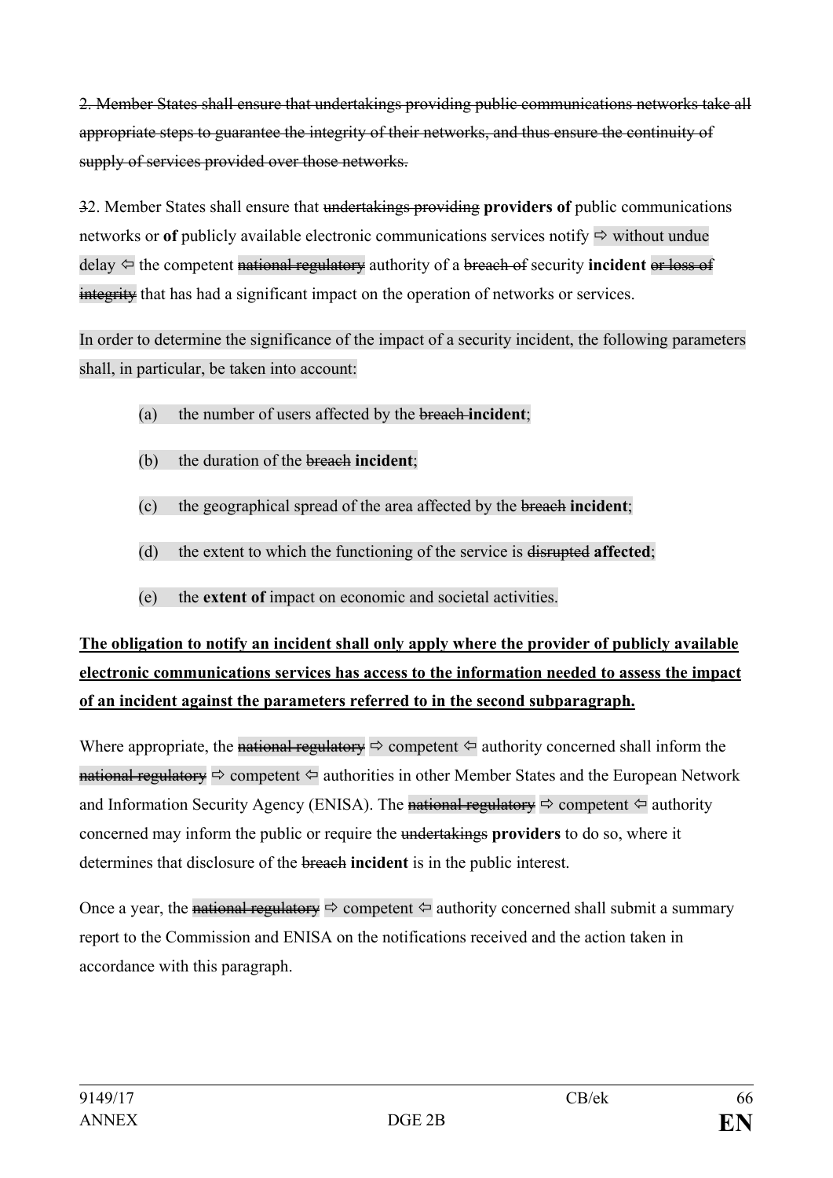~~2. Member States shall ensure that undertakings providing public communications networks take all appropriate steps to guarantee the integrity of their networks, and thus ensure the continuity of supply of services provided over those networks.~~

~~3~~2. Member States shall ensure that ~~undertakings providing~~ **providers of** public communications networks or **of** publicly available electronic communications services notify ⇨ without undue delay ⇦ the competent ~~national regulatory~~ authority of a ~~breach of~~ security **incident** ~~or loss of integrity~~ that has had a significant impact on the operation of networks or services.

In order to determine the significance of the impact of a security incident, the following parameters shall, in particular, be taken into account:

(a) the number of users affected by the ~~breach~~ **incident**;

(b) the duration of the ~~breach~~ **incident**;

(c) the geographical spread of the area affected by the ~~breach~~ **incident**;

(d) the extent to which the functioning of the service is ~~disrupted~~ **affected**;

(e) the **extent of** impact on economic and societal activities.

<u>**The obligation to notify an incident shall only apply where the provider of publicly available electronic communications services has access to the information needed to assess the impact of an incident against the parameters referred to in the second subparagraph.**</u>

Where appropriate, the ~~national regulatory~~ ⇨ competent ⇦ authority concerned shall inform the ~~national regulatory~~ ⇨ competent ⇦ authorities in other Member States and the European Network and Information Security Agency (ENISA). The ~~national regulatory~~ ⇨ competent ⇦ authority concerned may inform the public or require the ~~undertakings~~ **providers** to do so, where it determines that disclosure of the ~~breach~~ **incident** is in the public interest.

Once a year, the ~~national regulatory~~ ⇨ competent ⇦ authority concerned shall submit a summary report to the Commission and ENISA on the notifications received and the action taken in accordance with this paragraph.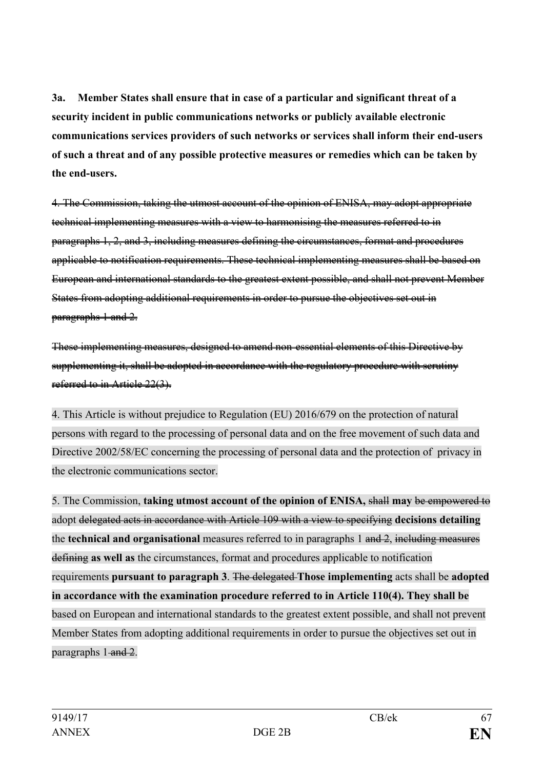**3a. Member States shall ensure that in case of a particular and significant threat of a security incident in public communications networks or publicly available electronic communications services providers of such networks or services shall inform their end-users of such a threat and of any possible protective measures or remedies which can be taken by the end-users.**

~~4. The Commission, taking the utmost account of the opinion of ENISA, may adopt appropriate technical implementing measures with a view to harmonising the measures referred to in paragraphs 1, 2, and 3, including measures defining the circumstances, format and procedures applicable to notification requirements. These technical implementing measures shall be based on European and international standards to the greatest extent possible, and shall not prevent Member States from adopting additional requirements in order to pursue the objectives set out in paragraphs 1 and 2.~~

~~These implementing measures, designed to amend non-essential elements of this Directive by supplementing it, shall be adopted in accordance with the regulatory procedure with scrutiny referred to in Article 22(3).~~

4. This Article is without prejudice to Regulation (EU) 2016/679 on the protection of natural persons with regard to the processing of personal data and on the free movement of such data and Directive 2002/58/EC concerning the processing of personal data and the protection of privacy in the electronic communications sector.

5. The Commission, **taking utmost account of the opinion of ENISA,** ~~shall~~ **may** ~~be empowered to~~ adopt ~~delegated acts in accordance with Article 109 with a view to specifying~~ **decisions detailing** the **technical and organisational** measures referred to in paragraphs 1 ~~and 2~~, ~~including measures defining~~ **as well as** the circumstances, format and procedures applicable to notification requirements **pursuant to paragraph 3**. ~~The delegated~~ **Those implementing** acts shall be **adopted in accordance with the examination procedure referred to in Article 110(4). They shall be** based on European and international standards to the greatest extent possible, and shall not prevent Member States from adopting additional requirements in order to pursue the objectives set out in paragraphs 1 ~~and 2~~.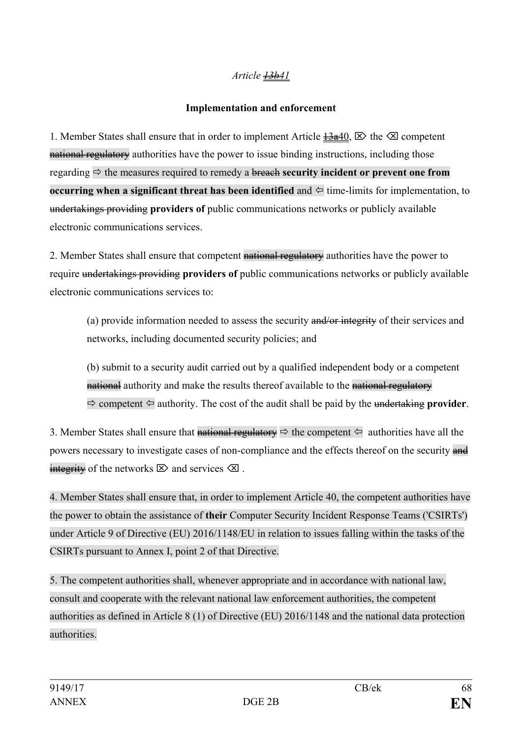*Article ~~13b~~41*

**Implementation and enforcement**

1. Member States shall ensure that in order to implement Article ~~13a~~40, ⌦ the ⌫ competent ~~national regulatory~~ authorities have the power to issue binding instructions, including those regarding ⇨ the measures required to remedy a ~~breach~~ **security incident or prevent one from occurring when a significant threat has been identified** and ⇦ time-limits for implementation, to ~~undertakings providing~~ **providers of** public communications networks or publicly available electronic communications services.

2. Member States shall ensure that competent ~~national regulatory~~ authorities have the power to require ~~undertakings providing~~ **providers of** public communications networks or publicly available electronic communications services to:

(a) provide information needed to assess the security ~~and/or integrity~~ of their services and networks, including documented security policies; and

(b) submit to a security audit carried out by a qualified independent body or a competent ~~national~~ authority and make the results thereof available to the ~~national regulatory~~ ⇨ competent ⇦ authority. The cost of the audit shall be paid by the ~~undertaking~~ **provider**.

3. Member States shall ensure that ~~national regulatory~~ ⇨ the competent ⇦ authorities have all the powers necessary to investigate cases of non-compliance and the effects thereof on the security ~~and integrity~~ of the networks ⌦ and services ⌫ .

4. Member States shall ensure that, in order to implement Article 40, the competent authorities have the power to obtain the assistance of **their** Computer Security Incident Response Teams ('CSIRTs') under Article 9 of Directive (EU) 2016/1148/EU in relation to issues falling within the tasks of the CSIRTs pursuant to Annex I, point 2 of that Directive.

5. The competent authorities shall, whenever appropriate and in accordance with national law, consult and cooperate with the relevant national law enforcement authorities, the competent authorities as defined in Article 8 (1) of Directive (EU) 2016/1148 and the national data protection authorities.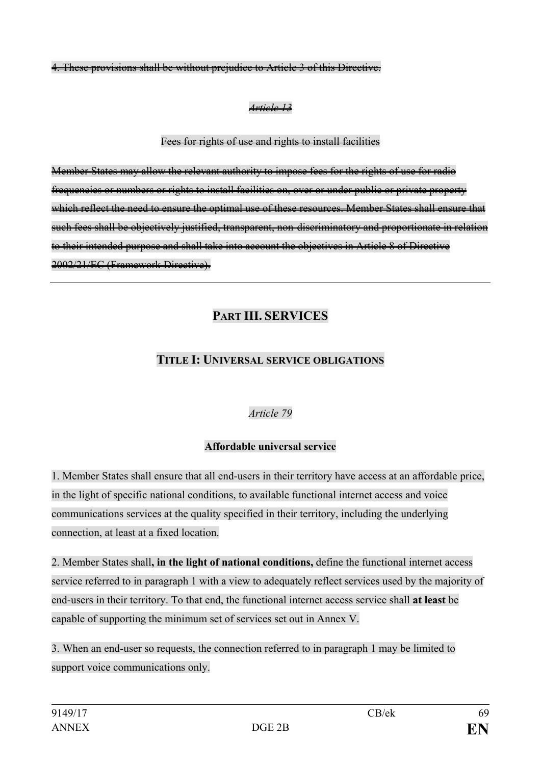~~4. These provisions shall be without prejudice to Article 3 of this Directive.~~

~~*Article 13*~~

~~Fees for rights of use and rights to install facilities~~

~~Member States may allow the relevant authority to impose fees for the rights of use for radio frequencies or numbers or rights to install facilities on, over or under public or private property which reflect the need to ensure the optimal use of these resources. Member States shall ensure that such fees shall be objectively justified, transparent, non-discriminatory and proportionate in relation to their intended purpose and shall take into account the objectives in Article 8 of Directive 2002/21/EC (Framework Directive).~~

---

## PART III. SERVICES

### TITLE I: UNIVERSAL SERVICE OBLIGATIONS

*Article 79*

**Affordable universal service**

1. Member States shall ensure that all end-users in their territory have access at an affordable price, in the light of specific national conditions, to available functional internet access and voice communications services at the quality specified in their territory, including the underlying connection, at least at a fixed location.

2. Member States shall**, in the light of national conditions,** define the functional internet access service referred to in paragraph 1 with a view to adequately reflect services used by the majority of end-users in their territory. To that end, the functional internet access service shall **at least** be capable of supporting the minimum set of services set out in Annex V.

3. When an end-user so requests, the connection referred to in paragraph 1 may be limited to support voice communications only.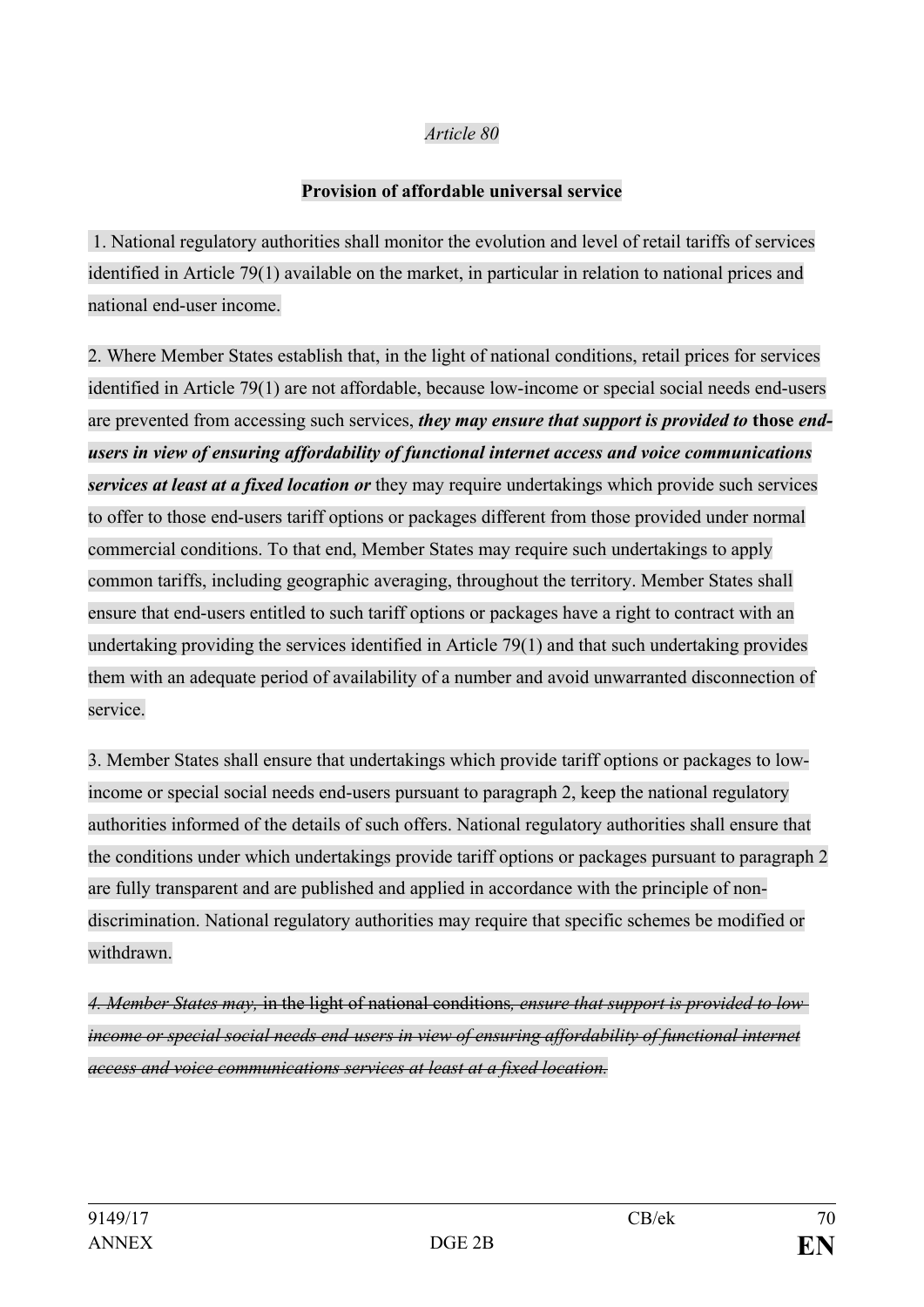*Article 80*

**Provision of affordable universal service**

1. National regulatory authorities shall monitor the evolution and level of retail tariffs of services identified in Article 79(1) available on the market, in particular in relation to national prices and national end-user income.

2. Where Member States establish that, in the light of national conditions, retail prices for services identified in Article 79(1) are not affordable, because low-income or special social needs end-users are prevented from accessing such services, ***they may ensure that support is provided to* those *end-users in view of ensuring affordability of functional internet access and voice communications services at least at a fixed location or*** they may require undertakings which provide such services to offer to those end-users tariff options or packages different from those provided under normal commercial conditions. To that end, Member States may require such undertakings to apply common tariffs, including geographic averaging, throughout the territory. Member States shall ensure that end-users entitled to such tariff options or packages have a right to contract with an undertaking providing the services identified in Article 79(1) and that such undertaking provides them with an adequate period of availability of a number and avoid unwarranted disconnection of service.

3. Member States shall ensure that undertakings which provide tariff options or packages to low-income or special social needs end-users pursuant to paragraph 2, keep the national regulatory authorities informed of the details of such offers. National regulatory authorities shall ensure that the conditions under which undertakings provide tariff options or packages pursuant to paragraph 2 are fully transparent and are published and applied in accordance with the principle of non-discrimination. National regulatory authorities may require that specific schemes be modified or withdrawn.

~~*4. Member States may,* in the light of national conditions*, ensure that support is provided to low-income or special social needs end-users in view of ensuring affordability of functional internet access and voice communications services at least at a fixed location.*~~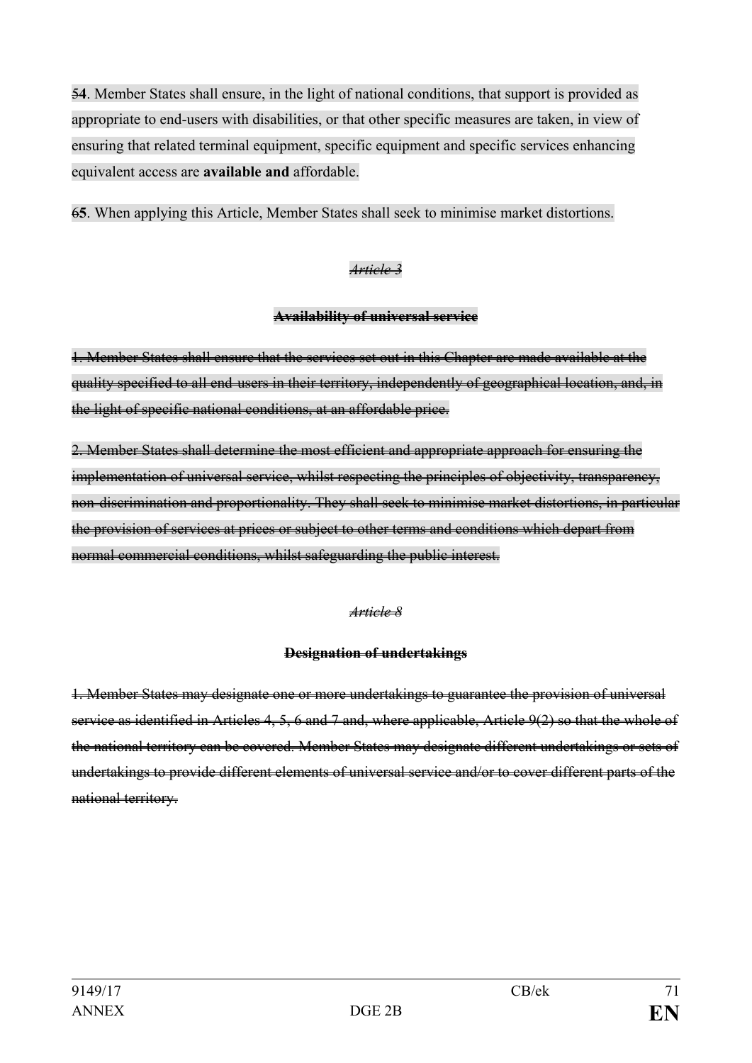~~5~~**4**. Member States shall ensure, in the light of national conditions, that support is provided as appropriate to end-users with disabilities, or that other specific measures are taken, in view of ensuring that related terminal equipment, specific equipment and specific services enhancing equivalent access are **available and** affordable.

~~6~~**5**. When applying this Article, Member States shall seek to minimise market distortions.

~~*Article 3*~~

~~**Availability of universal service**~~

~~1. Member States shall ensure that the services set out in this Chapter are made available at the quality specified to all end-users in their territory, independently of geographical location, and, in the light of specific national conditions, at an affordable price.~~

~~2. Member States shall determine the most efficient and appropriate approach for ensuring the implementation of universal service, whilst respecting the principles of objectivity, transparency, non-discrimination and proportionality. They shall seek to minimise market distortions, in particular the provision of services at prices or subject to other terms and conditions which depart from normal commercial conditions, whilst safeguarding the public interest.~~

~~*Article 8*~~

~~**Designation of undertakings**~~

~~1. Member States may designate one or more undertakings to guarantee the provision of universal service as identified in Articles 4, 5, 6 and 7 and, where applicable, Article 9(2) so that the whole of the national territory can be covered. Member States may designate different undertakings or sets of undertakings to provide different elements of universal service and/or to cover different parts of the national territory.~~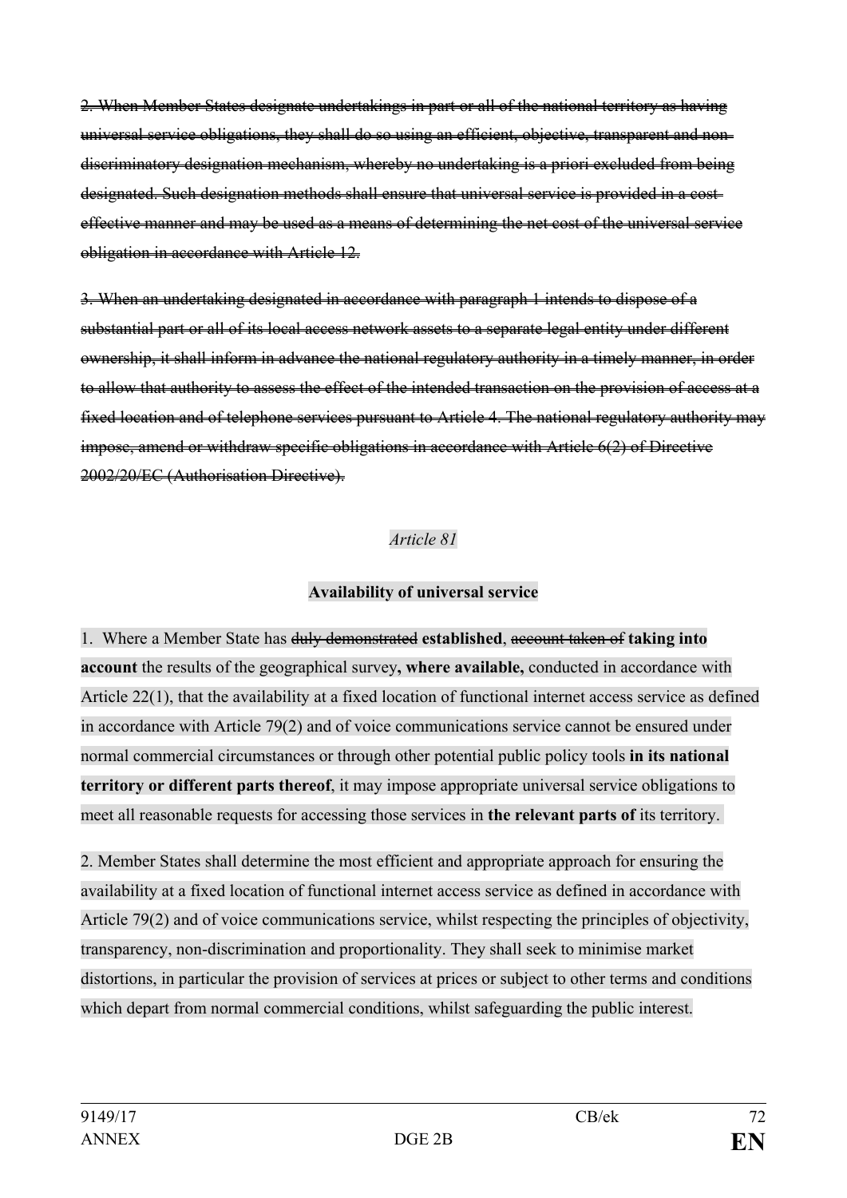~~2. When Member States designate undertakings in part or all of the national territory as having universal service obligations, they shall do so using an efficient, objective, transparent and non-discriminatory designation mechanism, whereby no undertaking is a priori excluded from being designated. Such designation methods shall ensure that universal service is provided in a cost-effective manner and may be used as a means of determining the net cost of the universal service obligation in accordance with Article 12.~~

~~3. When an undertaking designated in accordance with paragraph 1 intends to dispose of a substantial part or all of its local access network assets to a separate legal entity under different ownership, it shall inform in advance the national regulatory authority in a timely manner, in order to allow that authority to assess the effect of the intended transaction on the provision of access at a fixed location and of telephone services pursuant to Article 4. The national regulatory authority may impose, amend or withdraw specific obligations in accordance with Article 6(2) of Directive 2002/20/EC (Authorisation Directive).~~

*Article 81*

**Availability of universal service**

1. Where a Member State has ~~duly demonstrated~~ **established**, ~~account taken of~~ **taking into account** the results of the geographical survey**, where available,** conducted in accordance with Article 22(1), that the availability at a fixed location of functional internet access service as defined in accordance with Article 79(2) and of voice communications service cannot be ensured under normal commercial circumstances or through other potential public policy tools **in its national territory or different parts thereof**, it may impose appropriate universal service obligations to meet all reasonable requests for accessing those services in **the relevant parts of** its territory.

2. Member States shall determine the most efficient and appropriate approach for ensuring the availability at a fixed location of functional internet access service as defined in accordance with Article 79(2) and of voice communications service, whilst respecting the principles of objectivity, transparency, non-discrimination and proportionality. They shall seek to minimise market distortions, in particular the provision of services at prices or subject to other terms and conditions which depart from normal commercial conditions, whilst safeguarding the public interest.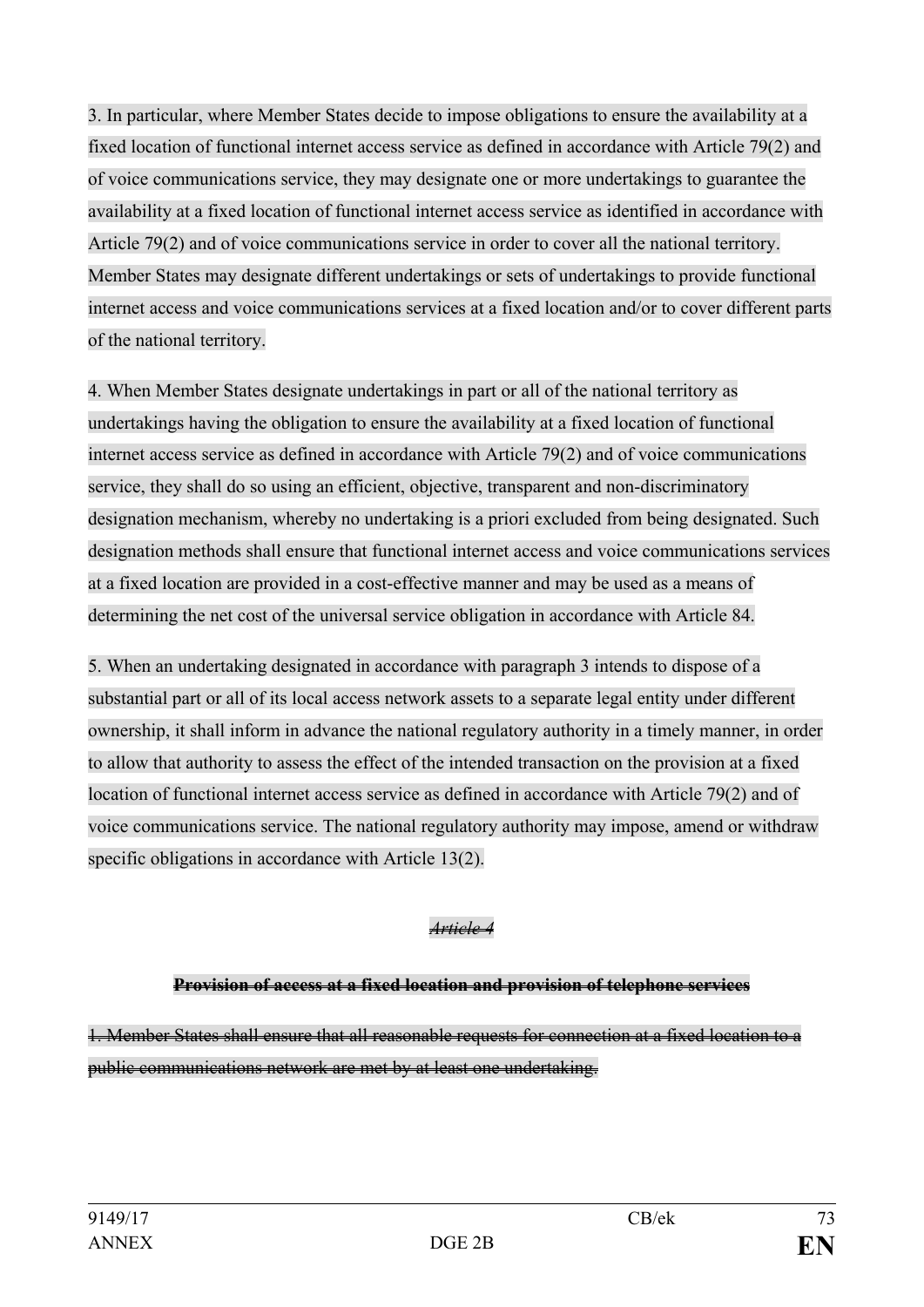3. In particular, where Member States decide to impose obligations to ensure the availability at a fixed location of functional internet access service as defined in accordance with Article 79(2) and of voice communications service, they may designate one or more undertakings to guarantee the availability at a fixed location of functional internet access service as identified in accordance with Article 79(2) and of voice communications service in order to cover all the national territory. Member States may designate different undertakings or sets of undertakings to provide functional internet access and voice communications services at a fixed location and/or to cover different parts of the national territory.

4. When Member States designate undertakings in part or all of the national territory as undertakings having the obligation to ensure the availability at a fixed location of functional internet access service as defined in accordance with Article 79(2) and of voice communications service, they shall do so using an efficient, objective, transparent and non-discriminatory designation mechanism, whereby no undertaking is a priori excluded from being designated. Such designation methods shall ensure that functional internet access and voice communications services at a fixed location are provided in a cost-effective manner and may be used as a means of determining the net cost of the universal service obligation in accordance with Article 84.

5. When an undertaking designated in accordance with paragraph 3 intends to dispose of a substantial part or all of its local access network assets to a separate legal entity under different ownership, it shall inform in advance the national regulatory authority in a timely manner, in order to allow that authority to assess the effect of the intended transaction on the provision at a fixed location of functional internet access service as defined in accordance with Article 79(2) and of voice communications service. The national regulatory authority may impose, amend or withdraw specific obligations in accordance with Article 13(2).

<center>~~*Article 4*~~</center>

<center>~~**Provision of access at a fixed location and provision of telephone services**~~</center>

~~1. Member States shall ensure that all reasonable requests for connection at a fixed location to a public communications network are met by at least one undertaking.~~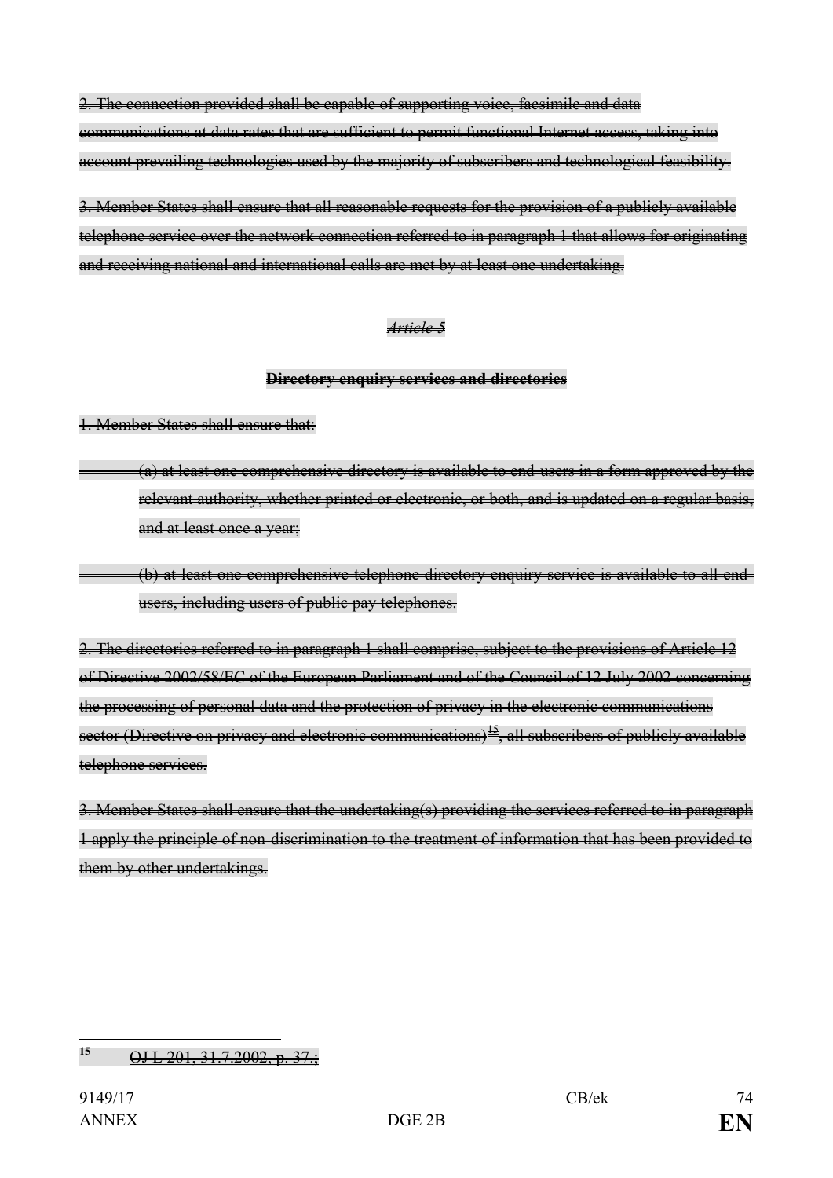~~2. The connection provided shall be capable of supporting voice, facsimile and data communications at data rates that are sufficient to permit functional Internet access, taking into account prevailing technologies used by the majority of subscribers and technological feasibility.~~

~~3. Member States shall ensure that all reasonable requests for the provision of a publicly available telephone service over the network connection referred to in paragraph 1 that allows for originating and receiving national and international calls are met by at least one undertaking.~~

*~~Article 5~~*

**~~Directory enquiry services and directories~~**

~~1. Member States shall ensure that:~~

~~(a) at least one comprehensive directory is available to end-users in a form approved by the relevant authority, whether printed or electronic, or both, and is updated on a regular basis, and at least once a year;~~

~~(b) at least one comprehensive telephone directory enquiry service is available to all end-users, including users of public pay telephones.~~

~~2. The directories referred to in paragraph 1 shall comprise, subject to the provisions of Article 12 of Directive 2002/58/EC of the European Parliament and of the Council of 12 July 2002 concerning the processing of personal data and the protection of privacy in the electronic communications sector (Directive on privacy and electronic communications)[15], all subscribers of publicly available telephone services.~~

~~3. Member States shall ensure that the undertaking(s) providing the services referred to in paragraph 1 apply the principle of non-discrimination to the treatment of information that has been provided to them by other undertakings.~~

---

[15] ~~OJ L 201, 31.7.2002, p. 37.;~~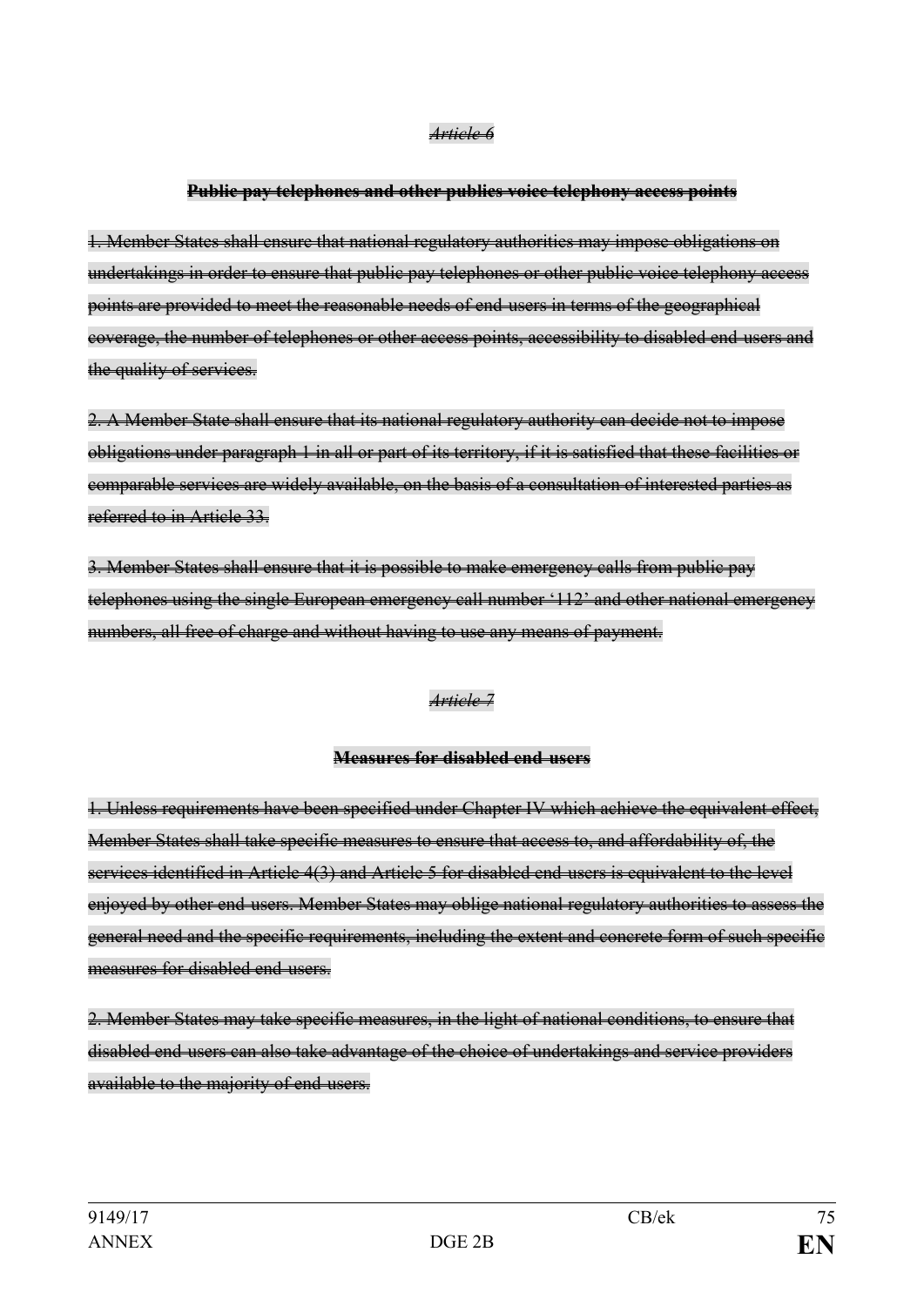~~*Article 6*~~

~~**Public pay telephones and other publics voice telephony access points**~~

~~1. Member States shall ensure that national regulatory authorities may impose obligations on undertakings in order to ensure that public pay telephones or other public voice telephony access points are provided to meet the reasonable needs of end-users in terms of the geographical coverage, the number of telephones or other access points, accessibility to disabled end-users and the quality of services.~~

~~2. A Member State shall ensure that its national regulatory authority can decide not to impose obligations under paragraph 1 in all or part of its territory, if it is satisfied that these facilities or comparable services are widely available, on the basis of a consultation of interested parties as referred to in Article 33.~~

~~3. Member States shall ensure that it is possible to make emergency calls from public pay telephones using the single European emergency call number '112' and other national emergency numbers, all free of charge and without having to use any means of payment.~~

~~*Article 7*~~

~~**Measures for disabled end-users**~~

~~1. Unless requirements have been specified under Chapter IV which achieve the equivalent effect, Member States shall take specific measures to ensure that access to, and affordability of, the services identified in Article 4(3) and Article 5 for disabled end-users is equivalent to the level enjoyed by other end-users. Member States may oblige national regulatory authorities to assess the general need and the specific requirements, including the extent and concrete form of such specific measures for disabled end-users.~~

~~2. Member States may take specific measures, in the light of national conditions, to ensure that disabled end-users can also take advantage of the choice of undertakings and service providers available to the majority of end-users.~~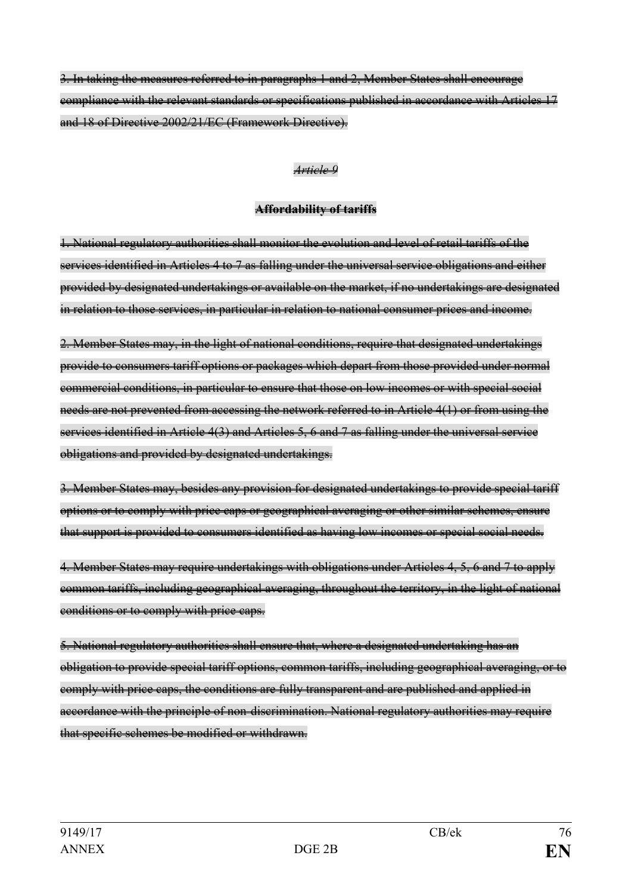~~3. In taking the measures referred to in paragraphs 1 and 2, Member States shall encourage compliance with the relevant standards or specifications published in accordance with Articles 17 and 18 of Directive 2002/21/EC (Framework Directive).~~

*~~Article 9~~*

**~~Affordability of tariffs~~**

~~1. National regulatory authorities shall monitor the evolution and level of retail tariffs of the services identified in Articles 4 to 7 as falling under the universal service obligations and either provided by designated undertakings or available on the market, if no undertakings are designated in relation to those services, in particular in relation to national consumer prices and income.~~

~~2. Member States may, in the light of national conditions, require that designated undertakings provide to consumers tariff options or packages which depart from those provided under normal commercial conditions, in particular to ensure that those on low incomes or with special social needs are not prevented from accessing the network referred to in Article 4(1) or from using the services identified in Article 4(3) and Articles 5, 6 and 7 as falling under the universal service obligations and provided by designated undertakings.~~

~~3. Member States may, besides any provision for designated undertakings to provide special tariff options or to comply with price caps or geographical averaging or other similar schemes, ensure that support is provided to consumers identified as having low incomes or special social needs.~~

~~4. Member States may require undertakings with obligations under Articles 4, 5, 6 and 7 to apply common tariffs, including geographical averaging, throughout the territory, in the light of national conditions or to comply with price caps.~~

~~5. National regulatory authorities shall ensure that, where a designated undertaking has an obligation to provide special tariff options, common tariffs, including geographical averaging, or to comply with price caps, the conditions are fully transparent and are published and applied in accordance with the principle of non-discrimination. National regulatory authorities may require that specific schemes be modified or withdrawn.~~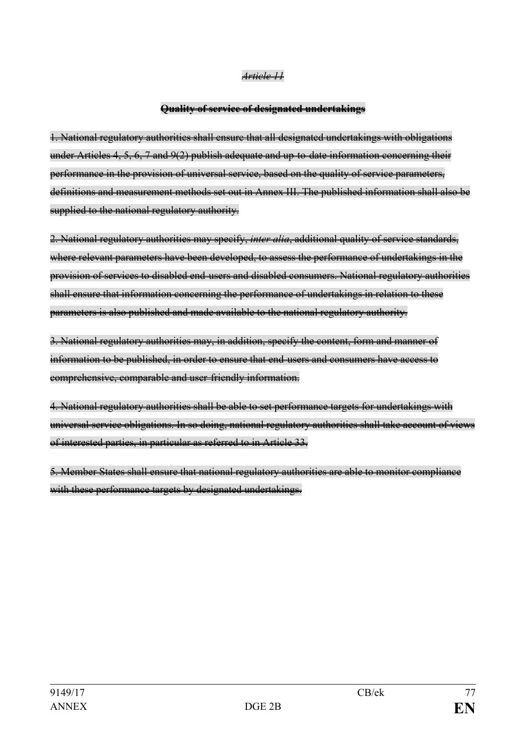~~*Article 11*~~

~~**Quality of service of designated undertakings**~~

~~1. National regulatory authorities shall ensure that all designated undertakings with obligations under Articles 4, 5, 6, 7 and 9(2) publish adequate and up-to-date information concerning their performance in the provision of universal service, based on the quality of service parameters, definitions and measurement methods set out in Annex III. The published information shall also be supplied to the national regulatory authority.~~

~~2. National regulatory authorities may specify, *inter alia*, additional quality of service standards, where relevant parameters have been developed, to assess the performance of undertakings in the provision of services to disabled end-users and disabled consumers. National regulatory authorities shall ensure that information concerning the performance of undertakings in relation to these parameters is also published and made available to the national regulatory authority.~~

~~3. National regulatory authorities may, in addition, specify the content, form and manner of information to be published, in order to ensure that end-users and consumers have access to comprehensive, comparable and user-friendly information.~~

~~4. National regulatory authorities shall be able to set performance targets for undertakings with universal service obligations. In so doing, national regulatory authorities shall take account of views of interested parties, in particular as referred to in Article 33.~~

~~5. Member States shall ensure that national regulatory authorities are able to monitor compliance with these performance targets by designated undertakings.~~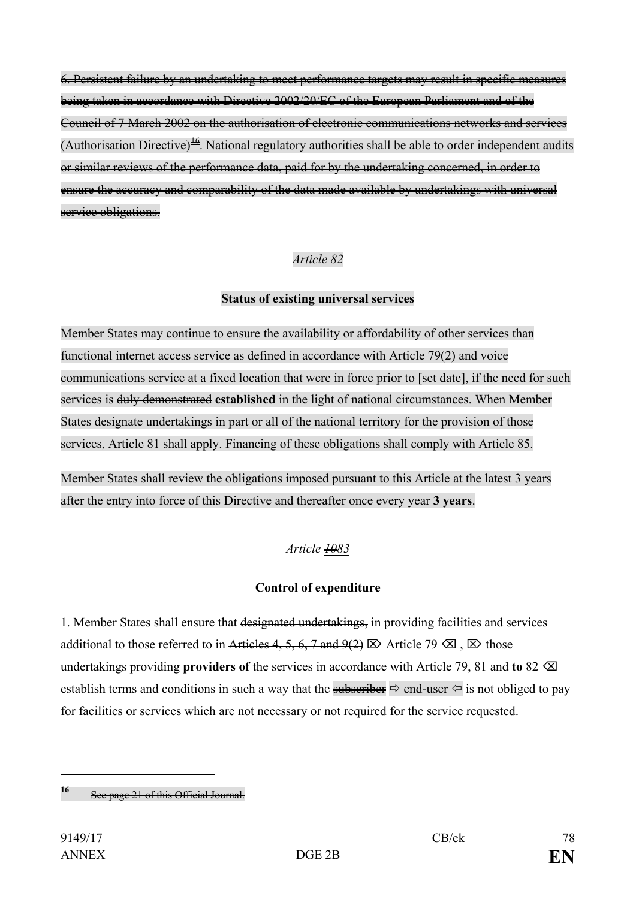~~6. Persistent failure by an undertaking to meet performance targets may result in specific measures being taken in accordance with Directive 2002/20/EC of the European Parliament and of the Council of 7 March 2002 on the authorisation of electronic communications networks and services (Authorisation Directive)[16]. National regulatory authorities shall be able to order independent audits or similar reviews of the performance data, paid for by the undertaking concerned, in order to ensure the accuracy and comparability of the data made available by undertakings with universal service obligations.~~

*Article 82*

**Status of existing universal services**

Member States may continue to ensure the availability or affordability of other services than functional internet access service as defined in accordance with Article 79(2) and voice communications service at a fixed location that were in force prior to [set date], if the need for such services is ~~duly demonstrated~~ **established** in the light of national circumstances. When Member States designate undertakings in part or all of the national territory for the provision of those services, Article 81 shall apply. Financing of these obligations shall comply with Article 85.

Member States shall review the obligations imposed pursuant to this Article at the latest 3 years after the entry into force of this Directive and thereafter once every ~~year~~ **3 years**.

*Article ~~10~~83*

**Control of expenditure**

1. Member States shall ensure that ~~designated undertakings,~~ in providing facilities and services additional to those referred to in ~~Articles 4, 5, 6, 7 and 9(2)~~ ⌦ Article 79 ⌫ , ⌦ those ~~undertakings providing~~ **providers of** the services in accordance with Article 79~~, 81 and~~ **to** 82 ⌫ establish terms and conditions in such a way that the ~~subscriber~~ ⇨ end-user ⇦ is not obliged to pay for facilities or services which are not necessary or not required for the service requested.

---

[16] ~~See page 21 of this Official Journal.~~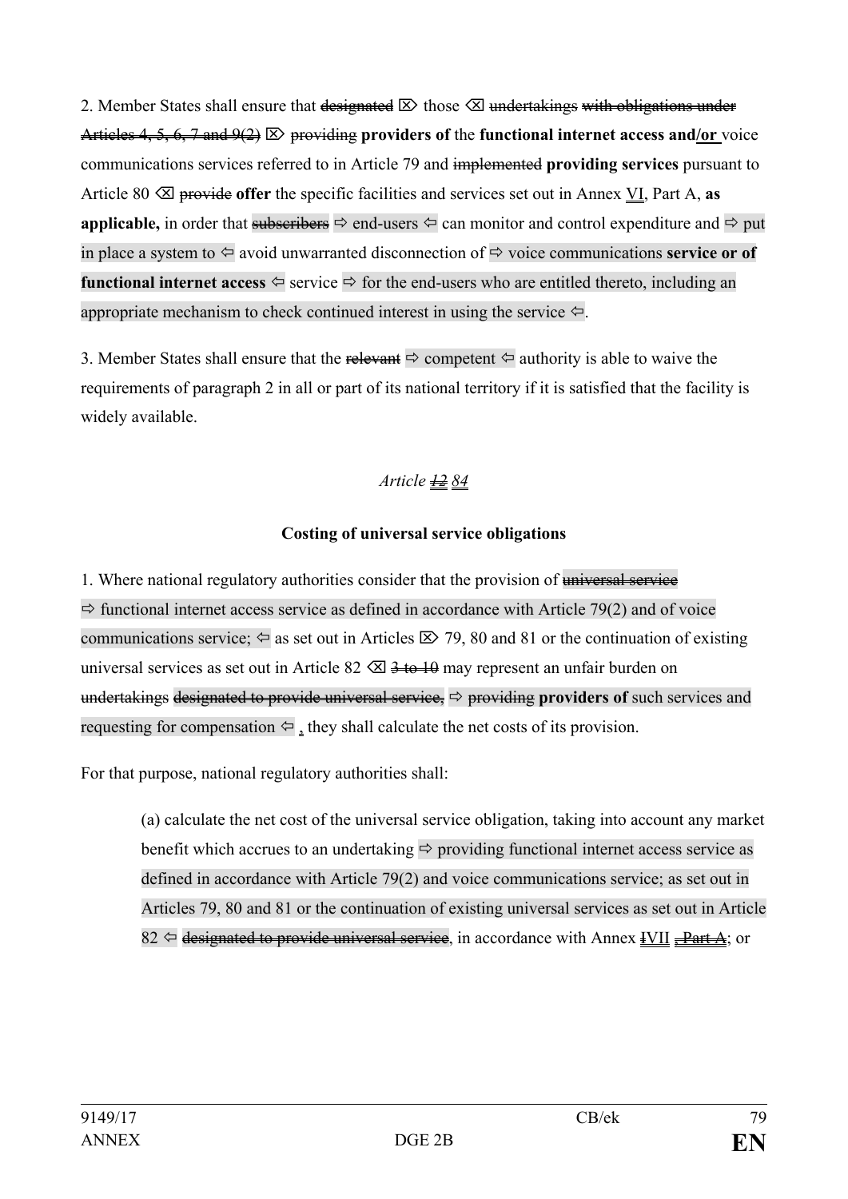2. Member States shall ensure that ~~designated~~ ⌦ those ⌫ ~~undertakings~~ ~~with obligations under Articles 4, 5, 6, 7 and 9(2)~~ ⌦ ~~providing~~ **providers of** the **functional internet access and/or** voice communications services referred to in Article 79 and ~~implemented~~ **providing services** pursuant to Article 80 ⌫ ~~provide~~ **offer** the specific facilities and services set out in Annex VI, Part A, **as applicable,** in order that ~~subscribers~~ ⇨ end-users ⇦ can monitor and control expenditure and ⇨ put in place a system to ⇦ avoid unwarranted disconnection of ⇨ voice communications **service or of functional internet access** ⇦ service ⇨ for the end-users who are entitled thereto, including an appropriate mechanism to check continued interest in using the service ⇦.

3. Member States shall ensure that the ~~relevant~~ ⇨ competent ⇦ authority is able to waive the requirements of paragraph 2 in all or part of its national territory if it is satisfied that the facility is widely available.

*Article ~~12~~ 84*

**Costing of universal service obligations**

1. Where national regulatory authorities consider that the provision of ~~universal service~~ ⇨ functional internet access service as defined in accordance with Article 79(2) and of voice communications service; ⇦ as set out in Articles ⌦ 79, 80 and 81 or the continuation of existing universal services as set out in Article 82 ⌫ ~~3 to 10~~ may represent an unfair burden on ~~undertakings~~ ~~designated to provide universal service,~~ ⇨ ~~providing~~ **providers of** such services and requesting for compensation ⇦ , they shall calculate the net costs of its provision.

For that purpose, national regulatory authorities shall:

(a) calculate the net cost of the universal service obligation, taking into account any market benefit which accrues to an undertaking ⇨ providing functional internet access service as defined in accordance with Article 79(2) and voice communications service; as set out in Articles 79, 80 and 81 or the continuation of existing universal services as set out in Article 82 ⇦ ~~designated to provide universal service~~, in accordance with Annex ~~I~~VII ~~, Part A~~; or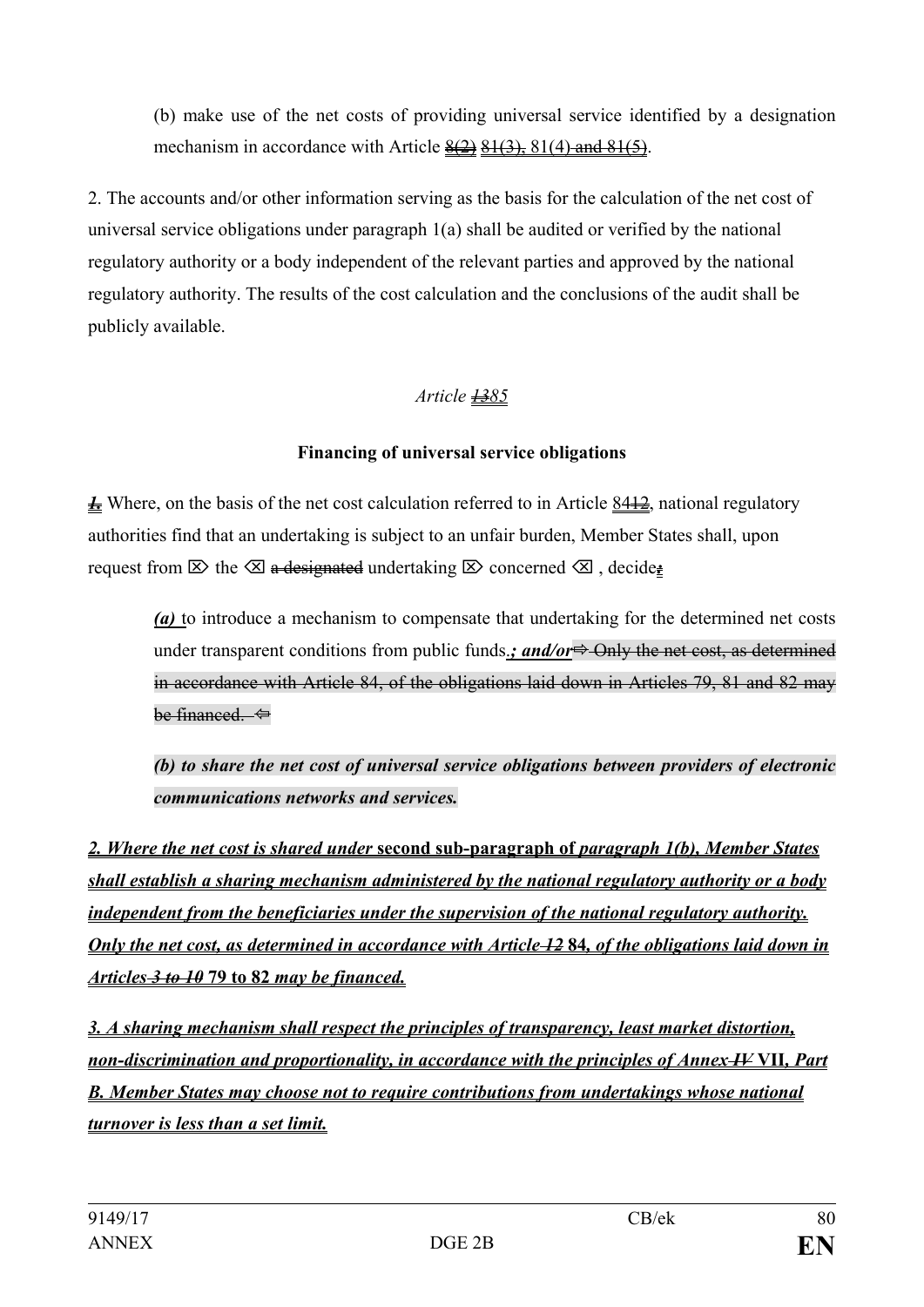(b) make use of the net costs of providing universal service identified by a designation mechanism in accordance with Article ~~8(2)~~ 81(3), ~~81(4) and 81(5)~~.

2. The accounts and/or other information serving as the basis for the calculation of the net cost of universal service obligations under paragraph 1(a) shall be audited or verified by the national regulatory authority or a body independent of the relevant parties and approved by the national regulatory authority. The results of the cost calculation and the conclusions of the audit shall be publicly available.

*Article ~~13~~85*

**Financing of universal service obligations**

~~*1.*~~ Where, on the basis of the net cost calculation referred to in Article 84~~12~~, national regulatory authorities find that an undertaking is subject to an unfair burden, Member States shall, upon request from ⌦ the ⌫ ~~a designated~~ undertaking ⌦ concerned ⌫ , decide~~:~~

*(a)* to introduce a mechanism to compensate that undertaking for the determined net costs under transparent conditions from public funds*.; and/or*⇨ ~~Only the net cost, as determined in accordance with Article 84, of the obligations laid down in Articles 79, 81 and 82 may be financed.~~ ⇦

***(b) to share the net cost of universal service obligations between providers of electronic communications networks and services.***

*2. Where the net cost is shared under* **second sub-paragraph of** *paragraph 1(b), Member States shall establish a sharing mechanism administered by the national regulatory authority or a body independent from the beneficiaries under the supervision of the national regulatory authority. Only the net cost, as determined in accordance with Article ~~12~~* **84***, of the obligations laid down in Articles ~~3 to 10~~* **79 to 82** *may be financed.*

*3. A sharing mechanism shall respect the principles of transparency, least market distortion, non-discrimination and proportionality, in accordance with the principles of Annex ~~IV~~* **VII***, Part B. Member States may choose not to require contributions from undertakings whose national turnover is less than a set limit.*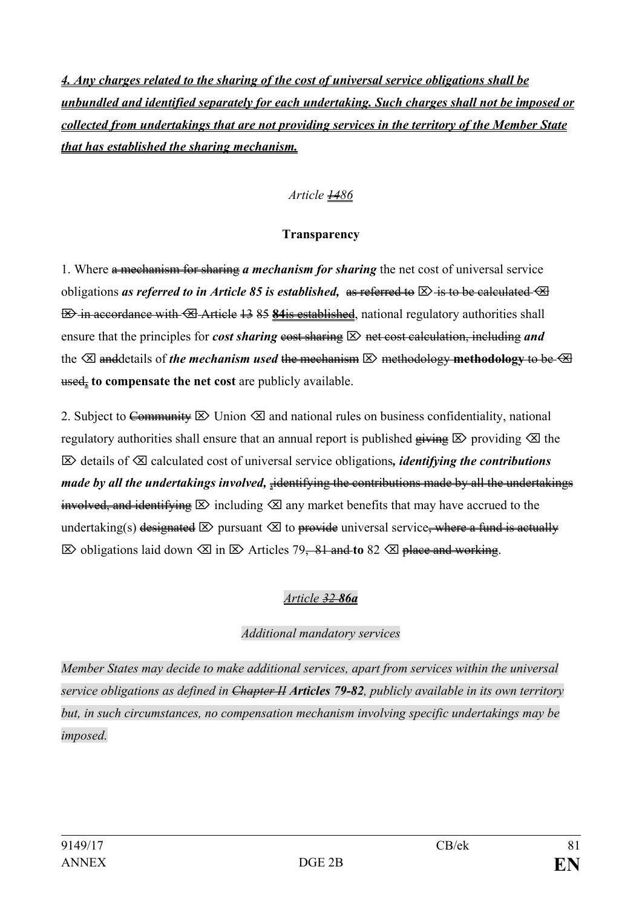*4. Any charges related to the sharing of the cost of universal service obligations shall be unbundled and identified separately for each undertaking. Such charges shall not be imposed or collected from undertakings that are not providing services in the territory of the Member State that has established the sharing mechanism.*

*Article ~~14~~86*

**Transparency**

1. Where ~~a mechanism for sharing~~ ***a mechanism for sharing*** the net cost of universal service obligations ***as referred to in Article 85 is established,*** ~~as referred to~~ ⌦ ~~is to be calculated~~ ⌫ ⌦ ~~in accordance with~~ ⌫ ~~Article~~ ~~13~~ 85 **84**~~is established~~, national regulatory authorities shall ensure that the principles for ***cost sharing*** ~~cost sharing~~ ⌦ ~~net cost calculation, including~~ ***and*** the ⌫ ~~and~~details of ***the mechanism used*** ~~the mechanism~~ ⌦ ~~methodology~~ **methodology** ~~to be~~ ⌫ ~~used,~~ **to compensate the net cost** are publicly available.

2. Subject to ~~Community~~ ⌦ Union ⌫ and national rules on business confidentiality, national regulatory authorities shall ensure that an annual report is published ~~giving~~ ⌦ providing ⌫ the ⌦ details of ⌫ calculated cost of universal service obligations***, identifying the contributions made by all the undertakings involved,*** ~~,identifying the contributions made by all the undertakings involved, and identifying~~ ⌦ including ⌫ any market benefits that may have accrued to the undertaking(s) ~~designated~~ ⌦ pursuant ⌫ to ~~provide~~ universal service~~, where a fund is actually~~ ⌦ obligations laid down ⌫ in ⌦ Articles 79~~, 81 and~~ **to** 82 ⌫ ~~place and working~~.

*Article ~~32~~ **86a***

*Additional mandatory services*

*Member States may decide to make additional services, apart from services within the universal service obligations as defined in ~~Chapter II~~ **Articles 79-82**, publicly available in its own territory but, in such circumstances, no compensation mechanism involving specific undertakings may be imposed.*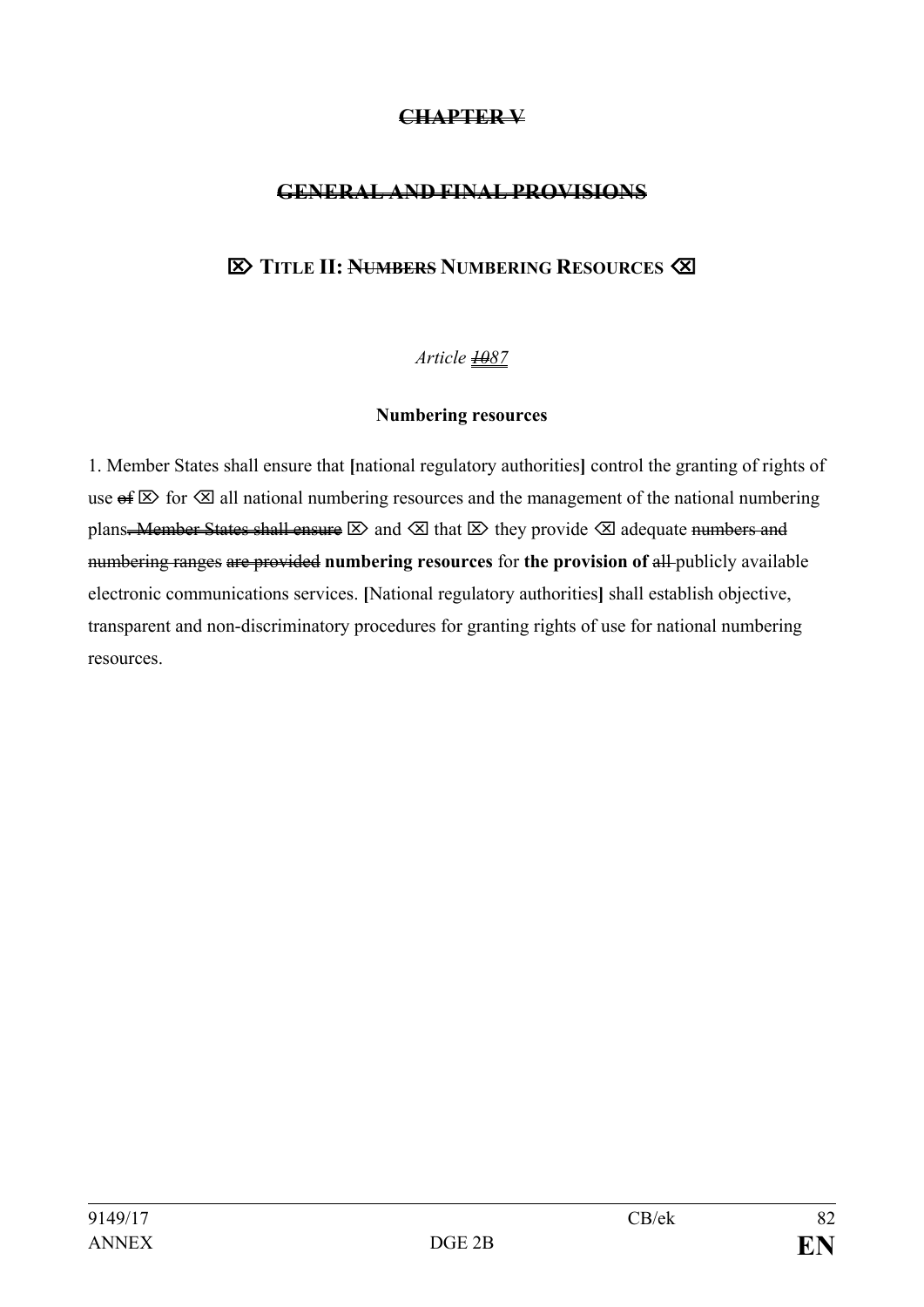## ~~CHAPTER V~~

## ~~GENERAL AND FINAL PROVISIONS~~

## ⌦ TITLE II: ~~NUMBERS~~ NUMBERING RESOURCES ⌫

*Article ~~10~~87*

**Numbering resources**

1. Member States shall ensure that **[**national regulatory authorities**]** control the granting of rights of use ~~of~~ ⌦ for ⌫ all national numbering resources and the management of the national numbering plans~~. Member States shall ensure~~ ⌦ and ⌫ that ⌦ they provide ⌫ adequate ~~numbers and numbering ranges~~ ~~are provided~~ **numbering resources** for **the provision of** ~~all~~ publicly available electronic communications services. **[**National regulatory authorities**]** shall establish objective, transparent and non-discriminatory procedures for granting rights of use for national numbering resources.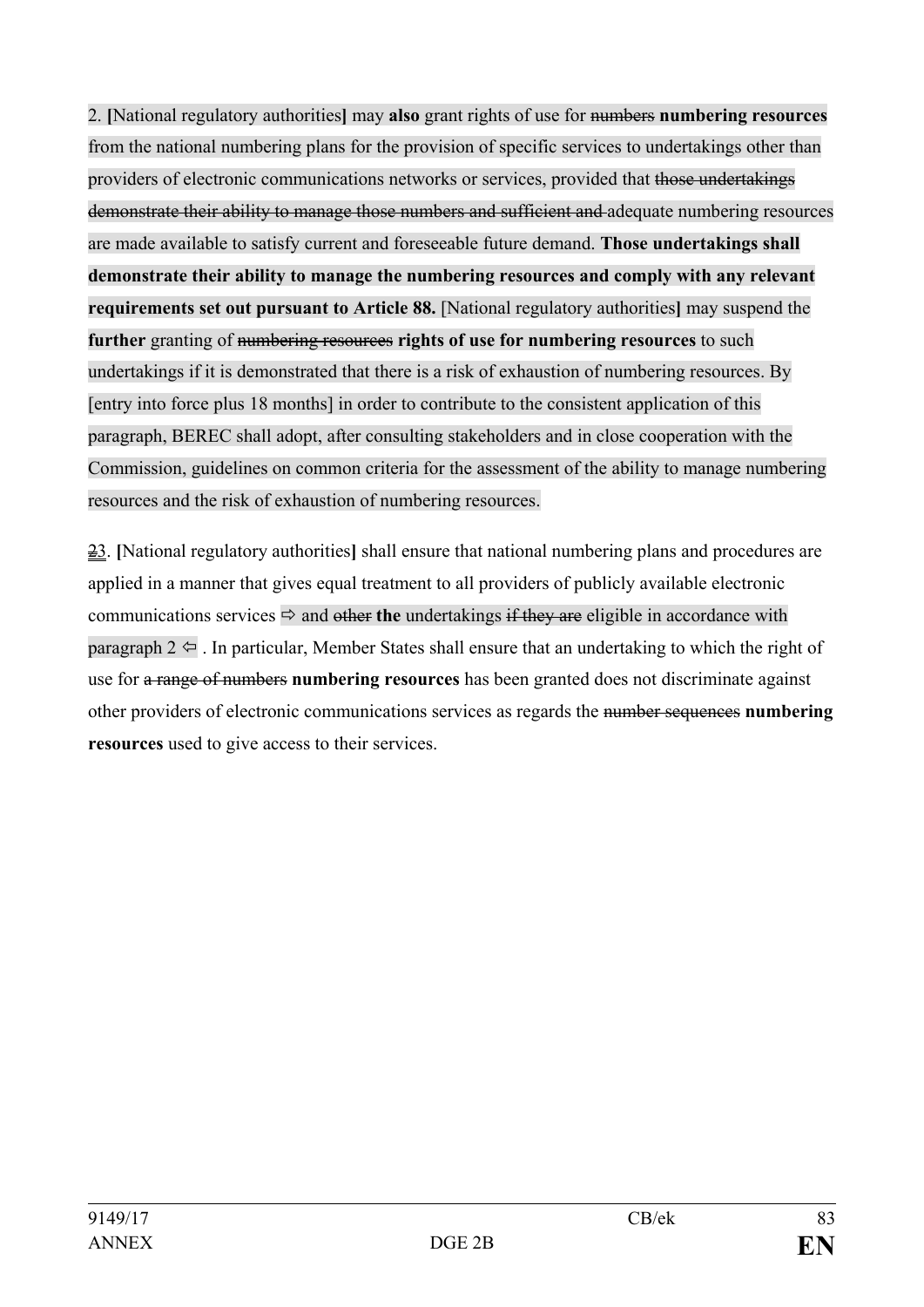2. **[**National regulatory authorities**]** may **also** grant rights of use for ~~numbers~~ **numbering resources** from the national numbering plans for the provision of specific services to undertakings other than providers of electronic communications networks or services, provided that ~~those undertakings demonstrate their ability to manage those numbers and sufficient and~~ adequate numbering resources are made available to satisfy current and foreseeable future demand. **Those undertakings shall demonstrate their ability to manage the numbering resources and comply with any relevant requirements set out pursuant to Article 88.** [National regulatory authorities**]** may suspend the **further** granting of ~~numbering resources~~ **rights of use for numbering resources** to such undertakings if it is demonstrated that there is a risk of exhaustion of numbering resources. By [entry into force plus 18 months] in order to contribute to the consistent application of this paragraph, BEREC shall adopt, after consulting stakeholders and in close cooperation with the Commission, guidelines on common criteria for the assessment of the ability to manage numbering resources and the risk of exhaustion of numbering resources.

~~2~~3. **[**National regulatory authorities**]** shall ensure that national numbering plans and procedures are applied in a manner that gives equal treatment to all providers of publicly available electronic communications services ⇨ and ~~other~~ **the** undertakings ~~if they are~~ eligible in accordance with paragraph 2 ⇦ . In particular, Member States shall ensure that an undertaking to which the right of use for ~~a range of numbers~~ **numbering resources** has been granted does not discriminate against other providers of electronic communications services as regards the ~~number sequences~~ **numbering resources** used to give access to their services.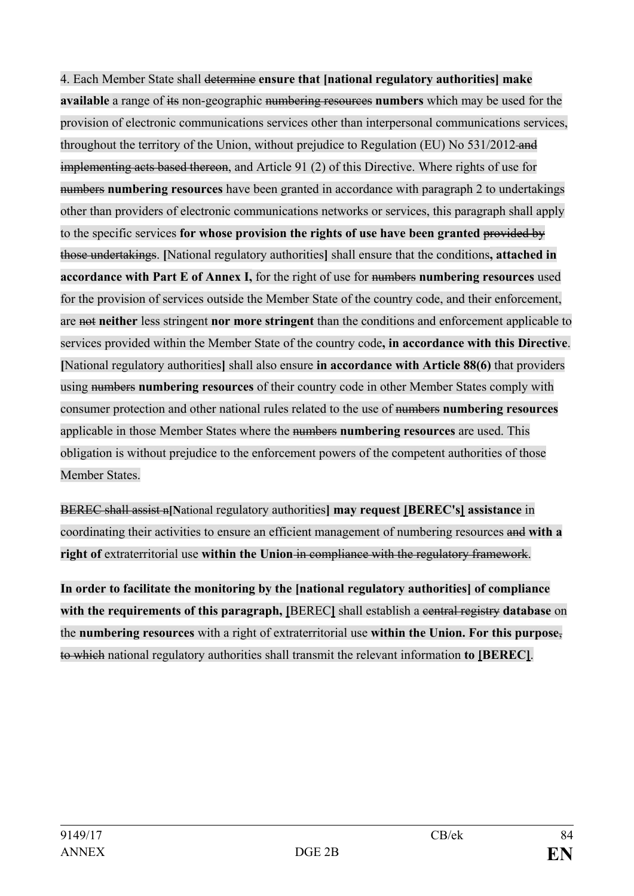4. Each Member State shall ~~determine~~ **ensure that [national regulatory authorities] make available** a range of ~~its~~ non-geographic ~~numbering resources~~ **numbers** which may be used for the provision of electronic communications services other than interpersonal communications services, throughout the territory of the Union, without prejudice to Regulation (EU) No 531/2012 ~~and implementing acts based thereon~~, and Article 91 (2) of this Directive. Where rights of use for ~~numbers~~ **numbering resources** have been granted in accordance with paragraph 2 to undertakings other than providers of electronic communications networks or services, this paragraph shall apply to the specific services **for whose provision the rights of use have been granted** ~~provided by those undertakings~~. **[**National regulatory authorities**]** shall ensure that the conditions**, attached in accordance with Part E of Annex I,** for the right of use for ~~numbers~~ **numbering resources** used for the provision of services outside the Member State of the country code, and their enforcement, are ~~not~~ **neither** less stringent **nor more stringent** than the conditions and enforcement applicable to services provided within the Member State of the country code**, in accordance with this Directive**. **[**National regulatory authorities**]** shall also ensure **in accordance with Article 88(6)** that providers using ~~numbers~~ **numbering resources** of their country code in other Member States comply with consumer protection and other national rules related to the use of ~~numbers~~ **numbering resources** applicable in those Member States where the ~~numbers~~ **numbering resources** are used. This obligation is without prejudice to the enforcement powers of the competent authorities of those Member States.

~~BEREC shall assist n~~**[N**ational regulatory authorities**] may request [BEREC's] assistance** in coordinating their activities to ensure an efficient management of numbering resources ~~and~~ **with a right of** extraterritorial use **within the Union** ~~in compliance with the regulatory framework~~.

**In order to facilitate the monitoring by the [national regulatory authorities] of compliance with the requirements of this paragraph, [**BEREC**]** shall establish a ~~central registry~~ **database** on the **numbering resources** with a right of extraterritorial use **within the Union. For this purpose**~~, to which~~ national regulatory authorities shall transmit the relevant information **to [BEREC]**.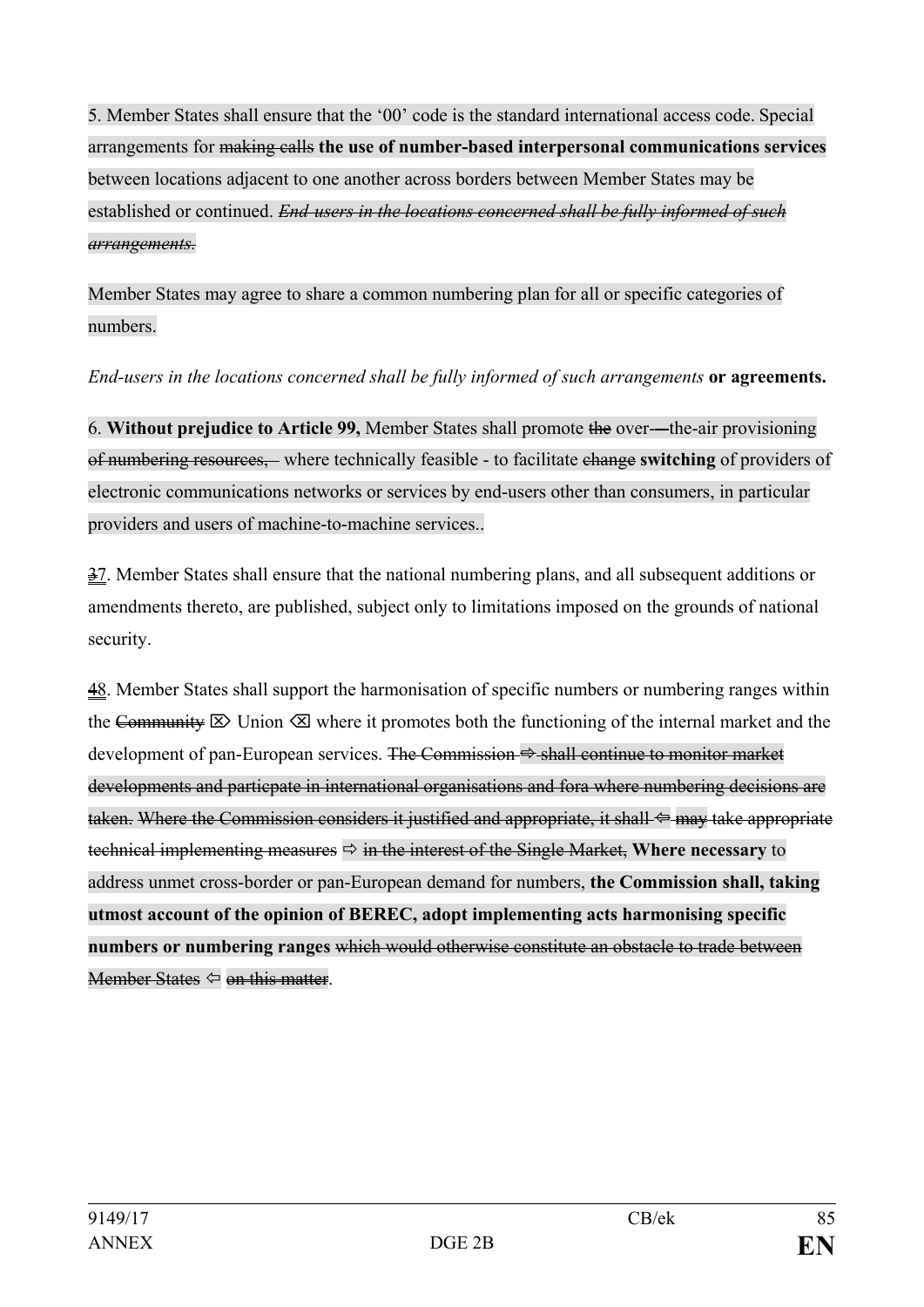5. Member States shall ensure that the '00' code is the standard international access code. Special arrangements for ~~making calls~~ **the use of number-based interpersonal communications services** between locations adjacent to one another across borders between Member States may be established or continued. ~~*End-users in the locations concerned shall be fully informed of such arrangements.*~~

Member States may agree to share a common numbering plan for all or specific categories of numbers.

*End-users in the locations concerned shall be fully informed of such arrangements* **or agreements.**

6. **Without prejudice to Article 99,** Member States shall promote ~~the~~ over-the-air provisioning ~~of numbering resources,~~ where technically feasible - to facilitate ~~change~~ **switching** of providers of electronic communications networks or services by end-users other than consumers, in particular providers and users of machine-to-machine services..

~~3~~7. Member States shall ensure that the national numbering plans, and all subsequent additions or amendments thereto, are published, subject only to limitations imposed on the grounds of national security.

~~4~~8. Member States shall support the harmonisation of specific numbers or numbering ranges within the ~~Community~~ ⌦ Union ⌫ where it promotes both the functioning of the internal market and the development of pan-European services. ~~The Commission~~ ~~⇨ shall continue to monitor market developments and particpate in international organisations and fora where numbering decisions are taken. Where the Commission considers it justified and appropriate, it shall ⇦ may take appropriate technical implementing measures~~ ⇨ ~~in the interest of the Single Market,~~ **Where necessary** to address unmet cross-border or pan-European demand for numbers, **the Commission shall, taking utmost account of the opinion of BEREC, adopt implementing acts harmonising specific numbers or numbering ranges** ~~which would otherwise constitute an obstacle to trade between Member States~~ ⇦ ~~on this matter~~.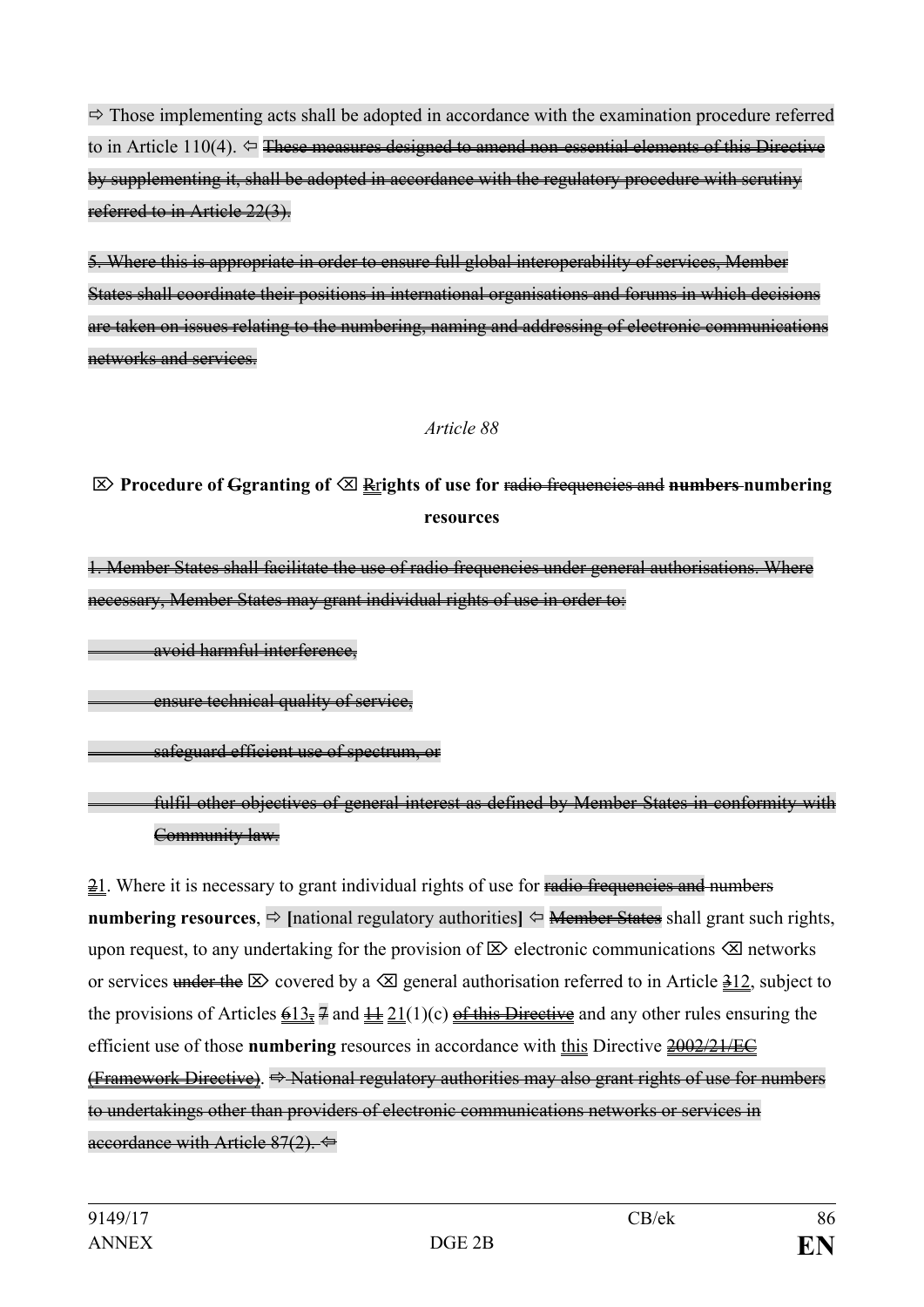⇨ Those implementing acts shall be adopted in accordance with the examination procedure referred to in Article 110(4). ⇦ ~~These measures designed to amend non-essential elements of this Directive by supplementing it, shall be adopted in accordance with the regulatory procedure with scrutiny referred to in Article 22(3).~~

~~5. Where this is appropriate in order to ensure full global interoperability of services, Member States shall coordinate their positions in international organisations and forums in which decisions are taken on issues relating to the numbering, naming and addressing of electronic communications networks and services.~~

*Article 88*

**⌦ Procedure of ~~G~~granting of ⌫ ~~R~~rights of use for ~~radio frequencies and~~ ~~numbers~~ numbering resources**

~~1. Member States shall facilitate the use of radio frequencies under general authorisations. Where necessary, Member States may grant individual rights of use in order to:~~

~~— avoid harmful interference,~~

~~— ensure technical quality of service,~~

~~— safeguard efficient use of spectrum, or~~

~~— fulfil other objectives of general interest as defined by Member States in conformity with Community law.~~

~~2~~1. Where it is necessary to grant individual rights of use for ~~radio frequencies and~~ ~~numbers~~ **numbering resources**, ⇨ **[**national regulatory authorities**]** ⇦ ~~Member States~~ shall grant such rights, upon request, to any undertaking for the provision of ⌦ electronic communications ⌫ networks or services ~~under the~~ ⌦ covered by a ⌫ general authorisation referred to in Article ~~3~~12, subject to the provisions of Articles ~~6~~13, ~~7~~ and ~~11~~ 21(1)(c) ~~of this Directive~~ and any other rules ensuring the efficient use of those **numbering** resources in accordance with this Directive ~~2002/21/EC (Framework Directive)~~. ~~⇨ National regulatory authorities may also grant rights of use for numbers to undertakings other than providers of electronic communications networks or services in accordance with Article 87(2). ⇦~~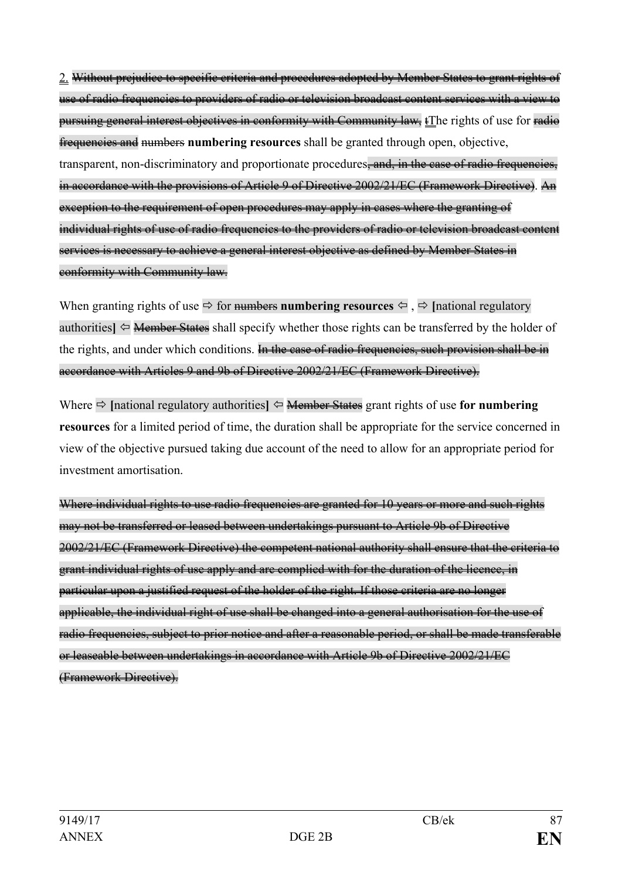2. ~~Without prejudice to specific criteria and procedures adopted by Member States to grant rights of use of radio frequencies to providers of radio or television broadcast content services with a view to pursuing general interest objectives in conformity with Community law, t~~The rights of use for ~~radio frequencies and~~ ~~numbers~~ **numbering resources** shall be granted through open, objective, transparent, non-discriminatory and proportionate procedures~~, and, in the case of radio frequencies, in accordance with the provisions of Article 9 of Directive 2002/21/EC (Framework Directive)~~. ~~An exception to the requirement of open procedures may apply in cases where the granting of individual rights of use of radio frequencies to the providers of radio or television broadcast content services is necessary to achieve a general interest objective as defined by Member States in conformity with Community law.~~

When granting rights of use ⇨ for ~~numbers~~ **numbering resources** ⇦ , ⇨ **[**national regulatory authorities**]** ⇦ ~~Member States~~ shall specify whether those rights can be transferred by the holder of the rights, and under which conditions. ~~In the case of radio frequencies, such provision shall be in accordance with Articles 9 and 9b of Directive 2002/21/EC (Framework Directive).~~

Where ⇨ **[**national regulatory authorities**]** ⇦ ~~Member States~~ grant rights of use **for numbering resources** for a limited period of time, the duration shall be appropriate for the service concerned in view of the objective pursued taking due account of the need to allow for an appropriate period for investment amortisation.

~~Where individual rights to use radio frequencies are granted for 10 years or more and such rights may not be transferred or leased between undertakings pursuant to Article 9b of Directive 2002/21/EC (Framework Directive) the competent national authority shall ensure that the criteria to grant individual rights of use apply and are complied with for the duration of the licence, in particular upon a justified request of the holder of the right. If those criteria are no longer applicable, the individual right of use shall be changed into a general authorisation for the use of radio frequencies, subject to prior notice and after a reasonable period, or shall be made transferable or leaseable between undertakings in accordance with Article 9b of Directive 2002/21/EC (Framework Directive).~~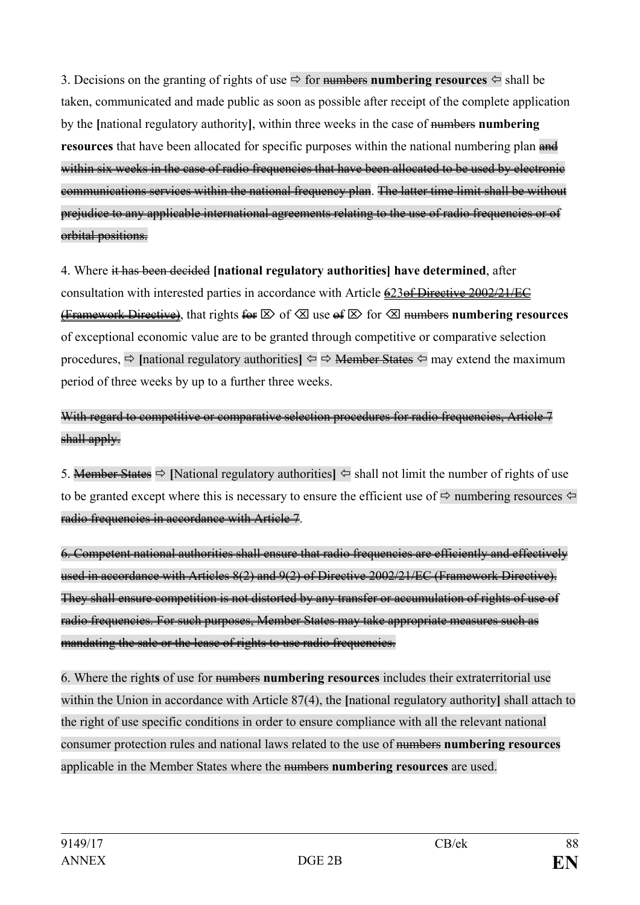3. Decisions on the granting of rights of use ⇨ for ~~numbers~~ **numbering resources** ⇦ shall be taken, communicated and made public as soon as possible after receipt of the complete application by the **[**national regulatory authority**]**, within three weeks in the case of ~~numbers~~ **numbering resources** that have been allocated for specific purposes within the national numbering plan ~~and within six weeks in the case of radio frequencies that have been allocated to be used by electronic communications services within the national frequency plan~~. ~~The latter time limit shall be without prejudice to any applicable international agreements relating to the use of radio frequencies or of orbital positions.~~

4. Where ~~it has been decided~~ **[national regulatory authorities] have determined**, after consultation with interested parties in accordance with Article ~~6~~23~~of Directive 2002/21/EC (Framework Directive)~~, that rights ~~for~~ ⌦ of ⌫ use ~~of~~ ⌦ for ⌫ ~~numbers~~ **numbering resources** of exceptional economic value are to be granted through competitive or comparative selection procedures, ⇨ **[**national regulatory authorities**]** ⇦ ⇨ ~~Member States~~ ⇦ may extend the maximum period of three weeks by up to a further three weeks.

~~With regard to competitive or comparative selection procedures for radio frequencies, Article 7 shall apply.~~

5. ~~Member States~~ ⇨ **[**National regulatory authorities**]** ⇦ shall not limit the number of rights of use to be granted except where this is necessary to ensure the efficient use of ⇨ numbering resources ⇦ ~~radio frequencies in accordance with Article 7~~.

~~6. Competent national authorities shall ensure that radio frequencies are efficiently and effectively used in accordance with Articles 8(2) and 9(2) of Directive 2002/21/EC (Framework Directive). They shall ensure competition is not distorted by any transfer or accumulation of rights of use of radio frequencies. For such purposes, Member States may take appropriate measures such as mandating the sale or the lease of rights to use radio frequencies.~~

6. Where the right**s** of use for ~~numbers~~ **numbering resources** includes their extraterritorial use within the Union in accordance with Article 87(4), the **[**national regulatory authority**]** shall attach to the right of use specific conditions in order to ensure compliance with all the relevant national consumer protection rules and national laws related to the use of ~~numbers~~ **numbering resources** applicable in the Member States where the ~~numbers~~ **numbering resources** are used.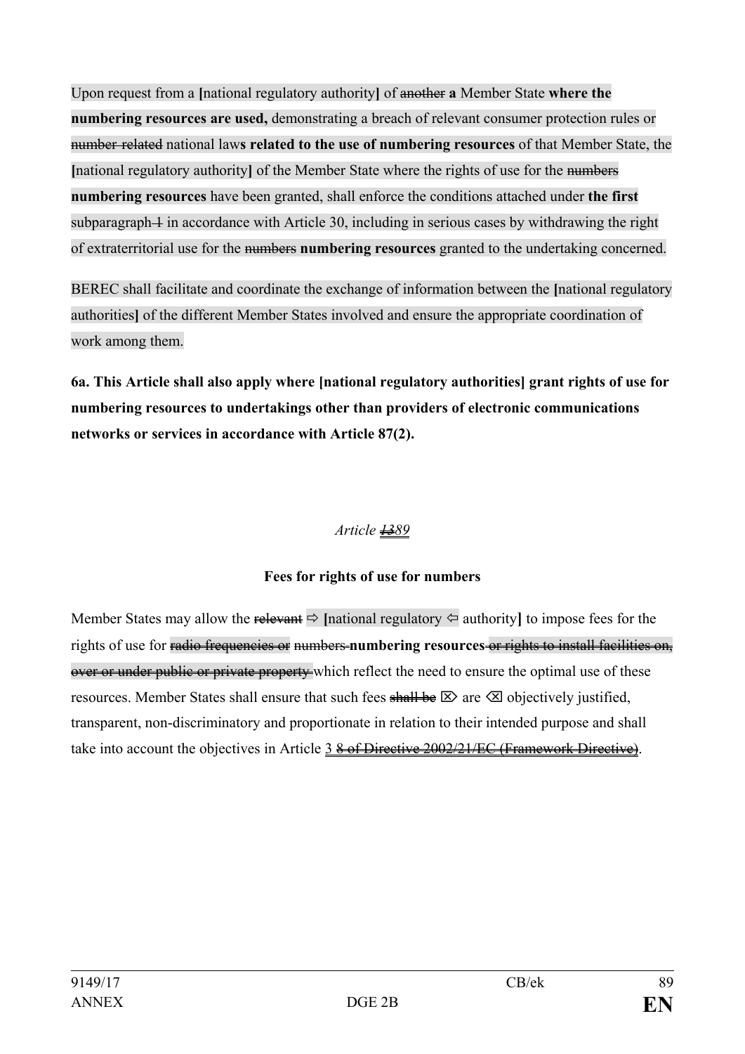Upon request from a **[**national regulatory authority**]** of ~~another~~ **a** Member State **where the numbering resources are used,** demonstrating a breach of relevant consumer protection rules or ~~number-related~~ national law**s related to the use of numbering resources** of that Member State, the **[**national regulatory authority**]** of the Member State where the rights of use for the ~~numbers~~ **numbering resources** have been granted, shall enforce the conditions attached under **the first** subparagraph ~~1~~ in accordance with Article 30, including in serious cases by withdrawing the right of extraterritorial use for the ~~numbers~~ **numbering resources** granted to the undertaking concerned.

BEREC shall facilitate and coordinate the exchange of information between the **[**national regulatory authorities**]** of the different Member States involved and ensure the appropriate coordination of work among them.

**6a. This Article shall also apply where [national regulatory authorities] grant rights of use for numbering resources to undertakings other than providers of electronic communications networks or services in accordance with Article 87(2).**

*Article ~~13~~89*

**Fees for rights of use for numbers**

Member States may allow the ~~relevant~~ ⇨ **[**national regulatory ⇦ authority**]** to impose fees for the rights of use for ~~radio frequencies or~~ ~~numbers~~ **numbering resources** ~~or rights to install facilities on, over or under public or private property~~ which reflect the need to ensure the optimal use of these resources. Member States shall ensure that such fees ~~shall be~~ ⌦ are ⌫ objectively justified, transparent, non-discriminatory and proportionate in relation to their intended purpose and shall take into account the objectives in Article 3 ~~8 of Directive 2002/21/EC (Framework Directive)~~.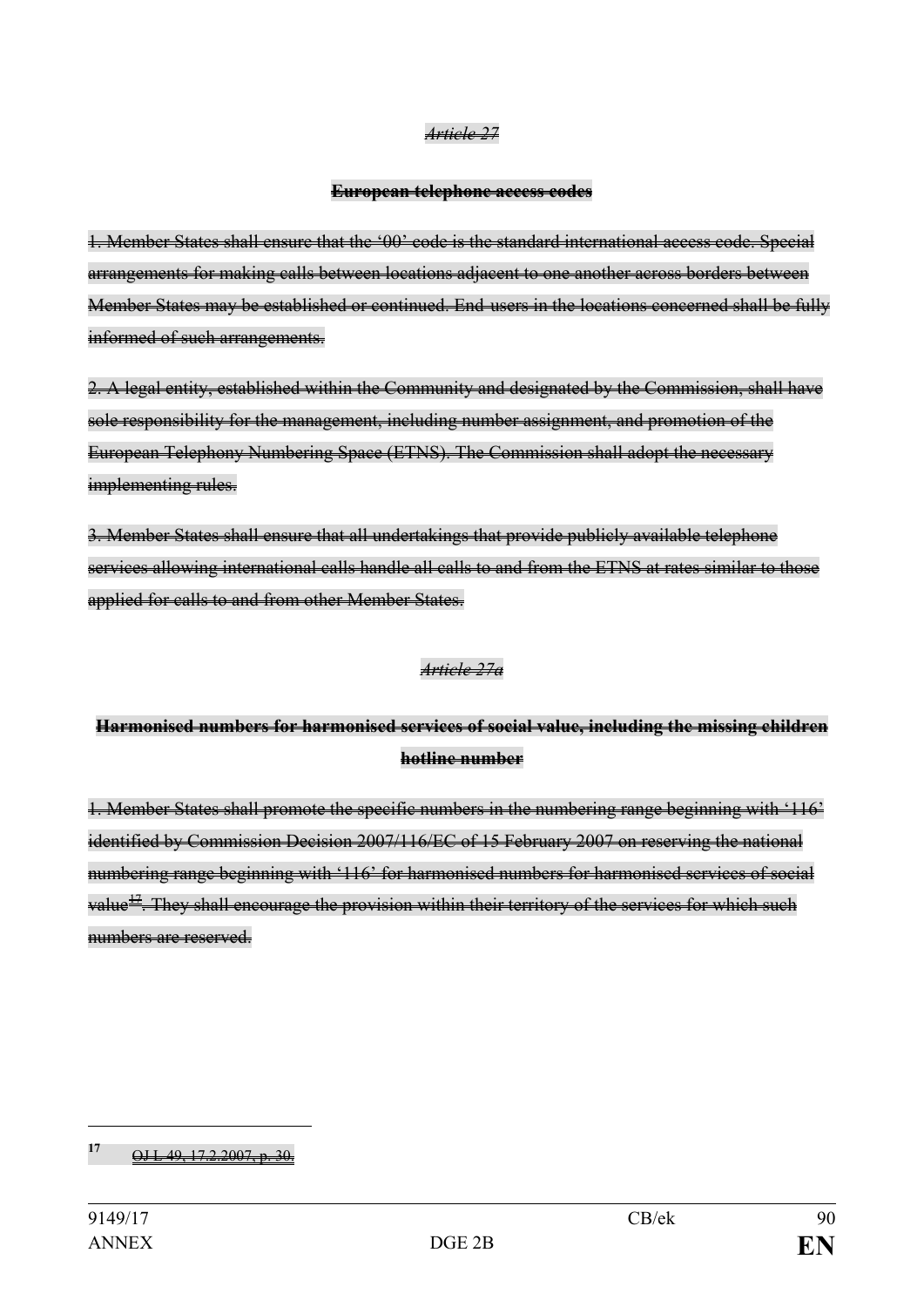~~*Article 27*~~

~~**European telephone access codes**~~

~~1. Member States shall ensure that the '00' code is the standard international access code. Special arrangements for making calls between locations adjacent to one another across borders between Member States may be established or continued. End-users in the locations concerned shall be fully informed of such arrangements.~~

~~2. A legal entity, established within the Community and designated by the Commission, shall have sole responsibility for the management, including number assignment, and promotion of the European Telephony Numbering Space (ETNS). The Commission shall adopt the necessary implementing rules.~~

~~3. Member States shall ensure that all undertakings that provide publicly available telephone services allowing international calls handle all calls to and from the ETNS at rates similar to those applied for calls to and from other Member States.~~

~~*Article 27a*~~

~~**Harmonised numbers for harmonised services of social value, including the missing children hotline number**~~

~~1. Member States shall promote the specific numbers in the numbering range beginning with '116' identified by Commission Decision 2007/116/EC of 15 February 2007 on reserving the national numbering range beginning with '116' for harmonised numbers for harmonised services of social value[17]. They shall encourage the provision within their territory of the services for which such numbers are reserved.~~

---

[17] ~~OJ L 49, 17.2.2007, p. 30.~~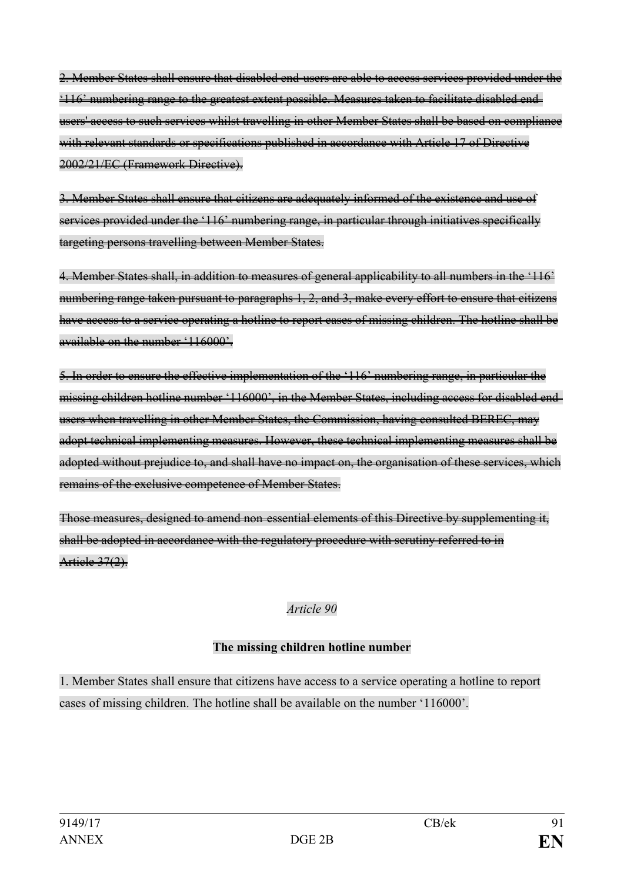~~2. Member States shall ensure that disabled end-users are able to access services provided under the '116' numbering range to the greatest extent possible. Measures taken to facilitate disabled end-users' access to such services whilst travelling in other Member States shall be based on compliance with relevant standards or specifications published in accordance with Article 17 of Directive 2002/21/EC (Framework Directive).~~

~~3. Member States shall ensure that citizens are adequately informed of the existence and use of services provided under the '116' numbering range, in particular through initiatives specifically targeting persons travelling between Member States.~~

~~4. Member States shall, in addition to measures of general applicability to all numbers in the '116' numbering range taken pursuant to paragraphs 1, 2, and 3, make every effort to ensure that citizens have access to a service operating a hotline to report cases of missing children. The hotline shall be available on the number '116000'.~~

~~5. In order to ensure the effective implementation of the '116' numbering range, in particular the missing children hotline number '116000', in the Member States, including access for disabled end-users when travelling in other Member States, the Commission, having consulted BEREC, may adopt technical implementing measures. However, these technical implementing measures shall be adopted without prejudice to, and shall have no impact on, the organisation of these services, which remains of the exclusive competence of Member States.~~

~~Those measures, designed to amend non-essential elements of this Directive by supplementing it, shall be adopted in accordance with the regulatory procedure with scrutiny referred to in Article 37(2).~~

*Article 90*

**The missing children hotline number**

1. Member States shall ensure that citizens have access to a service operating a hotline to report cases of missing children. The hotline shall be available on the number '116000'.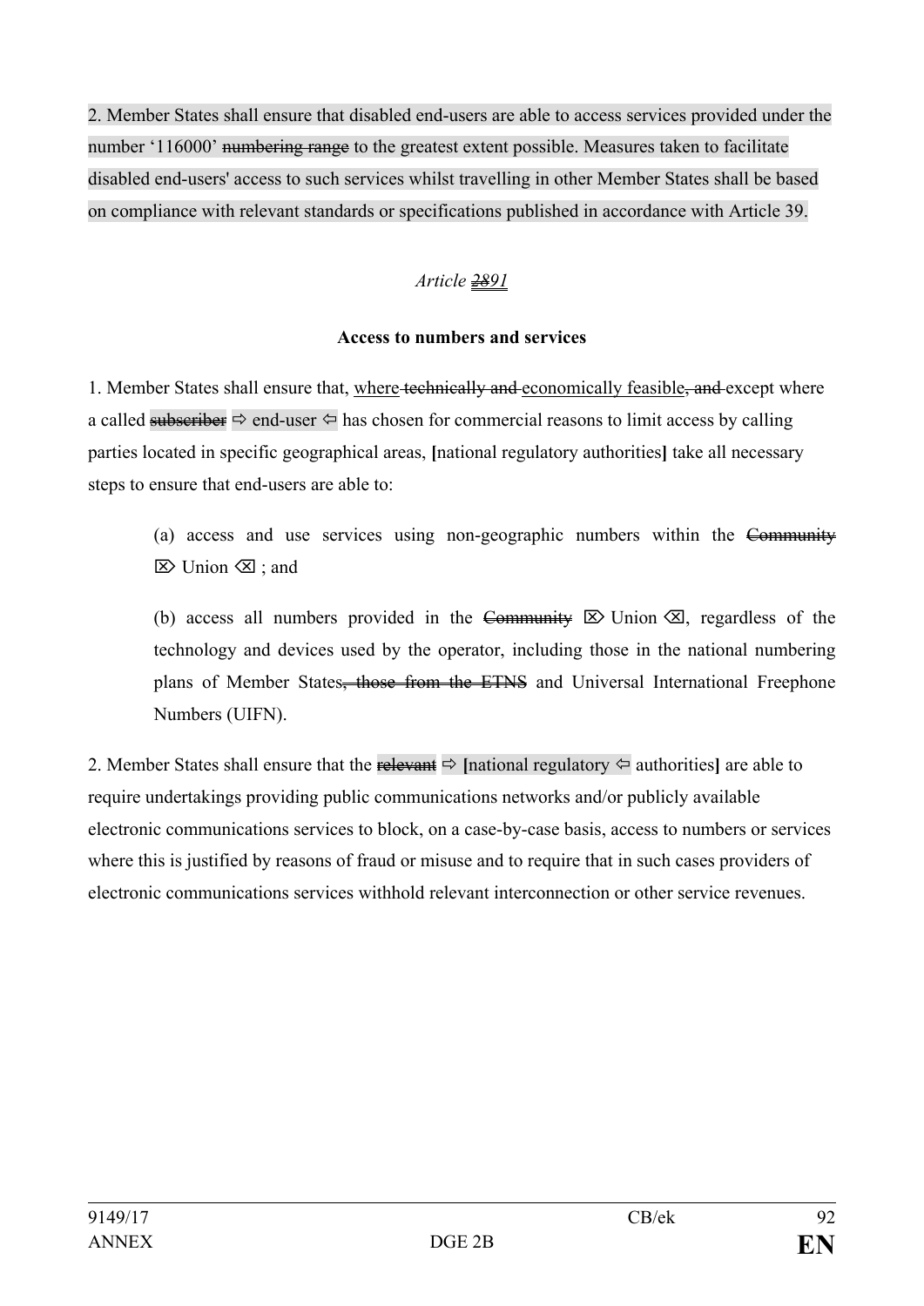2. Member States shall ensure that disabled end-users are able to access services provided under the number '116000' ~~numbering range~~ to the greatest extent possible. Measures taken to facilitate disabled end-users' access to such services whilst travelling in other Member States shall be based on compliance with relevant standards or specifications published in accordance with Article 39.

*Article ~~28~~91*

**Access to numbers and services**

1. Member States shall ensure that, where ~~technically and~~ economically feasible~~, and~~ except where a called ~~subscriber~~ ⇨ end-user ⇦ has chosen for commercial reasons to limit access by calling parties located in specific geographical areas, **[**national regulatory authorities**]** take all necessary steps to ensure that end-users are able to:

(a) access and use services using non-geographic numbers within the ~~Community~~ ⌦ Union ⌫ ; and

(b) access all numbers provided in the ~~Community~~ ⌦ Union ⌫, regardless of the technology and devices used by the operator, including those in the national numbering plans of Member States~~, those from the ETNS~~ and Universal International Freephone Numbers (UIFN).

2. Member States shall ensure that the ~~relevant~~ ⇨ **[**national regulatory ⇦ authorities**]** are able to require undertakings providing public communications networks and/or publicly available electronic communications services to block, on a case-by-case basis, access to numbers or services where this is justified by reasons of fraud or misuse and to require that in such cases providers of electronic communications services withhold relevant interconnection or other service revenues.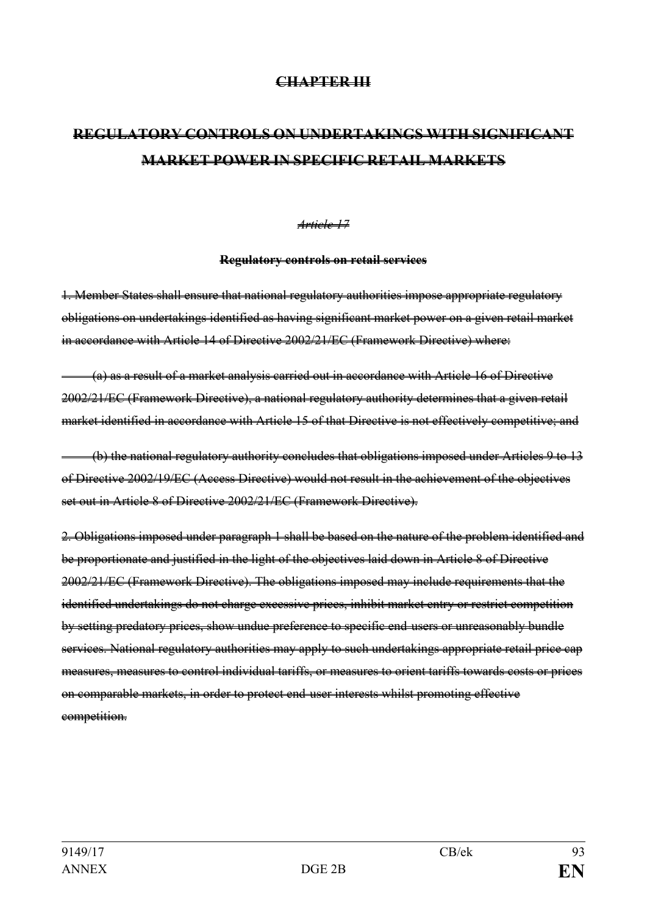## ~~CHAPTER III~~

## ~~REGULATORY CONTROLS ON UNDERTAKINGS WITH SIGNIFICANT MARKET POWER IN SPECIFIC RETAIL MARKETS~~

*~~Article 17~~*

**~~Regulatory controls on retail services~~**

~~1. Member States shall ensure that national regulatory authorities impose appropriate regulatory obligations on undertakings identified as having significant market power on a given retail market in accordance with Article 14 of Directive 2002/21/EC (Framework Directive) where:~~

~~(a) as a result of a market analysis carried out in accordance with Article 16 of Directive 2002/21/EC (Framework Directive), a national regulatory authority determines that a given retail market identified in accordance with Article 15 of that Directive is not effectively competitive; and~~

~~(b) the national regulatory authority concludes that obligations imposed under Articles 9 to 13 of Directive 2002/19/EC (Access Directive) would not result in the achievement of the objectives set out in Article 8 of Directive 2002/21/EC (Framework Directive).~~

~~2. Obligations imposed under paragraph 1 shall be based on the nature of the problem identified and be proportionate and justified in the light of the objectives laid down in Article 8 of Directive 2002/21/EC (Framework Directive). The obligations imposed may include requirements that the identified undertakings do not charge excessive prices, inhibit market entry or restrict competition by setting predatory prices, show undue preference to specific end-users or unreasonably bundle services. National regulatory authorities may apply to such undertakings appropriate retail price cap measures, measures to control individual tariffs, or measures to orient tariffs towards costs or prices on comparable markets, in order to protect end-user interests whilst promoting effective competition.~~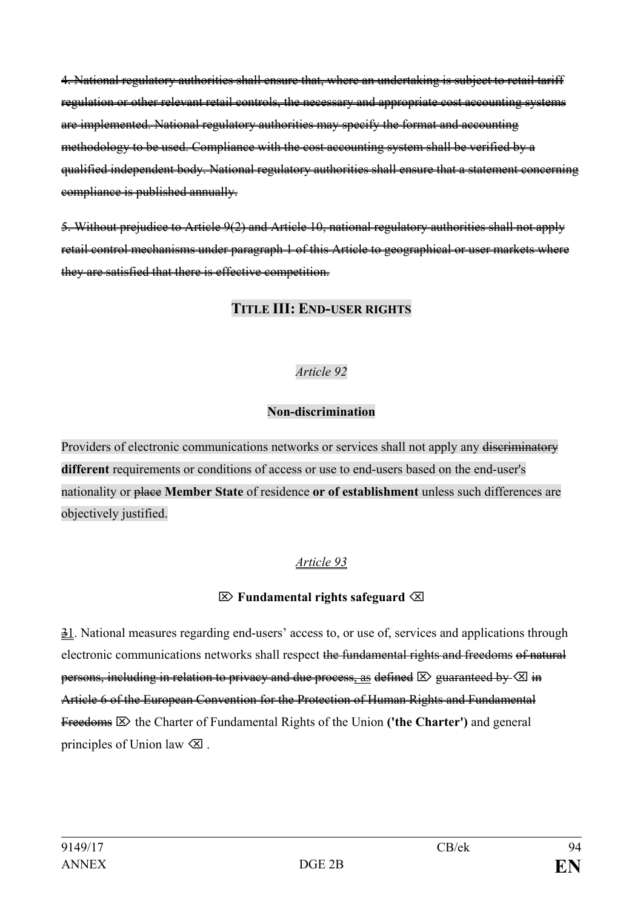~~4. National regulatory authorities shall ensure that, where an undertaking is subject to retail tariff regulation or other relevant retail controls, the necessary and appropriate cost accounting systems are implemented. National regulatory authorities may specify the format and accounting methodology to be used. Compliance with the cost accounting system shall be verified by a qualified independent body. National regulatory authorities shall ensure that a statement concerning compliance is published annually.~~

~~5. Without prejudice to Article 9(2) and Article 10, national regulatory authorities shall not apply retail control mechanisms under paragraph 1 of this Article to geographical or user markets where they are satisfied that there is effective competition.~~

## TITLE III: END-USER RIGHTS

*Article 92*

**Non-discrimination**

Providers of electronic communications networks or services shall not apply any ~~discriminatory~~ **different** requirements or conditions of access or use to end-users based on the end-user's nationality or ~~place~~ **Member State** of residence **or of establishment** unless such differences are objectively justified.

*Article 93*

⌦ **Fundamental rights safeguard** ⌫

~~3~~1. National measures regarding end-users' access to, or use of, services and applications through electronic communications networks shall respect ~~the fundamental rights and freedoms of natural persons, including in relation to privacy and due process, as defined~~ ⌦ ~~guaranteed by~~ ⌫ ~~in Article 6 of the European Convention for the Protection of Human Rights and Fundamental Freedoms~~ ⌦ the Charter of Fundamental Rights of the Union **('the Charter')** and general principles of Union law ⌫ .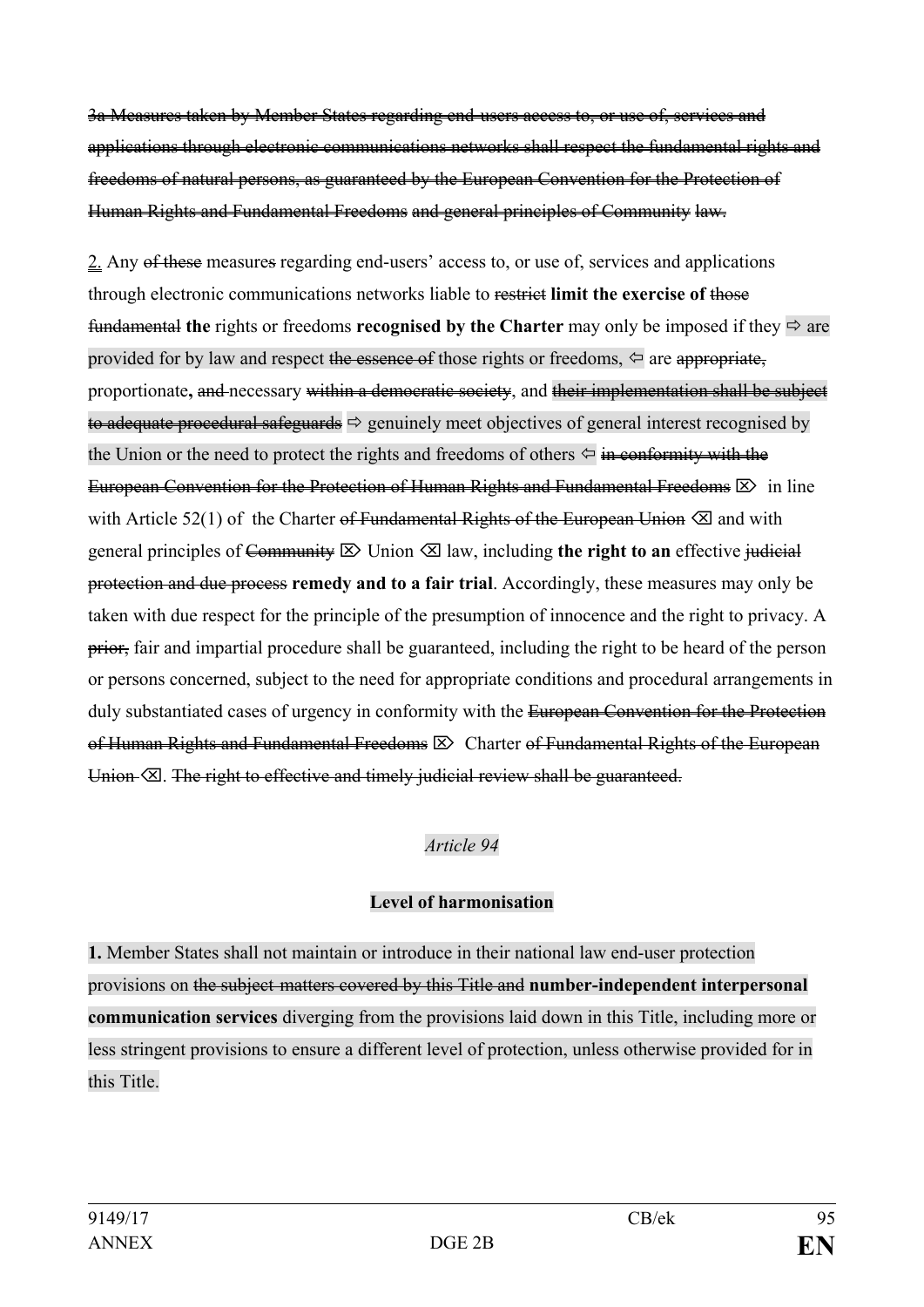~~3a Measures taken by Member States regarding end-users access to, or use of, services and applications through electronic communications networks shall respect the fundamental rights and freedoms of natural persons, as guaranteed by the European Convention for the Protection of Human Rights and Fundamental Freedoms and general principles of Community law.~~

2. Any ~~of these~~ measure~~s~~ regarding end-users' access to, or use of, services and applications through electronic communications networks liable to ~~restrict~~ **limit the exercise of** ~~those fundamental~~ **the** rights or freedoms **recognised by the Charter** may only be imposed if they ⇨ are provided for by law and respect ~~the essence of~~ those rights or freedoms, ⇦ are ~~appropriate,~~ proportionate**,** ~~and~~ necessary ~~within a democratic society~~, and ~~their implementation shall be subject to adequate procedural safeguards~~ ⇨ genuinely meet objectives of general interest recognised by the Union or the need to protect the rights and freedoms of others ⇦ ~~in conformity with the European Convention for the Protection of Human Rights and Fundamental Freedoms~~ ⌦ in line with Article 52(1) of the Charter ~~of Fundamental Rights of the European Union~~ ⌫ and with general principles of ~~Community~~ ⌦ Union ⌫ law, including **the right to an** effective ~~judicial protection and due process~~ **remedy and to a fair trial**. Accordingly, these measures may only be taken with due respect for the principle of the presumption of innocence and the right to privacy. A ~~prior,~~ fair and impartial procedure shall be guaranteed, including the right to be heard of the person or persons concerned, subject to the need for appropriate conditions and procedural arrangements in duly substantiated cases of urgency in conformity with the ~~European Convention for the Protection of Human Rights and Fundamental Freedoms~~ ⌦ Charter ~~of Fundamental Rights of the European Union~~ ⌫. ~~The right to effective and timely judicial review shall be guaranteed.~~

*Article 94*

**Level of harmonisation**

**1.** Member States shall not maintain or introduce in their national law end-user protection provisions on ~~the subject-matters covered by this Title and~~ **number-independent interpersonal communication services** diverging from the provisions laid down in this Title, including more or less stringent provisions to ensure a different level of protection, unless otherwise provided for in this Title.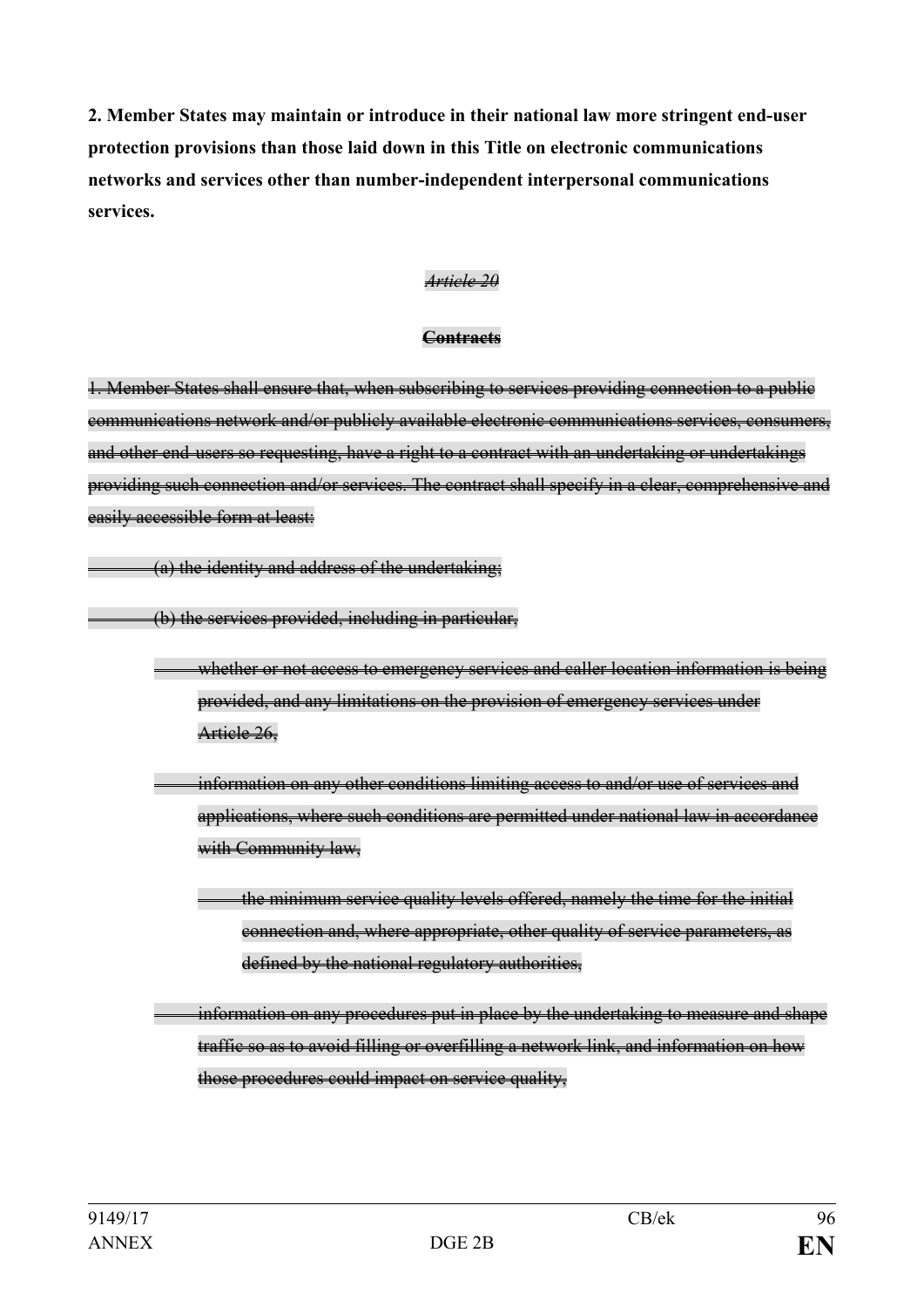**2. Member States may maintain or introduce in their national law more stringent end-user protection provisions than those laid down in this Title on electronic communications networks and services other than number-independent interpersonal communications services.**

~~*Article 20*~~

~~**Contracts**~~

~~1. Member States shall ensure that, when subscribing to services providing connection to a public communications network and/or publicly available electronic communications services, consumers, and other end-users so requesting, have a right to a contract with an undertaking or undertakings providing such connection and/or services. The contract shall specify in a clear, comprehensive and easily accessible form at least:~~

~~(a) the identity and address of the undertaking;~~

~~(b) the services provided, including in particular,~~

- ~~whether or not access to emergency services and caller location information is being provided, and any limitations on the provision of emergency services under Article 26,~~

- ~~information on any other conditions limiting access to and/or use of services and applications, where such conditions are permitted under national law in accordance with Community law,~~

  - ~~the minimum service quality levels offered, namely the time for the initial connection and, where appropriate, other quality of service parameters, as defined by the national regulatory authorities,~~

- ~~information on any procedures put in place by the undertaking to measure and shape traffic so as to avoid filling or overfilling a network link, and information on how those procedures could impact on service quality,~~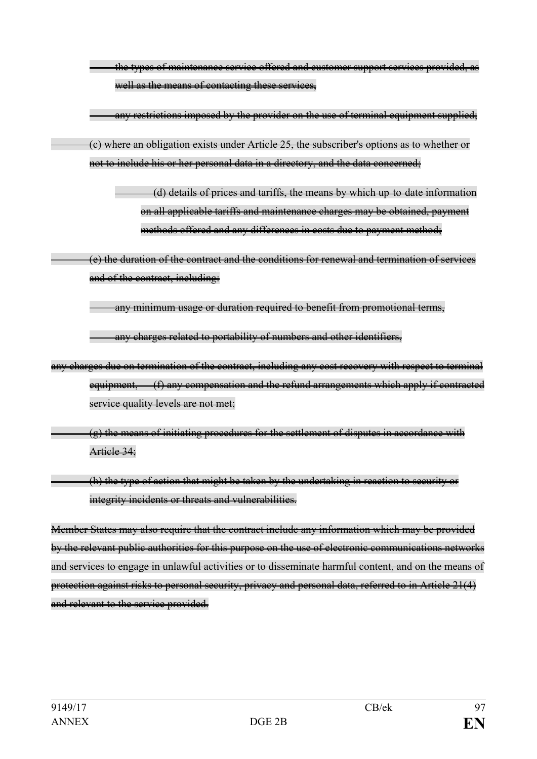~~– the types of maintenance service offered and customer support services provided, as well as the means of contacting these services,~~

~~– any restrictions imposed by the provider on the use of terminal equipment supplied;~~

~~– (c) where an obligation exists under Article 25, the subscriber's options as to whether or not to include his or her personal data in a directory, and the data concerned;~~

~~– (d) details of prices and tariffs, the means by which up-to-date information on all applicable tariffs and maintenance charges may be obtained, payment methods offered and any differences in costs due to payment method;~~

~~– (e) the duration of the contract and the conditions for renewal and termination of services and of the contract, including:~~

~~– any minimum usage or duration required to benefit from promotional terms,~~

~~– any charges related to portability of numbers and other identifiers,~~

~~any charges due on termination of the contract, including any cost recovery with respect to terminal equipment, – (f) any compensation and the refund arrangements which apply if contracted service quality levels are not met;~~

~~– (g) the means of initiating procedures for the settlement of disputes in accordance with Article 34;~~

~~– (h) the type of action that might be taken by the undertaking in reaction to security or integrity incidents or threats and vulnerabilities.~~

~~Member States may also require that the contract include any information which may be provided by the relevant public authorities for this purpose on the use of electronic communications networks and services to engage in unlawful activities or to disseminate harmful content, and on the means of protection against risks to personal security, privacy and personal data, referred to in Article 21(4) and relevant to the service provided.~~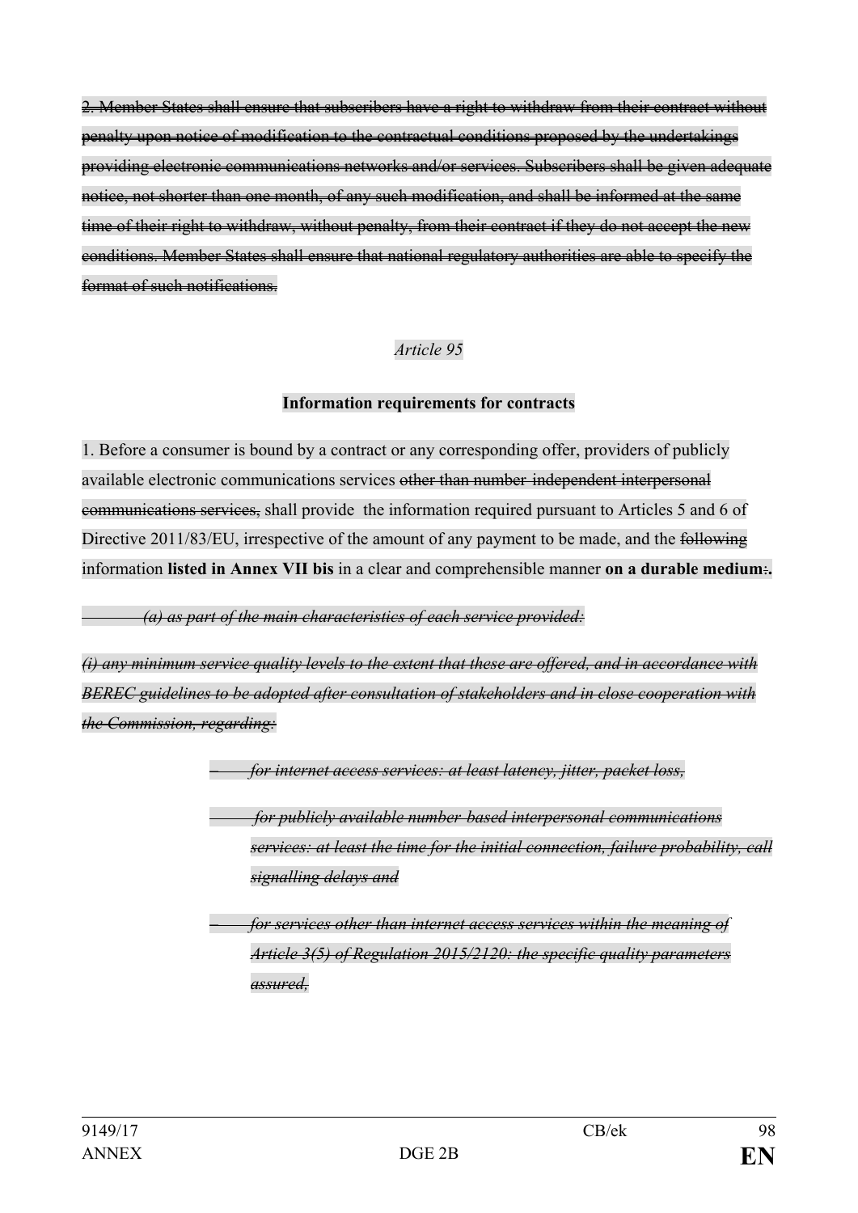~~2. Member States shall ensure that subscribers have a right to withdraw from their contract without penalty upon notice of modification to the contractual conditions proposed by the undertakings providing electronic communications networks and/or services. Subscribers shall be given adequate notice, not shorter than one month, of any such modification, and shall be informed at the same time of their right to withdraw, without penalty, from their contract if they do not accept the new conditions. Member States shall ensure that national regulatory authorities are able to specify the format of such notifications.~~

*Article 95*

**Information requirements for contracts**

1. Before a consumer is bound by a contract or any corresponding offer, providers of publicly available electronic communications services ~~other than number-independent interpersonal communications services,~~ shall provide the information required pursuant to Articles 5 and 6 of Directive 2011/83/EU, irrespective of the amount of any payment to be made, and the ~~following~~ information **listed in Annex VII bis** in a clear and comprehensible manner **on a durable medium**~~:~~**.**

~~*(a) as part of the main characteristics of each service provided:*~~

~~*(i) any minimum service quality levels to the extent that these are offered, and in accordance with BEREC guidelines to be adopted after consultation of stakeholders and in close cooperation with the Commission, regarding:*~~

- ~~*for internet access services: at least latency, jitter, packet loss,*~~
- ~~*for publicly available number-based interpersonal communications services: at least the time for the initial connection, failure probability, call signalling delays and*~~
- ~~*for services other than internet access services within the meaning of Article 3(5) of Regulation 2015/2120: the specific quality parameters assured,*~~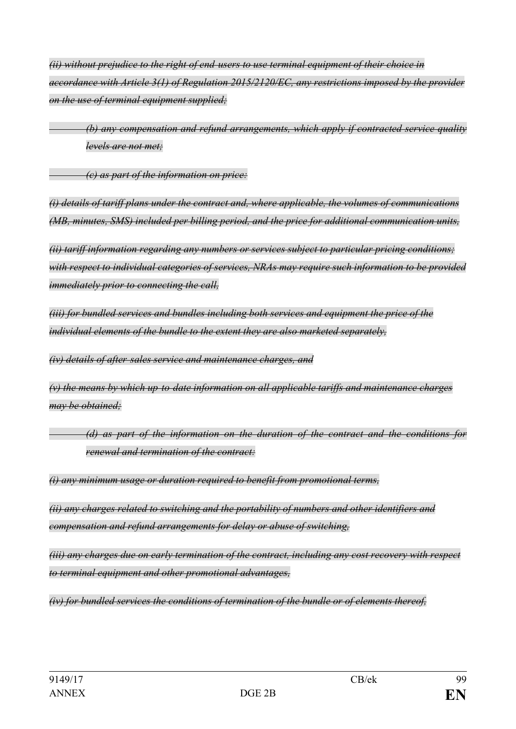~~*(ii) without prejudice to the right of end users to use terminal equipment of their choice in accordance with Article 3(1) of Regulation 2015/2120/EC, any restrictions imposed by the provider on the use of terminal equipment supplied;*~~

~~*(b) any compensation and refund arrangements, which apply if contracted service quality levels are not met;*~~

~~*(c) as part of the information on price:*~~

~~*(i) details of tariff plans under the contract and, where applicable, the volumes of communications (MB, minutes, SMS) included per billing period, and the price for additional communication units,*~~

~~*(ii) tariff information regarding any numbers or services subject to particular pricing conditions; with respect to individual categories of services, NRAs may require such information to be provided immediately prior to connecting the call,*~~

~~*(iii) for bundled services and bundles including both services and equipment the price of the individual elements of the bundle to the extent they are also marketed separately,*~~

~~*(iv) details of after-sales service and maintenance charges, and*~~

~~*(v) the means by which up-to-date information on all applicable tariffs and maintenance charges may be obtained;*~~

~~*(d) as part of the information on the duration of the contract and the conditions for renewal and termination of the contract:*~~

~~*(i) any minimum usage or duration required to benefit from promotional terms,*~~

~~*(ii) any charges related to switching and the portability of numbers and other identifiers and compensation and refund arrangements for delay or abuse of switching,*~~

~~*(iii) any charges due on early termination of the contract, including any cost recovery with respect to terminal equipment and other promotional advantages,*~~

~~*(iv) for bundled services the conditions of termination of the bundle or of elements thereof,*~~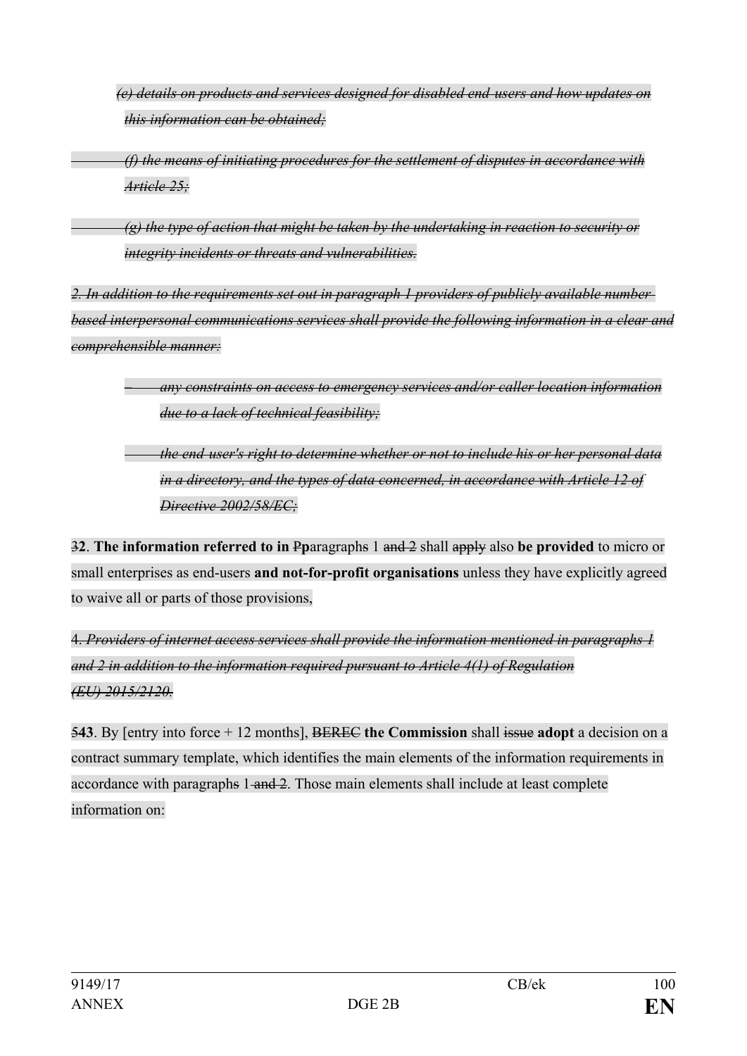~~*(e) details on products and services designed for disabled end-users and how updates on this information can be obtained;*~~

~~*(f) the means of initiating procedures for the settlement of disputes in accordance with Article 25;*~~

~~*(g) the type of action that might be taken by the undertaking in reaction to security or integrity incidents or threats and vulnerabilities.*~~

~~*2. In addition to the requirements set out in paragraph 1 providers of publicly available number-based interpersonal communications services shall provide the following information in a clear and comprehensible manner:*~~

- ~~*any constraints on access to emergency services and/or caller location information due to a lack of technical feasibility;*~~
- ~~*the end-user's right to determine whether or not to include his or her personal data in a directory, and the types of data concerned, in accordance with Article 12 of Directive 2002/58/EC;*~~

~~3~~**2**. **The information referred to in** ~~P~~**p**aragraph~~s~~ 1 ~~and 2~~ shall ~~apply~~ also **be provided** to micro or small enterprises as end-users **and not-for-profit organisations** unless they have explicitly agreed to waive all or parts of those provisions,

4. ~~*Providers of internet access services shall provide the information mentioned in paragraphs 1 and 2 in addition to the information required pursuant to Article 4(1) of Regulation (EU) 2015/2120.*~~

~~5~~**43**. By [entry into force + 12 months], ~~BEREC~~ **the Commission** shall ~~issue~~ **adopt** a decision on a contract summary template, which identifies the main elements of the information requirements in accordance with paragraph~~s~~ 1 ~~and 2~~. Those main elements shall include at least complete information on: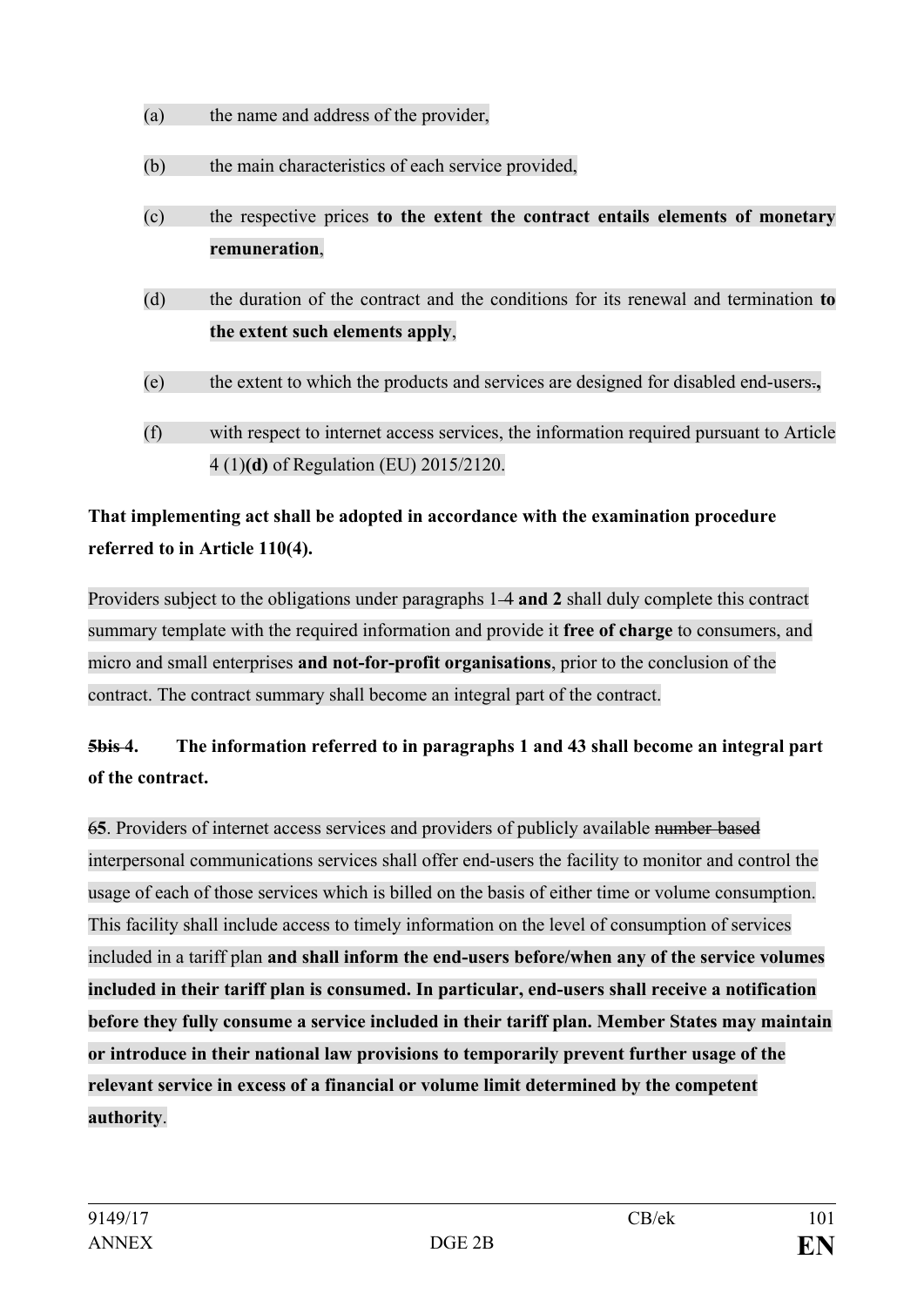(a) the name and address of the provider,

(b) the main characteristics of each service provided,

(c) the respective prices **to the extent the contract entails elements of monetary remuneration**,

(d) the duration of the contract and the conditions for its renewal and termination **to the extent such elements apply**,

(e) the extent to which the products and services are designed for disabled end-users~~.~~**,**

(f) with respect to internet access services, the information required pursuant to Article 4 (1)**(d)** of Regulation (EU) 2015/2120.

**That implementing act shall be adopted in accordance with the examination procedure referred to in Article 110(4).**

Providers subject to the obligations under paragraphs 1~~-4~~ **and 2** shall duly complete this contract summary template with the required information and provide it **free of charge** to consumers, and micro and small enterprises **and not-for-profit organisations**, prior to the conclusion of the contract. The contract summary shall become an integral part of the contract.

**~~5bis~~ 4. The information referred to in paragraphs 1 and 43 shall become an integral part of the contract.**

~~6~~**5**. Providers of internet access services and providers of publicly available ~~number-based~~ interpersonal communications services shall offer end-users the facility to monitor and control the usage of each of those services which is billed on the basis of either time or volume consumption. This facility shall include access to timely information on the level of consumption of services included in a tariff plan **and shall inform the end-users before/when any of the service volumes included in their tariff plan is consumed. In particular, end-users shall receive a notification before they fully consume a service included in their tariff plan. Member States may maintain or introduce in their national law provisions to temporarily prevent further usage of the relevant service in excess of a financial or volume limit determined by the competent authority**.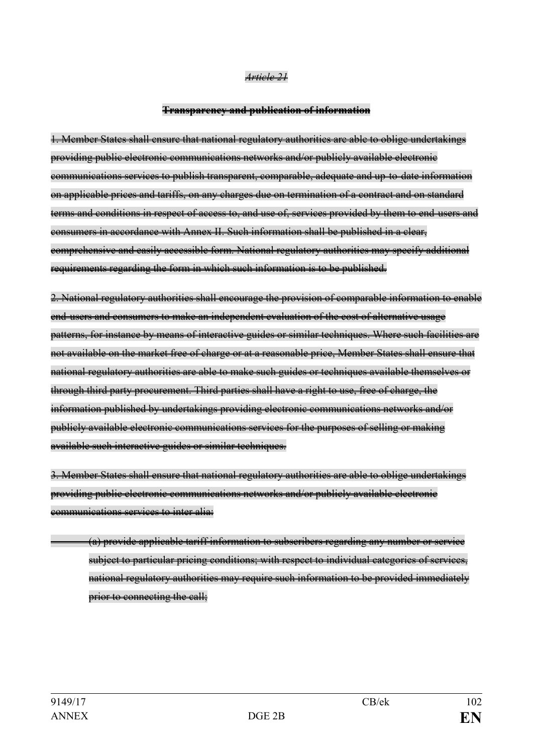~~*Article 21*~~

~~**Transparency and publication of information**~~

~~1. Member States shall ensure that national regulatory authorities are able to oblige undertakings providing public electronic communications networks and/or publicly available electronic communications services to publish transparent, comparable, adequate and up-to-date information on applicable prices and tariffs, on any charges due on termination of a contract and on standard terms and conditions in respect of access to, and use of, services provided by them to end-users and consumers in accordance with Annex II. Such information shall be published in a clear, comprehensive and easily accessible form. National regulatory authorities may specify additional requirements regarding the form in which such information is to be published.~~

~~2. National regulatory authorities shall encourage the provision of comparable information to enable end-users and consumers to make an independent evaluation of the cost of alternative usage patterns, for instance by means of interactive guides or similar techniques. Where such facilities are not available on the market free of charge or at a reasonable price, Member States shall ensure that national regulatory authorities are able to make such guides or techniques available themselves or through third party procurement. Third parties shall have a right to use, free of charge, the information published by undertakings providing electronic communications networks and/or publicly available electronic communications services for the purposes of selling or making available such interactive guides or similar techniques.~~

~~3. Member States shall ensure that national regulatory authorities are able to oblige undertakings providing public electronic communications networks and/or publicly available electronic communications services to inter alia:~~

~~(a) provide applicable tariff information to subscribers regarding any number or service subject to particular pricing conditions; with respect to individual categories of services, national regulatory authorities may require such information to be provided immediately prior to connecting the call;~~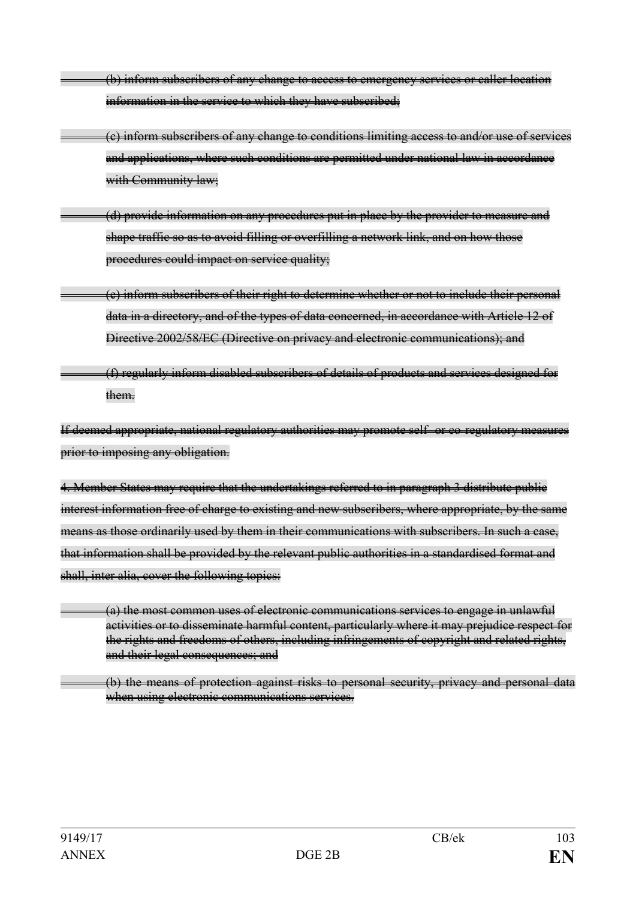~~(b) inform subscribers of any change to access to emergency services or caller location information in the service to which they have subscribed;~~

~~(c) inform subscribers of any change to conditions limiting access to and/or use of services and applications, where such conditions are permitted under national law in accordance with Community law;~~

~~(d) provide information on any procedures put in place by the provider to measure and shape traffic so as to avoid filling or overfilling a network link, and on how those procedures could impact on service quality;~~

~~(e) inform subscribers of their right to determine whether or not to include their personal data in a directory, and of the types of data concerned, in accordance with Article 12 of Directive 2002/58/EC (Directive on privacy and electronic communications); and~~

~~(f) regularly inform disabled subscribers of details of products and services designed for them.~~

~~If deemed appropriate, national regulatory authorities may promote self- or co-regulatory measures prior to imposing any obligation.~~

~~4. Member States may require that the undertakings referred to in paragraph 3 distribute public interest information free of charge to existing and new subscribers, where appropriate, by the same means as those ordinarily used by them in their communications with subscribers. In such a case, that information shall be provided by the relevant public authorities in a standardised format and shall, inter alia, cover the following topics:~~

~~(a) the most common uses of electronic communications services to engage in unlawful activities or to disseminate harmful content, particularly where it may prejudice respect for the rights and freedoms of others, including infringements of copyright and related rights, and their legal consequences; and~~

~~(b) the means of protection against risks to personal security, privacy and personal data when using electronic communications services.~~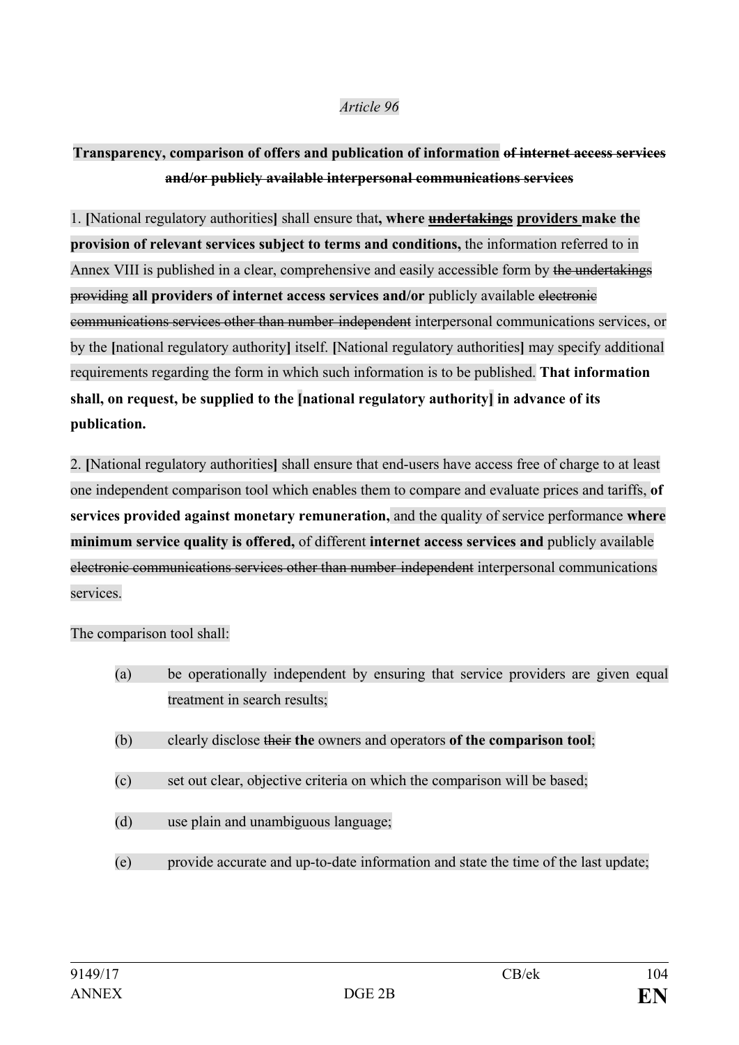*Article 96*

**Transparency, comparison of offers and publication of information ~~of internet access services and/or publicly available interpersonal communications services~~**

1. **[**National regulatory authorities**]** shall ensure that**, where ~~undertakings~~ providers make the provision of relevant services subject to terms and conditions,** the information referred to in Annex VIII is published in a clear, comprehensive and easily accessible form by ~~the undertakings providing~~ **all providers of internet access services and/or** publicly available ~~electronic communications services other than number-independent~~ interpersonal communications services, or by the **[**national regulatory authority**]** itself. **[**National regulatory authorities**]** may specify additional requirements regarding the form in which such information is to be published. **That information shall, on request, be supplied to the [national regulatory authority] in advance of its publication.**

2. **[**National regulatory authorities**]** shall ensure that end-users have access free of charge to at least one independent comparison tool which enables them to compare and evaluate prices and tariffs, **of services provided against monetary remuneration,** and the quality of service performance **where minimum service quality is offered,** of different **internet access services and** publicly available ~~electronic communications services other than number-independent~~ interpersonal communications services.

The comparison tool shall:

(a) be operationally independent by ensuring that service providers are given equal treatment in search results;

(b) clearly disclose ~~their~~ **the** owners and operators **of the comparison tool**;

(c) set out clear, objective criteria on which the comparison will be based;

(d) use plain and unambiguous language;

(e) provide accurate and up-to-date information and state the time of the last update;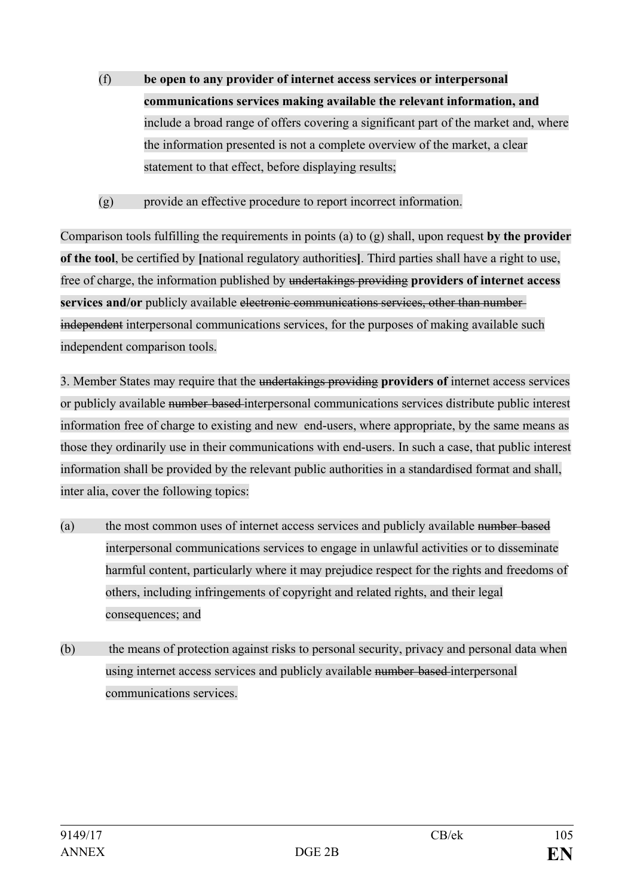(f) **be open to any provider of internet access services or interpersonal communications services making available the relevant information, and** include a broad range of offers covering a significant part of the market and, where the information presented is not a complete overview of the market, a clear statement to that effect, before displaying results;

(g) provide an effective procedure to report incorrect information.

Comparison tools fulfilling the requirements in points (a) to (g) shall, upon request **by the provider of the tool**, be certified by **[**national regulatory authorities**]**. Third parties shall have a right to use, free of charge, the information published by ~~undertakings providing~~ **providers of internet access services and/or** publicly available ~~electronic communications services, other than number-independent~~ interpersonal communications services, for the purposes of making available such independent comparison tools.

3. Member States may require that the ~~undertakings providing~~ **providers of** internet access services or publicly available ~~number based~~ interpersonal communications services distribute public interest information free of charge to existing and new end-users, where appropriate, by the same means as those they ordinarily use in their communications with end-users. In such a case, that public interest information shall be provided by the relevant public authorities in a standardised format and shall, inter alia, cover the following topics:

(a) the most common uses of internet access services and publicly available ~~number-based~~ interpersonal communications services to engage in unlawful activities or to disseminate harmful content, particularly where it may prejudice respect for the rights and freedoms of others, including infringements of copyright and related rights, and their legal consequences; and

(b) the means of protection against risks to personal security, privacy and personal data when using internet access services and publicly available ~~number-based~~ interpersonal communications services.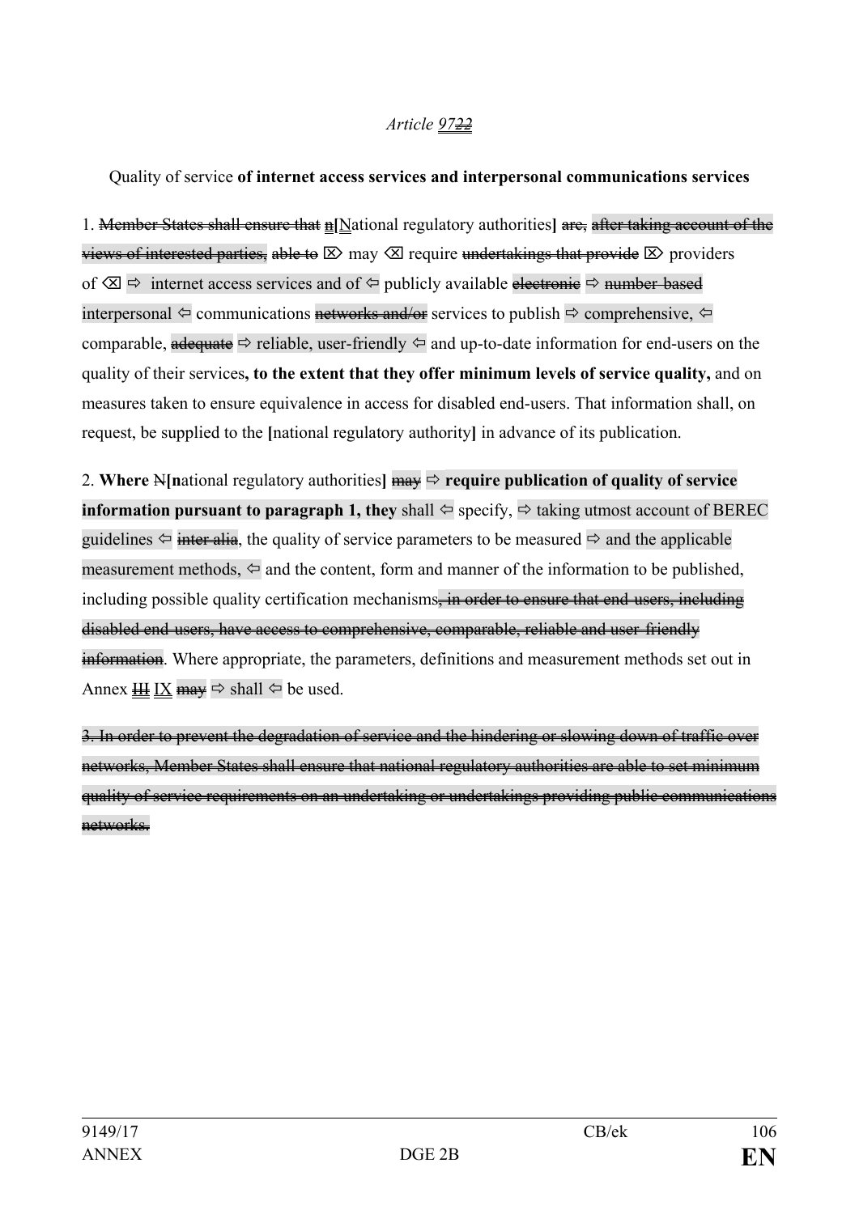*Article ~~97~~22*

Quality of service **of internet access services and interpersonal communications services**

1. ~~Member States shall ensure that n~~**[**National regulatory authorities**]** ~~are,~~ ~~after taking account of the views of interested parties,~~ ~~able to~~ ⌦ may ⌫ require ~~undertakings that provide~~ ⌦ providers of ⌫ ⇨ internet access services and of ⇦ publicly available ~~electronic~~ ⇨ ~~number-based~~ interpersonal ⇦ communications ~~networks and/or~~ services to publish ⇨ comprehensive, ⇦ comparable, ~~adequate~~ ⇨ reliable, user-friendly ⇦ and up-to-date information for end-users on the quality of their services**, to the extent that they offer minimum levels of service quality,** and on measures taken to ensure equivalence in access for disabled end-users. That information shall, on request, be supplied to the **[**national regulatory authority**]** in advance of its publication.

2. **Where** ~~N~~**[n**ational regulatory authorities**]** ~~may~~ ⇨ **require publication of quality of service information pursuant to paragraph 1, they** shall ⇦ specify, ⇨ taking utmost account of BEREC guidelines ⇦ ~~inter alia~~, the quality of service parameters to be measured ⇨ and the applicable measurement methods, ⇦ and the content, form and manner of the information to be published, including possible quality certification mechanisms~~, in order to ensure that end-users, including disabled end-users, have access to comprehensive, comparable, reliable and user-friendly information~~. Where appropriate, the parameters, definitions and measurement methods set out in Annex ~~III~~ IX ~~may~~ ⇨ shall ⇦ be used.

~~3. In order to prevent the degradation of service and the hindering or slowing down of traffic over networks, Member States shall ensure that national regulatory authorities are able to set minimum quality of service requirements on an undertaking or undertakings providing public communications networks.~~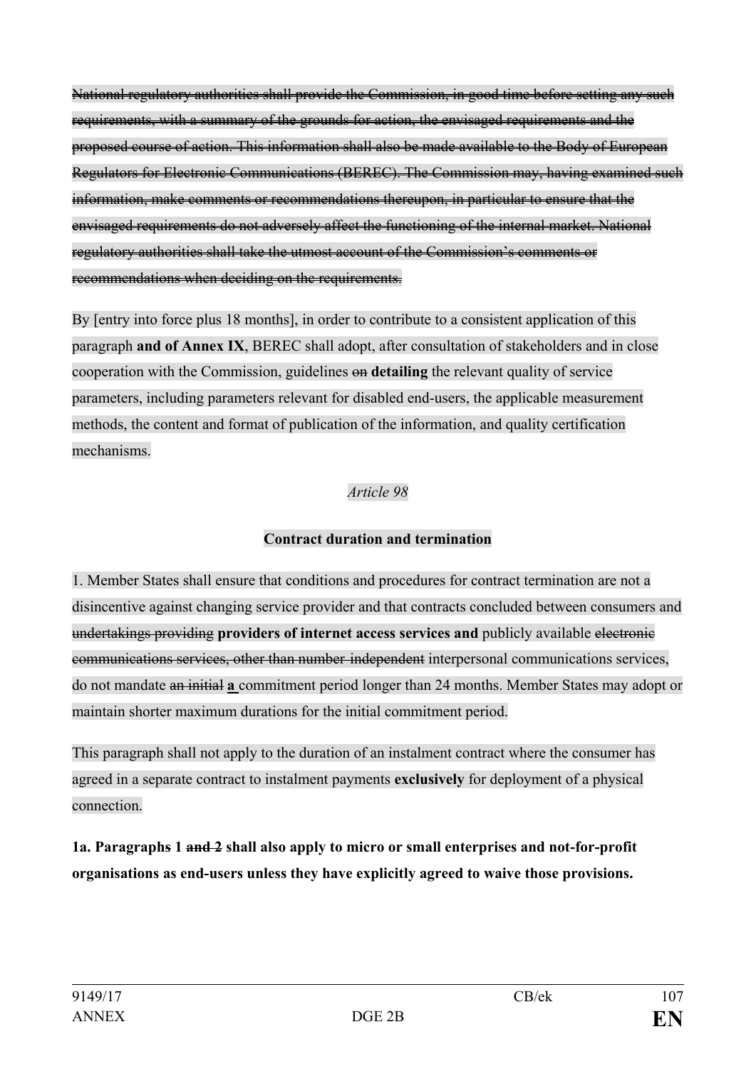~~National regulatory authorities shall provide the Commission, in good time before setting any such requirements, with a summary of the grounds for action, the envisaged requirements and the proposed course of action. This information shall also be made available to the Body of European Regulators for Electronic Communications (BEREC). The Commission may, having examined such information, make comments or recommendations thereupon, in particular to ensure that the envisaged requirements do not adversely affect the functioning of the internal market. National regulatory authorities shall take the utmost account of the Commission's comments or recommendations when deciding on the requirements.~~

By [entry into force plus 18 months], in order to contribute to a consistent application of this paragraph **and of Annex IX**, BEREC shall adopt, after consultation of stakeholders and in close cooperation with the Commission, guidelines ~~on~~ **detailing** the relevant quality of service parameters, including parameters relevant for disabled end-users, the applicable measurement methods, the content and format of publication of the information, and quality certification mechanisms.

*Article 98*

**Contract duration and termination**

1. Member States shall ensure that conditions and procedures for contract termination are not a disincentive against changing service provider and that contracts concluded between consumers and ~~undertakings providing~~ **providers of internet access services and** publicly available ~~electronic communications services, other than number-independent~~ interpersonal communications services, do not mandate ~~an initial~~ **a** commitment period longer than 24 months. Member States may adopt or maintain shorter maximum durations for the initial commitment period.

This paragraph shall not apply to the duration of an instalment contract where the consumer has agreed in a separate contract to instalment payments **exclusively** for deployment of a physical connection.

**1a. Paragraphs 1 ~~and 2~~ shall also apply to micro or small enterprises and not-for-profit organisations as end-users unless they have explicitly agreed to waive those provisions.**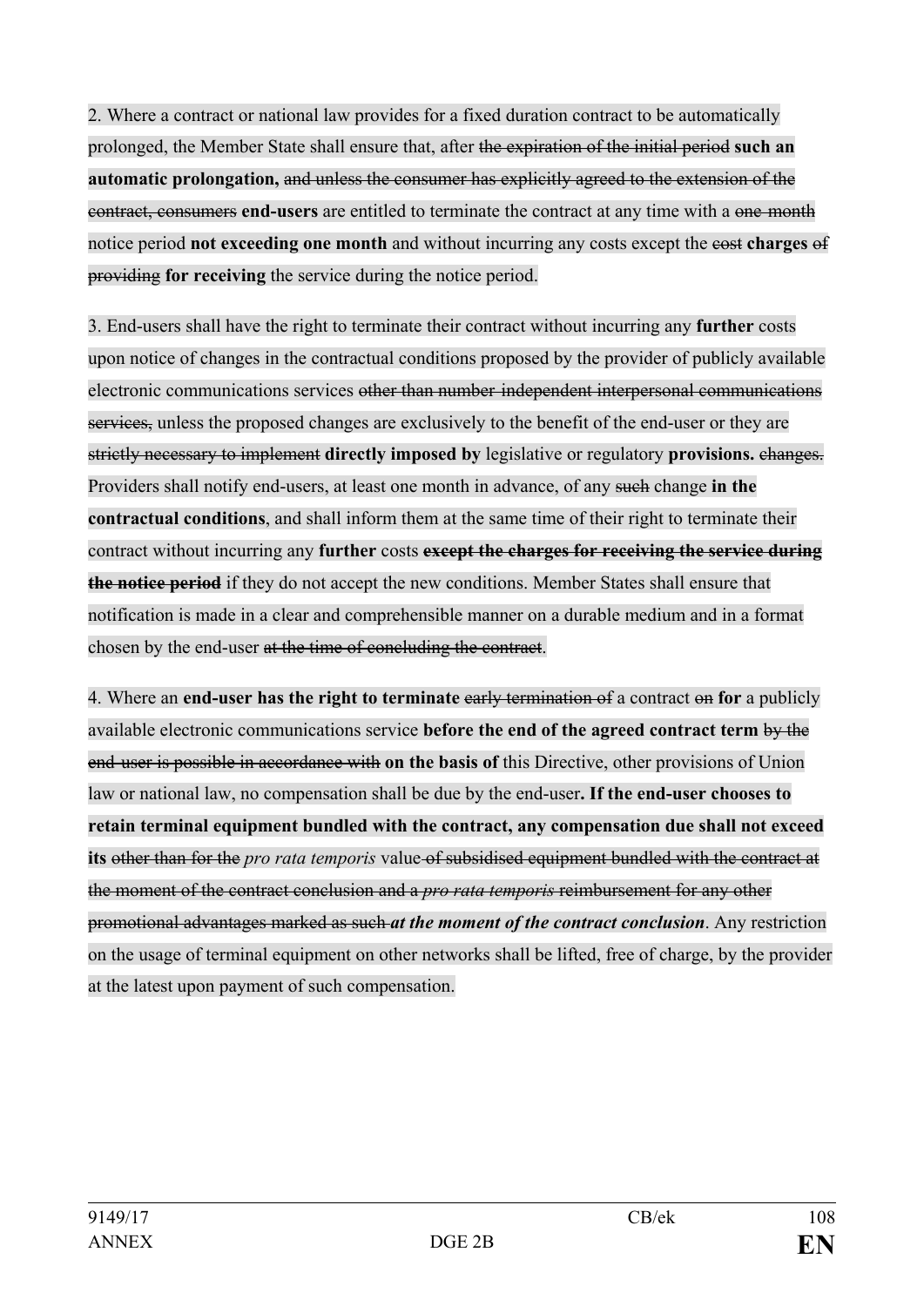2. Where a contract or national law provides for a fixed duration contract to be automatically prolonged, the Member State shall ensure that, after ~~the expiration of the initial period~~ **such an automatic prolongation,** ~~and unless the consumer has explicitly agreed to the extension of the contract, consumers~~ **end-users** are entitled to terminate the contract at any time with a ~~one-month~~ notice period **not exceeding one month** and without incurring any costs except the ~~cost~~ **charges** ~~of providing~~ **for receiving** the service during the notice period.

3. End-users shall have the right to terminate their contract without incurring any **further** costs upon notice of changes in the contractual conditions proposed by the provider of publicly available electronic communications services ~~other than number-independent interpersonal communications services,~~ unless the proposed changes are exclusively to the benefit of the end-user or they are ~~strictly necessary to implement~~ **directly imposed by** legislative or regulatory **provisions.** ~~changes.~~ Providers shall notify end-users, at least one month in advance, of any ~~such~~ change **in the contractual conditions**, and shall inform them at the same time of their right to terminate their contract without incurring any **further** costs ~~**except the charges for receiving the service during the notice period**~~ if they do not accept the new conditions. Member States shall ensure that notification is made in a clear and comprehensible manner on a durable medium and in a format chosen by the end-user ~~at the time of concluding the contract~~.

4. Where an **end-user has the right to terminate** ~~early termination of~~ a contract ~~on~~ **for** a publicly available electronic communications service **before the end of the agreed contract term** ~~by the end-user is possible in accordance with~~ **on the basis of** this Directive, other provisions of Union law or national law, no compensation shall be due by the end-user**. If the end-user chooses to retain terminal equipment bundled with the contract, any compensation due shall not exceed its** ~~other than for the~~ *pro rata temporis* value ~~of subsidised equipment bundled with the contract at the moment of the contract conclusion and a *pro rata temporis* reimbursement for any other promotional advantages marked as such~~ ***at the moment of the contract conclusion***. Any restriction on the usage of terminal equipment on other networks shall be lifted, free of charge, by the provider at the latest upon payment of such compensation.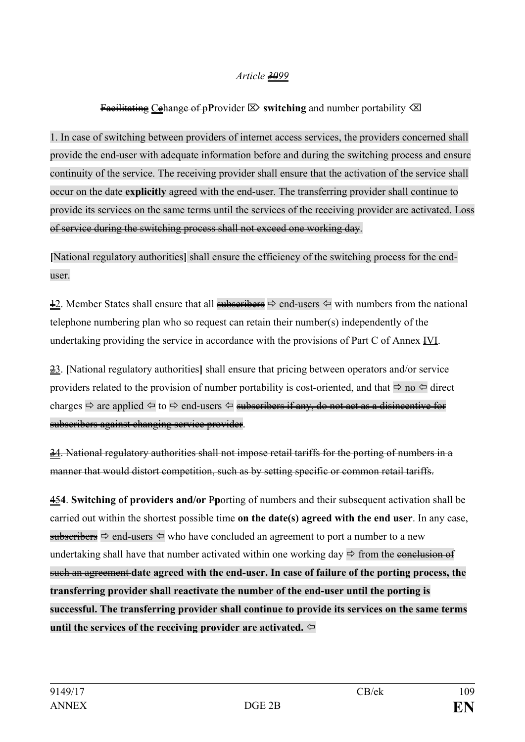*Article ~~30~~99*

~~Facilitating~~ Cchange of pProvider ⌦ **switching** and number portability ⌫

1. In case of switching between providers of internet access services, the providers concerned shall provide the end-user with adequate information before and during the switching process and ensure continuity of the service. The receiving provider shall ensure that the activation of the service shall occur on the date **explicitly** agreed with the end-user. The transferring provider shall continue to provide its services on the same terms until the services of the receiving provider are activated. ~~Loss of service during the switching process shall not exceed one working day~~.

**[**National regulatory authorities**]** shall ensure the efficiency of the switching process for the end-user.

~~1~~2. Member States shall ensure that all ~~subscribers~~ ⇨ end-users ⇦ with numbers from the national telephone numbering plan who so request can retain their number(s) independently of the undertaking providing the service in accordance with the provisions of Part C of Annex ~~I~~VI.

~~2~~3. **[**National regulatory authorities**]** shall ensure that pricing between operators and/or service providers related to the provision of number portability is cost-oriented, and that ⇨ no ⇦ direct charges ⇨ are applied ⇦ to ⇨ end-users ⇦ ~~subscribers if any, do not act as a disincentive for subscribers against changing service provider~~.

~~34. National regulatory authorities shall not impose retail tariffs for the porting of numbers in a manner that would distort competition, such as by setting specific or common retail tariffs.~~

~~45~~**4**. **Switching of providers and/or** ~~P~~**p**orting of numbers and their subsequent activation shall be carried out within the shortest possible time **on the date(s) agreed with the end user**. In any case, ~~subscribers~~ ⇨ end-users ⇦ who have concluded an agreement to port a number to a new undertaking shall have that number activated within one working day ⇨ from the ~~conclusion of such an agreement~~ **date agreed with the end-user. In case of failure of the porting process, the transferring provider shall reactivate the number of the end-user until the porting is successful. The transferring provider shall continue to provide its services on the same terms until the services of the receiving provider are activated.** ⇦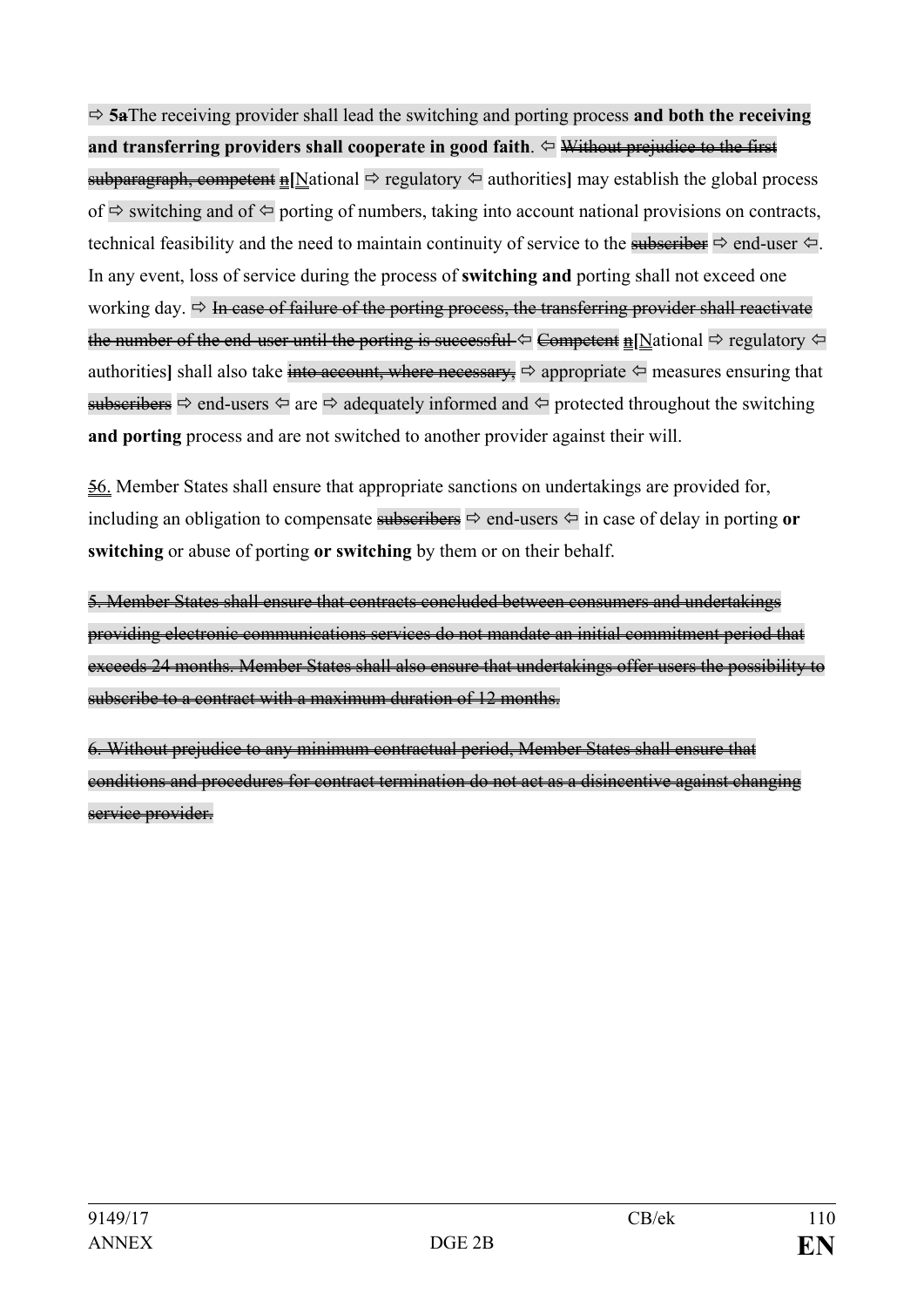⇨ **5a**The receiving provider shall lead the switching and porting process **and both the receiving and transferring providers shall cooperate in good faith**. ⇦ ~~Without prejudice to the first subparagraph, competent~~ n[National ⇨ regulatory ⇦ authorities] may establish the global process of ⇨ switching and of ⇦ porting of numbers, taking into account national provisions on contracts, technical feasibility and the need to maintain continuity of service to the ~~subscriber~~ ⇨ end-user ⇦. In any event, loss of service during the process of **switching and** porting shall not exceed one working day. ⇨ ~~In case of failure of the porting process, the transferring provider shall reactivate the number of the end-user until the porting is successful~~ ⇦ ~~Competent~~ n[National ⇨ regulatory ⇦ authorities] shall also take ~~into account, where necessary,~~ ⇨ appropriate ⇦ measures ensuring that ~~subscribers~~ ⇨ end-users ⇦ are ⇨ adequately informed and ⇦ protected throughout the switching **and porting** process and are not switched to another provider against their will.

~~5~~6. Member States shall ensure that appropriate sanctions on undertakings are provided for, including an obligation to compensate ~~subscribers~~ ⇨ end-users ⇦ in case of delay in porting **or switching** or abuse of porting **or switching** by them or on their behalf.

~~5. Member States shall ensure that contracts concluded between consumers and undertakings providing electronic communications services do not mandate an initial commitment period that exceeds 24 months. Member States shall also ensure that undertakings offer users the possibility to subscribe to a contract with a maximum duration of 12 months.~~

~~6. Without prejudice to any minimum contractual period, Member States shall ensure that conditions and procedures for contract termination do not act as a disincentive against changing service provider.~~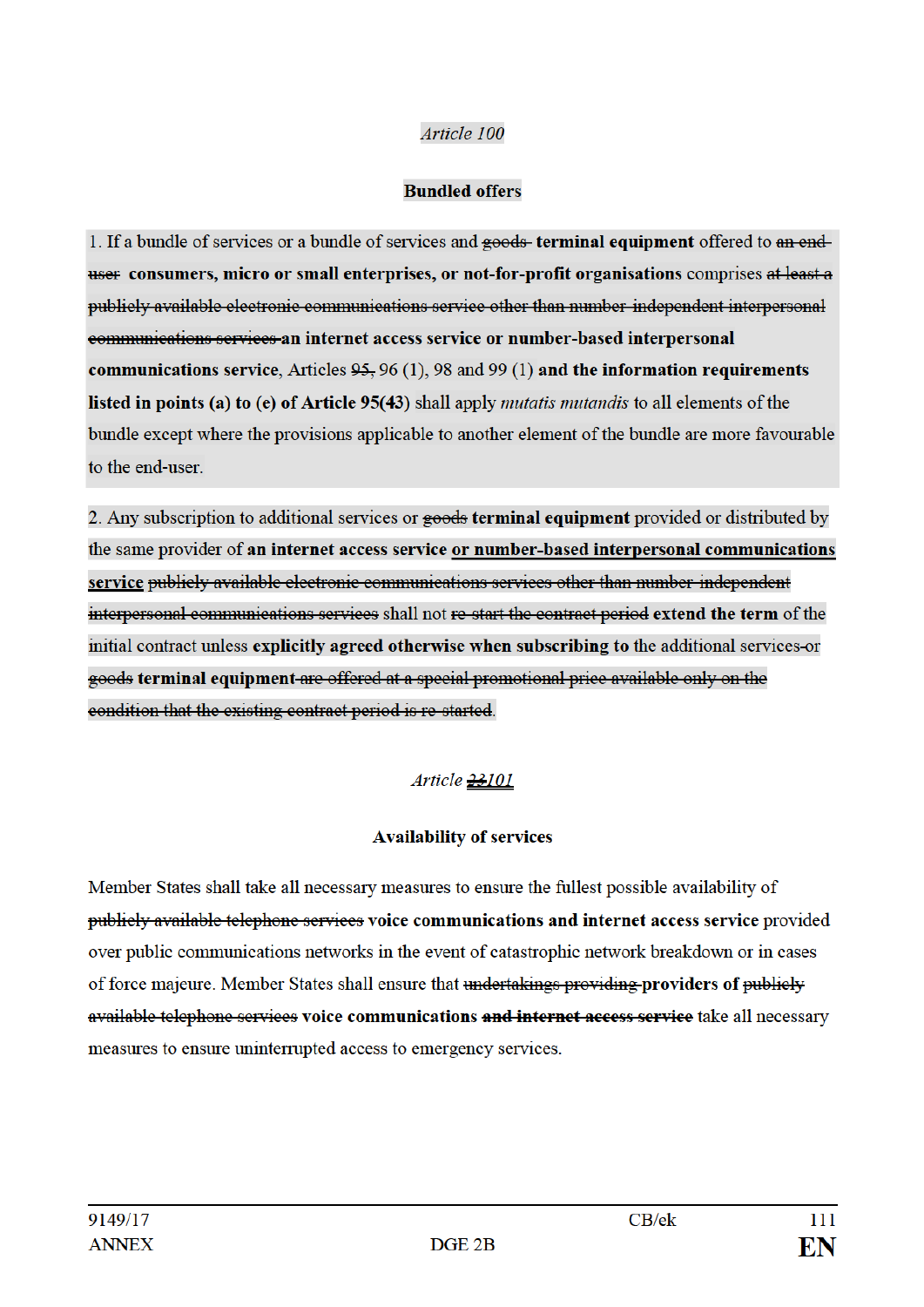*Article 100*

**Bundled offers**

1. If a bundle of services or a bundle of services and ~~goods~~ **terminal equipment** offered to ~~an end-user~~ **consumers, micro or small enterprises, or not-for-profit organisations** comprises ~~at least a publicly available electronic communications service other than number-independent interpersonal communications services~~ **an internet access service or number-based interpersonal communications service**, Articles ~~95,~~ 96 (1), 98 and 99 (1) **and the information requirements listed in points (a) to (e) of Article 95(43)** shall apply *mutatis mutandis* to all elements of the bundle except where the provisions applicable to another element of the bundle are more favourable to the end-user.

2. Any subscription to additional services or ~~goods~~ **terminal equipment** provided or distributed by the same provider of **an internet access service** **<u>or number-based interpersonal communications service</u>** ~~publicly available electronic communications services other than number-independent interpersonal communications services~~ shall not ~~re-start the contract period~~ **extend the term** of the initial contract unless **explicitly agreed otherwise when subscribing to** the additional services~~-or goods~~ **terminal equipment**~~-are offered at a special promotional price available only on the condition that the existing contract period is re-started~~.

*Article ~~23~~<u>101</u>*

**Availability of services**

Member States shall take all necessary measures to ensure the fullest possible availability of ~~publicly available telephone services~~ **voice communications and internet access service** provided over public communications networks in the event of catastrophic network breakdown or in cases of force majeure. Member States shall ensure that ~~undertakings providing~~ **providers of** ~~publicly available telephone services~~ **voice communications** ~~**and internet access service**~~ take all necessary measures to ensure uninterrupted access to emergency services.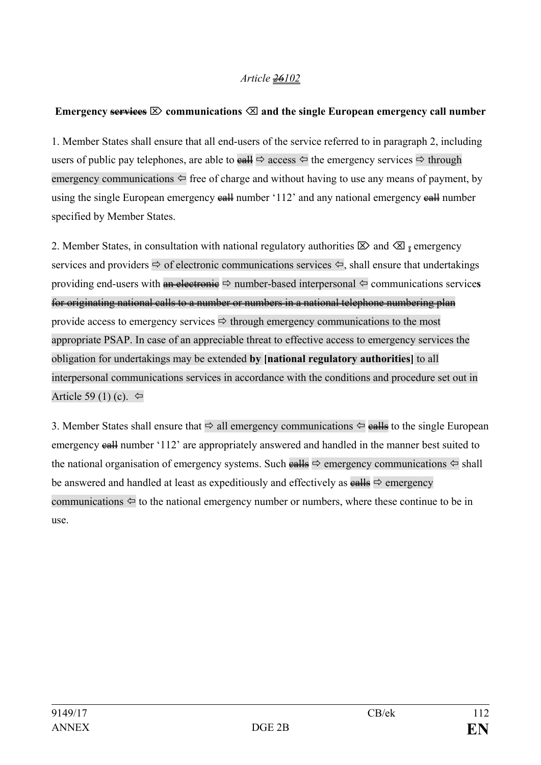*Article ~~26~~102*

**Emergency ~~services~~ ⌦ communications ⌫ and the single European emergency call number**

1. Member States shall ensure that all end-users of the service referred to in paragraph 2, including users of public pay telephones, are able to ~~call~~ ⇨ access ⇦ the emergency services ⇨ through emergency communications ⇦ free of charge and without having to use any means of payment, by using the single European emergency ~~call~~ number '112' and any national emergency ~~call~~ number specified by Member States.

2. Member States, in consultation with national regulatory authorities ⌦ and ⌫ ~~,~~ emergency services and providers ⇨ of electronic communications services ⇦, shall ensure that undertakings providing end-users with ~~an electronic~~ ⇨ number-based interpersonal ⇦ communications service**s** ~~for originating national calls to a number or numbers in a national telephone numbering plan~~ provide access to emergency services ⇨ through emergency communications to the most appropriate PSAP. In case of an appreciable threat to effective access to emergency services the obligation for undertakings may be extended **by [national regulatory authorities]** to all interpersonal communications services in accordance with the conditions and procedure set out in Article 59 (1) (c). ⇦

3. Member States shall ensure that ⇨ all emergency communications ⇦ ~~calls~~ to the single European emergency ~~call~~ number '112' are appropriately answered and handled in the manner best suited to the national organisation of emergency systems. Such ~~calls~~ ⇨ emergency communications ⇦ shall be answered and handled at least as expeditiously and effectively as ~~calls~~ ⇨ emergency communications ⇦ to the national emergency number or numbers, where these continue to be in use.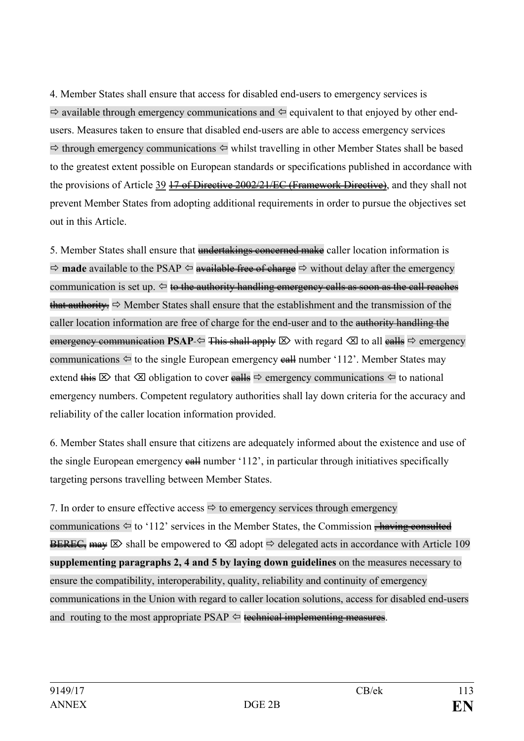4. Member States shall ensure that access for disabled end-users to emergency services is ⇨ available through emergency communications and ⇦ equivalent to that enjoyed by other end-users. Measures taken to ensure that disabled end-users are able to access emergency services ⇨ through emergency communications ⇦ whilst travelling in other Member States shall be based to the greatest extent possible on European standards or specifications published in accordance with the provisions of Article 39 ~~17 of Directive 2002/21/EC (Framework Directive)~~, and they shall not prevent Member States from adopting additional requirements in order to pursue the objectives set out in this Article.

5. Member States shall ensure that ~~undertakings concerned make~~ caller location information is ⇨ **made** available to the PSAP ⇦ ~~available free of charge~~ ⇨ without delay after the emergency communication is set up. ⇦ ~~to the authority handling emergency calls as soon as the call reaches that authority.~~ ⇨ Member States shall ensure that the establishment and the transmission of the caller location information are free of charge for the end-user and to the ~~authority handling the emergency communication~~ **PSAP**. ⇦ ~~This shall apply~~ ⌦ with regard ⌫ to all ~~calls~~ ⇨ emergency communications ⇦ to the single European emergency ~~call~~ number '112'. Member States may extend ~~this~~ ⌦ that ⌫ obligation to cover ~~calls~~ ⇨ emergency communications ⇦ to national emergency numbers. Competent regulatory authorities shall lay down criteria for the accuracy and reliability of the caller location information provided.

6. Member States shall ensure that citizens are adequately informed about the existence and use of the single European emergency ~~call~~ number '112', in particular through initiatives specifically targeting persons travelling between Member States.

7. In order to ensure effective access ⇨ to emergency services through emergency communications ⇦ to '112' services in the Member States, the Commission ~~, having consulted BEREC,~~ ~~may~~ ⌦ shall be empowered to ⌫ adopt ⇨ delegated acts in accordance with Article 109 **supplementing paragraphs 2, 4 and 5 by laying down guidelines** on the measures necessary to ensure the compatibility, interoperability, quality, reliability and continuity of emergency communications in the Union with regard to caller location solutions, access for disabled end-users and routing to the most appropriate PSAP ⇦ ~~technical implementing measures~~.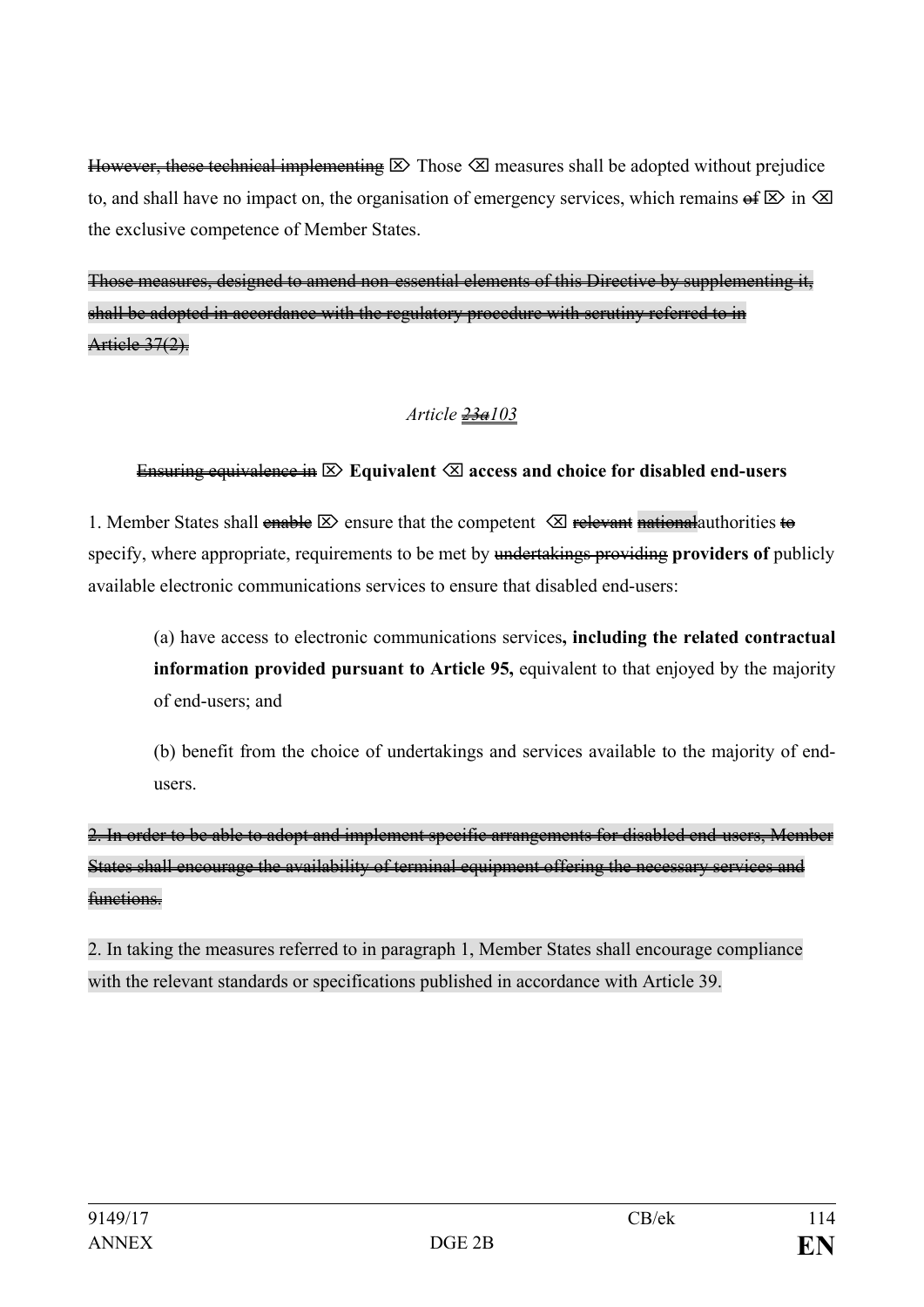~~However, these technical implementing~~ ⌦ Those ⌫ measures shall be adopted without prejudice to, and shall have no impact on, the organisation of emergency services, which remains ~~of~~ ⌦ in ⌫ the exclusive competence of Member States.

~~Those measures, designed to amend non-essential elements of this Directive by supplementing it, shall be adopted in accordance with the regulatory procedure with scrutiny referred to in Article 37(2).~~

*Article ~~23a~~103*

~~Ensuring equivalence in~~ ⌦ **Equivalent** ⌫ **access and choice for disabled end-users**

1. Member States shall ~~enable~~ ⌦ ensure that the competent ⌫ ~~relevant~~ ~~national~~authorities ~~to~~ specify, where appropriate, requirements to be met by ~~undertakings providing~~ **providers of** publicly available electronic communications services to ensure that disabled end-users:

(a) have access to electronic communications services**, including the related contractual information provided pursuant to Article 95,** equivalent to that enjoyed by the majority of end-users; and

(b) benefit from the choice of undertakings and services available to the majority of end-users.

~~2. In order to be able to adopt and implement specific arrangements for disabled end-users, Member States shall encourage the availability of terminal equipment offering the necessary services and functions.~~

2. In taking the measures referred to in paragraph 1, Member States shall encourage compliance with the relevant standards or specifications published in accordance with Article 39.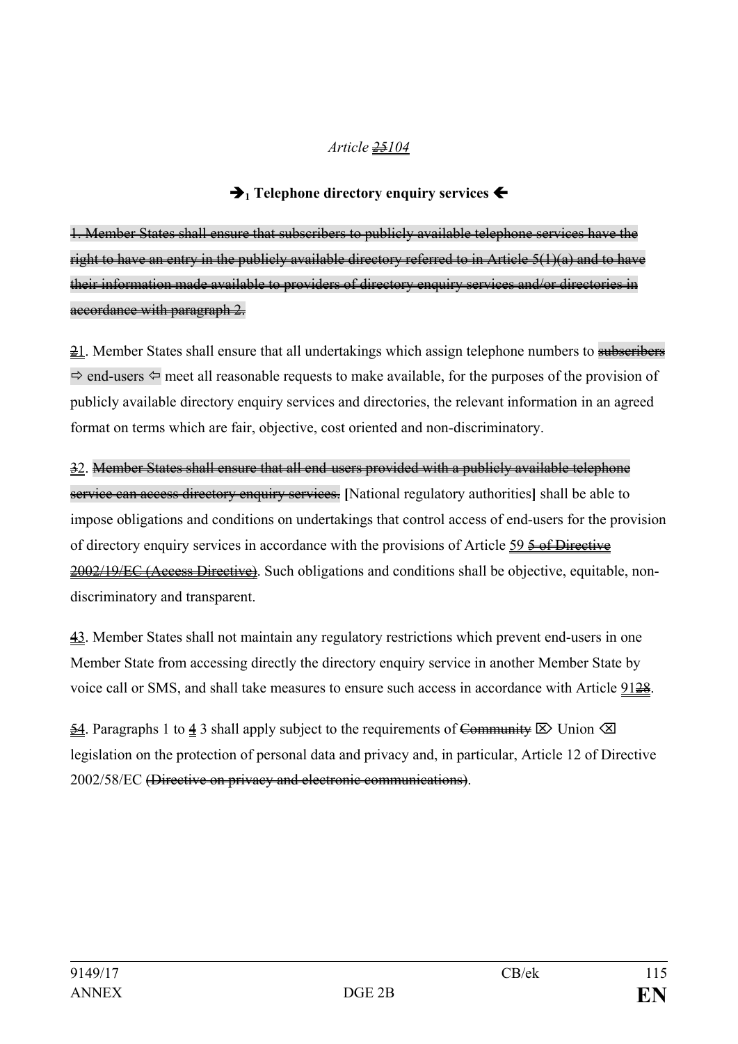*Article ~~25~~104*

**➔₁ Telephone directory enquiry services ➔**

~~1. Member States shall ensure that subscribers to publicly available telephone services have the right to have an entry in the publicly available directory referred to in Article 5(1)(a) and to have their information made available to providers of directory enquiry services and/or directories in accordance with paragraph 2.~~

~~2~~1. Member States shall ensure that all undertakings which assign telephone numbers to ~~subscribers~~ ⇨ end-users ⇦ meet all reasonable requests to make available, for the purposes of the provision of publicly available directory enquiry services and directories, the relevant information in an agreed format on terms which are fair, objective, cost oriented and non-discriminatory.

~~3~~2. ~~Member States shall ensure that all end-users provided with a publicly available telephone service can access directory enquiry services.~~ [National regulatory authorities] shall be able to impose obligations and conditions on undertakings that control access of end-users for the provision of directory enquiry services in accordance with the provisions of Article 59 ~~5 of Directive 2002/19/EC (Access Directive)~~. Such obligations and conditions shall be objective, equitable, non-discriminatory and transparent.

~~4~~3. Member States shall not maintain any regulatory restrictions which prevent end-users in one Member State from accessing directly the directory enquiry service in another Member State by voice call or SMS, and shall take measures to ensure such access in accordance with Article 91~~28~~.

~~5~~4. Paragraphs 1 to ~~4~~ 3 shall apply subject to the requirements of ~~Community~~ ⌦ Union ⌫ legislation on the protection of personal data and privacy and, in particular, Article 12 of Directive 2002/58/EC ~~(Directive on privacy and electronic communications)~~.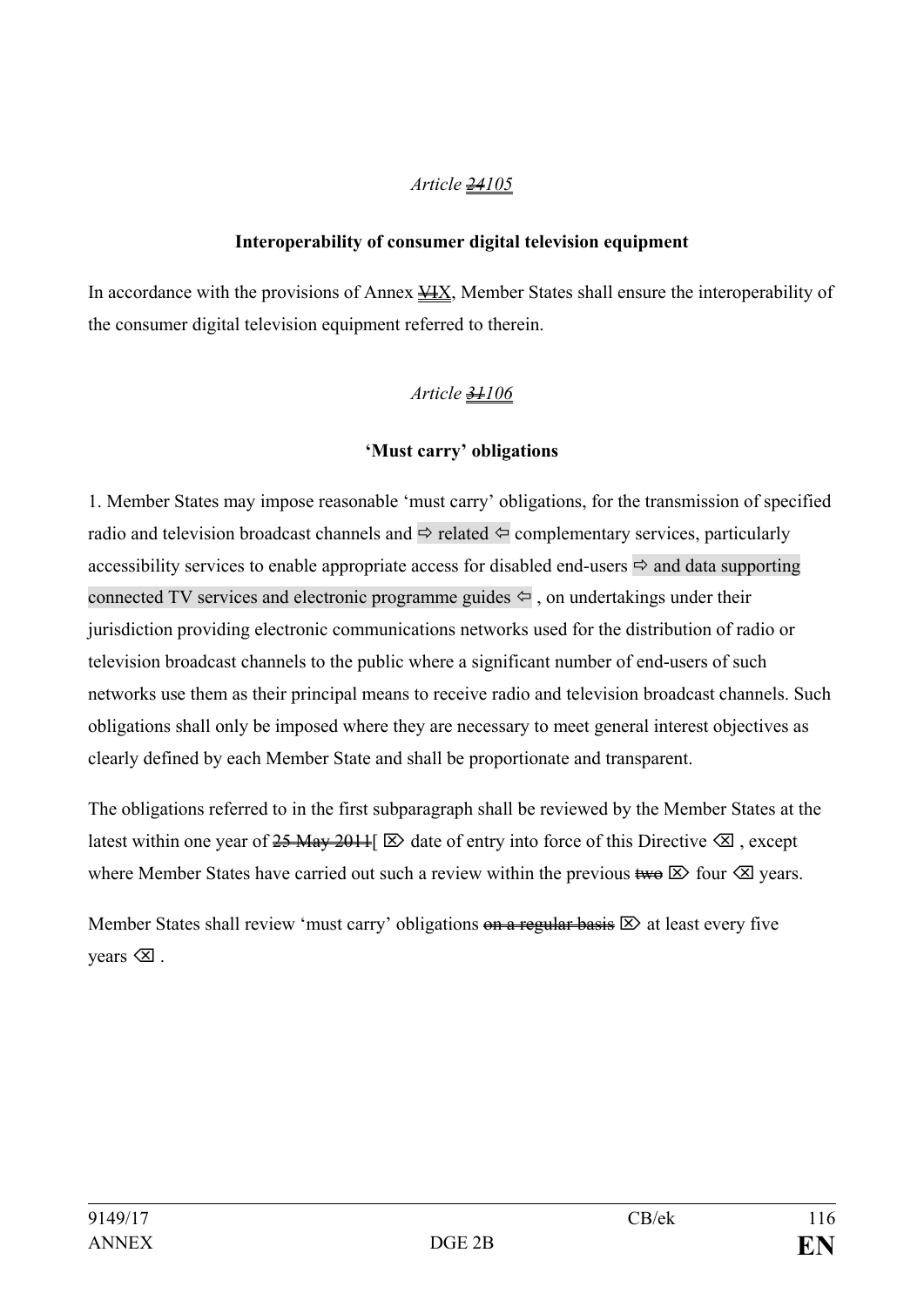*Article ~~24~~105*

**Interoperability of consumer digital television equipment**

In accordance with the provisions of Annex ~~VI~~X, Member States shall ensure the interoperability of the consumer digital television equipment referred to therein.

*Article ~~31~~106*

**'Must carry' obligations**

1. Member States may impose reasonable 'must carry' obligations, for the transmission of specified radio and television broadcast channels and ⇨ related ⇦ complementary services, particularly accessibility services to enable appropriate access for disabled end-users ⇨ and data supporting connected TV services and electronic programme guides ⇦ , on undertakings under their jurisdiction providing electronic communications networks used for the distribution of radio or television broadcast channels to the public where a significant number of end-users of such networks use them as their principal means to receive radio and television broadcast channels. Such obligations shall only be imposed where they are necessary to meet general interest objectives as clearly defined by each Member State and shall be proportionate and transparent.

The obligations referred to in the first subparagraph shall be reviewed by the Member States at the latest within one year of ~~25 May 2011~~[ ⌦ date of entry into force of this Directive ⌫ , except where Member States have carried out such a review within the previous ~~two~~ ⌦ four ⌫ years.

Member States shall review 'must carry' obligations ~~on a regular basis~~ ⌦ at least every five years ⌫ .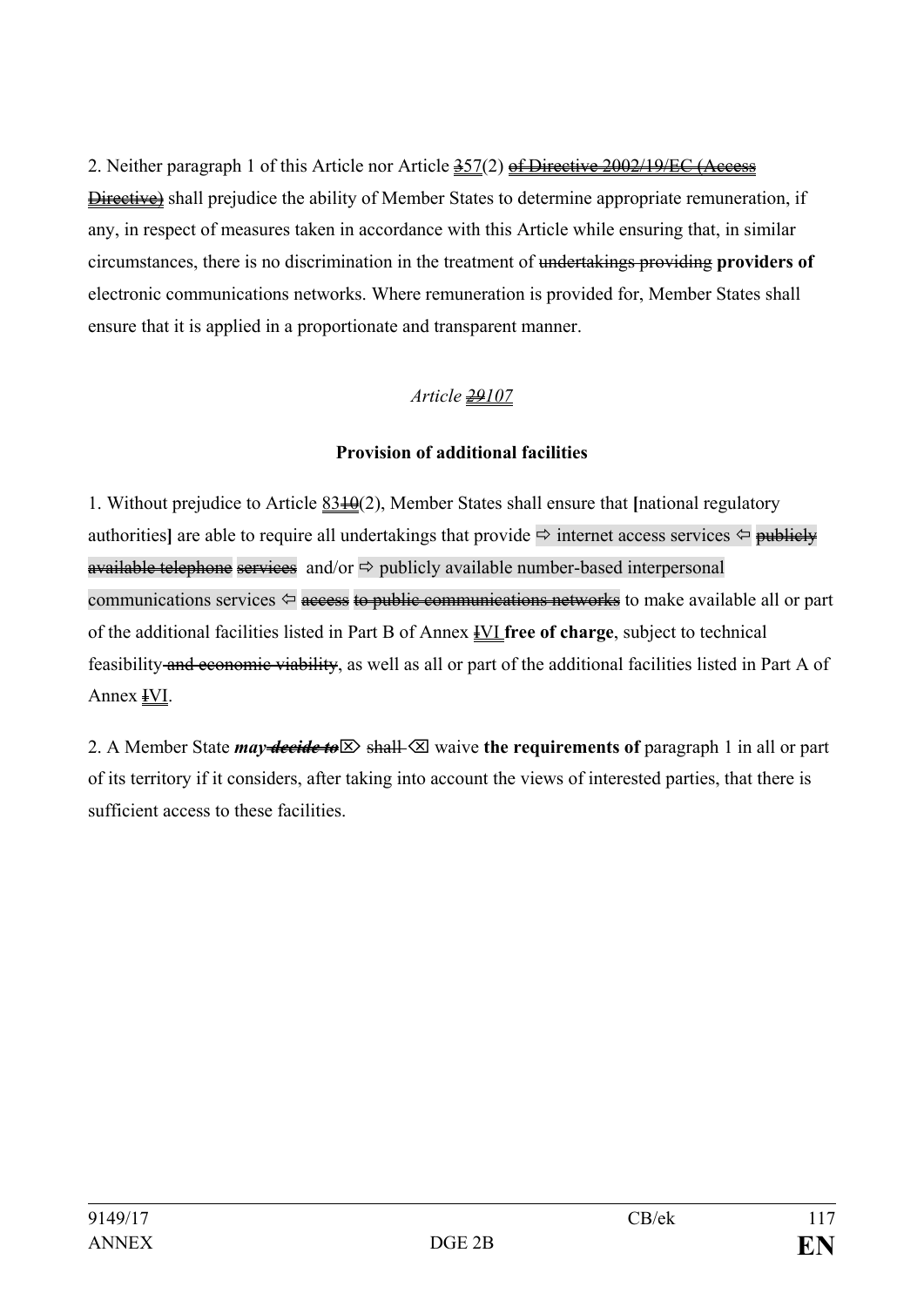2. Neither paragraph 1 of this Article nor Article ~~35~~7(2) ~~of Directive 2002/19/EC (Access Directive)~~ shall prejudice the ability of Member States to determine appropriate remuneration, if any, in respect of measures taken in accordance with this Article while ensuring that, in similar circumstances, there is no discrimination in the treatment of ~~undertakings providing~~ **providers of** electronic communications networks. Where remuneration is provided for, Member States shall ensure that it is applied in a proportionate and transparent manner.

*Article ~~29~~107*

**Provision of additional facilities**

1. Without prejudice to Article 83~~10~~(2), Member States shall ensure that **[**national regulatory authorities**]** are able to require all undertakings that provide ⇨ internet access services ⇦ ~~publicly available telephone~~ ~~services~~ and/or ⇨ publicly available number-based interpersonal communications services ⇦ ~~access~~ ~~to public communications networks~~ to make available all or part of the additional facilities listed in Part B of Annex ~~I~~VI **free of charge**, subject to technical feasibility ~~and economic viability~~, as well as all or part of the additional facilities listed in Part A of Annex ~~I~~VI.

2. A Member State ***may ~~decide to~~*** ⌦ ~~shall~~ ⌫ waive **the requirements of** paragraph 1 in all or part of its territory if it considers, after taking into account the views of interested parties, that there is sufficient access to these facilities.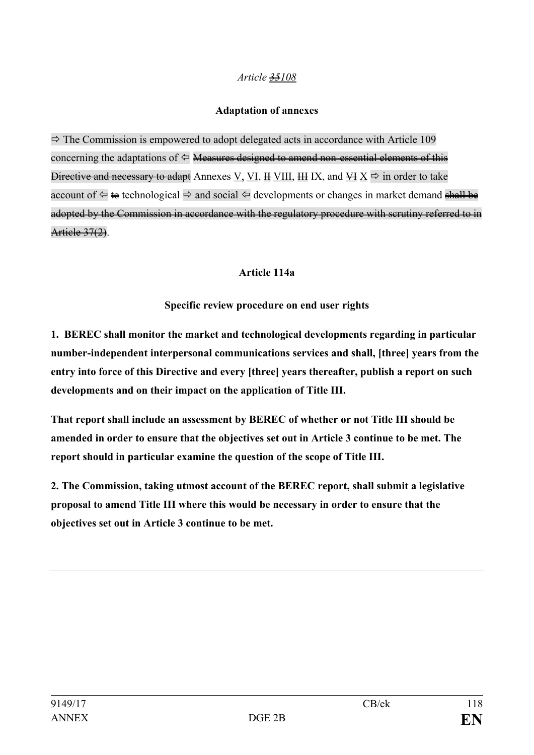*Article ~~35~~108*

**Adaptation of annexes**

⇨ The Commission is empowered to adopt delegated acts in accordance with Article 109 concerning the adaptations of ⇦ ~~Measures designed to amend non-essential elements of this Directive and necessary to adapt~~ Annexes V, VI, ~~II~~ VIII, ~~III~~ IX, and ~~VI~~ X ⇨ in order to take account of ⇦ ~~to~~ technological ⇨ and social ⇦ developments or changes in market demand ~~shall be adopted by the Commission in accordance with the regulatory procedure with scrutiny referred to in Article 37(2)~~.

**Article 114a**

**Specific review procedure on end user rights**

**1. BEREC shall monitor the market and technological developments regarding in particular number-independent interpersonal communications services and shall, [three] years from the entry into force of this Directive and every [three] years thereafter, publish a report on such developments and on their impact on the application of Title III.**

**That report shall include an assessment by BEREC of whether or not Title III should be amended in order to ensure that the objectives set out in Article 3 continue to be met. The report should in particular examine the question of the scope of Title III.**

**2. The Commission, taking utmost account of the BEREC report, shall submit a legislative proposal to amend Title III where this would be necessary in order to ensure that the objectives set out in Article 3 continue to be met.**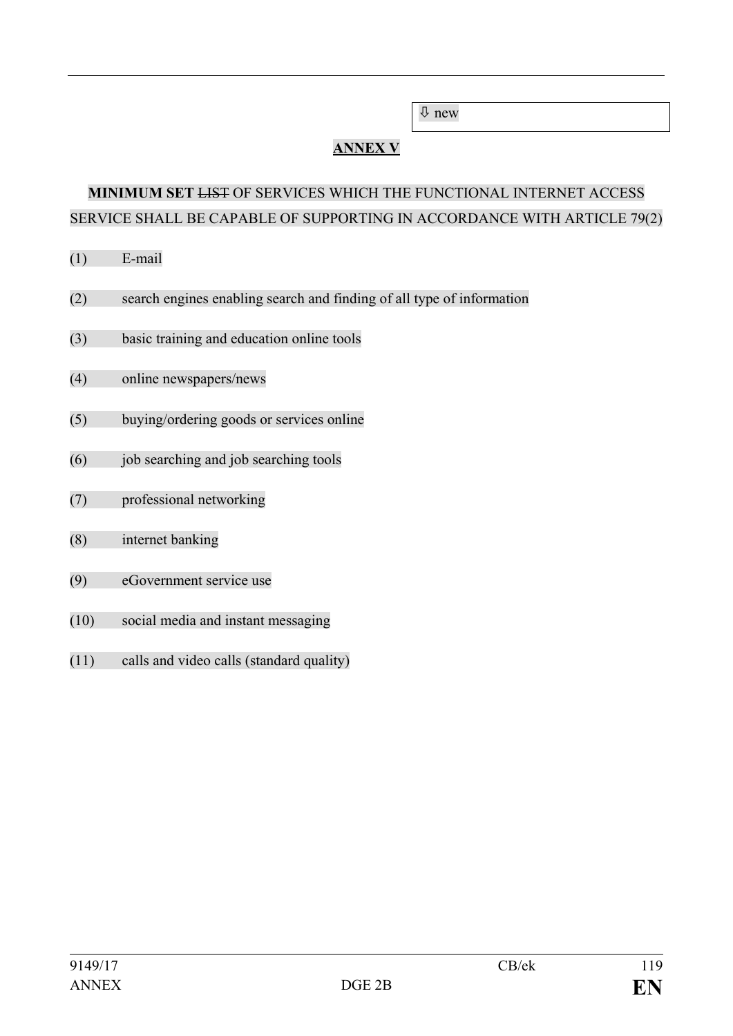⇩ new

## ANNEX V

**MINIMUM SET** ~~LIST~~ OF SERVICES WHICH THE FUNCTIONAL INTERNET ACCESS SERVICE SHALL BE CAPABLE OF SUPPORTING IN ACCORDANCE WITH ARTICLE 79(2)

(1) E-mail

(2) search engines enabling search and finding of all type of information

(3) basic training and education online tools

(4) online newspapers/news

(5) buying/ordering goods or services online

(6) job searching and job searching tools

(7) professional networking

(8) internet banking

(9) eGovernment service use

(10) social media and instant messaging

(11) calls and video calls (standard quality)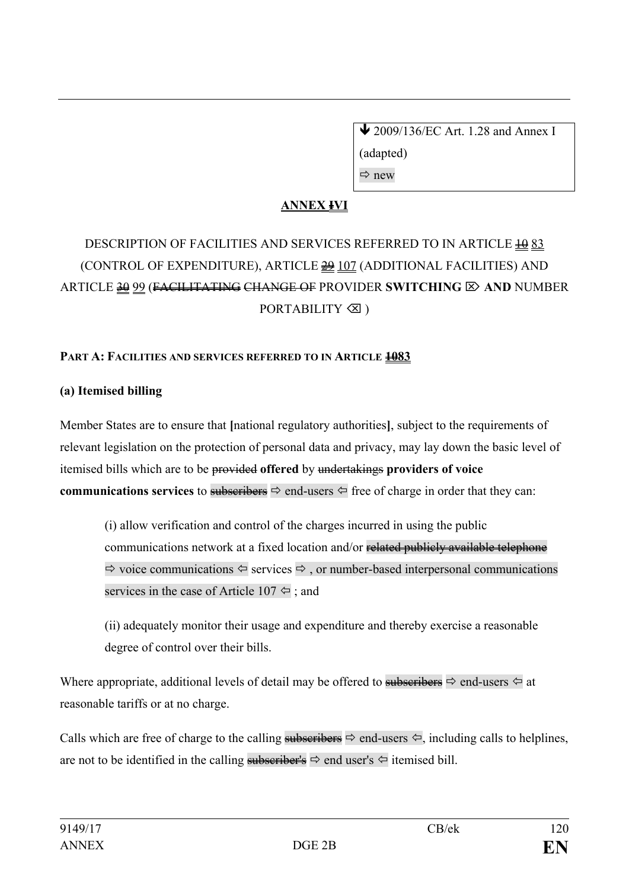↓ 2009/136/EC Art. 1.28 and Annex I (adapted)
⇨ new

**ANNEX ~~I~~VI**

DESCRIPTION OF FACILITIES AND SERVICES REFERRED TO IN ARTICLE ~~10~~ 83 (CONTROL OF EXPENDITURE), ARTICLE ~~29~~ 107 (ADDITIONAL FACILITIES) AND ARTICLE ~~30~~ 99 (~~FACILITATING~~ ~~CHANGE OF~~ PROVIDER **SWITCHING** ⌦ **AND** NUMBER PORTABILITY ⌫ )

**PART A: FACILITIES AND SERVICES REFERRED TO IN ARTICLE ~~10~~83**

**(a) Itemised billing**

Member States are to ensure that **[**national regulatory authorities**]**, subject to the requirements of relevant legislation on the protection of personal data and privacy, may lay down the basic level of itemised bills which are to be ~~provided~~ **offered** by ~~undertakings~~ **providers of voice communications services** to ~~subscribers~~ ⇨ end-users ⇦ free of charge in order that they can:

(i) allow verification and control of the charges incurred in using the public communications network at a fixed location and/or ~~related publicly available telephone~~ ⇨ voice communications ⇦ services ⇨ , or number-based interpersonal communications services in the case of Article 107 ⇦ ; and

(ii) adequately monitor their usage and expenditure and thereby exercise a reasonable degree of control over their bills.

Where appropriate, additional levels of detail may be offered to ~~subscribers~~ ⇨ end-users ⇦ at reasonable tariffs or at no charge.

Calls which are free of charge to the calling ~~subscribers~~ ⇨ end-users ⇦, including calls to helplines, are not to be identified in the calling ~~subscriber's~~ ⇨ end user's ⇦ itemised bill.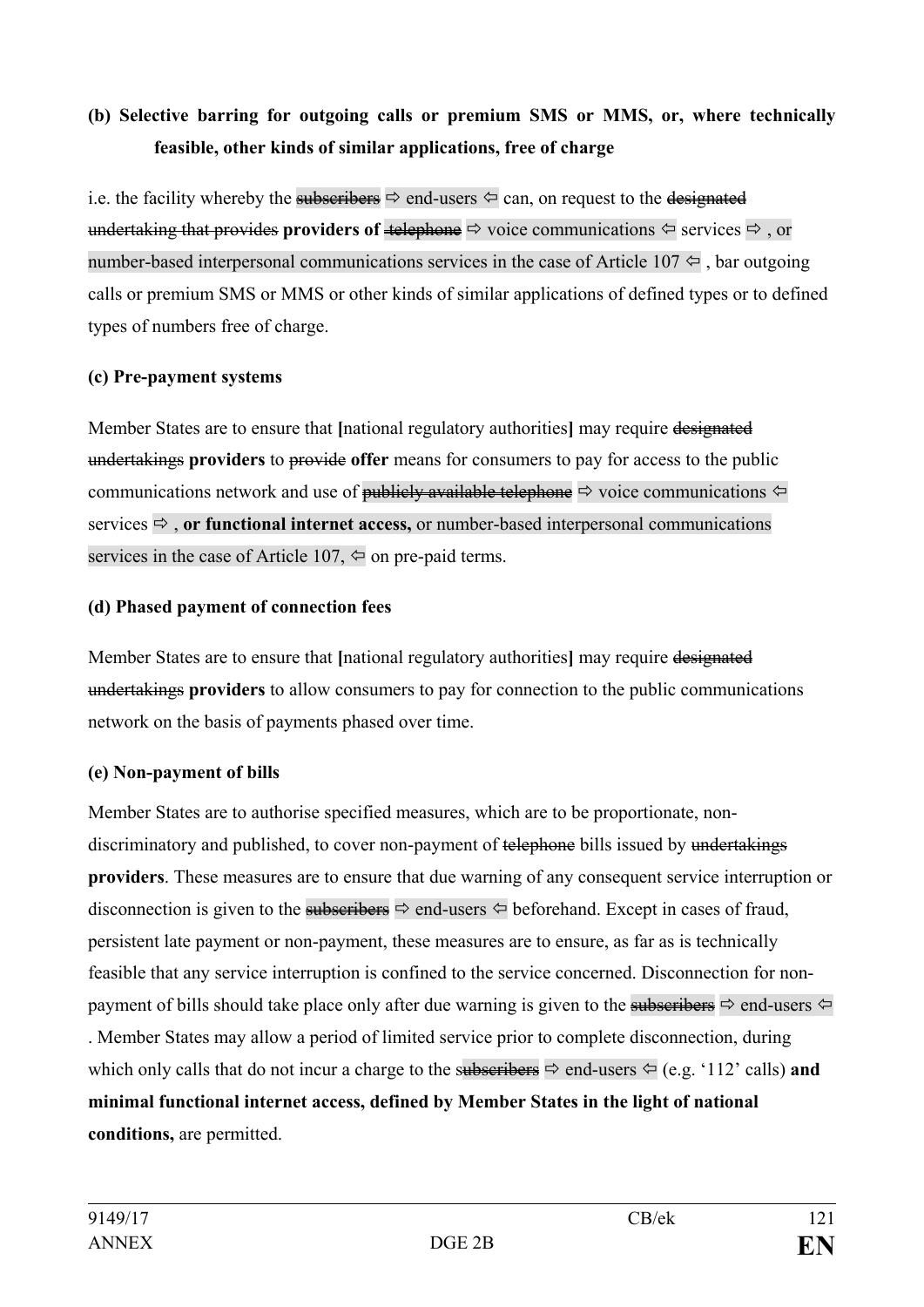**(b) Selective barring for outgoing calls or premium SMS or MMS, or, where technically feasible, other kinds of similar applications, free of charge**

i.e. the facility whereby the ~~subscribers~~ ⇨ end-users ⇦ can, on request to the ~~designated undertaking that provides~~ **providers of** ~~telephone~~ ⇨ voice communications ⇦ services ⇨ , or number-based interpersonal communications services in the case of Article 107 ⇦ , bar outgoing calls or premium SMS or MMS or other kinds of similar applications of defined types or to defined types of numbers free of charge.

**(c) Pre-payment systems**

Member States are to ensure that **[**national regulatory authorities**]** may require ~~designated undertakings~~ **providers** to ~~provide~~ **offer** means for consumers to pay for access to the public communications network and use of ~~publicly available telephone~~ ⇨ voice communications ⇦ services ⇨ , **or functional internet access,** or number-based interpersonal communications services in the case of Article 107, ⇦ on pre-paid terms.

**(d) Phased payment of connection fees**

Member States are to ensure that **[**national regulatory authorities**]** may require ~~designated undertakings~~ **providers** to allow consumers to pay for connection to the public communications network on the basis of payments phased over time.

**(e) Non-payment of bills**

Member States are to authorise specified measures, which are to be proportionate, non-discriminatory and published, to cover non-payment of ~~telephone~~ bills issued by ~~undertakings~~ **providers**. These measures are to ensure that due warning of any consequent service interruption or disconnection is given to the ~~subscribers~~ ⇨ end-users ⇦ beforehand. Except in cases of fraud, persistent late payment or non-payment, these measures are to ensure, as far as is technically feasible that any service interruption is confined to the service concerned. Disconnection for non-payment of bills should take place only after due warning is given to the ~~subscribers~~ ⇨ end-users ⇦ . Member States may allow a period of limited service prior to complete disconnection, during which only calls that do not incur a charge to the s~~ubscribers~~ ⇨ end-users ⇦ (e.g. '112' calls) **and minimal functional internet access, defined by Member States in the light of national conditions,** are permitted.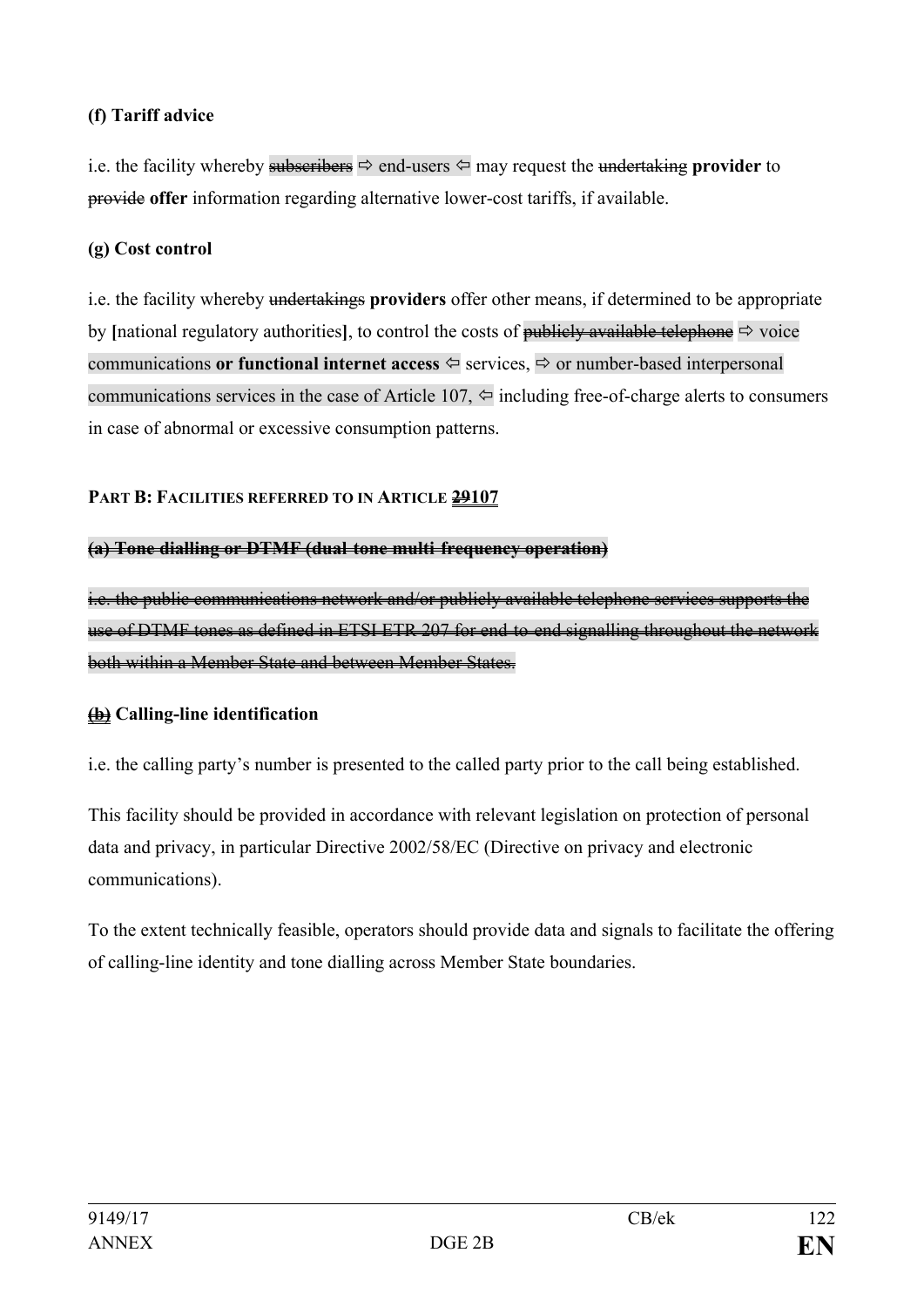**(f) Tariff advice**

i.e. the facility whereby ~~subscribers~~ ⇨ end-users ⇦ may request the ~~undertaking~~ **provider** to ~~provide~~ **offer** information regarding alternative lower-cost tariffs, if available.

**(g) Cost control**

i.e. the facility whereby ~~undertakings~~ **providers** offer other means, if determined to be appropriate by **[**national regulatory authorities**]**, to control the costs of ~~publicly available telephone~~ ⇨ voice communications **or functional internet access** ⇦ services, ⇨ or number-based interpersonal communications services in the case of Article 107, ⇦ including free-of-charge alerts to consumers in case of abnormal or excessive consumption patterns.

**PART B: FACILITIES REFERRED TO IN ARTICLE ~~29~~107**

~~**(a) Tone dialling or DTMF (dual-tone multi-frequency operation)**~~

~~i.e. the public communications network and/or publicly available telephone services supports the use of DTMF tones as defined in ETSI ETR 207 for end-to-end signalling throughout the network both within a Member State and between Member States.~~

**~~(b)~~ Calling-line identification**

i.e. the calling party's number is presented to the called party prior to the call being established.

This facility should be provided in accordance with relevant legislation on protection of personal data and privacy, in particular Directive 2002/58/EC (Directive on privacy and electronic communications).

To the extent technically feasible, operators should provide data and signals to facilitate the offering of calling-line identity and tone dialling across Member State boundaries.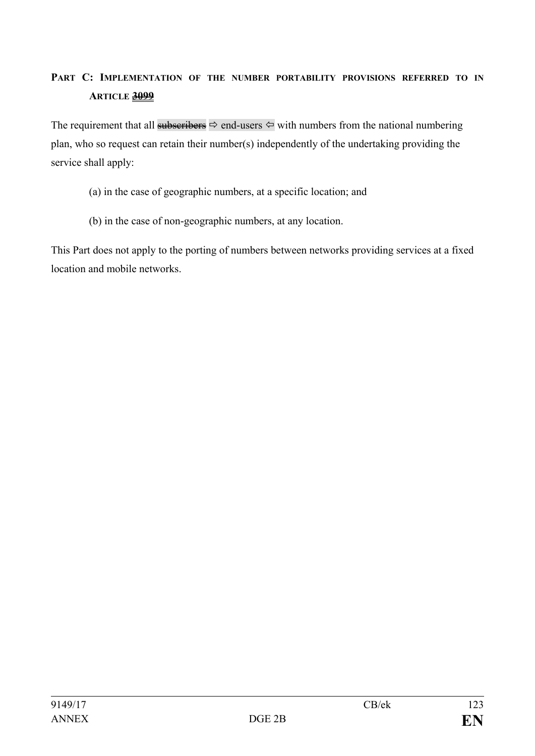**PART C: IMPLEMENTATION OF THE NUMBER PORTABILITY PROVISIONS REFERRED TO IN ARTICLE ~~30~~99**

The requirement that all ~~subscribers~~ ⇨ end-users ⇦ with numbers from the national numbering plan, who so request can retain their number(s) independently of the undertaking providing the service shall apply:

(a) in the case of geographic numbers, at a specific location; and

(b) in the case of non-geographic numbers, at any location.

This Part does not apply to the porting of numbers between networks providing services at a fixed location and mobile networks.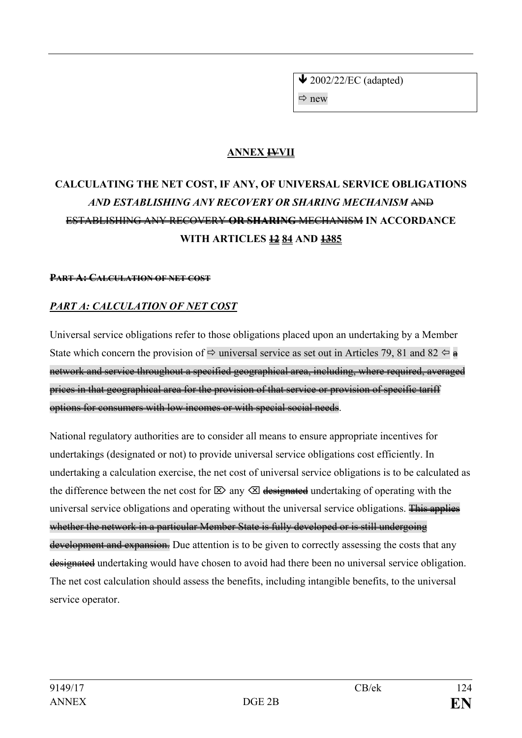➔ 2002/22/EC (adapted)

⇨ new

**ANNEX ~~IV~~VII**

**CALCULATING THE NET COST, IF ANY, OF UNIVERSAL SERVICE OBLIGATIONS *AND ESTABLISHING ANY RECOVERY OR SHARING MECHANISM* ~~AND ESTABLISHING ANY RECOVERY OR SHARING MECHANISM~~ IN ACCORDANCE WITH ARTICLES ~~12~~ 84 AND ~~13~~85**

~~**PART A: CALCULATION OF NET COST**~~

***PART A: CALCULATION OF NET COST***

Universal service obligations refer to those obligations placed upon an undertaking by a Member State which concern the provision of ⇨ universal service as set out in Articles 79, 81 and 82 ⇦ ~~a network and service throughout a specified geographical area, including, where required, averaged prices in that geographical area for the provision of that service or provision of specific tariff options for consumers with low incomes or with special social needs~~.

National regulatory authorities are to consider all means to ensure appropriate incentives for undertakings (designated or not) to provide universal service obligations cost efficiently. In undertaking a calculation exercise, the net cost of universal service obligations is to be calculated as the difference between the net cost for ⌦ any ⌫ ~~designated~~ undertaking of operating with the universal service obligations and operating without the universal service obligations. ~~This applies whether the network in a particular Member State is fully developed or is still undergoing development and expansion.~~ Due attention is to be given to correctly assessing the costs that any ~~designated~~ undertaking would have chosen to avoid had there been no universal service obligation. The net cost calculation should assess the benefits, including intangible benefits, to the universal service operator.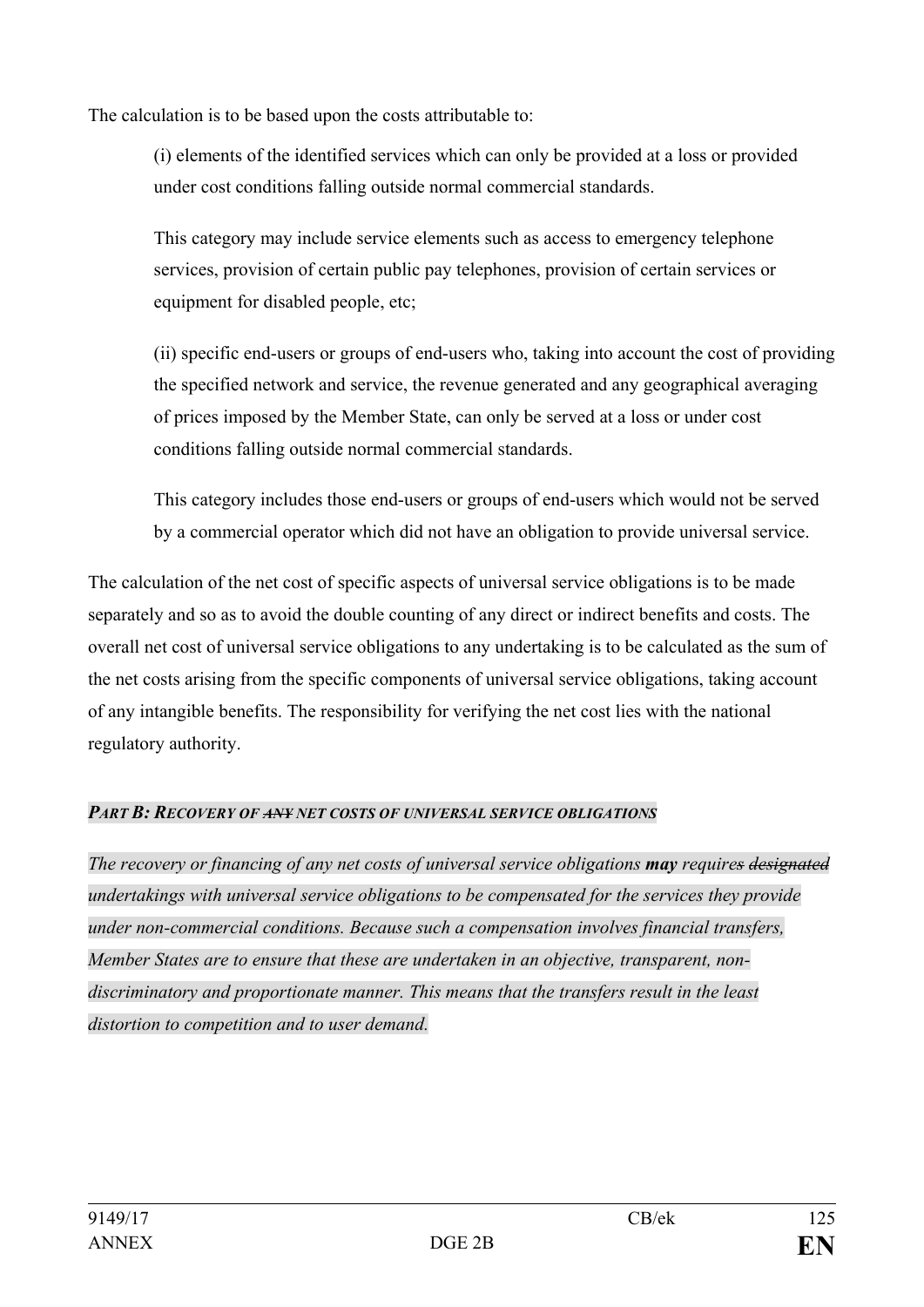The calculation is to be based upon the costs attributable to:

(i) elements of the identified services which can only be provided at a loss or provided under cost conditions falling outside normal commercial standards.

This category may include service elements such as access to emergency telephone services, provision of certain public pay telephones, provision of certain services or equipment for disabled people, etc;

(ii) specific end-users or groups of end-users who, taking into account the cost of providing the specified network and service, the revenue generated and any geographical averaging of prices imposed by the Member State, can only be served at a loss or under cost conditions falling outside normal commercial standards.

This category includes those end-users or groups of end-users which would not be served by a commercial operator which did not have an obligation to provide universal service.

The calculation of the net cost of specific aspects of universal service obligations is to be made separately and so as to avoid the double counting of any direct or indirect benefits and costs. The overall net cost of universal service obligations to any undertaking is to be calculated as the sum of the net costs arising from the specific components of universal service obligations, taking account of any intangible benefits. The responsibility for verifying the net cost lies with the national regulatory authority.

***PART B: RECOVERY OF ~~ANY~~ NET COSTS OF UNIVERSAL SERVICE OBLIGATIONS***

*The recovery or financing of any net costs of universal service obligations **may** require~~s~~ ~~designated~~ undertakings with universal service obligations to be compensated for the services they provide under non-commercial conditions. Because such a compensation involves financial transfers, Member States are to ensure that these are undertaken in an objective, transparent, non-discriminatory and proportionate manner. This means that the transfers result in the least distortion to competition and to user demand.*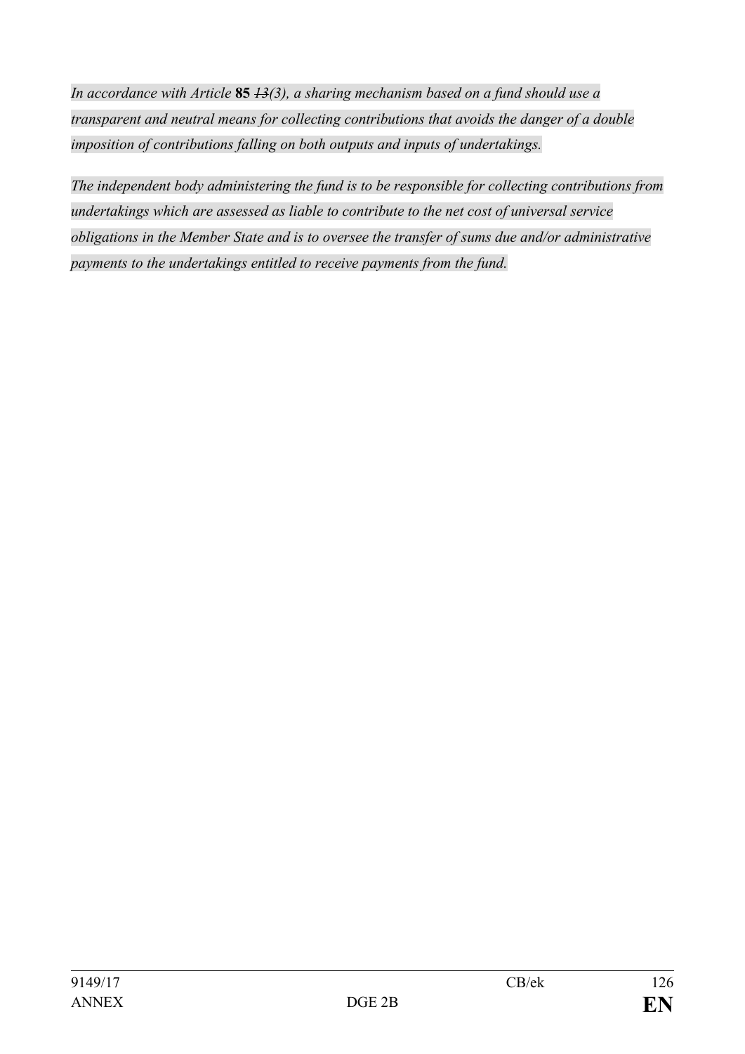*In accordance with Article* ***85*** *~~13~~(3), a sharing mechanism based on a fund should use a transparent and neutral means for collecting contributions that avoids the danger of a double imposition of contributions falling on both outputs and inputs of undertakings.*

*The independent body administering the fund is to be responsible for collecting contributions from undertakings which are assessed as liable to contribute to the net cost of universal service obligations in the Member State and is to oversee the transfer of sums due and/or administrative payments to the undertakings entitled to receive payments from the fund.*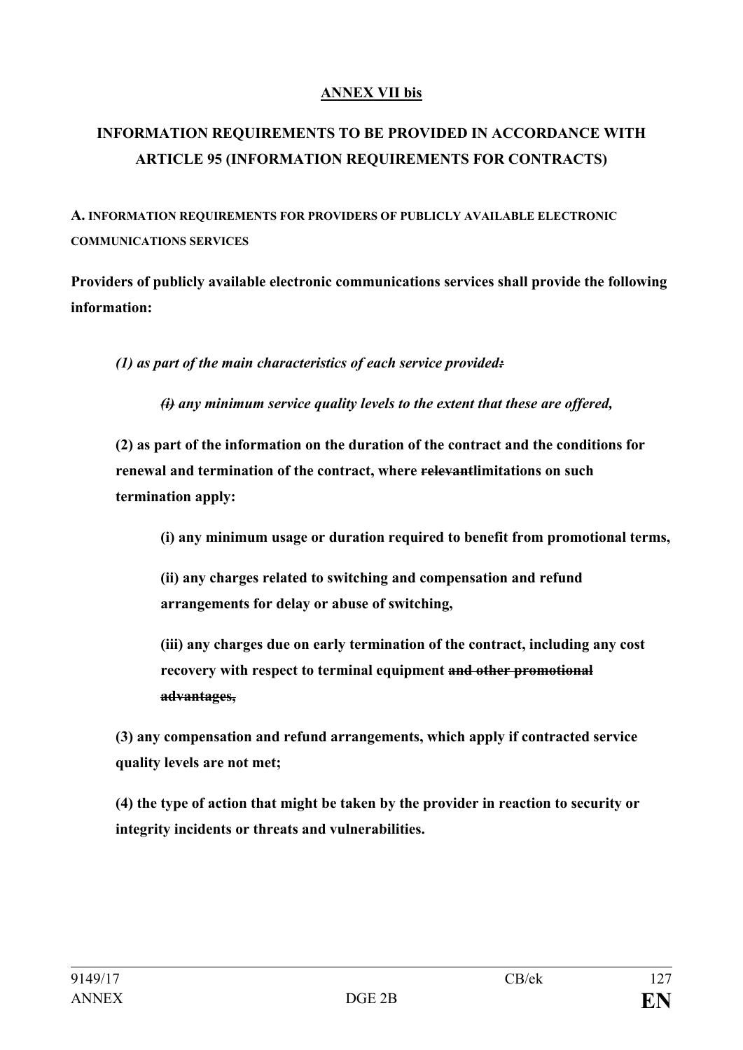**ANNEX VII bis**

## INFORMATION REQUIREMENTS TO BE PROVIDED IN ACCORDANCE WITH ARTICLE 95 (INFORMATION REQUIREMENTS FOR CONTRACTS)

**A. INFORMATION REQUIREMENTS FOR PROVIDERS OF PUBLICLY AVAILABLE ELECTRONIC COMMUNICATIONS SERVICES**

**Providers of publicly available electronic communications services shall provide the following information:**

*(1) as part of the main characteristics of each service provided~~:~~*

*~~(i)~~ any minimum service quality levels to the extent that these are offered,*

**(2) as part of the information on the duration of the contract and the conditions for renewal and termination of the contract, where ~~relevant~~limitations on such termination apply:**

**(i) any minimum usage or duration required to benefit from promotional terms,**

**(ii) any charges related to switching and compensation and refund arrangements for delay or abuse of switching,**

**(iii) any charges due on early termination of the contract, including any cost recovery with respect to terminal equipment ~~and other promotional advantages,~~**

**(3) any compensation and refund arrangements, which apply if contracted service quality levels are not met;**

**(4) the type of action that might be taken by the provider in reaction to security or integrity incidents or threats and vulnerabilities.**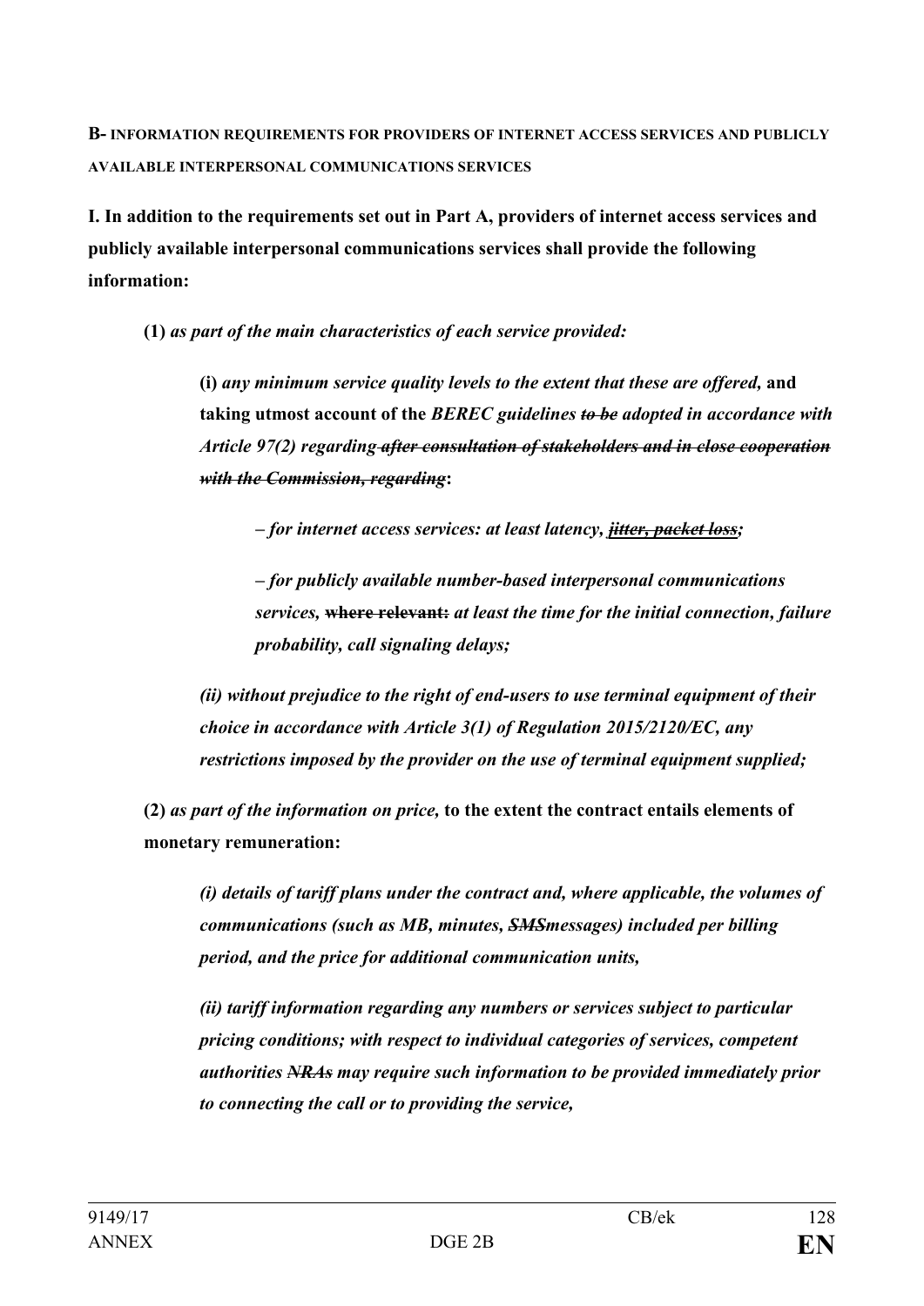**B- INFORMATION REQUIREMENTS FOR PROVIDERS OF INTERNET ACCESS SERVICES AND PUBLICLY AVAILABLE INTERPERSONAL COMMUNICATIONS SERVICES**

**I. In addition to the requirements set out in Part A, providers of internet access services and publicly available interpersonal communications services shall provide the following information:**

**(1)** ***as part of the main characteristics of each service provided:***

**(i)** ***any minimum service quality levels to the extent that these are offered,*** **and taking utmost account of the** ***BEREC guidelines ~~to be~~ adopted in accordance with Article 97(2) regarding ~~after consultation of stakeholders and in close cooperation with the Commission, regarding~~*****:**

***– for internet access services: at least latency, ~~jitter, packet loss~~;***

***– for publicly available number-based interpersonal communications services,*** **~~where relevant:~~** ***at least the time for the initial connection, failure probability, call signaling delays;***

***(ii) without prejudice to the right of end-users to use terminal equipment of their choice in accordance with Article 3(1) of Regulation 2015/2120/EC, any restrictions imposed by the provider on the use of terminal equipment supplied;***

**(2)** ***as part of the information on price,*** **to the extent the contract entails elements of monetary remuneration:**

***(i) details of tariff plans under the contract and, where applicable, the volumes of communications (such as MB, minutes, ~~SMS~~messages) included per billing period, and the price for additional communication units,***

***(ii) tariff information regarding any numbers or services subject to particular pricing conditions; with respect to individual categories of services, competent authorities ~~NRAs~~ may require such information to be provided immediately prior to connecting the call or to providing the service,***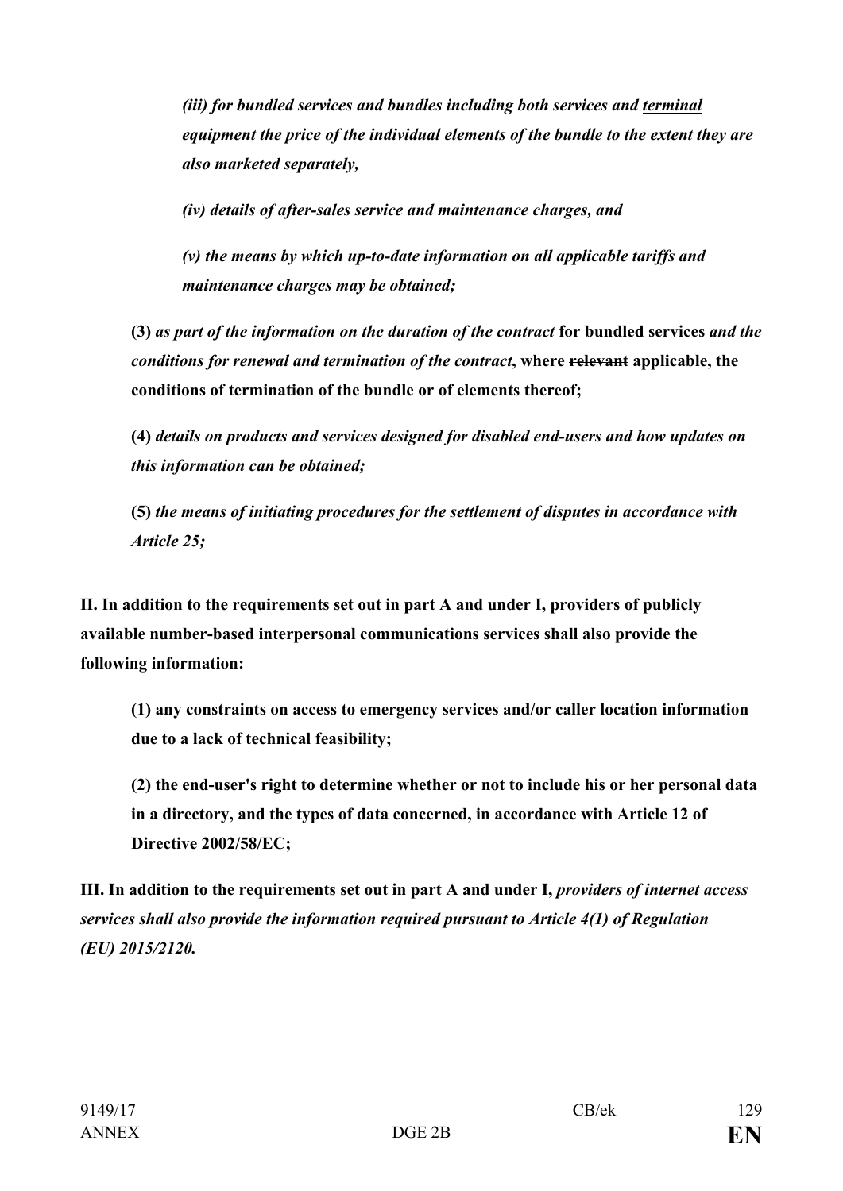*(iii) for bundled services and bundles including both services and* ***terminal*** *equipment the price of the individual elements of the bundle to the extent they are also marketed separately,*

*(iv) details of after-sales service and maintenance charges, and*

*(v) the means by which up-to-date information on all applicable tariffs and maintenance charges may be obtained;*

**(3)** *as part of the information on the duration of the contract* **for bundled services** *and the conditions for renewal and termination of the contract***, where** ~~**relevant**~~ **applicable, the conditions of termination of the bundle or of elements thereof;**

**(4)** *details on products and services designed for disabled end-users and how updates on this information can be obtained;*

**(5)** *the means of initiating procedures for the settlement of disputes in accordance with Article 25;*

**II. In addition to the requirements set out in part A and under I, providers of publicly available number-based interpersonal communications services shall also provide the following information:**

**(1) any constraints on access to emergency services and/or caller location information due to a lack of technical feasibility;**

**(2) the end-user's right to determine whether or not to include his or her personal data in a directory, and the types of data concerned, in accordance with Article 12 of Directive 2002/58/EC;**

**III. In addition to the requirements set out in part A and under I,** ***providers of internet access services shall also provide the information required pursuant to Article 4(1) of Regulation (EU) 2015/2120.***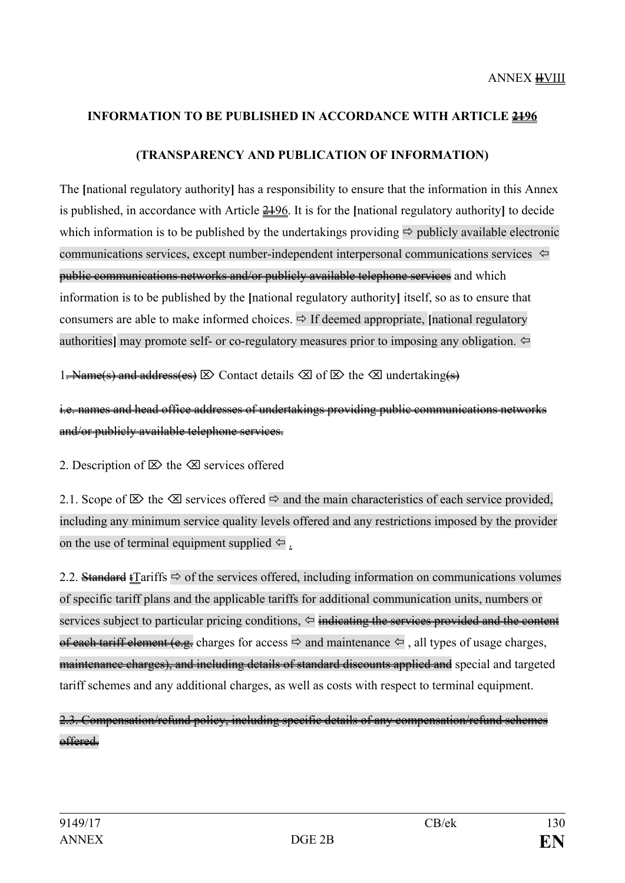ANNEX ~~II~~VIII

**INFORMATION TO BE PUBLISHED IN ACCORDANCE WITH ARTICLE ~~21~~96**

**(TRANSPARENCY AND PUBLICATION OF INFORMATION)**

The **[**national regulatory authority**]** has a responsibility to ensure that the information in this Annex is published, in accordance with Article ~~21~~96. It is for the **[**national regulatory authority**]** to decide which information is to be published by the undertakings providing ⇨ publicly available electronic communications services, except number-independent interpersonal communications services ⇦ ~~public communications networks and/or publicly available telephone services~~ and which information is to be published by the **[**national regulatory authority**]** itself, so as to ensure that consumers are able to make informed choices. ⇨ If deemed appropriate, **[**national regulatory authorities**]** may promote self- or co-regulatory measures prior to imposing any obligation. ⇦

1~~. Name(s) and address(es)~~ ⌦ Contact details ⌫ of ⌦ the ⌫ undertaking~~(s)~~

~~i.e. names and head office addresses of undertakings providing public communications networks and/or publicly available telephone services.~~

2. Description of ⌦ the ⌫ services offered

2.1. Scope of ⌦ the ⌫ services offered ⇨ and the main characteristics of each service provided, including any minimum service quality levels offered and any restrictions imposed by the provider on the use of terminal equipment supplied ⇦ .

2.2. ~~Standard~~ ~~t~~Tariffs ⇨ of the services offered, including information on communications volumes of specific tariff plans and the applicable tariffs for additional communication units, numbers or services subject to particular pricing conditions, ⇦ ~~indicating the services provided and the content of each tariff element (e.g.~~ charges for access ⇨ and maintenance ⇦ , all types of usage charges, ~~maintenance charges), and including details of standard discounts applied and~~ special and targeted tariff schemes and any additional charges, as well as costs with respect to terminal equipment.

~~2.3. Compensation/refund policy, including specific details of any compensation/refund schemes offered.~~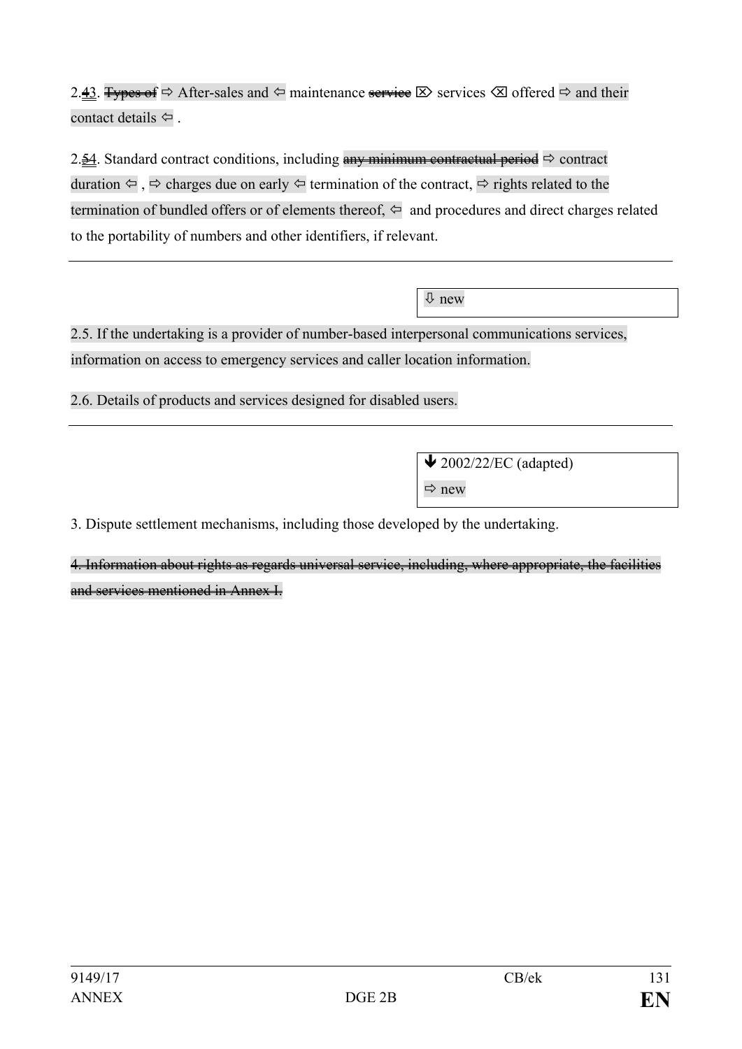2.~~4~~3. ~~Types of~~ ⇨ After-sales and ⇦ maintenance ~~service~~ ⌦ services ⌫ offered ⇨ and their contact details ⇦ .

2.~~5~~4. Standard contract conditions, including ~~any minimum contractual period~~ ⇨ contract duration ⇦ , ⇨ charges due on early ⇦ termination of the contract, ⇨ rights related to the termination of bundled offers or of elements thereof, ⇦ and procedures and direct charges related to the portability of numbers and other identifiers, if relevant.

---

⇩ new

2.5. If the undertaking is a provider of number-based interpersonal communications services, information on access to emergency services and caller location information.

2.6. Details of products and services designed for disabled users.

---

🡻 2002/22/EC (adapted)
⇨ new

3. Dispute settlement mechanisms, including those developed by the undertaking.

~~4. Information about rights as regards universal service, including, where appropriate, the facilities and services mentioned in Annex I.~~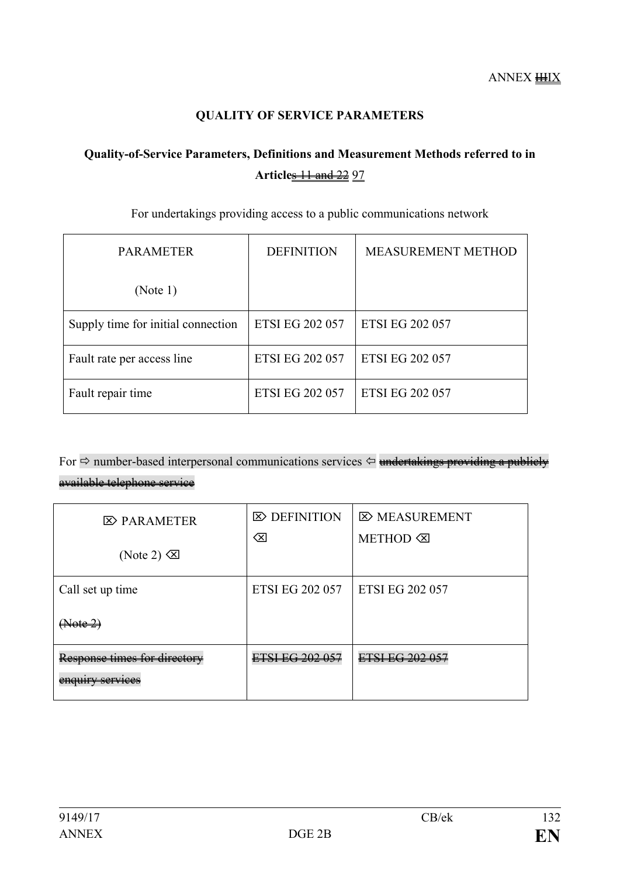ANNEX ~~III~~IX

**QUALITY OF SERVICE PARAMETERS**

**Quality-of-Service Parameters, Definitions and Measurement Methods referred to in Article~~s 11 and 22~~ 97**

For undertakings providing access to a public communications network

| PARAMETER (Note 1) | DEFINITION | MEASUREMENT METHOD |
|---|---|---|
| Supply time for initial connection | ETSI EG 202 057 | ETSI EG 202 057 |
| Fault rate per access line | ETSI EG 202 057 | ETSI EG 202 057 |
| Fault repair time | ETSI EG 202 057 | ETSI EG 202 057 |

For ⇨ number-based interpersonal communications services ⇦ ~~undertakings providing a publicly available telephone service~~

| ⌦ PARAMETER (Note 2) ⌫ | ⌦ DEFINITION ⌫ | ⌦ MEASUREMENT METHOD ⌫ |
|---|---|---|
| Call set up time ~~(Note 2)~~ | ETSI EG 202 057 | ETSI EG 202 057 |
| ~~Response times for directory enquiry services~~ | ~~ETSI EG 202 057~~ | ~~ETSI EG 202 057~~ |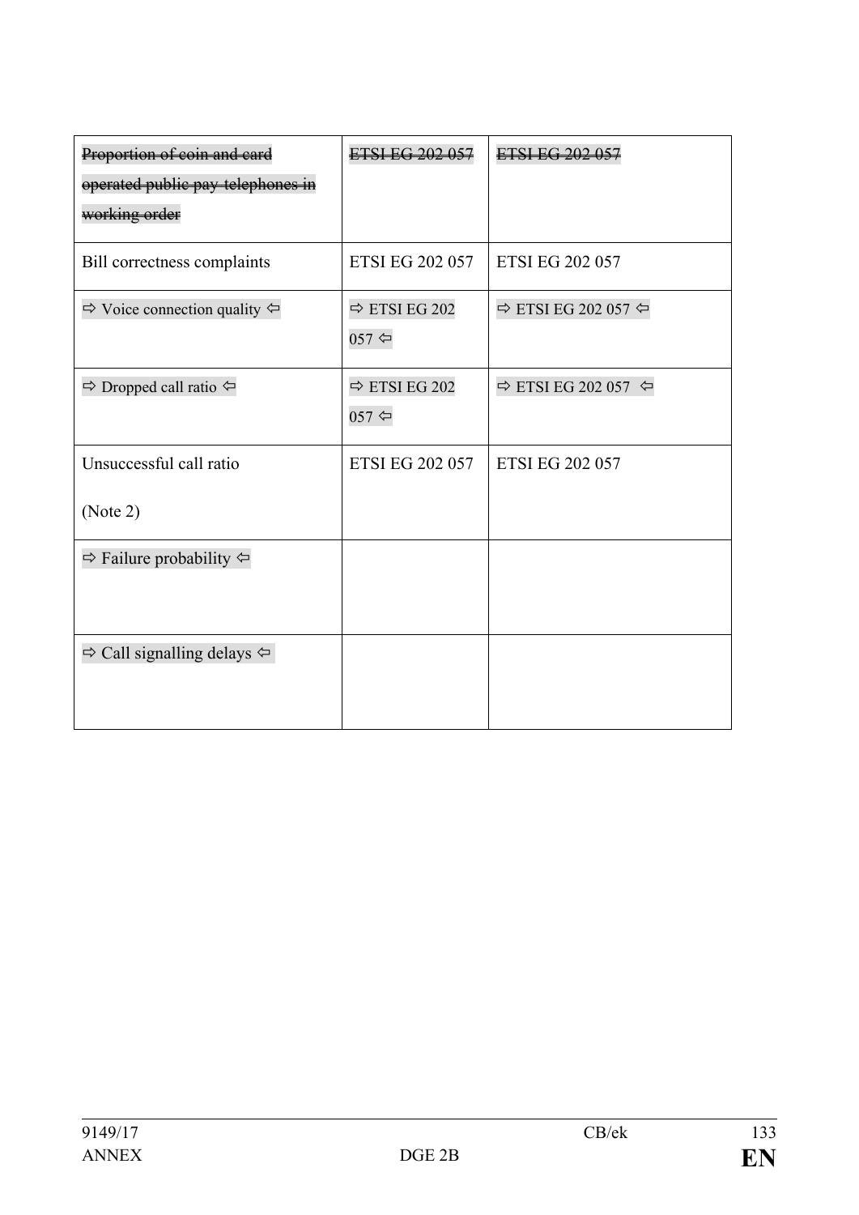| ~~Proportion of coin and card operated public pay telephones in working order~~ | ~~ETSI EG 202 057~~ | ~~ETSI EG 202 057~~ |
|---|---|---|
| Bill correctness complaints | ETSI EG 202 057 | ETSI EG 202 057 |
| ⇨ Voice connection quality ⇦ | ⇨ ETSI EG 202 057 ⇦ | ⇨ ETSI EG 202 057 ⇦ |
| ⇨ Dropped call ratio ⇦ | ⇨ ETSI EG 202 057 ⇦ | ⇨ ETSI EG 202 057 ⇦ |
| Unsuccessful call ratio<br><br>(Note 2) | ETSI EG 202 057 | ETSI EG 202 057 |
| ⇨ Failure probability ⇦ | | |
| ⇨ Call signalling delays ⇦ | | |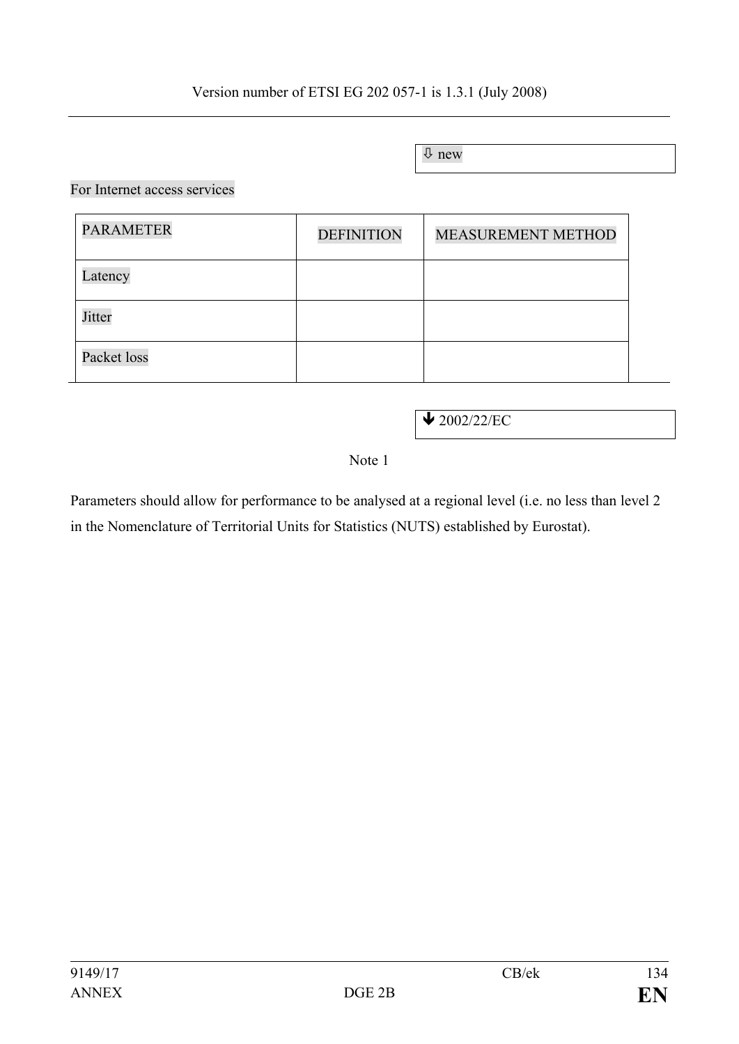Version number of ETSI EG 202 057-1 is 1.3.1 (July 2008)

⇩ new

For Internet access services

| PARAMETER | DEFINITION | MEASUREMENT METHOD |
|---|---|---|
| Latency | | |
| Jitter | | |
| Packet loss | | |

🡻 2002/22/EC

Note 1

Parameters should allow for performance to be analysed at a regional level (i.e. no less than level 2 in the Nomenclature of Territorial Units for Statistics (NUTS) established by Eurostat).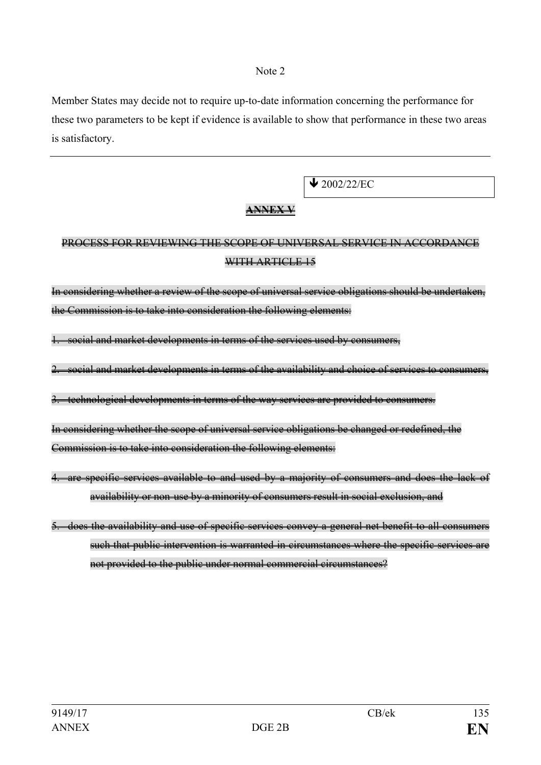Note 2

Member States may decide not to require up-to-date information concerning the performance for these two parameters to be kept if evidence is available to show that performance in these two areas is satisfactory.

---

↓ 2002/22/EC

~~**ANNEX V**~~

~~PROCESS FOR REVIEWING THE SCOPE OF UNIVERSAL SERVICE IN ACCORDANCE WITH ARTICLE 15~~

~~In considering whether a review of the scope of universal service obligations should be undertaken, the Commission is to take into consideration the following elements:~~

~~1. social and market developments in terms of the services used by consumers,~~

~~2. social and market developments in terms of the availability and choice of services to consumers,~~

~~3. technological developments in terms of the way services are provided to consumers.~~

~~In considering whether the scope of universal service obligations be changed or redefined, the Commission is to take into consideration the following elements:~~

~~4. are specific services available to and used by a majority of consumers and does the lack of availability or non-use by a minority of consumers result in social exclusion, and~~

~~5. does the availability and use of specific services convey a general net benefit to all consumers such that public intervention is warranted in circumstances where the specific services are not provided to the public under normal commercial circumstances?~~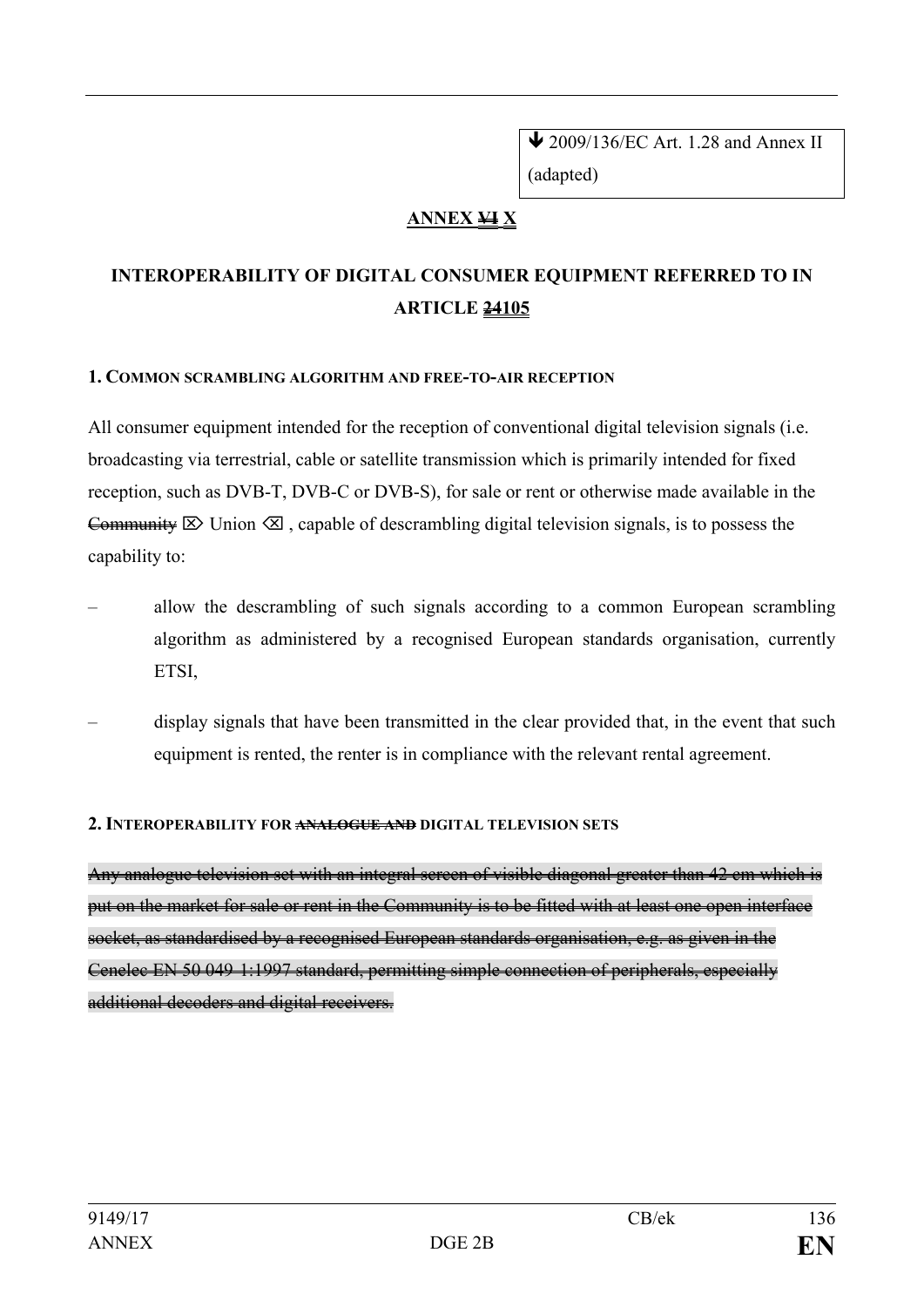↓ 2009/136/EC Art. 1.28 and Annex II (adapted)

# ANNEX ~~VI~~ X

## INTEROPERABILITY OF DIGITAL CONSUMER EQUIPMENT REFERRED TO IN ARTICLE ~~24~~105

### 1. COMMON SCRAMBLING ALGORITHM AND FREE-TO-AIR RECEPTION

All consumer equipment intended for the reception of conventional digital television signals (i.e. broadcasting via terrestrial, cable or satellite transmission which is primarily intended for fixed reception, such as DVB-T, DVB-C or DVB-S), for sale or rent or otherwise made available in the ~~Community~~ ⌦ Union ⌫ , capable of descrambling digital television signals, is to possess the capability to:

– allow the descrambling of such signals according to a common European scrambling algorithm as administered by a recognised European standards organisation, currently ETSI,

– display signals that have been transmitted in the clear provided that, in the event that such equipment is rented, the renter is in compliance with the relevant rental agreement.

### 2. INTEROPERABILITY FOR ~~ANALOGUE AND~~ DIGITAL TELEVISION SETS

~~Any analogue television set with an integral screen of visible diagonal greater than 42 cm which is put on the market for sale or rent in the Community is to be fitted with at least one open interface socket, as standardised by a recognised European standards organisation, e.g. as given in the Cenelec EN 50 049-1:1997 standard, permitting simple connection of peripherals, especially additional decoders and digital receivers.~~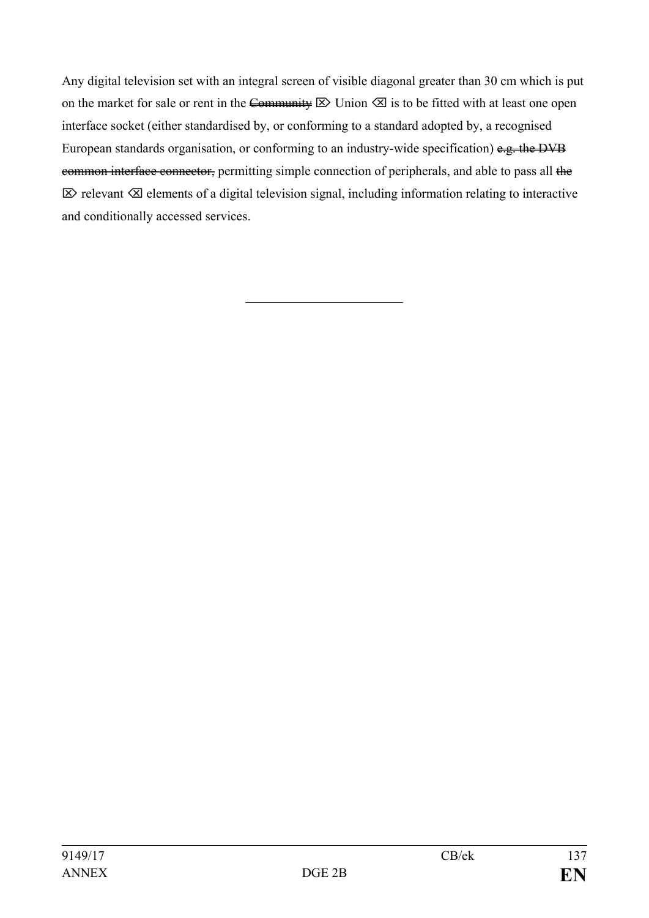Any digital television set with an integral screen of visible diagonal greater than 30 cm which is put on the market for sale or rent in the ~~Community~~ ⌦ Union ⌫ is to be fitted with at least one open interface socket (either standardised by, or conforming to a standard adopted by, a recognised European standards organisation, or conforming to an industry-wide specification) ~~e.g. the DVB common interface connector,~~ permitting simple connection of peripherals, and able to pass all ~~the~~ ⌦ relevant ⌫ elements of a digital television signal, including information relating to interactive and conditionally accessed services.

---